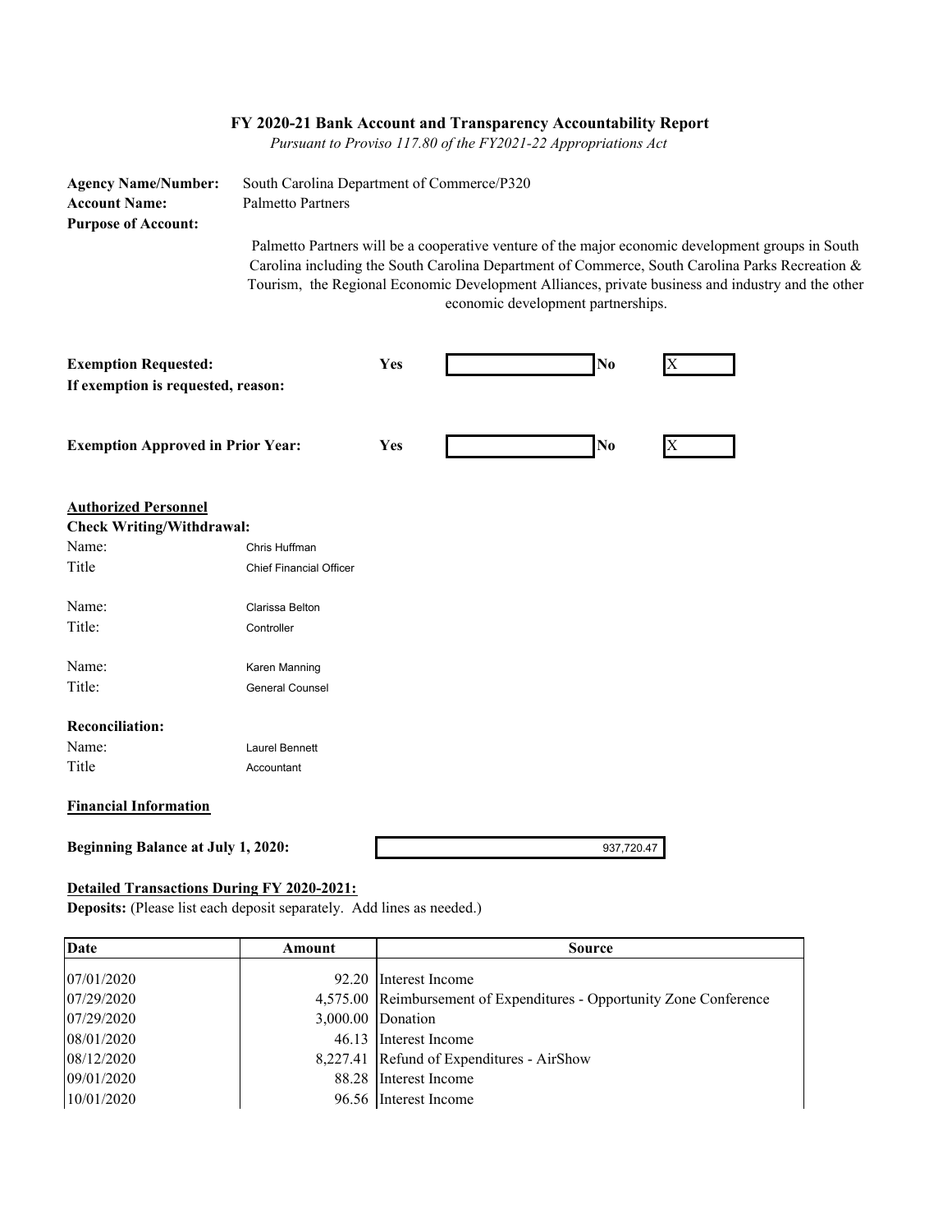# FY 2020-21 Bank Account and Transparency Accountability Report

*Pursuant to Proviso 117.80 of the FY2021-22 Appropriations Act*

**Agency Name/Number:** South Carolina Department of Commerce/P320

**Account Name:** Palmetto Partners

**Purpose of Account:**

Palmetto Partners will be a cooperative venture of the major economic development groups in South Carolina including the South Carolina Department of Commerce, South Carolina Parks Recreation & Tourism, the Regional Economic Development Alliances, private business and industry and the other economic development partnerships.

| | Yes | | No | |
|---|---|---|---|---|
| **Exemption Requested:** | **Yes** | | **No** | X |
| **If exemption is requested, reason:** | | | | |
| **Exemption Approved in Prior Year:** | **Yes** | | **No** | X |

**Authorized Personnel**

**Check Writing/Withdrawal:**

Name: Chris Huffman
Title: Chief Financial Officer

Name: Clarissa Belton
Title: Controller

Name: Karen Manning
Title: General Counsel

**Reconciliation:**

Name: Laurel Bennett
Title: Accountant

**Financial Information**

**Beginning Balance at July 1, 2020:** 937,720.47

**Detailed Transactions During FY 2020-2021:**

**Deposits:** (Please list each deposit separately. Add lines as needed.)

| Date | Amount | Source |
|---|---|---|
| 07/01/2020 | 92.20 | Interest Income |
| 07/29/2020 | 4,575.00 | Reimbursement of Expenditures - Opportunity Zone Conference |
| 07/29/2020 | 3,000.00 | Donation |
| 08/01/2020 | 46.13 | Interest Income |
| 08/12/2020 | 8,227.41 | Refund of Expenditures - AirShow |
| 09/01/2020 | 88.28 | Interest Income |
| 10/01/2020 | 96.56 | Interest Income |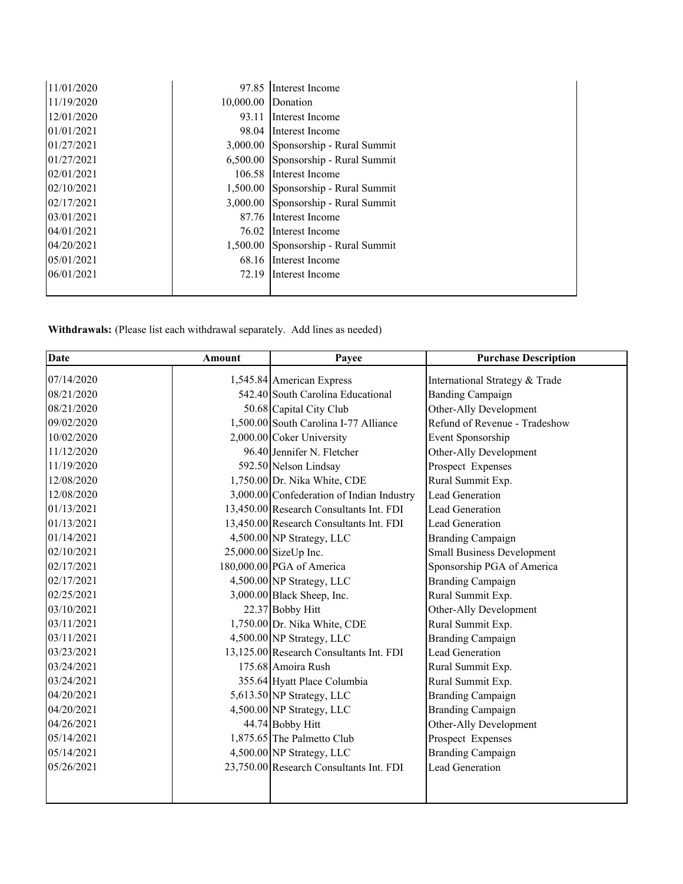| | | |
|---|---|---|
| 11/01/2020 | 97.85 | Interest Income |
| 11/19/2020 | 10,000.00 | Donation |
| 12/01/2020 | 93.11 | Interest Income |
| 01/01/2021 | 98.04 | Interest Income |
| 01/27/2021 | 3,000.00 | Sponsorship - Rural Summit |
| 01/27/2021 | 6,500.00 | Sponsorship - Rural Summit |
| 02/01/2021 | 106.58 | Interest Income |
| 02/10/2021 | 1,500.00 | Sponsorship - Rural Summit |
| 02/17/2021 | 3,000.00 | Sponsorship - Rural Summit |
| 03/01/2021 | 87.76 | Interest Income |
| 04/01/2021 | 76.02 | Interest Income |
| 04/20/2021 | 1,500.00 | Sponsorship - Rural Summit |
| 05/01/2021 | 68.16 | Interest Income |
| 06/01/2021 | 72.19 | Interest Income |
| | | |

**Withdrawals:** (Please list each withdrawal separately. Add lines as needed)

| Date | Amount | Payee | Purchase Description |
|---|---|---|---|
| 07/14/2020 | 1,545.84 | American Express | International Strategy & Trade |
| 08/21/2020 | 542.40 | South Carolina Educational | Banding Campaign |
| 08/21/2020 | 50.68 | Capital City Club | Other-Ally Development |
| 09/02/2020 | 1,500.00 | South Carolina I-77 Alliance | Refund of Revenue - Tradeshow |
| 10/02/2020 | 2,000.00 | Coker University | Event Sponsorship |
| 11/12/2020 | 96.40 | Jennifer N. Fletcher | Other-Ally Development |
| 11/19/2020 | 592.50 | Nelson Lindsay | Prospect Expenses |
| 12/08/2020 | 1,750.00 | Dr. Nika White, CDE | Rural Summit Exp. |
| 12/08/2020 | 3,000.00 | Confederation of Indian Industry | Lead Generation |
| 01/13/2021 | 13,450.00 | Research Consultants Int. FDI | Lead Generation |
| 01/13/2021 | 13,450.00 | Research Consultants Int. FDI | Lead Generation |
| 01/14/2021 | 4,500.00 | NP Strategy, LLC | Branding Campaign |
| 02/10/2021 | 25,000.00 | SizeUp Inc. | Small Business Development |
| 02/17/2021 | 180,000.00 | PGA of America | Sponsorship PGA of America |
| 02/17/2021 | 4,500.00 | NP Strategy, LLC | Branding Campaign |
| 02/25/2021 | 3,000.00 | Black Sheep, Inc. | Rural Summit Exp. |
| 03/10/2021 | 22.37 | Bobby Hitt | Other-Ally Development |
| 03/11/2021 | 1,750.00 | Dr. Nika White, CDE | Rural Summit Exp. |
| 03/11/2021 | 4,500.00 | NP Strategy, LLC | Branding Campaign |
| 03/23/2021 | 13,125.00 | Research Consultants Int. FDI | Lead Generation |
| 03/24/2021 | 175.68 | Amoira Rush | Rural Summit Exp. |
| 03/24/2021 | 355.64 | Hyatt Place Columbia | Rural Summit Exp. |
| 04/20/2021 | 5,613.50 | NP Strategy, LLC | Branding Campaign |
| 04/20/2021 | 4,500.00 | NP Strategy, LLC | Branding Campaign |
| 04/26/2021 | 44.74 | Bobby Hitt | Other-Ally Development |
| 05/14/2021 | 1,875.65 | The Palmetto Club | Prospect Expenses |
| 05/14/2021 | 4,500.00 | NP Strategy, LLC | Branding Campaign |
| 05/26/2021 | 23,750.00 | Research Consultants Int. FDI | Lead Generation |
| | | | |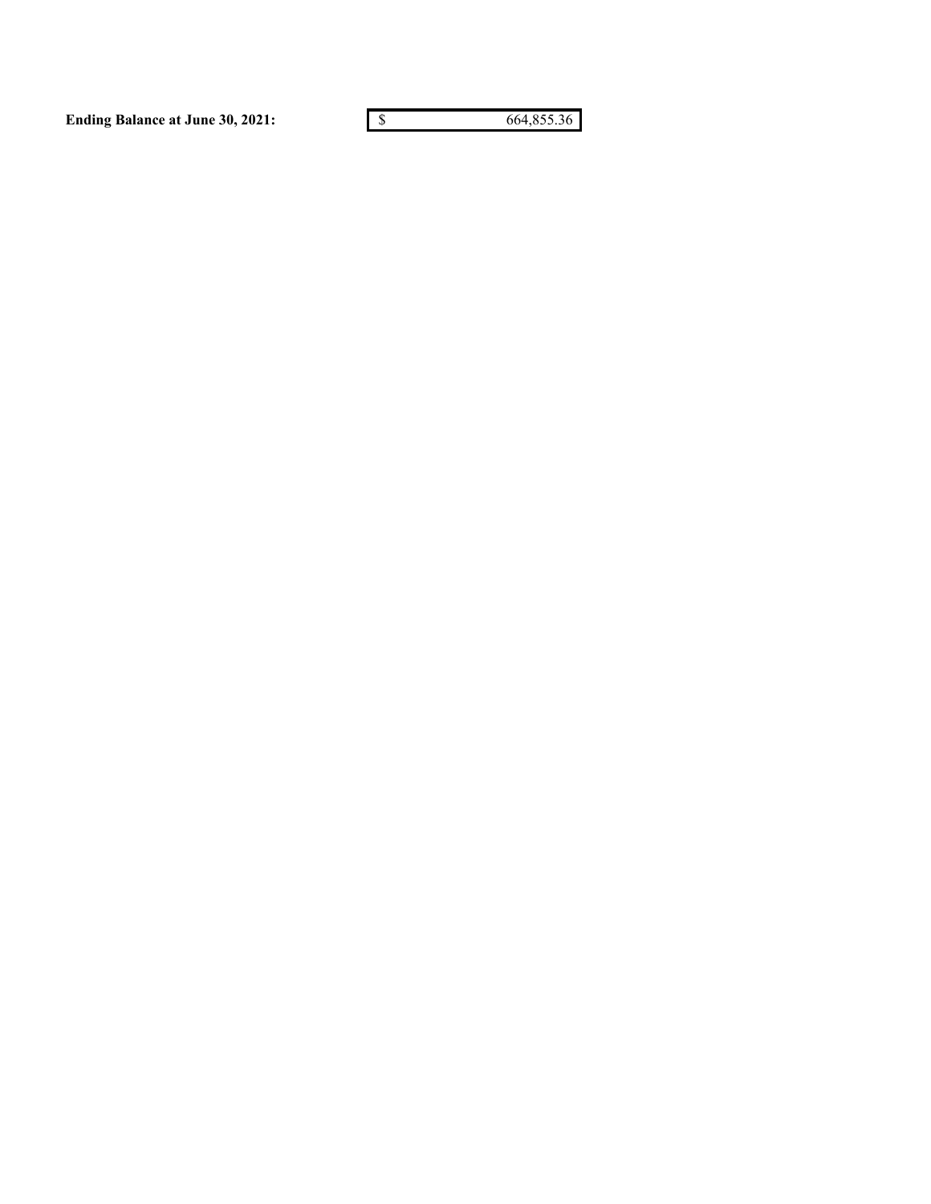| **Ending Balance at June 30, 2021:** | $ 664,855.36 |
| --- | --- |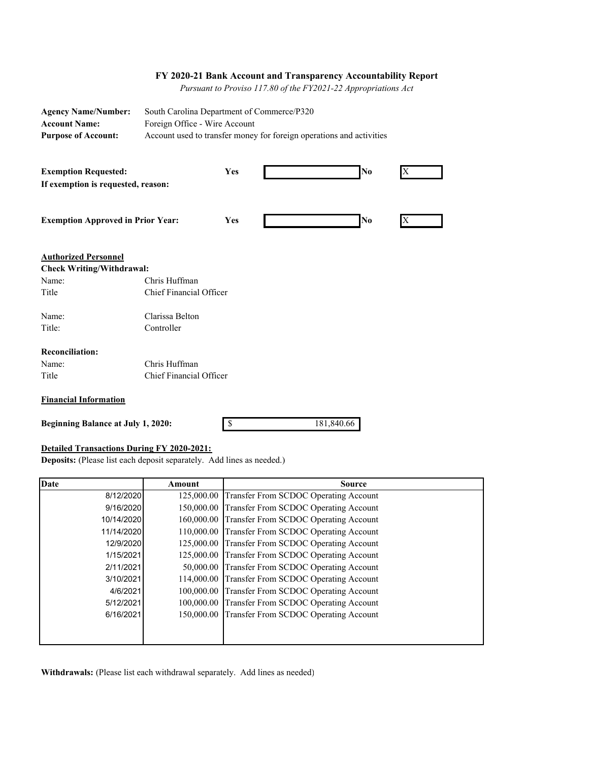**FY 2020-21 Bank Account and Transparency Accountability Report**

*Pursuant to Proviso 117.80 of the FY2021-22 Appropriations Act*

**Agency Name/Number:** South Carolina Department of Commerce/P320
**Account Name:** Foreign Office - Wire Account
**Purpose of Account:** Account used to transfer money for foreign operations and activities

**Exemption Requested:** **Yes** [ ] **No** [X]
**If exemption is requested, reason:**

**Exemption Approved in Prior Year:** **Yes** [ ] **No** [X]

**Authorized Personnel**
**Check Writing/Withdrawal:**

Name: Chris Huffman
Title: Chief Financial Officer

Name: Clarissa Belton
Title: Controller

**Reconciliation:**

Name: Chris Huffman
Title: Chief Financial Officer

**Financial Information**

**Beginning Balance at July 1, 2020:** $ 181,840.66

**Detailed Transactions During FY 2020-2021:**

**Deposits:** (Please list each deposit separately. Add lines as needed.)

| Date | Amount | Source |
|---|---|---|
| 8/12/2020 | 125,000.00 | Transfer From SCDOC Operating Account |
| 9/16/2020 | 150,000.00 | Transfer From SCDOC Operating Account |
| 10/14/2020 | 160,000.00 | Transfer From SCDOC Operating Account |
| 11/14/2020 | 110,000.00 | Transfer From SCDOC Operating Account |
| 12/9/2020 | 125,000.00 | Transfer From SCDOC Operating Account |
| 1/15/2021 | 125,000.00 | Transfer From SCDOC Operating Account |
| 2/11/2021 | 50,000.00 | Transfer From SCDOC Operating Account |
| 3/10/2021 | 114,000.00 | Transfer From SCDOC Operating Account |
| 4/6/2021 | 100,000.00 | Transfer From SCDOC Operating Account |
| 5/12/2021 | 100,000.00 | Transfer From SCDOC Operating Account |
| 6/16/2021 | 150,000.00 | Transfer From SCDOC Operating Account |

**Withdrawals:** (Please list each withdrawal separately. Add lines as needed)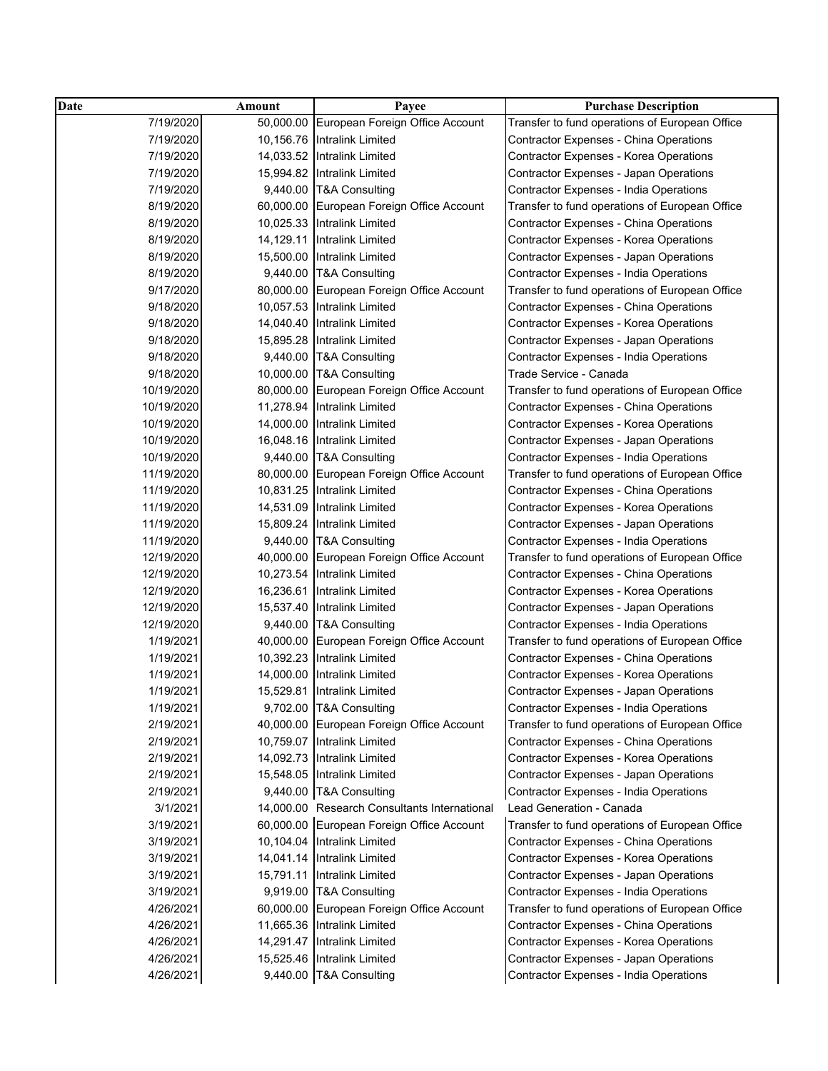| Date | Amount | Payee | Purchase Description |
|---|---|---|---|
| 7/19/2020 | 50,000.00 | European Foreign Office Account | Transfer to fund operations of European Office |
| 7/19/2020 | 10,156.76 | Intralink Limited | Contractor Expenses - China Operations |
| 7/19/2020 | 14,033.52 | Intralink Limited | Contractor Expenses - Korea Operations |
| 7/19/2020 | 15,994.82 | Intralink Limited | Contractor Expenses - Japan Operations |
| 7/19/2020 | 9,440.00 | T&A Consulting | Contractor Expenses - India Operations |
| 8/19/2020 | 60,000.00 | European Foreign Office Account | Transfer to fund operations of European Office |
| 8/19/2020 | 10,025.33 | Intralink Limited | Contractor Expenses - China Operations |
| 8/19/2020 | 14,129.11 | Intralink Limited | Contractor Expenses - Korea Operations |
| 8/19/2020 | 15,500.00 | Intralink Limited | Contractor Expenses - Japan Operations |
| 8/19/2020 | 9,440.00 | T&A Consulting | Contractor Expenses - India Operations |
| 9/17/2020 | 80,000.00 | European Foreign Office Account | Transfer to fund operations of European Office |
| 9/18/2020 | 10,057.53 | Intralink Limited | Contractor Expenses - China Operations |
| 9/18/2020 | 14,040.40 | Intralink Limited | Contractor Expenses - Korea Operations |
| 9/18/2020 | 15,895.28 | Intralink Limited | Contractor Expenses - Japan Operations |
| 9/18/2020 | 9,440.00 | T&A Consulting | Contractor Expenses - India Operations |
| 9/18/2020 | 10,000.00 | T&A Consulting | Trade Service - Canada |
| 10/19/2020 | 80,000.00 | European Foreign Office Account | Transfer to fund operations of European Office |
| 10/19/2020 | 11,278.94 | Intralink Limited | Contractor Expenses - China Operations |
| 10/19/2020 | 14,000.00 | Intralink Limited | Contractor Expenses - Korea Operations |
| 10/19/2020 | 16,048.16 | Intralink Limited | Contractor Expenses - Japan Operations |
| 10/19/2020 | 9,440.00 | T&A Consulting | Contractor Expenses - India Operations |
| 11/19/2020 | 80,000.00 | European Foreign Office Account | Transfer to fund operations of European Office |
| 11/19/2020 | 10,831.25 | Intralink Limited | Contractor Expenses - China Operations |
| 11/19/2020 | 14,531.09 | Intralink Limited | Contractor Expenses - Korea Operations |
| 11/19/2020 | 15,809.24 | Intralink Limited | Contractor Expenses - Japan Operations |
| 11/19/2020 | 9,440.00 | T&A Consulting | Contractor Expenses - India Operations |
| 12/19/2020 | 40,000.00 | European Foreign Office Account | Transfer to fund operations of European Office |
| 12/19/2020 | 10,273.54 | Intralink Limited | Contractor Expenses - China Operations |
| 12/19/2020 | 16,236.61 | Intralink Limited | Contractor Expenses - Korea Operations |
| 12/19/2020 | 15,537.40 | Intralink Limited | Contractor Expenses - Japan Operations |
| 12/19/2020 | 9,440.00 | T&A Consulting | Contractor Expenses - India Operations |
| 1/19/2021 | 40,000.00 | European Foreign Office Account | Transfer to fund operations of European Office |
| 1/19/2021 | 10,392.23 | Intralink Limited | Contractor Expenses - China Operations |
| 1/19/2021 | 14,000.00 | Intralink Limited | Contractor Expenses - Korea Operations |
| 1/19/2021 | 15,529.81 | Intralink Limited | Contractor Expenses - Japan Operations |
| 1/19/2021 | 9,702.00 | T&A Consulting | Contractor Expenses - India Operations |
| 2/19/2021 | 40,000.00 | European Foreign Office Account | Transfer to fund operations of European Office |
| 2/19/2021 | 10,759.07 | Intralink Limited | Contractor Expenses - China Operations |
| 2/19/2021 | 14,092.73 | Intralink Limited | Contractor Expenses - Korea Operations |
| 2/19/2021 | 15,548.05 | Intralink Limited | Contractor Expenses - Japan Operations |
| 2/19/2021 | 9,440.00 | T&A Consulting | Contractor Expenses - India Operations |
| 3/1/2021 | 14,000.00 | Research Consultants International | Lead Generation - Canada |
| 3/19/2021 | 60,000.00 | European Foreign Office Account | Transfer to fund operations of European Office |
| 3/19/2021 | 10,104.04 | Intralink Limited | Contractor Expenses - China Operations |
| 3/19/2021 | 14,041.14 | Intralink Limited | Contractor Expenses - Korea Operations |
| 3/19/2021 | 15,791.11 | Intralink Limited | Contractor Expenses - Japan Operations |
| 3/19/2021 | 9,919.00 | T&A Consulting | Contractor Expenses - India Operations |
| 4/26/2021 | 60,000.00 | European Foreign Office Account | Transfer to fund operations of European Office |
| 4/26/2021 | 11,665.36 | Intralink Limited | Contractor Expenses - China Operations |
| 4/26/2021 | 14,291.47 | Intralink Limited | Contractor Expenses - Korea Operations |
| 4/26/2021 | 15,525.46 | Intralink Limited | Contractor Expenses - Japan Operations |
| 4/26/2021 | 9,440.00 | T&A Consulting | Contractor Expenses - India Operations |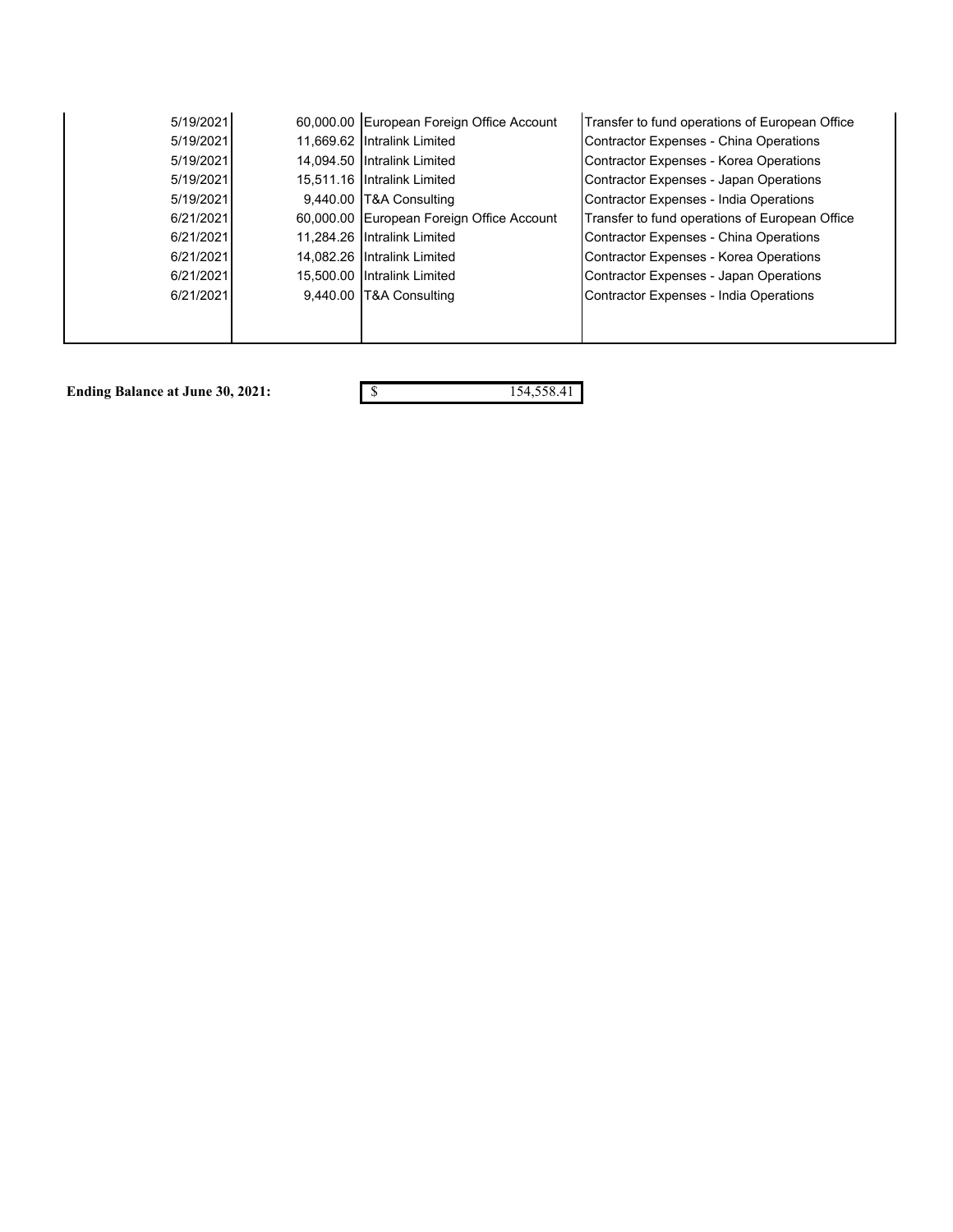| | | | |
|---|---|---|---|
| 5/19/2021 | 60,000.00 | European Foreign Office Account | Transfer to fund operations of European Office |
| 5/19/2021 | 11,669.62 | Intralink Limited | Contractor Expenses - China Operations |
| 5/19/2021 | 14,094.50 | Intralink Limited | Contractor Expenses - Korea Operations |
| 5/19/2021 | 15,511.16 | Intralink Limited | Contractor Expenses - Japan Operations |
| 5/19/2021 | 9,440.00 | T&A Consulting | Contractor Expenses - India Operations |
| 6/21/2021 | 60,000.00 | European Foreign Office Account | Transfer to fund operations of European Office |
| 6/21/2021 | 11,284.26 | Intralink Limited | Contractor Expenses - China Operations |
| 6/21/2021 | 14,082.26 | Intralink Limited | Contractor Expenses - Korea Operations |
| 6/21/2021 | 15,500.00 | Intralink Limited | Contractor Expenses - Japan Operations |
| 6/21/2021 | 9,440.00 | T&A Consulting | Contractor Expenses - India Operations |

**Ending Balance at June 30, 2021:** $ 154,558.41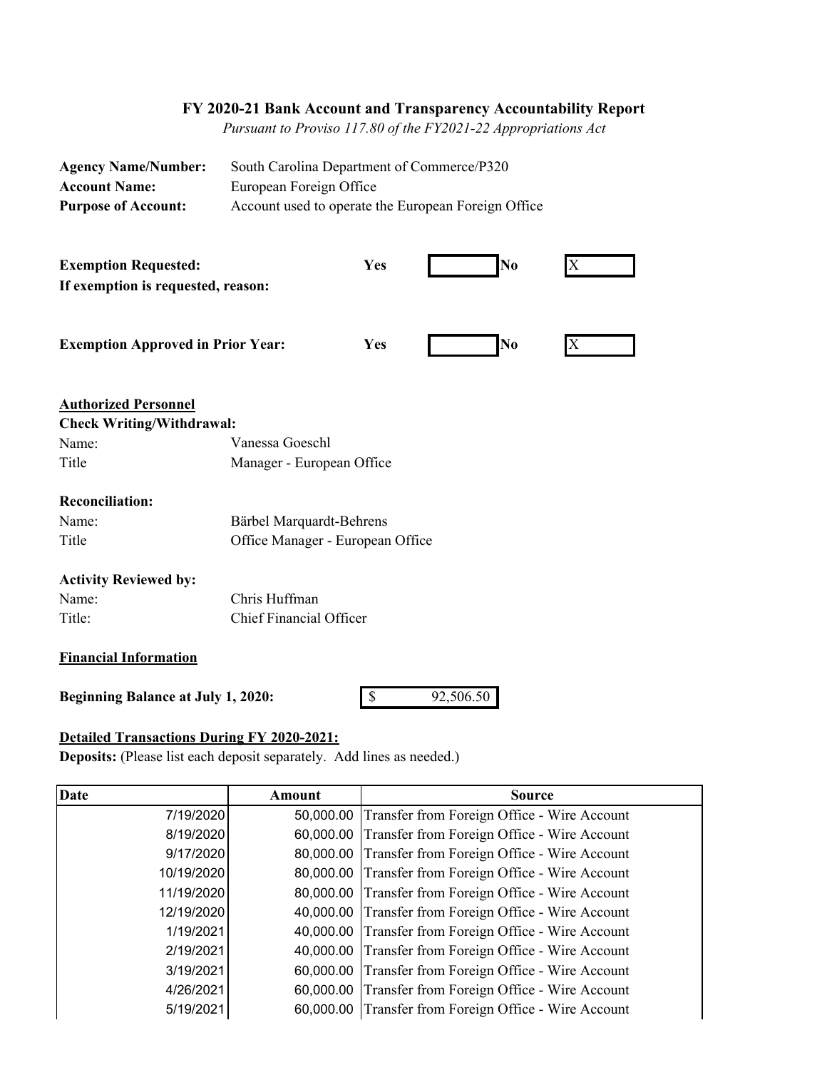# FY 2020-21 Bank Account and Transparency Accountability Report

*Pursuant to Proviso 117.80 of the FY2021-22 Appropriations Act*

**Agency Name/Number:** South Carolina Department of Commerce/P320
**Account Name:** European Foreign Office
**Purpose of Account:** Account used to operate the European Foreign Office

**Exemption Requested:** **Yes** [ ] **No** [X]
**If exemption is requested, reason:**

**Exemption Approved in Prior Year:** **Yes** [ ] **No** [X]

**Authorized Personnel**

**Check Writing/Withdrawal:**
Name: Vanessa Goeschl
Title: Manager - European Office

**Reconciliation:**
Name: Bärbel Marquardt-Behrens
Title: Office Manager - European Office

**Activity Reviewed by:**
Name: Chris Huffman
Title: Chief Financial Officer

**Financial Information**

**Beginning Balance at July 1, 2020:** $ 92,506.50

**Detailed Transactions During FY 2020-2021:**

**Deposits:** (Please list each deposit separately. Add lines as needed.)

| Date | Amount | Source |
|---|---|---|
| 7/19/2020 | 50,000.00 | Transfer from Foreign Office - Wire Account |
| 8/19/2020 | 60,000.00 | Transfer from Foreign Office - Wire Account |
| 9/17/2020 | 80,000.00 | Transfer from Foreign Office - Wire Account |
| 10/19/2020 | 80,000.00 | Transfer from Foreign Office - Wire Account |
| 11/19/2020 | 80,000.00 | Transfer from Foreign Office - Wire Account |
| 12/19/2020 | 40,000.00 | Transfer from Foreign Office - Wire Account |
| 1/19/2021 | 40,000.00 | Transfer from Foreign Office - Wire Account |
| 2/19/2021 | 40,000.00 | Transfer from Foreign Office - Wire Account |
| 3/19/2021 | 60,000.00 | Transfer from Foreign Office - Wire Account |
| 4/26/2021 | 60,000.00 | Transfer from Foreign Office - Wire Account |
| 5/19/2021 | 60,000.00 | Transfer from Foreign Office - Wire Account |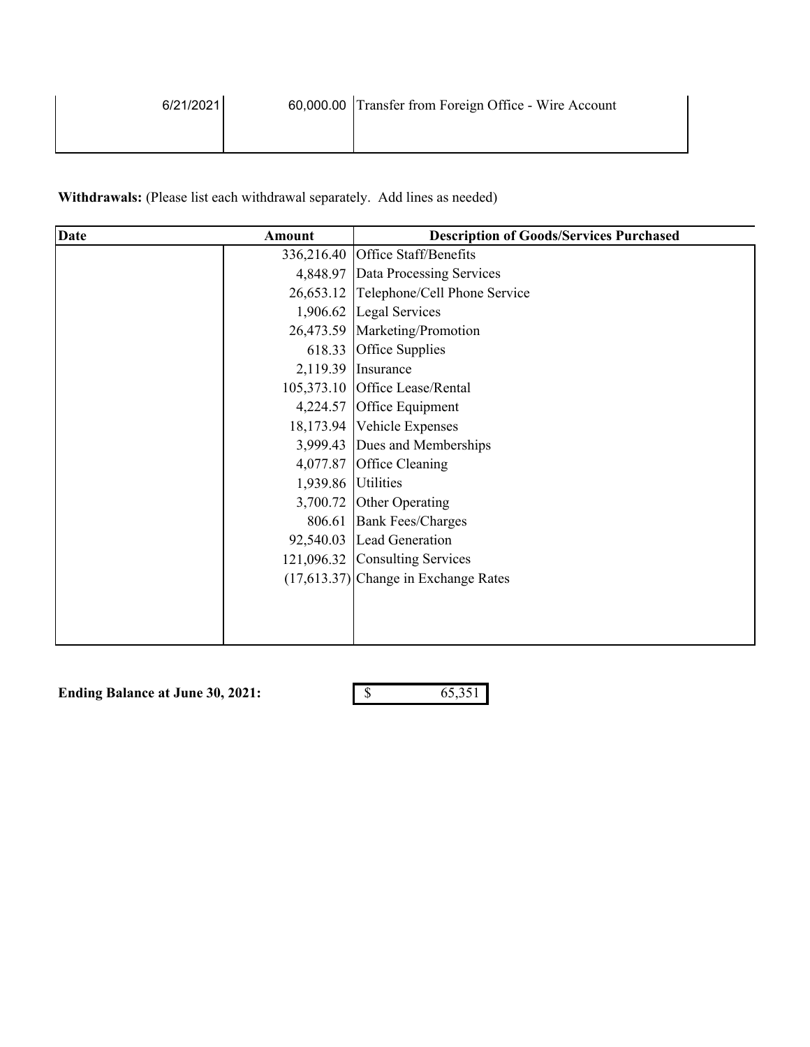| | | |
|---|---|---|
| 6/21/2021 | 60,000.00 | Transfer from Foreign Office - Wire Account |
| | | |

**Withdrawals:** (Please list each withdrawal separately. Add lines as needed)

| Date | Amount | Description of Goods/Services Purchased |
|---|---|---|
| | 336,216.40 | Office Staff/Benefits |
| | 4,848.97 | Data Processing Services |
| | 26,653.12 | Telephone/Cell Phone Service |
| | 1,906.62 | Legal Services |
| | 26,473.59 | Marketing/Promotion |
| | 618.33 | Office Supplies |
| | 2,119.39 | Insurance |
| | 105,373.10 | Office Lease/Rental |
| | 4,224.57 | Office Equipment |
| | 18,173.94 | Vehicle Expenses |
| | 3,999.43 | Dues and Memberships |
| | 4,077.87 | Office Cleaning |
| | 1,939.86 | Utilities |
| | 3,700.72 | Other Operating |
| | 806.61 | Bank Fees/Charges |
| | 92,540.03 | Lead Generation |
| | 121,096.32 | Consulting Services |
| | (17,613.37) | Change in Exchange Rates |
| | | |

**Ending Balance at June 30, 2021:** $ 65,351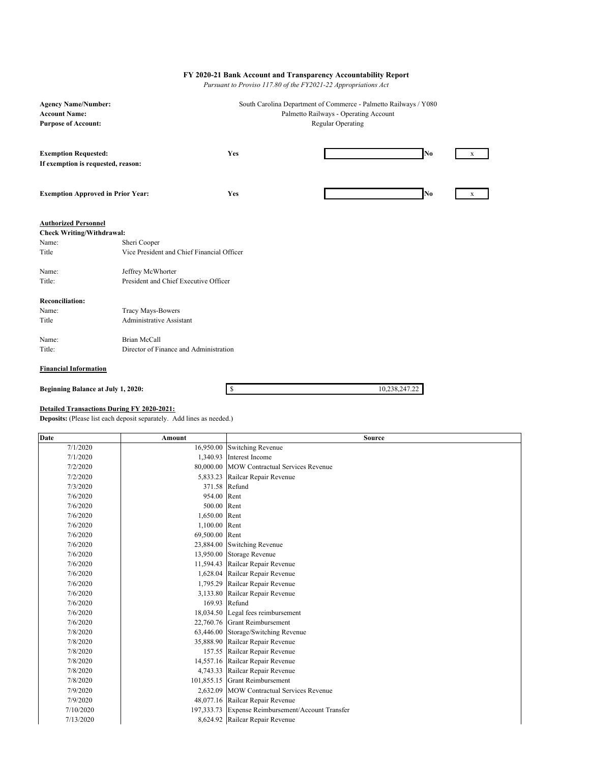**FY 2020-21 Bank Account and Transparency Accountability Report**

*Pursuant to Proviso 117.80 of the FY2021-22 Appropriations Act*

**Agency Name/Number:** South Carolina Department of Commerce - Palmetto Railways / Y080

**Account Name:** Palmetto Railways - Operating Account

**Purpose of Account:** Regular Operating

**Exemption Requested:** Yes [ ] No [x]

**If exemption is requested, reason:**

**Exemption Approved in Prior Year:** Yes [ ] No [x]

**Authorized Personnel**

**Check Writing/Withdrawal:**

Name: Sheri Cooper
Title: Vice President and Chief Financial Officer

Name: Jeffrey McWhorter
Title: President and Chief Executive Officer

**Reconciliation:**

Name: Tracy Mays-Bowers
Title: Administrative Assistant

Name: Brian McCall
Title: Director of Finance and Administration

**Financial Information**

**Beginning Balance at July 1, 2020:** $ 10,238,247.22

**Detailed Transactions During FY 2020-2021:**

**Deposits:** (Please list each deposit separately. Add lines as needed.)

| Date | Amount | Source |
|---|---|---|
| 7/1/2020 | 16,950.00 | Switching Revenue |
| 7/1/2020 | 1,340.93 | Interest Income |
| 7/2/2020 | 80,000.00 | MOW Contractual Services Revenue |
| 7/2/2020 | 5,833.23 | Railcar Repair Revenue |
| 7/3/2020 | 371.58 | Refund |
| 7/6/2020 | 954.00 | Rent |
| 7/6/2020 | 500.00 | Rent |
| 7/6/2020 | 1,650.00 | Rent |
| 7/6/2020 | 1,100.00 | Rent |
| 7/6/2020 | 69,500.00 | Rent |
| 7/6/2020 | 23,884.00 | Switching Revenue |
| 7/6/2020 | 13,950.00 | Storage Revenue |
| 7/6/2020 | 11,594.43 | Railcar Repair Revenue |
| 7/6/2020 | 1,628.04 | Railcar Repair Revenue |
| 7/6/2020 | 1,795.29 | Railcar Repair Revenue |
| 7/6/2020 | 3,133.80 | Railcar Repair Revenue |
| 7/6/2020 | 169.93 | Refund |
| 7/6/2020 | 18,034.50 | Legal fees reimbursement |
| 7/6/2020 | 22,760.76 | Grant Reimbursement |
| 7/8/2020 | 63,446.00 | Storage/Switching Revenue |
| 7/8/2020 | 35,888.90 | Railcar Repair Revenue |
| 7/8/2020 | 157.55 | Railcar Repair Revenue |
| 7/8/2020 | 14,557.16 | Railcar Repair Revenue |
| 7/8/2020 | 4,743.33 | Railcar Repair Revenue |
| 7/8/2020 | 101,855.15 | Grant Reimbursement |
| 7/9/2020 | 2,632.09 | MOW Contractual Services Revenue |
| 7/9/2020 | 48,077.16 | Railcar Repair Revenue |
| 7/10/2020 | 197,333.73 | Expense Reimbursement/Account Transfer |
| 7/13/2020 | 8,624.92 | Railcar Repair Revenue |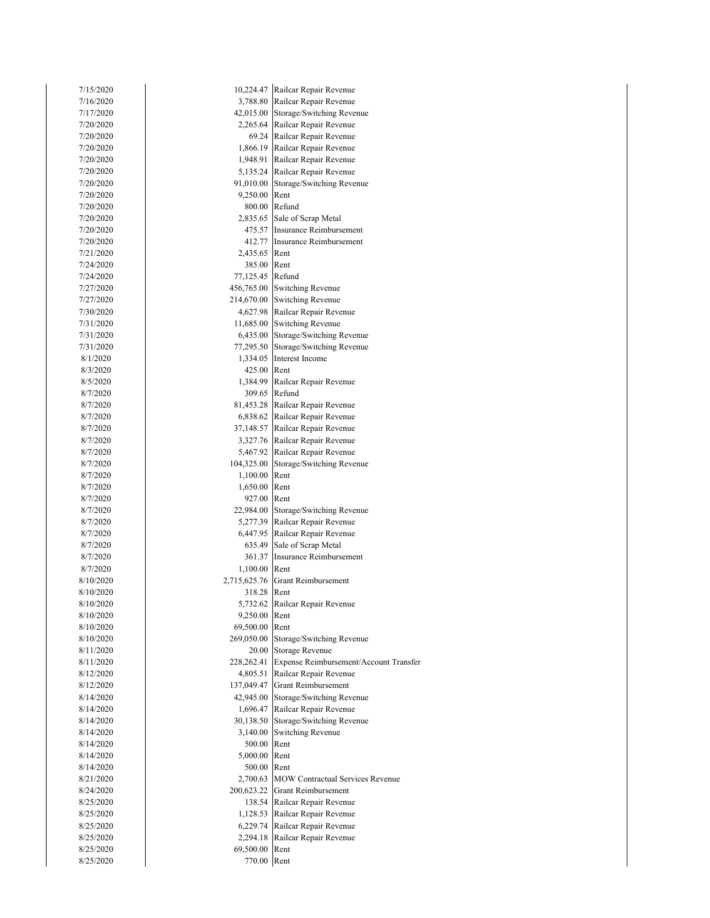| | | |
|---|---|---|
| 7/15/2020 | 10,224.47 | Railcar Repair Revenue |
| 7/16/2020 | 3,788.80 | Railcar Repair Revenue |
| 7/17/2020 | 42,015.00 | Storage/Switching Revenue |
| 7/20/2020 | 2,265.64 | Railcar Repair Revenue |
| 7/20/2020 | 69.24 | Railcar Repair Revenue |
| 7/20/2020 | 1,866.19 | Railcar Repair Revenue |
| 7/20/2020 | 1,948.91 | Railcar Repair Revenue |
| 7/20/2020 | 5,135.24 | Railcar Repair Revenue |
| 7/20/2020 | 91,010.00 | Storage/Switching Revenue |
| 7/20/2020 | 9,250.00 | Rent |
| 7/20/2020 | 800.00 | Refund |
| 7/20/2020 | 2,835.65 | Sale of Scrap Metal |
| 7/20/2020 | 475.57 | Insurance Reimbursement |
| 7/20/2020 | 412.77 | Insurance Reimbursement |
| 7/21/2020 | 2,435.65 | Rent |
| 7/24/2020 | 385.00 | Rent |
| 7/24/2020 | 77,125.45 | Refund |
| 7/27/2020 | 456,765.00 | Switching Revenue |
| 7/27/2020 | 214,670.00 | Switching Revenue |
| 7/30/2020 | 4,627.98 | Railcar Repair Revenue |
| 7/31/2020 | 11,685.00 | Switching Revenue |
| 7/31/2020 | 6,435.00 | Storage/Switching Revenue |
| 7/31/2020 | 77,295.50 | Storage/Switching Revenue |
| 8/1/2020 | 1,334.05 | Interest Income |
| 8/3/2020 | 425.00 | Rent |
| 8/5/2020 | 1,384.99 | Railcar Repair Revenue |
| 8/7/2020 | 309.65 | Refund |
| 8/7/2020 | 81,453.28 | Railcar Repair Revenue |
| 8/7/2020 | 6,838.62 | Railcar Repair Revenue |
| 8/7/2020 | 37,148.57 | Railcar Repair Revenue |
| 8/7/2020 | 3,327.76 | Railcar Repair Revenue |
| 8/7/2020 | 5,467.92 | Railcar Repair Revenue |
| 8/7/2020 | 104,325.00 | Storage/Switching Revenue |
| 8/7/2020 | 1,100.00 | Rent |
| 8/7/2020 | 1,650.00 | Rent |
| 8/7/2020 | 927.00 | Rent |
| 8/7/2020 | 22,984.00 | Storage/Switching Revenue |
| 8/7/2020 | 5,277.39 | Railcar Repair Revenue |
| 8/7/2020 | 6,447.95 | Railcar Repair Revenue |
| 8/7/2020 | 635.49 | Sale of Scrap Metal |
| 8/7/2020 | 361.37 | Insurance Reimbursement |
| 8/7/2020 | 1,100.00 | Rent |
| 8/10/2020 | 2,715,625.76 | Grant Reimbursement |
| 8/10/2020 | 318.28 | Rent |
| 8/10/2020 | 5,732.62 | Railcar Repair Revenue |
| 8/10/2020 | 9,250.00 | Rent |
| 8/10/2020 | 69,500.00 | Rent |
| 8/10/2020 | 269,050.00 | Storage/Switching Revenue |
| 8/11/2020 | 20.00 | Storage Revenue |
| 8/11/2020 | 228,262.41 | Expense Reimbursement/Account Transfer |
| 8/12/2020 | 4,805.51 | Railcar Repair Revenue |
| 8/12/2020 | 137,049.47 | Grant Reimbursement |
| 8/14/2020 | 42,945.00 | Storage/Switching Revenue |
| 8/14/2020 | 1,696.47 | Railcar Repair Revenue |
| 8/14/2020 | 30,138.50 | Storage/Switching Revenue |
| 8/14/2020 | 3,140.00 | Switching Revenue |
| 8/14/2020 | 500.00 | Rent |
| 8/14/2020 | 5,000.00 | Rent |
| 8/14/2020 | 500.00 | Rent |
| 8/21/2020 | 2,700.63 | MOW Contractual Services Revenue |
| 8/24/2020 | 200,623.22 | Grant Reimbursement |
| 8/25/2020 | 138.54 | Railcar Repair Revenue |
| 8/25/2020 | 1,128.53 | Railcar Repair Revenue |
| 8/25/2020 | 6,229.74 | Railcar Repair Revenue |
| 8/25/2020 | 2,294.18 | Railcar Repair Revenue |
| 8/25/2020 | 69,500.00 | Rent |
| 8/25/2020 | 770.00 | Rent |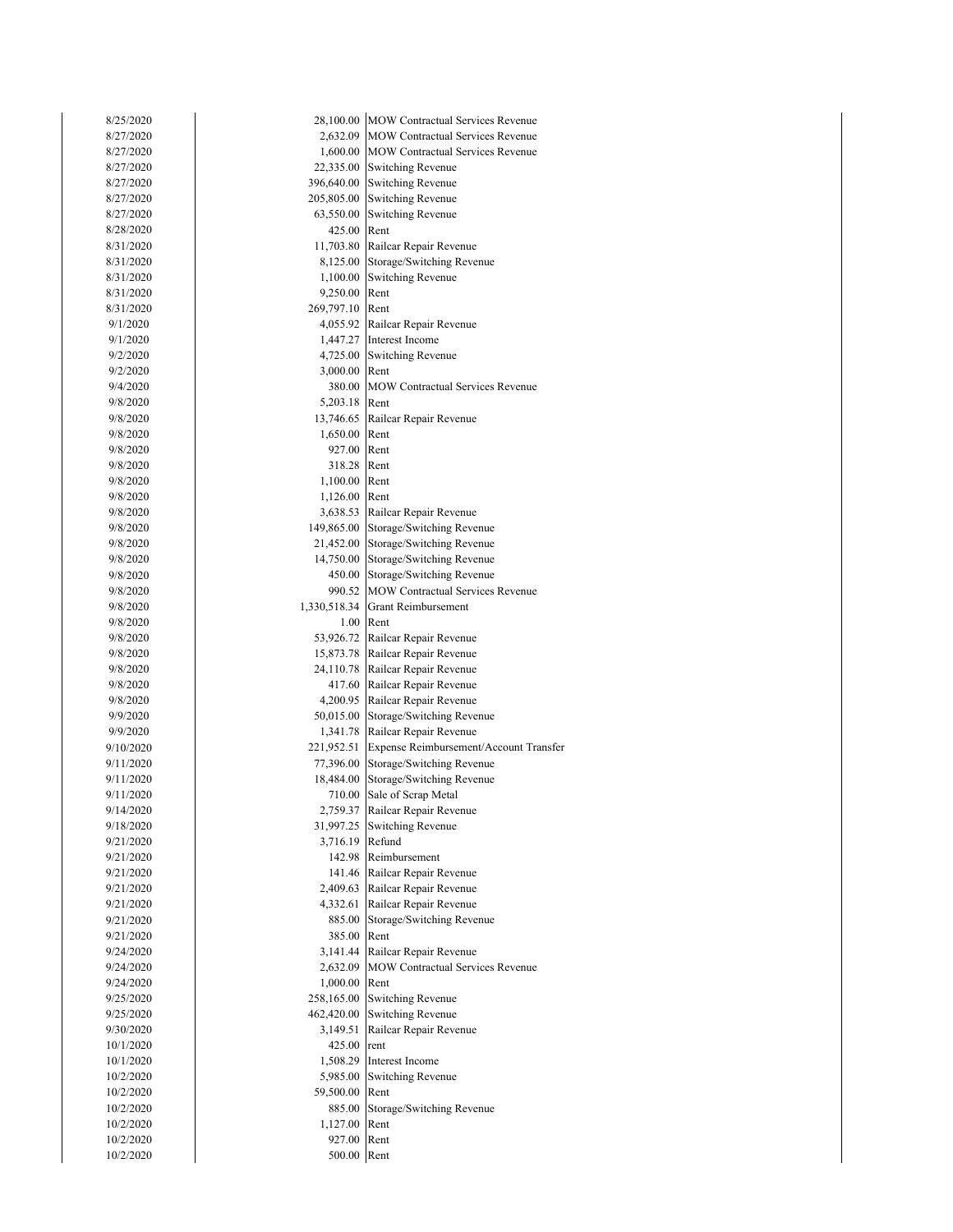| | | |
|---|---|---|
| 8/25/2020 | 28,100.00 | MOW Contractual Services Revenue |
| 8/27/2020 | 2,632.09 | MOW Contractual Services Revenue |
| 8/27/2020 | 1,600.00 | MOW Contractual Services Revenue |
| 8/27/2020 | 22,335.00 | Switching Revenue |
| 8/27/2020 | 396,640.00 | Switching Revenue |
| 8/27/2020 | 205,805.00 | Switching Revenue |
| 8/27/2020 | 63,550.00 | Switching Revenue |
| 8/28/2020 | 425.00 | Rent |
| 8/31/2020 | 11,703.80 | Railcar Repair Revenue |
| 8/31/2020 | 8,125.00 | Storage/Switching Revenue |
| 8/31/2020 | 1,100.00 | Switching Revenue |
| 8/31/2020 | 9,250.00 | Rent |
| 8/31/2020 | 269,797.10 | Rent |
| 9/1/2020 | 4,055.92 | Railcar Repair Revenue |
| 9/1/2020 | 1,447.27 | Interest Income |
| 9/2/2020 | 4,725.00 | Switching Revenue |
| 9/2/2020 | 3,000.00 | Rent |
| 9/4/2020 | 380.00 | MOW Contractual Services Revenue |
| 9/8/2020 | 5,203.18 | Rent |
| 9/8/2020 | 13,746.65 | Railcar Repair Revenue |
| 9/8/2020 | 1,650.00 | Rent |
| 9/8/2020 | 927.00 | Rent |
| 9/8/2020 | 318.28 | Rent |
| 9/8/2020 | 1,100.00 | Rent |
| 9/8/2020 | 1,126.00 | Rent |
| 9/8/2020 | 3,638.53 | Railcar Repair Revenue |
| 9/8/2020 | 149,865.00 | Storage/Switching Revenue |
| 9/8/2020 | 21,452.00 | Storage/Switching Revenue |
| 9/8/2020 | 14,750.00 | Storage/Switching Revenue |
| 9/8/2020 | 450.00 | Storage/Switching Revenue |
| 9/8/2020 | 990.52 | MOW Contractual Services Revenue |
| 9/8/2020 | 1,330,518.34 | Grant Reimbursement |
| 9/8/2020 | 1.00 | Rent |
| 9/8/2020 | 53,926.72 | Railcar Repair Revenue |
| 9/8/2020 | 15,873.78 | Railcar Repair Revenue |
| 9/8/2020 | 24,110.78 | Railcar Repair Revenue |
| 9/8/2020 | 417.60 | Railcar Repair Revenue |
| 9/8/2020 | 4,200.95 | Railcar Repair Revenue |
| 9/9/2020 | 50,015.00 | Storage/Switching Revenue |
| 9/9/2020 | 1,341.78 | Railcar Repair Revenue |
| 9/10/2020 | 221,952.51 | Expense Reimbursement/Account Transfer |
| 9/11/2020 | 77,396.00 | Storage/Switching Revenue |
| 9/11/2020 | 18,484.00 | Storage/Switching Revenue |
| 9/11/2020 | 710.00 | Sale of Scrap Metal |
| 9/14/2020 | 2,759.37 | Railcar Repair Revenue |
| 9/18/2020 | 31,997.25 | Switching Revenue |
| 9/21/2020 | 3,716.19 | Refund |
| 9/21/2020 | 142.98 | Reimbursement |
| 9/21/2020 | 141.46 | Railcar Repair Revenue |
| 9/21/2020 | 2,409.63 | Railcar Repair Revenue |
| 9/21/2020 | 4,332.61 | Railcar Repair Revenue |
| 9/21/2020 | 885.00 | Storage/Switching Revenue |
| 9/21/2020 | 385.00 | Rent |
| 9/24/2020 | 3,141.44 | Railcar Repair Revenue |
| 9/24/2020 | 2,632.09 | MOW Contractual Services Revenue |
| 9/24/2020 | 1,000.00 | Rent |
| 9/25/2020 | 258,165.00 | Switching Revenue |
| 9/25/2020 | 462,420.00 | Switching Revenue |
| 9/30/2020 | 3,149.51 | Railcar Repair Revenue |
| 10/1/2020 | 425.00 | rent |
| 10/1/2020 | 1,508.29 | Interest Income |
| 10/2/2020 | 5,985.00 | Switching Revenue |
| 10/2/2020 | 59,500.00 | Rent |
| 10/2/2020 | 885.00 | Storage/Switching Revenue |
| 10/2/2020 | 1,127.00 | Rent |
| 10/2/2020 | 927.00 | Rent |
| 10/2/2020 | 500.00 | Rent |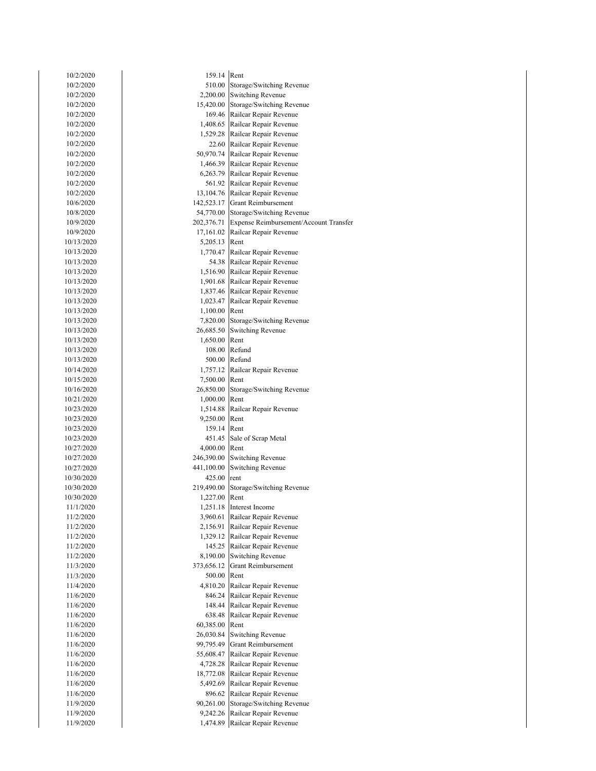| | | |
|---|---|---|
| 10/2/2020 | 159.14 | Rent |
| 10/2/2020 | 510.00 | Storage/Switching Revenue |
| 10/2/2020 | 2,200.00 | Switching Revenue |
| 10/2/2020 | 15,420.00 | Storage/Switching Revenue |
| 10/2/2020 | 169.46 | Railcar Repair Revenue |
| 10/2/2020 | 1,408.65 | Railcar Repair Revenue |
| 10/2/2020 | 1,529.28 | Railcar Repair Revenue |
| 10/2/2020 | 22.60 | Railcar Repair Revenue |
| 10/2/2020 | 50,970.74 | Railcar Repair Revenue |
| 10/2/2020 | 1,466.39 | Railcar Repair Revenue |
| 10/2/2020 | 6,263.79 | Railcar Repair Revenue |
| 10/2/2020 | 561.92 | Railcar Repair Revenue |
| 10/2/2020 | 13,104.76 | Railcar Repair Revenue |
| 10/6/2020 | 142,523.17 | Grant Reimbursement |
| 10/8/2020 | 54,770.00 | Storage/Switching Revenue |
| 10/9/2020 | 202,376.71 | Expense Reimbursement/Account Transfer |
| 10/9/2020 | 17,161.02 | Railcar Repair Revenue |
| 10/13/2020 | 5,205.13 | Rent |
| 10/13/2020 | 1,770.47 | Railcar Repair Revenue |
| 10/13/2020 | 54.38 | Railcar Repair Revenue |
| 10/13/2020 | 1,516.90 | Railcar Repair Revenue |
| 10/13/2020 | 1,901.68 | Railcar Repair Revenue |
| 10/13/2020 | 1,837.46 | Railcar Repair Revenue |
| 10/13/2020 | 1,023.47 | Railcar Repair Revenue |
| 10/13/2020 | 1,100.00 | Rent |
| 10/13/2020 | 7,820.00 | Storage/Switching Revenue |
| 10/13/2020 | 26,685.50 | Switching Revenue |
| 10/13/2020 | 1,650.00 | Rent |
| 10/13/2020 | 108.00 | Refund |
| 10/13/2020 | 500.00 | Refund |
| 10/14/2020 | 1,757.12 | Railcar Repair Revenue |
| 10/15/2020 | 7,500.00 | Rent |
| 10/16/2020 | 26,850.00 | Storage/Switching Revenue |
| 10/21/2020 | 1,000.00 | Rent |
| 10/23/2020 | 1,514.88 | Railcar Repair Revenue |
| 10/23/2020 | 9,250.00 | Rent |
| 10/23/2020 | 159.14 | Rent |
| 10/23/2020 | 451.45 | Sale of Scrap Metal |
| 10/27/2020 | 4,000.00 | Rent |
| 10/27/2020 | 246,390.00 | Switching Revenue |
| 10/27/2020 | 441,100.00 | Switching Revenue |
| 10/30/2020 | 425.00 | rent |
| 10/30/2020 | 219,490.00 | Storage/Switching Revenue |
| 10/30/2020 | 1,227.00 | Rent |
| 11/1/2020 | 1,251.18 | Interest Income |
| 11/2/2020 | 3,960.61 | Railcar Repair Revenue |
| 11/2/2020 | 2,156.91 | Railcar Repair Revenue |
| 11/2/2020 | 1,329.12 | Railcar Repair Revenue |
| 11/2/2020 | 145.25 | Railcar Repair Revenue |
| 11/2/2020 | 8,190.00 | Switching Revenue |
| 11/3/2020 | 373,656.12 | Grant Reimbursement |
| 11/3/2020 | 500.00 | Rent |
| 11/4/2020 | 4,810.20 | Railcar Repair Revenue |
| 11/6/2020 | 846.24 | Railcar Repair Revenue |
| 11/6/2020 | 148.44 | Railcar Repair Revenue |
| 11/6/2020 | 638.48 | Railcar Repair Revenue |
| 11/6/2020 | 60,385.00 | Rent |
| 11/6/2020 | 26,030.84 | Switching Revenue |
| 11/6/2020 | 99,795.49 | Grant Reimbursement |
| 11/6/2020 | 55,608.47 | Railcar Repair Revenue |
| 11/6/2020 | 4,728.28 | Railcar Repair Revenue |
| 11/6/2020 | 18,772.08 | Railcar Repair Revenue |
| 11/6/2020 | 5,492.69 | Railcar Repair Revenue |
| 11/6/2020 | 896.62 | Railcar Repair Revenue |
| 11/9/2020 | 90,261.00 | Storage/Switching Revenue |
| 11/9/2020 | 9,242.26 | Railcar Repair Revenue |
| 11/9/2020 | 1,474.89 | Railcar Repair Revenue |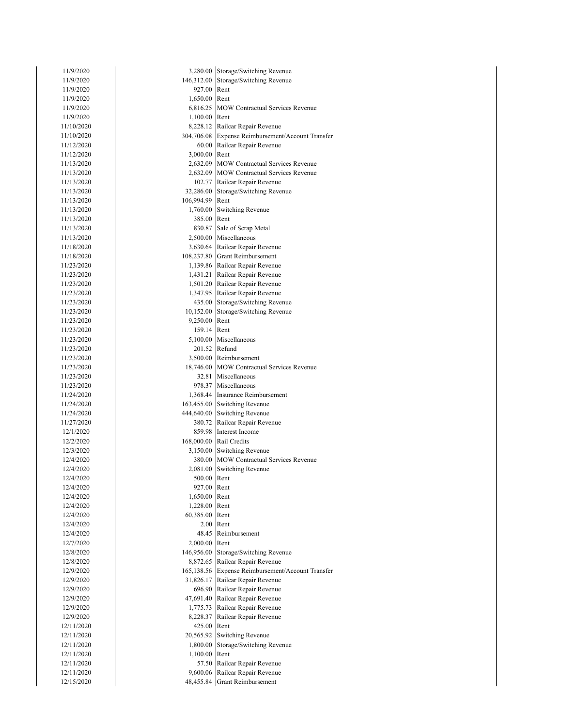| | | |
|---|---|---|
| 11/9/2020 | 3,280.00 | Storage/Switching Revenue |
| 11/9/2020 | 146,312.00 | Storage/Switching Revenue |
| 11/9/2020 | 927.00 | Rent |
| 11/9/2020 | 1,650.00 | Rent |
| 11/9/2020 | 6,816.25 | MOW Contractual Services Revenue |
| 11/9/2020 | 1,100.00 | Rent |
| 11/10/2020 | 8,228.12 | Railcar Repair Revenue |
| 11/10/2020 | 304,706.08 | Expense Reimbursement/Account Transfer |
| 11/12/2020 | 60.00 | Railcar Repair Revenue |
| 11/12/2020 | 3,000.00 | Rent |
| 11/13/2020 | 2,632.09 | MOW Contractual Services Revenue |
| 11/13/2020 | 2,632.09 | MOW Contractual Services Revenue |
| 11/13/2020 | 102.77 | Railcar Repair Revenue |
| 11/13/2020 | 32,286.00 | Storage/Switching Revenue |
| 11/13/2020 | 106,994.99 | Rent |
| 11/13/2020 | 1,760.00 | Switching Revenue |
| 11/13/2020 | 385.00 | Rent |
| 11/13/2020 | 830.87 | Sale of Scrap Metal |
| 11/13/2020 | 2,500.00 | Miscellaneous |
| 11/18/2020 | 3,630.64 | Railcar Repair Revenue |
| 11/18/2020 | 108,237.80 | Grant Reimbursement |
| 11/23/2020 | 1,139.86 | Railcar Repair Revenue |
| 11/23/2020 | 1,431.21 | Railcar Repair Revenue |
| 11/23/2020 | 1,501.20 | Railcar Repair Revenue |
| 11/23/2020 | 1,347.95 | Railcar Repair Revenue |
| 11/23/2020 | 435.00 | Storage/Switching Revenue |
| 11/23/2020 | 10,152.00 | Storage/Switching Revenue |
| 11/23/2020 | 9,250.00 | Rent |
| 11/23/2020 | 159.14 | Rent |
| 11/23/2020 | 5,100.00 | Miscellaneous |
| 11/23/2020 | 201.52 | Refund |
| 11/23/2020 | 3,500.00 | Reimbursement |
| 11/23/2020 | 18,746.00 | MOW Contractual Services Revenue |
| 11/23/2020 | 32.81 | Miscellaneous |
| 11/23/2020 | 978.37 | Miscellaneous |
| 11/24/2020 | 1,368.44 | Insurance Reimbursement |
| 11/24/2020 | 163,455.00 | Switching Revenue |
| 11/24/2020 | 444,640.00 | Switching Revenue |
| 11/27/2020 | 380.72 | Railcar Repair Revenue |
| 12/1/2020 | 859.98 | Interest Income |
| 12/2/2020 | 168,000.00 | Rail Credits |
| 12/3/2020 | 3,150.00 | Switching Revenue |
| 12/4/2020 | 380.00 | MOW Contractual Services Revenue |
| 12/4/2020 | 2,081.00 | Switching Revenue |
| 12/4/2020 | 500.00 | Rent |
| 12/4/2020 | 927.00 | Rent |
| 12/4/2020 | 1,650.00 | Rent |
| 12/4/2020 | 1,228.00 | Rent |
| 12/4/2020 | 60,385.00 | Rent |
| 12/4/2020 | 2.00 | Rent |
| 12/4/2020 | 48.45 | Reimbursement |
| 12/7/2020 | 2,000.00 | Rent |
| 12/8/2020 | 146,956.00 | Storage/Switching Revenue |
| 12/8/2020 | 8,872.65 | Railcar Repair Revenue |
| 12/9/2020 | 165,138.56 | Expense Reimbursement/Account Transfer |
| 12/9/2020 | 31,826.17 | Railcar Repair Revenue |
| 12/9/2020 | 696.90 | Railcar Repair Revenue |
| 12/9/2020 | 47,691.40 | Railcar Repair Revenue |
| 12/9/2020 | 1,775.73 | Railcar Repair Revenue |
| 12/9/2020 | 8,228.37 | Railcar Repair Revenue |
| 12/11/2020 | 425.00 | Rent |
| 12/11/2020 | 20,565.92 | Switching Revenue |
| 12/11/2020 | 1,800.00 | Storage/Switching Revenue |
| 12/11/2020 | 1,100.00 | Rent |
| 12/11/2020 | 57.50 | Railcar Repair Revenue |
| 12/11/2020 | 9,600.06 | Railcar Repair Revenue |
| 12/15/2020 | 48,455.84 | Grant Reimbursement |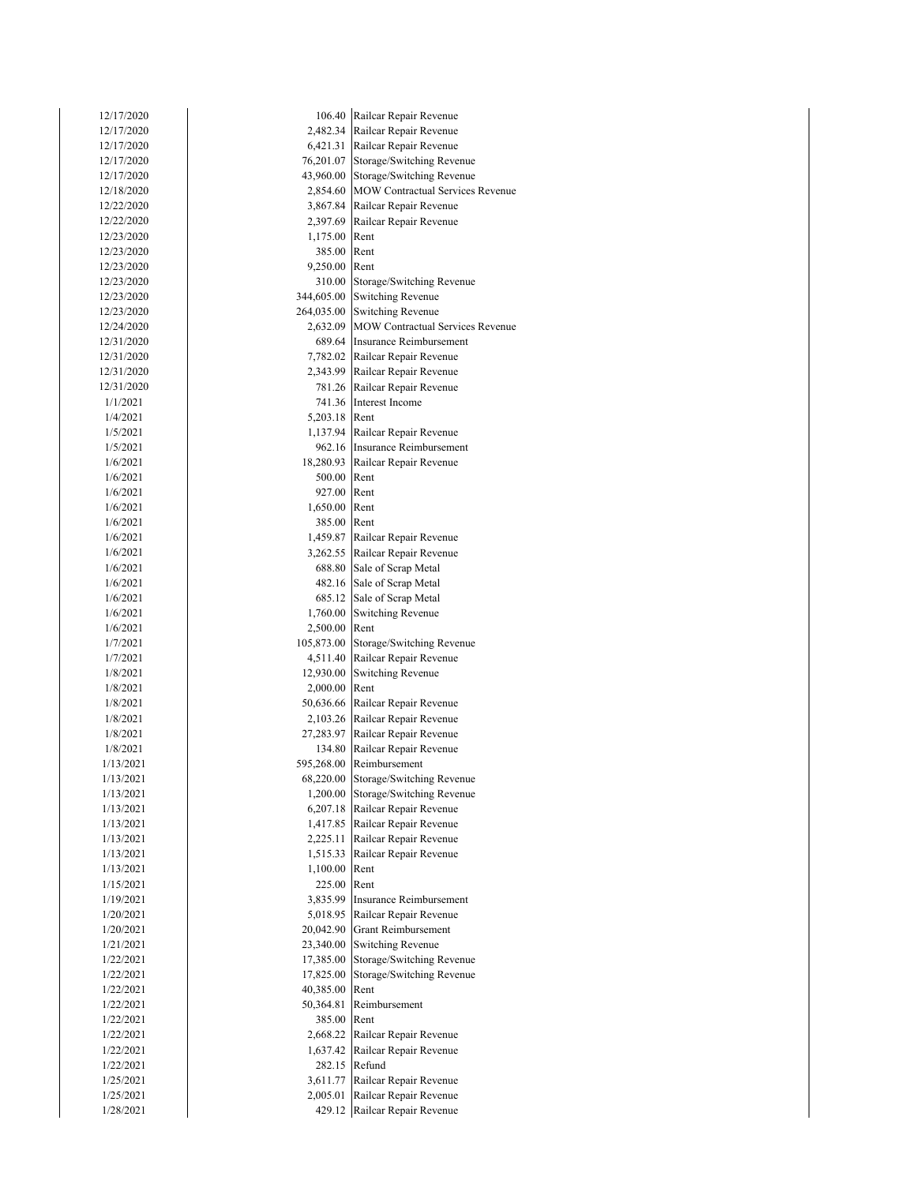| | | |
|---|---|---|
| 12/17/2020 | 106.40 | Railcar Repair Revenue |
| 12/17/2020 | 2,482.34 | Railcar Repair Revenue |
| 12/17/2020 | 6,421.31 | Railcar Repair Revenue |
| 12/17/2020 | 76,201.07 | Storage/Switching Revenue |
| 12/17/2020 | 43,960.00 | Storage/Switching Revenue |
| 12/18/2020 | 2,854.60 | MOW Contractual Services Revenue |
| 12/22/2020 | 3,867.84 | Railcar Repair Revenue |
| 12/22/2020 | 2,397.69 | Railcar Repair Revenue |
| 12/23/2020 | 1,175.00 | Rent |
| 12/23/2020 | 385.00 | Rent |
| 12/23/2020 | 9,250.00 | Rent |
| 12/23/2020 | 310.00 | Storage/Switching Revenue |
| 12/23/2020 | 344,605.00 | Switching Revenue |
| 12/23/2020 | 264,035.00 | Switching Revenue |
| 12/24/2020 | 2,632.09 | MOW Contractual Services Revenue |
| 12/31/2020 | 689.64 | Insurance Reimbursement |
| 12/31/2020 | 7,782.02 | Railcar Repair Revenue |
| 12/31/2020 | 2,343.99 | Railcar Repair Revenue |
| 12/31/2020 | 781.26 | Railcar Repair Revenue |
| 1/1/2021 | 741.36 | Interest Income |
| 1/4/2021 | 5,203.18 | Rent |
| 1/5/2021 | 1,137.94 | Railcar Repair Revenue |
| 1/5/2021 | 962.16 | Insurance Reimbursement |
| 1/6/2021 | 18,280.93 | Railcar Repair Revenue |
| 1/6/2021 | 500.00 | Rent |
| 1/6/2021 | 927.00 | Rent |
| 1/6/2021 | 1,650.00 | Rent |
| 1/6/2021 | 385.00 | Rent |
| 1/6/2021 | 1,459.87 | Railcar Repair Revenue |
| 1/6/2021 | 3,262.55 | Railcar Repair Revenue |
| 1/6/2021 | 688.80 | Sale of Scrap Metal |
| 1/6/2021 | 482.16 | Sale of Scrap Metal |
| 1/6/2021 | 685.12 | Sale of Scrap Metal |
| 1/6/2021 | 1,760.00 | Switching Revenue |
| 1/6/2021 | 2,500.00 | Rent |
| 1/7/2021 | 105,873.00 | Storage/Switching Revenue |
| 1/7/2021 | 4,511.40 | Railcar Repair Revenue |
| 1/8/2021 | 12,930.00 | Switching Revenue |
| 1/8/2021 | 2,000.00 | Rent |
| 1/8/2021 | 50,636.66 | Railcar Repair Revenue |
| 1/8/2021 | 2,103.26 | Railcar Repair Revenue |
| 1/8/2021 | 27,283.97 | Railcar Repair Revenue |
| 1/8/2021 | 134.80 | Railcar Repair Revenue |
| 1/13/2021 | 595,268.00 | Reimbursement |
| 1/13/2021 | 68,220.00 | Storage/Switching Revenue |
| 1/13/2021 | 1,200.00 | Storage/Switching Revenue |
| 1/13/2021 | 6,207.18 | Railcar Repair Revenue |
| 1/13/2021 | 1,417.85 | Railcar Repair Revenue |
| 1/13/2021 | 2,225.11 | Railcar Repair Revenue |
| 1/13/2021 | 1,515.33 | Railcar Repair Revenue |
| 1/13/2021 | 1,100.00 | Rent |
| 1/15/2021 | 225.00 | Rent |
| 1/19/2021 | 3,835.99 | Insurance Reimbursement |
| 1/20/2021 | 5,018.95 | Railcar Repair Revenue |
| 1/20/2021 | 20,042.90 | Grant Reimbursement |
| 1/21/2021 | 23,340.00 | Switching Revenue |
| 1/22/2021 | 17,385.00 | Storage/Switching Revenue |
| 1/22/2021 | 17,825.00 | Storage/Switching Revenue |
| 1/22/2021 | 40,385.00 | Rent |
| 1/22/2021 | 50,364.81 | Reimbursement |
| 1/22/2021 | 385.00 | Rent |
| 1/22/2021 | 2,668.22 | Railcar Repair Revenue |
| 1/22/2021 | 1,637.42 | Railcar Repair Revenue |
| 1/22/2021 | 282.15 | Refund |
| 1/25/2021 | 3,611.77 | Railcar Repair Revenue |
| 1/25/2021 | 2,005.01 | Railcar Repair Revenue |
| 1/28/2021 | 429.12 | Railcar Repair Revenue |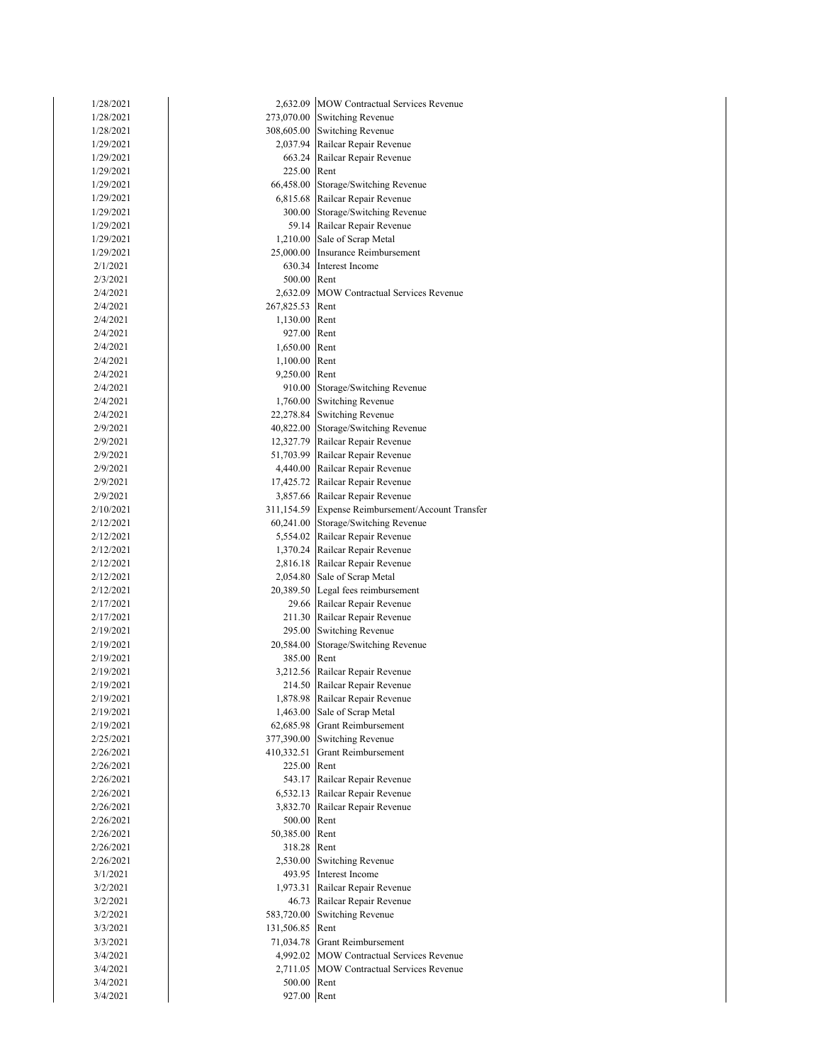| | | |
|---|---|---|
| 1/28/2021 | 2,632.09 | MOW Contractual Services Revenue |
| 1/28/2021 | 273,070.00 | Switching Revenue |
| 1/28/2021 | 308,605.00 | Switching Revenue |
| 1/29/2021 | 2,037.94 | Railcar Repair Revenue |
| 1/29/2021 | 663.24 | Railcar Repair Revenue |
| 1/29/2021 | 225.00 | Rent |
| 1/29/2021 | 66,458.00 | Storage/Switching Revenue |
| 1/29/2021 | 6,815.68 | Railcar Repair Revenue |
| 1/29/2021 | 300.00 | Storage/Switching Revenue |
| 1/29/2021 | 59.14 | Railcar Repair Revenue |
| 1/29/2021 | 1,210.00 | Sale of Scrap Metal |
| 1/29/2021 | 25,000.00 | Insurance Reimbursement |
| 2/1/2021 | 630.34 | Interest Income |
| 2/3/2021 | 500.00 | Rent |
| 2/4/2021 | 2,632.09 | MOW Contractual Services Revenue |
| 2/4/2021 | 267,825.53 | Rent |
| 2/4/2021 | 1,130.00 | Rent |
| 2/4/2021 | 927.00 | Rent |
| 2/4/2021 | 1,650.00 | Rent |
| 2/4/2021 | 1,100.00 | Rent |
| 2/4/2021 | 9,250.00 | Rent |
| 2/4/2021 | 910.00 | Storage/Switching Revenue |
| 2/4/2021 | 1,760.00 | Switching Revenue |
| 2/4/2021 | 22,278.84 | Switching Revenue |
| 2/9/2021 | 40,822.00 | Storage/Switching Revenue |
| 2/9/2021 | 12,327.79 | Railcar Repair Revenue |
| 2/9/2021 | 51,703.99 | Railcar Repair Revenue |
| 2/9/2021 | 4,440.00 | Railcar Repair Revenue |
| 2/9/2021 | 17,425.72 | Railcar Repair Revenue |
| 2/9/2021 | 3,857.66 | Railcar Repair Revenue |
| 2/10/2021 | 311,154.59 | Expense Reimbursement/Account Transfer |
| 2/12/2021 | 60,241.00 | Storage/Switching Revenue |
| 2/12/2021 | 5,554.02 | Railcar Repair Revenue |
| 2/12/2021 | 1,370.24 | Railcar Repair Revenue |
| 2/12/2021 | 2,816.18 | Railcar Repair Revenue |
| 2/12/2021 | 2,054.80 | Sale of Scrap Metal |
| 2/12/2021 | 20,389.50 | Legal fees reimbursement |
| 2/17/2021 | 29.66 | Railcar Repair Revenue |
| 2/17/2021 | 211.30 | Railcar Repair Revenue |
| 2/19/2021 | 295.00 | Switching Revenue |
| 2/19/2021 | 20,584.00 | Storage/Switching Revenue |
| 2/19/2021 | 385.00 | Rent |
| 2/19/2021 | 3,212.56 | Railcar Repair Revenue |
| 2/19/2021 | 214.50 | Railcar Repair Revenue |
| 2/19/2021 | 1,878.98 | Railcar Repair Revenue |
| 2/19/2021 | 1,463.00 | Sale of Scrap Metal |
| 2/19/2021 | 62,685.98 | Grant Reimbursement |
| 2/25/2021 | 377,390.00 | Switching Revenue |
| 2/26/2021 | 410,332.51 | Grant Reimbursement |
| 2/26/2021 | 225.00 | Rent |
| 2/26/2021 | 543.17 | Railcar Repair Revenue |
| 2/26/2021 | 6,532.13 | Railcar Repair Revenue |
| 2/26/2021 | 3,832.70 | Railcar Repair Revenue |
| 2/26/2021 | 500.00 | Rent |
| 2/26/2021 | 50,385.00 | Rent |
| 2/26/2021 | 318.28 | Rent |
| 2/26/2021 | 2,530.00 | Switching Revenue |
| 3/1/2021 | 493.95 | Interest Income |
| 3/2/2021 | 1,973.31 | Railcar Repair Revenue |
| 3/2/2021 | 46.73 | Railcar Repair Revenue |
| 3/2/2021 | 583,720.00 | Switching Revenue |
| 3/3/2021 | 131,506.85 | Rent |
| 3/3/2021 | 71,034.78 | Grant Reimbursement |
| 3/4/2021 | 4,992.02 | MOW Contractual Services Revenue |
| 3/4/2021 | 2,711.05 | MOW Contractual Services Revenue |
| 3/4/2021 | 500.00 | Rent |
| 3/4/2021 | 927.00 | Rent |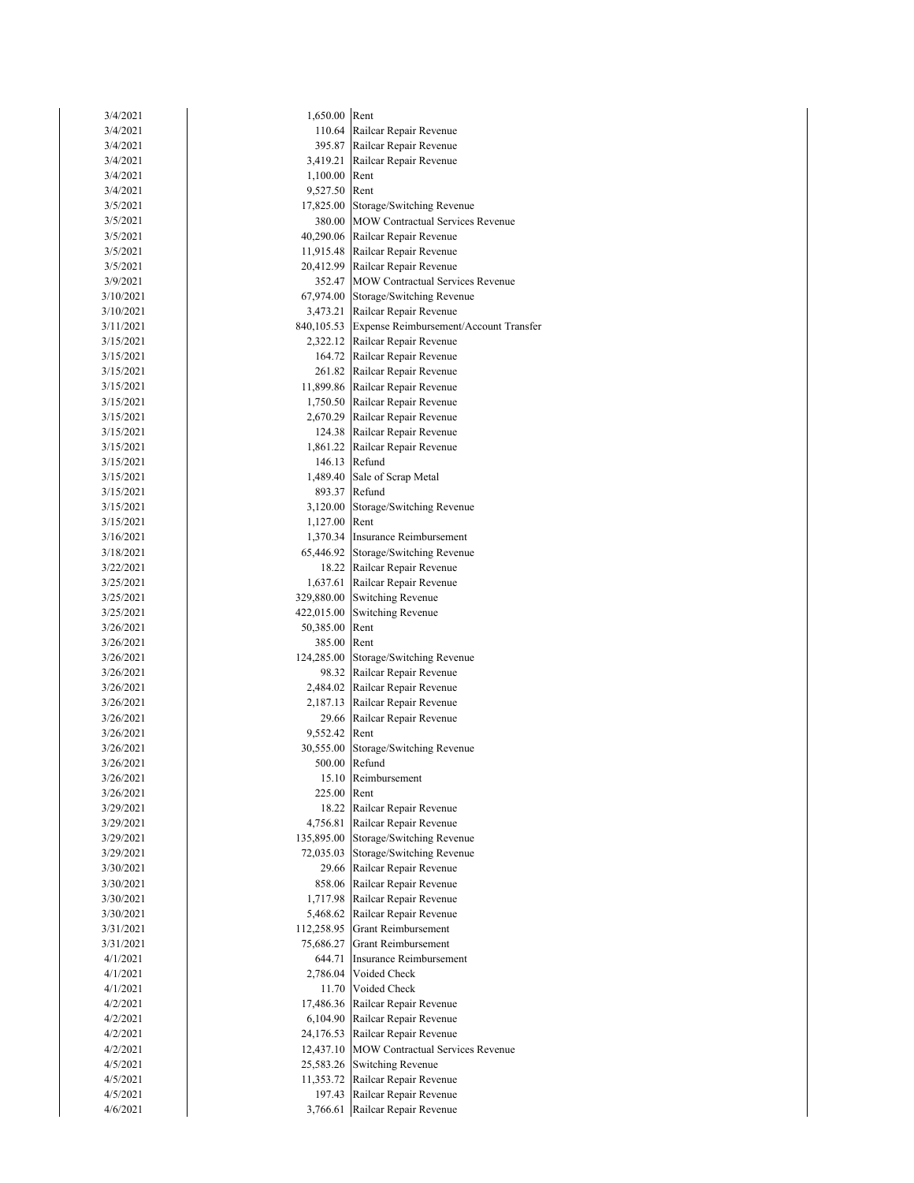| | | |
|---|---|---|
| 3/4/2021 | 1,650.00 | Rent |
| 3/4/2021 | 110.64 | Railcar Repair Revenue |
| 3/4/2021 | 395.87 | Railcar Repair Revenue |
| 3/4/2021 | 3,419.21 | Railcar Repair Revenue |
| 3/4/2021 | 1,100.00 | Rent |
| 3/4/2021 | 9,527.50 | Rent |
| 3/5/2021 | 17,825.00 | Storage/Switching Revenue |
| 3/5/2021 | 380.00 | MOW Contractual Services Revenue |
| 3/5/2021 | 40,290.06 | Railcar Repair Revenue |
| 3/5/2021 | 11,915.48 | Railcar Repair Revenue |
| 3/5/2021 | 20,412.99 | Railcar Repair Revenue |
| 3/9/2021 | 352.47 | MOW Contractual Services Revenue |
| 3/10/2021 | 67,974.00 | Storage/Switching Revenue |
| 3/10/2021 | 3,473.21 | Railcar Repair Revenue |
| 3/11/2021 | 840,105.53 | Expense Reimbursement/Account Transfer |
| 3/15/2021 | 2,322.12 | Railcar Repair Revenue |
| 3/15/2021 | 164.72 | Railcar Repair Revenue |
| 3/15/2021 | 261.82 | Railcar Repair Revenue |
| 3/15/2021 | 11,899.86 | Railcar Repair Revenue |
| 3/15/2021 | 1,750.50 | Railcar Repair Revenue |
| 3/15/2021 | 2,670.29 | Railcar Repair Revenue |
| 3/15/2021 | 124.38 | Railcar Repair Revenue |
| 3/15/2021 | 1,861.22 | Railcar Repair Revenue |
| 3/15/2021 | 146.13 | Refund |
| 3/15/2021 | 1,489.40 | Sale of Scrap Metal |
| 3/15/2021 | 893.37 | Refund |
| 3/15/2021 | 3,120.00 | Storage/Switching Revenue |
| 3/15/2021 | 1,127.00 | Rent |
| 3/16/2021 | 1,370.34 | Insurance Reimbursement |
| 3/18/2021 | 65,446.92 | Storage/Switching Revenue |
| 3/22/2021 | 18.22 | Railcar Repair Revenue |
| 3/25/2021 | 1,637.61 | Railcar Repair Revenue |
| 3/25/2021 | 329,880.00 | Switching Revenue |
| 3/25/2021 | 422,015.00 | Switching Revenue |
| 3/26/2021 | 50,385.00 | Rent |
| 3/26/2021 | 385.00 | Rent |
| 3/26/2021 | 124,285.00 | Storage/Switching Revenue |
| 3/26/2021 | 98.32 | Railcar Repair Revenue |
| 3/26/2021 | 2,484.02 | Railcar Repair Revenue |
| 3/26/2021 | 2,187.13 | Railcar Repair Revenue |
| 3/26/2021 | 29.66 | Railcar Repair Revenue |
| 3/26/2021 | 9,552.42 | Rent |
| 3/26/2021 | 30,555.00 | Storage/Switching Revenue |
| 3/26/2021 | 500.00 | Refund |
| 3/26/2021 | 15.10 | Reimbursement |
| 3/26/2021 | 225.00 | Rent |
| 3/29/2021 | 18.22 | Railcar Repair Revenue |
| 3/29/2021 | 4,756.81 | Railcar Repair Revenue |
| 3/29/2021 | 135,895.00 | Storage/Switching Revenue |
| 3/29/2021 | 72,035.03 | Storage/Switching Revenue |
| 3/30/2021 | 29.66 | Railcar Repair Revenue |
| 3/30/2021 | 858.06 | Railcar Repair Revenue |
| 3/30/2021 | 1,717.98 | Railcar Repair Revenue |
| 3/30/2021 | 5,468.62 | Railcar Repair Revenue |
| 3/31/2021 | 112,258.95 | Grant Reimbursement |
| 3/31/2021 | 75,686.27 | Grant Reimbursement |
| 4/1/2021 | 644.71 | Insurance Reimbursement |
| 4/1/2021 | 2,786.04 | Voided Check |
| 4/1/2021 | 11.70 | Voided Check |
| 4/2/2021 | 17,486.36 | Railcar Repair Revenue |
| 4/2/2021 | 6,104.90 | Railcar Repair Revenue |
| 4/2/2021 | 24,176.53 | Railcar Repair Revenue |
| 4/2/2021 | 12,437.10 | MOW Contractual Services Revenue |
| 4/5/2021 | 25,583.26 | Switching Revenue |
| 4/5/2021 | 11,353.72 | Railcar Repair Revenue |
| 4/5/2021 | 197.43 | Railcar Repair Revenue |
| 4/6/2021 | 3,766.61 | Railcar Repair Revenue |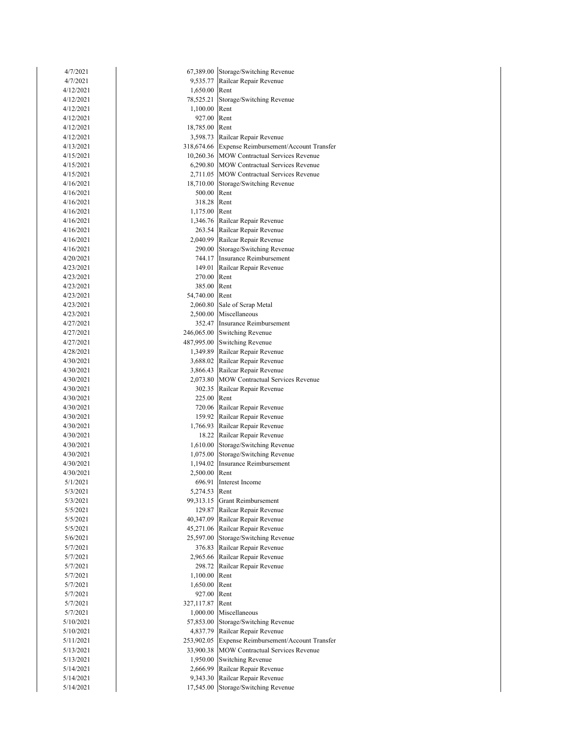| | | |
|---|---|---|
| 4/7/2021 | 67,389.00 | Storage/Switching Revenue |
| 4/7/2021 | 9,535.77 | Railcar Repair Revenue |
| 4/12/2021 | 1,650.00 | Rent |
| 4/12/2021 | 78,525.21 | Storage/Switching Revenue |
| 4/12/2021 | 1,100.00 | Rent |
| 4/12/2021 | 927.00 | Rent |
| 4/12/2021 | 18,785.00 | Rent |
| 4/12/2021 | 3,598.73 | Railcar Repair Revenue |
| 4/13/2021 | 318,674.66 | Expense Reimbursement/Account Transfer |
| 4/15/2021 | 10,260.36 | MOW Contractual Services Revenue |
| 4/15/2021 | 6,290.80 | MOW Contractual Services Revenue |
| 4/15/2021 | 2,711.05 | MOW Contractual Services Revenue |
| 4/16/2021 | 18,710.00 | Storage/Switching Revenue |
| 4/16/2021 | 500.00 | Rent |
| 4/16/2021 | 318.28 | Rent |
| 4/16/2021 | 1,175.00 | Rent |
| 4/16/2021 | 1,346.76 | Railcar Repair Revenue |
| 4/16/2021 | 263.54 | Railcar Repair Revenue |
| 4/16/2021 | 2,040.99 | Railcar Repair Revenue |
| 4/16/2021 | 290.00 | Storage/Switching Revenue |
| 4/20/2021 | 744.17 | Insurance Reimbursement |
| 4/23/2021 | 149.01 | Railcar Repair Revenue |
| 4/23/2021 | 270.00 | Rent |
| 4/23/2021 | 385.00 | Rent |
| 4/23/2021 | 54,740.00 | Rent |
| 4/23/2021 | 2,060.80 | Sale of Scrap Metal |
| 4/23/2021 | 2,500.00 | Miscellaneous |
| 4/27/2021 | 352.47 | Insurance Reimbursement |
| 4/27/2021 | 246,065.00 | Switching Revenue |
| 4/27/2021 | 487,995.00 | Switching Revenue |
| 4/28/2021 | 1,349.89 | Railcar Repair Revenue |
| 4/30/2021 | 3,688.02 | Railcar Repair Revenue |
| 4/30/2021 | 3,866.43 | Railcar Repair Revenue |
| 4/30/2021 | 2,073.80 | MOW Contractual Services Revenue |
| 4/30/2021 | 302.35 | Railcar Repair Revenue |
| 4/30/2021 | 225.00 | Rent |
| 4/30/2021 | 720.06 | Railcar Repair Revenue |
| 4/30/2021 | 159.92 | Railcar Repair Revenue |
| 4/30/2021 | 1,766.93 | Railcar Repair Revenue |
| 4/30/2021 | 18.22 | Railcar Repair Revenue |
| 4/30/2021 | 1,610.00 | Storage/Switching Revenue |
| 4/30/2021 | 1,075.00 | Storage/Switching Revenue |
| 4/30/2021 | 1,194.02 | Insurance Reimbursement |
| 4/30/2021 | 2,500.00 | Rent |
| 5/1/2021 | 696.91 | Interest Income |
| 5/3/2021 | 5,274.53 | Rent |
| 5/3/2021 | 99,313.15 | Grant Reimbursement |
| 5/5/2021 | 129.87 | Railcar Repair Revenue |
| 5/5/2021 | 40,347.09 | Railcar Repair Revenue |
| 5/5/2021 | 45,271.06 | Railcar Repair Revenue |
| 5/6/2021 | 25,597.00 | Storage/Switching Revenue |
| 5/7/2021 | 376.83 | Railcar Repair Revenue |
| 5/7/2021 | 2,965.66 | Railcar Repair Revenue |
| 5/7/2021 | 298.72 | Railcar Repair Revenue |
| 5/7/2021 | 1,100.00 | Rent |
| 5/7/2021 | 1,650.00 | Rent |
| 5/7/2021 | 927.00 | Rent |
| 5/7/2021 | 327,117.87 | Rent |
| 5/7/2021 | 1,000.00 | Miscellaneous |
| 5/10/2021 | 57,853.00 | Storage/Switching Revenue |
| 5/10/2021 | 4,837.79 | Railcar Repair Revenue |
| 5/11/2021 | 253,902.05 | Expense Reimbursement/Account Transfer |
| 5/13/2021 | 33,900.38 | MOW Contractual Services Revenue |
| 5/13/2021 | 1,950.00 | Switching Revenue |
| 5/14/2021 | 2,666.99 | Railcar Repair Revenue |
| 5/14/2021 | 9,343.30 | Railcar Repair Revenue |
| 5/14/2021 | 17,545.00 | Storage/Switching Revenue |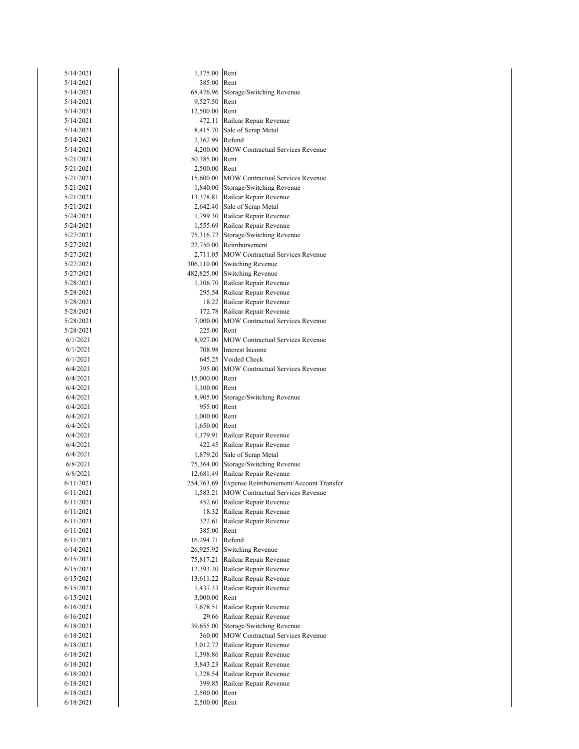| | | |
|---|---|---|
| 5/14/2021 | 1,175.00 | Rent |
| 5/14/2021 | 385.00 | Rent |
| 5/14/2021 | 68,476.96 | Storage/Switching Revenue |
| 5/14/2021 | 9,527.50 | Rent |
| 5/14/2021 | 12,500.00 | Rent |
| 5/14/2021 | 472.11 | Railcar Repair Revenue |
| 5/14/2021 | 8,415.70 | Sale of Scrap Metal |
| 5/14/2021 | 2,362.99 | Refund |
| 5/14/2021 | 4,200.00 | MOW Contractual Services Revenue |
| 5/21/2021 | 50,385.00 | Rent |
| 5/21/2021 | 2,500.00 | Rent |
| 5/21/2021 | 15,600.00 | MOW Contractual Services Revenue |
| 5/21/2021 | 1,840.00 | Storage/Switching Revenue |
| 5/21/2021 | 13,378.81 | Railcar Repair Revenue |
| 5/21/2021 | 2,642.40 | Sale of Scrap Metal |
| 5/24/2021 | 1,799.30 | Railcar Repair Revenue |
| 5/24/2021 | 1,555.69 | Railcar Repair Revenue |
| 5/27/2021 | 75,316.72 | Storage/Switching Revenue |
| 5/27/2021 | 22,750.00 | Reimbursement |
| 5/27/2021 | 2,711.05 | MOW Contractual Services Revenue |
| 5/27/2021 | 306,110.00 | Switching Revenue |
| 5/27/2021 | 482,825.00 | Switching Revenue |
| 5/28/2021 | 1,106.70 | Railcar Repair Revenue |
| 5/28/2021 | 295.54 | Railcar Repair Revenue |
| 5/28/2021 | 18.22 | Railcar Repair Revenue |
| 5/28/2021 | 172.78 | Railcar Repair Revenue |
| 5/28/2021 | 7,000.00 | MOW Contractual Services Revenue |
| 5/28/2021 | 225.00 | Rent |
| 6/1/2021 | 8,927.00 | MOW Contractual Services Revenue |
| 6/1/2021 | 708.98 | Interest Income |
| 6/1/2021 | 645.25 | Voided Check |
| 6/4/2021 | 395.00 | MOW Contractual Services Revenue |
| 6/4/2021 | 15,000.00 | Rent |
| 6/4/2021 | 1,100.00 | Rent |
| 6/4/2021 | 8,905.00 | Storage/Switching Revenue |
| 6/4/2021 | 955.00 | Rent |
| 6/4/2021 | 1,000.00 | Rent |
| 6/4/2021 | 1,650.00 | Rent |
| 6/4/2021 | 1,179.91 | Railcar Repair Revenue |
| 6/4/2021 | 422.45 | Railcar Repair Revenue |
| 6/4/2021 | 1,879.20 | Sale of Scrap Metal |
| 6/8/2021 | 75,364.00 | Storage/Switching Revenue |
| 6/8/2021 | 12,681.49 | Railcar Repair Revenue |
| 6/11/2021 | 254,763.69 | Expense Reimbursement/Account Transfer |
| 6/11/2021 | 1,583.21 | MOW Contractual Services Revenue |
| 6/11/2021 | 452.60 | Railcar Repair Revenue |
| 6/11/2021 | 18.32 | Railcar Repair Revenue |
| 6/11/2021 | 322.61 | Railcar Repair Revenue |
| 6/11/2021 | 385.00 | Rent |
| 6/11/2021 | 16,294.71 | Refund |
| 6/14/2021 | 26,925.92 | Switching Revenue |
| 6/15/2021 | 75,817.21 | Railcar Repair Revenue |
| 6/15/2021 | 12,393.20 | Railcar Repair Revenue |
| 6/15/2021 | 13,611.22 | Railcar Repair Revenue |
| 6/15/2021 | 1,437.33 | Railcar Repair Revenue |
| 6/15/2021 | 3,000.00 | Rent |
| 6/16/2021 | 7,678.51 | Railcar Repair Revenue |
| 6/16/2021 | 29.66 | Railcar Repair Revenue |
| 6/18/2021 | 39,655.00 | Storage/Switching Revenue |
| 6/18/2021 | 360.00 | MOW Contractual Services Revenue |
| 6/18/2021 | 3,012.72 | Railcar Repair Revenue |
| 6/18/2021 | 1,398.86 | Railcar Repair Revenue |
| 6/18/2021 | 3,843.23 | Railcar Repair Revenue |
| 6/18/2021 | 1,328.54 | Railcar Repair Revenue |
| 6/18/2021 | 399.85 | Railcar Repair Revenue |
| 6/18/2021 | 2,500.00 | Rent |
| 6/18/2021 | 2,500.00 | Rent |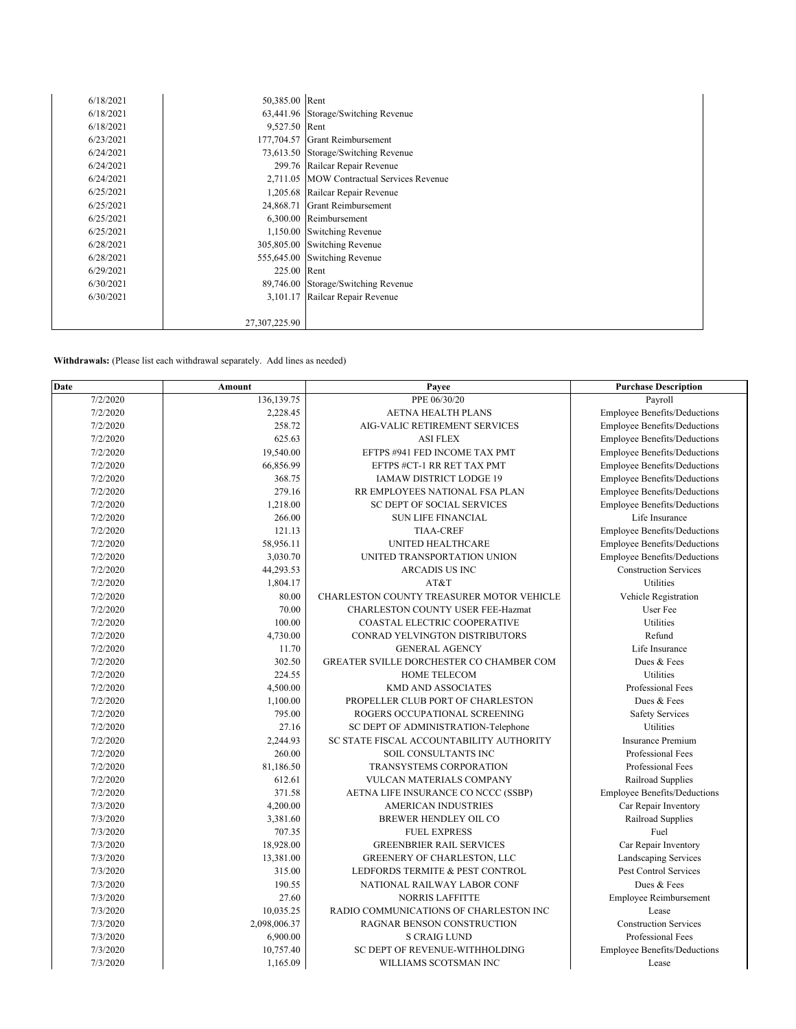| | | |
|---|---|---|
| 6/18/2021 | 50,385.00 | Rent |
| 6/18/2021 | 63,441.96 | Storage/Switching Revenue |
| 6/18/2021 | 9,527.50 | Rent |
| 6/23/2021 | 177,704.57 | Grant Reimbursement |
| 6/24/2021 | 73,613.50 | Storage/Switching Revenue |
| 6/24/2021 | 299.76 | Railcar Repair Revenue |
| 6/24/2021 | 2,711.05 | MOW Contractual Services Revenue |
| 6/25/2021 | 1,205.68 | Railcar Repair Revenue |
| 6/25/2021 | 24,868.71 | Grant Reimbursement |
| 6/25/2021 | 6,300.00 | Reimbursement |
| 6/25/2021 | 1,150.00 | Switching Revenue |
| 6/28/2021 | 305,805.00 | Switching Revenue |
| 6/28/2021 | 555,645.00 | Switching Revenue |
| 6/29/2021 | 225.00 | Rent |
| 6/30/2021 | 89,746.00 | Storage/Switching Revenue |
| 6/30/2021 | 3,101.17 | Railcar Repair Revenue |
| | 27,307,225.90 | |

**Withdrawals:** (Please list each withdrawal separately. Add lines as needed)

| Date | Amount | Payee | Purchase Description |
|---|---|---|---|
| 7/2/2020 | 136,139.75 | PPE 06/30/20 | Payroll |
| 7/2/2020 | 2,228.45 | AETNA HEALTH PLANS | Employee Benefits/Deductions |
| 7/2/2020 | 258.72 | AIG-VALIC RETIREMENT SERVICES | Employee Benefits/Deductions |
| 7/2/2020 | 625.63 | ASI FLEX | Employee Benefits/Deductions |
| 7/2/2020 | 19,540.00 | EFTPS #941 FED INCOME TAX PMT | Employee Benefits/Deductions |
| 7/2/2020 | 66,856.99 | EFTPS #CT-1 RR RET TAX PMT | Employee Benefits/Deductions |
| 7/2/2020 | 368.75 | IAMAW DISTRICT LODGE 19 | Employee Benefits/Deductions |
| 7/2/2020 | 279.16 | RR EMPLOYEES NATIONAL FSA PLAN | Employee Benefits/Deductions |
| 7/2/2020 | 1,218.00 | SC DEPT OF SOCIAL SERVICES | Employee Benefits/Deductions |
| 7/2/2020 | 266.00 | SUN LIFE FINANCIAL | Life Insurance |
| 7/2/2020 | 121.13 | TIAA-CREF | Employee Benefits/Deductions |
| 7/2/2020 | 58,956.11 | UNITED HEALTHCARE | Employee Benefits/Deductions |
| 7/2/2020 | 3,030.70 | UNITED TRANSPORTATION UNION | Employee Benefits/Deductions |
| 7/2/2020 | 44,293.53 | ARCADIS US INC | Construction Services |
| 7/2/2020 | 1,804.17 | AT&T | Utilities |
| 7/2/2020 | 80.00 | CHARLESTON COUNTY TREASURER MOTOR VEHICLE | Vehicle Registration |
| 7/2/2020 | 70.00 | CHARLESTON COUNTY USER FEE-Hazmat | User Fee |
| 7/2/2020 | 100.00 | COASTAL ELECTRIC COOPERATIVE | Utilities |
| 7/2/2020 | 4,730.00 | CONRAD YELVINGTON DISTRIBUTORS | Refund |
| 7/2/2020 | 11.70 | GENERAL AGENCY | Life Insurance |
| 7/2/2020 | 302.50 | GREATER SVILLE DORCHESTER CO CHAMBER COM | Dues & Fees |
| 7/2/2020 | 224.55 | HOME TELECOM | Utilities |
| 7/2/2020 | 4,500.00 | KMD AND ASSOCIATES | Professional Fees |
| 7/2/2020 | 1,100.00 | PROPELLER CLUB PORT OF CHARLESTON | Dues & Fees |
| 7/2/2020 | 795.00 | ROGERS OCCUPATIONAL SCREENING | Safety Services |
| 7/2/2020 | 27.16 | SC DEPT OF ADMINISTRATION-Telephone | Utilities |
| 7/2/2020 | 2,244.93 | SC STATE FISCAL ACCOUNTABILITY AUTHORITY | Insurance Premium |
| 7/2/2020 | 260.00 | SOIL CONSULTANTS INC | Professional Fees |
| 7/2/2020 | 81,186.50 | TRANSYSTEMS CORPORATION | Professional Fees |
| 7/2/2020 | 612.61 | VULCAN MATERIALS COMPANY | Railroad Supplies |
| 7/2/2020 | 371.58 | AETNA LIFE INSURANCE CO NCCC (SSBP) | Employee Benefits/Deductions |
| 7/3/2020 | 4,200.00 | AMERICAN INDUSTRIES | Car Repair Inventory |
| 7/3/2020 | 3,381.60 | BREWER HENDLEY OIL CO | Railroad Supplies |
| 7/3/2020 | 707.35 | FUEL EXPRESS | Fuel |
| 7/3/2020 | 18,928.00 | GREENBRIER RAIL SERVICES | Car Repair Inventory |
| 7/3/2020 | 13,381.00 | GREENERY OF CHARLESTON, LLC | Landscaping Services |
| 7/3/2020 | 315.00 | LEDFORDS TERMITE & PEST CONTROL | Pest Control Services |
| 7/3/2020 | 190.55 | NATIONAL RAILWAY LABOR CONF | Dues & Fees |
| 7/3/2020 | 27.60 | NORRIS LAFFITTE | Employee Reimbursement |
| 7/3/2020 | 10,035.25 | RADIO COMMUNICATIONS OF CHARLESTON INC | Lease |
| 7/3/2020 | 2,098,006.37 | RAGNAR BENSON CONSTRUCTION | Construction Services |
| 7/3/2020 | 6,900.00 | S CRAIG LUND | Professional Fees |
| 7/3/2020 | 10,757.40 | SC DEPT OF REVENUE-WITHHOLDING | Employee Benefits/Deductions |
| 7/3/2020 | 1,165.09 | WILLIAMS SCOTSMAN INC | Lease |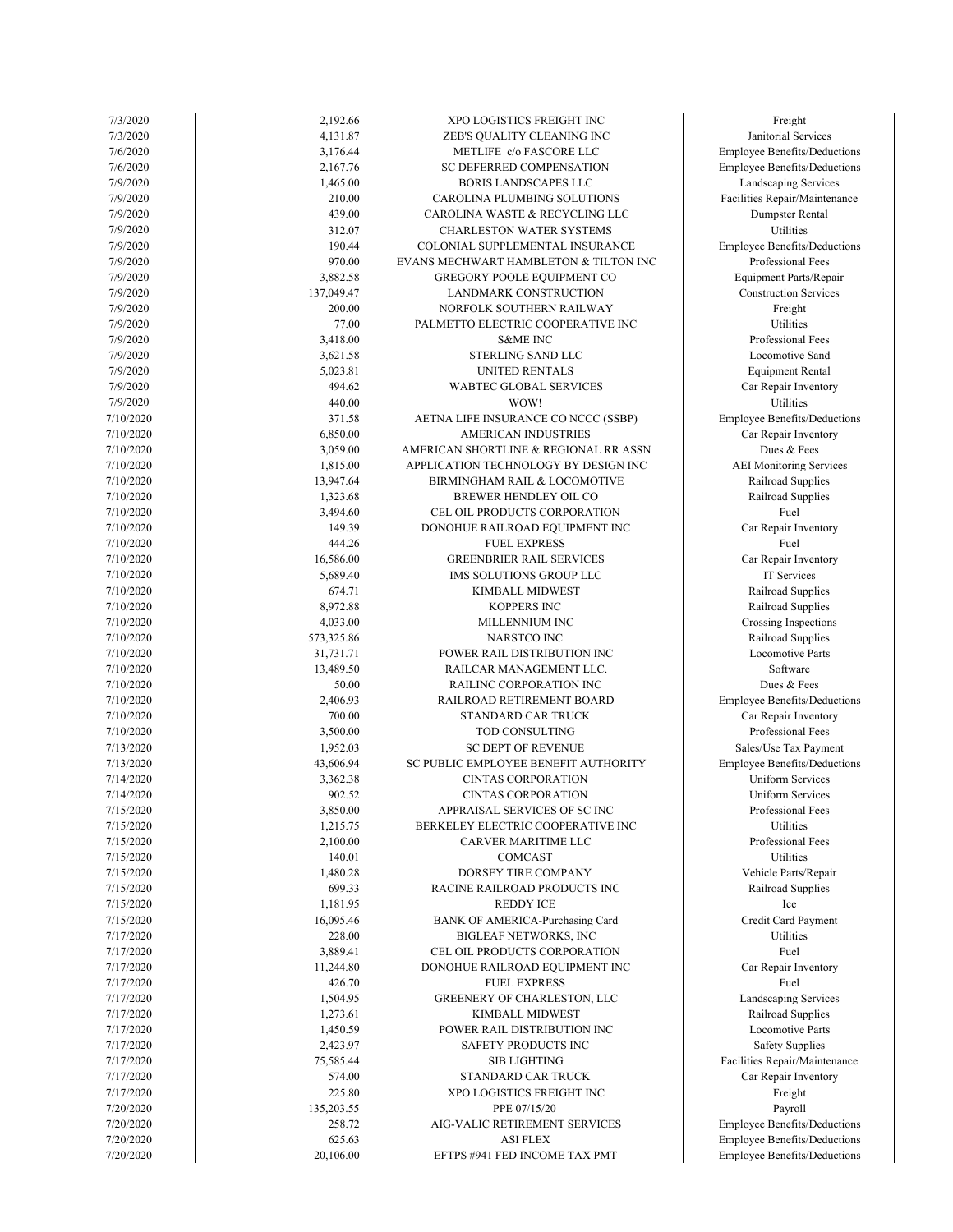| | | | |
|---|---|---|---|
| 7/3/2020 | 2,192.66 | XPO LOGISTICS FREIGHT INC | Freight |
| 7/3/2020 | 4,131.87 | ZEB'S QUALITY CLEANING INC | Janitorial Services |
| 7/6/2020 | 3,176.44 | METLIFE c/o FASCORE LLC | Employee Benefits/Deductions |
| 7/6/2020 | 2,167.76 | SC DEFERRED COMPENSATION | Employee Benefits/Deductions |
| 7/9/2020 | 1,465.00 | BORIS LANDSCAPES LLC | Landscaping Services |
| 7/9/2020 | 210.00 | CAROLINA PLUMBING SOLUTIONS | Facilities Repair/Maintenance |
| 7/9/2020 | 439.00 | CAROLINA WASTE & RECYCLING LLC | Dumpster Rental |
| 7/9/2020 | 312.07 | CHARLESTON WATER SYSTEMS | Utilities |
| 7/9/2020 | 190.44 | COLONIAL SUPPLEMENTAL INSURANCE | Employee Benefits/Deductions |
| 7/9/2020 | 970.00 | EVANS MECHWART HAMBLETON & TILTON INC | Professional Fees |
| 7/9/2020 | 3,882.58 | GREGORY POOLE EQUIPMENT CO | Equipment Parts/Repair |
| 7/9/2020 | 137,049.47 | LANDMARK CONSTRUCTION | Construction Services |
| 7/9/2020 | 200.00 | NORFOLK SOUTHERN RAILWAY | Freight |
| 7/9/2020 | 77.00 | PALMETTO ELECTRIC COOPERATIVE INC | Utilities |
| 7/9/2020 | 3,418.00 | S&ME INC | Professional Fees |
| 7/9/2020 | 3,621.58 | STERLING SAND LLC | Locomotive Sand |
| 7/9/2020 | 5,023.81 | UNITED RENTALS | Equipment Rental |
| 7/9/2020 | 494.62 | WABTEC GLOBAL SERVICES | Car Repair Inventory |
| 7/9/2020 | 440.00 | WOW! | Utilities |
| 7/10/2020 | 371.58 | AETNA LIFE INSURANCE CO NCCC (SSBP) | Employee Benefits/Deductions |
| 7/10/2020 | 6,850.00 | AMERICAN INDUSTRIES | Car Repair Inventory |
| 7/10/2020 | 3,059.00 | AMERICAN SHORTLINE & REGIONAL RR ASSN | Dues & Fees |
| 7/10/2020 | 1,815.00 | APPLICATION TECHNOLOGY BY DESIGN INC | AEI Monitoring Services |
| 7/10/2020 | 13,947.64 | BIRMINGHAM RAIL & LOCOMOTIVE | Railroad Supplies |
| 7/10/2020 | 1,323.68 | BREWER HENDLEY OIL CO | Railroad Supplies |
| 7/10/2020 | 3,494.60 | CEL OIL PRODUCTS CORPORATION | Fuel |
| 7/10/2020 | 149.39 | DONOHUE RAILROAD EQUIPMENT INC | Car Repair Inventory |
| 7/10/2020 | 444.26 | FUEL EXPRESS | Fuel |
| 7/10/2020 | 16,586.00 | GREENBRIER RAIL SERVICES | Car Repair Inventory |
| 7/10/2020 | 5,689.40 | IMS SOLUTIONS GROUP LLC | IT Services |
| 7/10/2020 | 674.71 | KIMBALL MIDWEST | Railroad Supplies |
| 7/10/2020 | 8,972.88 | KOPPERS INC | Railroad Supplies |
| 7/10/2020 | 4,033.00 | MILLENNIUM INC | Crossing Inspections |
| 7/10/2020 | 573,325.86 | NARSTCO INC | Railroad Supplies |
| 7/10/2020 | 31,731.71 | POWER RAIL DISTRIBUTION INC | Locomotive Parts |
| 7/10/2020 | 13,489.50 | RAILCAR MANAGEMENT LLC. | Software |
| 7/10/2020 | 50.00 | RAILINC CORPORATION INC | Dues & Fees |
| 7/10/2020 | 2,406.93 | RAILROAD RETIREMENT BOARD | Employee Benefits/Deductions |
| 7/10/2020 | 700.00 | STANDARD CAR TRUCK | Car Repair Inventory |
| 7/10/2020 | 3,500.00 | TOD CONSULTING | Professional Fees |
| 7/13/2020 | 1,952.03 | SC DEPT OF REVENUE | Sales/Use Tax Payment |
| 7/13/2020 | 43,606.94 | SC PUBLIC EMPLOYEE BENEFIT AUTHORITY | Employee Benefits/Deductions |
| 7/14/2020 | 3,362.38 | CINTAS CORPORATION | Uniform Services |
| 7/14/2020 | 902.52 | CINTAS CORPORATION | Uniform Services |
| 7/15/2020 | 3,850.00 | APPRAISAL SERVICES OF SC INC | Professional Fees |
| 7/15/2020 | 1,215.75 | BERKELEY ELECTRIC COOPERATIVE INC | Utilities |
| 7/15/2020 | 2,100.00 | CARVER MARITIME LLC | Professional Fees |
| 7/15/2020 | 140.01 | COMCAST | Utilities |
| 7/15/2020 | 1,480.28 | DORSEY TIRE COMPANY | Vehicle Parts/Repair |
| 7/15/2020 | 699.33 | RACINE RAILROAD PRODUCTS INC | Railroad Supplies |
| 7/15/2020 | 1,181.95 | REDDY ICE | Ice |
| 7/15/2020 | 16,095.46 | BANK OF AMERICA-Purchasing Card | Credit Card Payment |
| 7/17/2020 | 228.00 | BIGLEAF NETWORKS, INC | Utilities |
| 7/17/2020 | 3,889.41 | CEL OIL PRODUCTS CORPORATION | Fuel |
| 7/17/2020 | 11,244.80 | DONOHUE RAILROAD EQUIPMENT INC | Car Repair Inventory |
| 7/17/2020 | 426.70 | FUEL EXPRESS | Fuel |
| 7/17/2020 | 1,504.95 | GREENERY OF CHARLESTON, LLC | Landscaping Services |
| 7/17/2020 | 1,273.61 | KIMBALL MIDWEST | Railroad Supplies |
| 7/17/2020 | 1,450.59 | POWER RAIL DISTRIBUTION INC | Locomotive Parts |
| 7/17/2020 | 2,423.97 | SAFETY PRODUCTS INC | Safety Supplies |
| 7/17/2020 | 75,585.44 | SIB LIGHTING | Facilities Repair/Maintenance |
| 7/17/2020 | 574.00 | STANDARD CAR TRUCK | Car Repair Inventory |
| 7/17/2020 | 225.80 | XPO LOGISTICS FREIGHT INC | Freight |
| 7/20/2020 | 135,203.55 | PPE 07/15/20 | Payroll |
| 7/20/2020 | 258.72 | AIG-VALIC RETIREMENT SERVICES | Employee Benefits/Deductions |
| 7/20/2020 | 625.63 | ASI FLEX | Employee Benefits/Deductions |
| 7/20/2020 | 20,106.00 | EFTPS #941 FED INCOME TAX PMT | Employee Benefits/Deductions |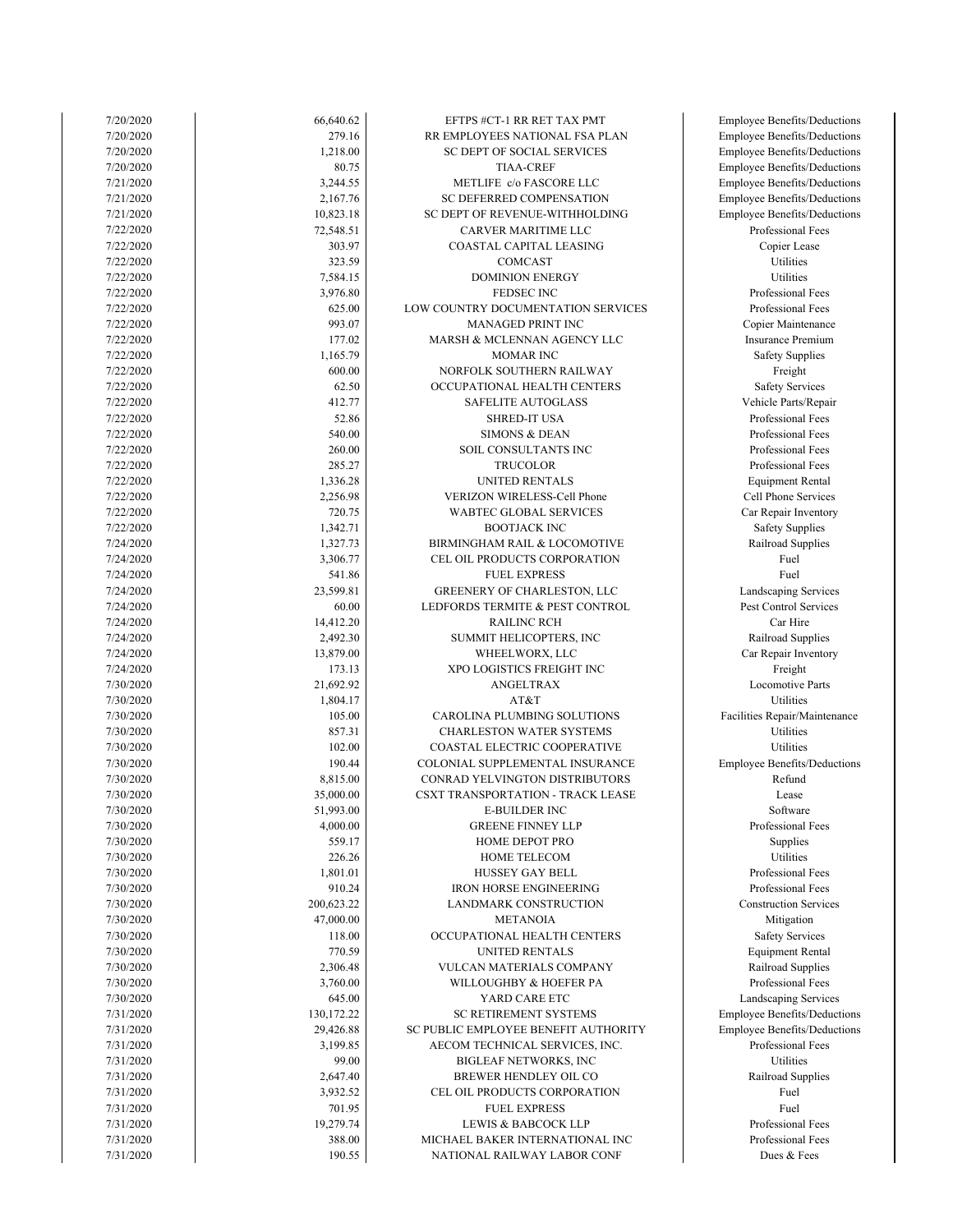| | | | |
|---|---|---|---|
| 7/20/2020 | 66,640.62 | EFTPS #CT-1 RR RET TAX PMT | Employee Benefits/Deductions |
| 7/20/2020 | 279.16 | RR EMPLOYEES NATIONAL FSA PLAN | Employee Benefits/Deductions |
| 7/20/2020 | 1,218.00 | SC DEPT OF SOCIAL SERVICES | Employee Benefits/Deductions |
| 7/20/2020 | 80.75 | TIAA-CREF | Employee Benefits/Deductions |
| 7/21/2020 | 3,244.55 | METLIFE c/o FASCORE LLC | Employee Benefits/Deductions |
| 7/21/2020 | 2,167.76 | SC DEFERRED COMPENSATION | Employee Benefits/Deductions |
| 7/21/2020 | 10,823.18 | SC DEPT OF REVENUE-WITHHOLDING | Employee Benefits/Deductions |
| 7/22/2020 | 72,548.51 | CARVER MARITIME LLC | Professional Fees |
| 7/22/2020 | 303.97 | COASTAL CAPITAL LEASING | Copier Lease |
| 7/22/2020 | 323.59 | COMCAST | Utilities |
| 7/22/2020 | 7,584.15 | DOMINION ENERGY | Utilities |
| 7/22/2020 | 3,976.80 | FEDSEC INC | Professional Fees |
| 7/22/2020 | 625.00 | LOW COUNTRY DOCUMENTATION SERVICES | Professional Fees |
| 7/22/2020 | 993.07 | MANAGED PRINT INC | Copier Maintenance |
| 7/22/2020 | 177.02 | MARSH & MCLENNAN AGENCY LLC | Insurance Premium |
| 7/22/2020 | 1,165.79 | MOMAR INC | Safety Supplies |
| 7/22/2020 | 600.00 | NORFOLK SOUTHERN RAILWAY | Freight |
| 7/22/2020 | 62.50 | OCCUPATIONAL HEALTH CENTERS | Safety Services |
| 7/22/2020 | 412.77 | SAFELITE AUTOGLASS | Vehicle Parts/Repair |
| 7/22/2020 | 52.86 | SHRED-IT USA | Professional Fees |
| 7/22/2020 | 540.00 | SIMONS & DEAN | Professional Fees |
| 7/22/2020 | 260.00 | SOIL CONSULTANTS INC | Professional Fees |
| 7/22/2020 | 285.27 | TRUCOLOR | Professional Fees |
| 7/22/2020 | 1,336.28 | UNITED RENTALS | Equipment Rental |
| 7/22/2020 | 2,256.98 | VERIZON WIRELESS-Cell Phone | Cell Phone Services |
| 7/22/2020 | 720.75 | WABTEC GLOBAL SERVICES | Car Repair Inventory |
| 7/22/2020 | 1,342.71 | BOOTJACK INC | Safety Supplies |
| 7/24/2020 | 1,327.73 | BIRMINGHAM RAIL & LOCOMOTIVE | Railroad Supplies |
| 7/24/2020 | 3,306.77 | CEL OIL PRODUCTS CORPORATION | Fuel |
| 7/24/2020 | 541.86 | FUEL EXPRESS | Fuel |
| 7/24/2020 | 23,599.81 | GREENERY OF CHARLESTON, LLC | Landscaping Services |
| 7/24/2020 | 60.00 | LEDFORDS TERMITE & PEST CONTROL | Pest Control Services |
| 7/24/2020 | 14,412.20 | RAILINC RCH | Car Hire |
| 7/24/2020 | 2,492.30 | SUMMIT HELICOPTERS, INC | Railroad Supplies |
| 7/24/2020 | 13,879.00 | WHEELWORX, LLC | Car Repair Inventory |
| 7/24/2020 | 173.13 | XPO LOGISTICS FREIGHT INC | Freight |
| 7/30/2020 | 21,692.92 | ANGELTRAX | Locomotive Parts |
| 7/30/2020 | 1,804.17 | AT&T | Utilities |
| 7/30/2020 | 105.00 | CAROLINA PLUMBING SOLUTIONS | Facilities Repair/Maintenance |
| 7/30/2020 | 857.31 | CHARLESTON WATER SYSTEMS | Utilities |
| 7/30/2020 | 102.00 | COASTAL ELECTRIC COOPERATIVE | Utilities |
| 7/30/2020 | 190.44 | COLONIAL SUPPLEMENTAL INSURANCE | Employee Benefits/Deductions |
| 7/30/2020 | 8,815.00 | CONRAD YELVINGTON DISTRIBUTORS | Refund |
| 7/30/2020 | 35,000.00 | CSXT TRANSPORTATION - TRACK LEASE | Lease |
| 7/30/2020 | 51,993.00 | E-BUILDER INC | Software |
| 7/30/2020 | 4,000.00 | GREENE FINNEY LLP | Professional Fees |
| 7/30/2020 | 559.17 | HOME DEPOT PRO | Supplies |
| 7/30/2020 | 226.26 | HOME TELECOM | Utilities |
| 7/30/2020 | 1,801.01 | HUSSEY GAY BELL | Professional Fees |
| 7/30/2020 | 910.24 | IRON HORSE ENGINEERING | Professional Fees |
| 7/30/2020 | 200,623.22 | LANDMARK CONSTRUCTION | Construction Services |
| 7/30/2020 | 47,000.00 | METANOIA | Mitigation |
| 7/30/2020 | 118.00 | OCCUPATIONAL HEALTH CENTERS | Safety Services |
| 7/30/2020 | 770.59 | UNITED RENTALS | Equipment Rental |
| 7/30/2020 | 2,306.48 | VULCAN MATERIALS COMPANY | Railroad Supplies |
| 7/30/2020 | 3,760.00 | WILLOUGHBY & HOEFER PA | Professional Fees |
| 7/30/2020 | 645.00 | YARD CARE ETC | Landscaping Services |
| 7/31/2020 | 130,172.22 | SC RETIREMENT SYSTEMS | Employee Benefits/Deductions |
| 7/31/2020 | 29,426.88 | SC PUBLIC EMPLOYEE BENEFIT AUTHORITY | Employee Benefits/Deductions |
| 7/31/2020 | 3,199.85 | AECOM TECHNICAL SERVICES, INC. | Professional Fees |
| 7/31/2020 | 99.00 | BIGLEAF NETWORKS, INC | Utilities |
| 7/31/2020 | 2,647.40 | BREWER HENDLEY OIL CO | Railroad Supplies |
| 7/31/2020 | 3,932.52 | CEL OIL PRODUCTS CORPORATION | Fuel |
| 7/31/2020 | 701.95 | FUEL EXPRESS | Fuel |
| 7/31/2020 | 19,279.74 | LEWIS & BABCOCK LLP | Professional Fees |
| 7/31/2020 | 388.00 | MICHAEL BAKER INTERNATIONAL INC | Professional Fees |
| 7/31/2020 | 190.55 | NATIONAL RAILWAY LABOR CONF | Dues & Fees |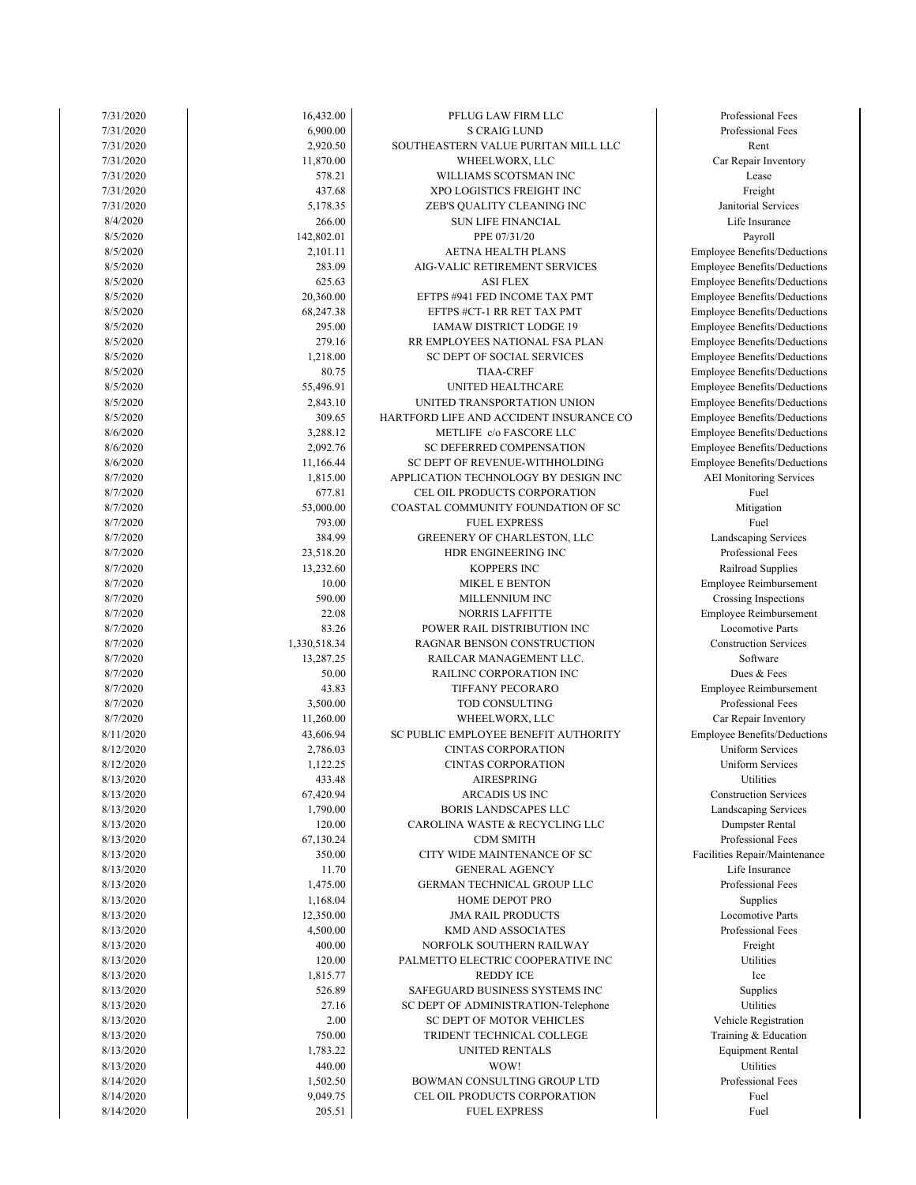| | | | |
|---|---|---|---|
| 7/31/2020 | 16,432.00 | PFLUG LAW FIRM LLC | Professional Fees |
| 7/31/2020 | 6,900.00 | S CRAIG LUND | Professional Fees |
| 7/31/2020 | 2,920.50 | SOUTHEASTERN VALUE PURITAN MILL LLC | Rent |
| 7/31/2020 | 11,870.00 | WHEELWORX, LLC | Car Repair Inventory |
| 7/31/2020 | 578.21 | WILLIAMS SCOTSMAN INC | Lease |
| 7/31/2020 | 437.68 | XPO LOGISTICS FREIGHT INC | Freight |
| 7/31/2020 | 5,178.35 | ZEB'S QUALITY CLEANING INC | Janitorial Services |
| 8/4/2020 | 266.00 | SUN LIFE FINANCIAL | Life Insurance |
| 8/5/2020 | 142,802.01 | PPE 07/31/20 | Payroll |
| 8/5/2020 | 2,101.11 | AETNA HEALTH PLANS | Employee Benefits/Deductions |
| 8/5/2020 | 283.09 | AIG-VALIC RETIREMENT SERVICES | Employee Benefits/Deductions |
| 8/5/2020 | 625.63 | ASI FLEX | Employee Benefits/Deductions |
| 8/5/2020 | 20,360.00 | EFTPS #941 FED INCOME TAX PMT | Employee Benefits/Deductions |
| 8/5/2020 | 68,247.38 | EFTPS #CT-1 RR RET TAX PMT | Employee Benefits/Deductions |
| 8/5/2020 | 295.00 | IAMAW DISTRICT LODGE 19 | Employee Benefits/Deductions |
| 8/5/2020 | 279.16 | RR EMPLOYEES NATIONAL FSA PLAN | Employee Benefits/Deductions |
| 8/5/2020 | 1,218.00 | SC DEPT OF SOCIAL SERVICES | Employee Benefits/Deductions |
| 8/5/2020 | 80.75 | TIAA-CREF | Employee Benefits/Deductions |
| 8/5/2020 | 55,496.91 | UNITED HEALTHCARE | Employee Benefits/Deductions |
| 8/5/2020 | 2,843.10 | UNITED TRANSPORTATION UNION | Employee Benefits/Deductions |
| 8/5/2020 | 309.65 | HARTFORD LIFE AND ACCIDENT INSURANCE CO | Employee Benefits/Deductions |
| 8/6/2020 | 3,288.12 | METLIFE c/o FASCORE LLC | Employee Benefits/Deductions |
| 8/6/2020 | 2,092.76 | SC DEFERRED COMPENSATION | Employee Benefits/Deductions |
| 8/6/2020 | 11,166.44 | SC DEPT OF REVENUE-WITHHOLDING | Employee Benefits/Deductions |
| 8/7/2020 | 1,815.00 | APPLICATION TECHNOLOGY BY DESIGN INC | AEI Monitoring Services |
| 8/7/2020 | 677.81 | CEL OIL PRODUCTS CORPORATION | Fuel |
| 8/7/2020 | 53,000.00 | COASTAL COMMUNITY FOUNDATION OF SC | Mitigation |
| 8/7/2020 | 793.00 | FUEL EXPRESS | Fuel |
| 8/7/2020 | 384.99 | GREENERY OF CHARLESTON, LLC | Landscaping Services |
| 8/7/2020 | 23,518.20 | HDR ENGINEERING INC | Professional Fees |
| 8/7/2020 | 13,232.60 | KOPPERS INC | Railroad Supplies |
| 8/7/2020 | 10.00 | MIKEL E BENTON | Employee Reimbursement |
| 8/7/2020 | 590.00 | MILLENNIUM INC | Crossing Inspections |
| 8/7/2020 | 22.08 | NORRIS LAFFITTE | Employee Reimbursement |
| 8/7/2020 | 83.26 | POWER RAIL DISTRIBUTION INC | Locomotive Parts |
| 8/7/2020 | 1,330,518.34 | RAGNAR BENSON CONSTRUCTION | Construction Services |
| 8/7/2020 | 13,287.25 | RAILCAR MANAGEMENT LLC. | Software |
| 8/7/2020 | 50.00 | RAILINC CORPORATION INC | Dues & Fees |
| 8/7/2020 | 43.83 | TIFFANY PECORARO | Employee Reimbursement |
| 8/7/2020 | 3,500.00 | TOD CONSULTING | Professional Fees |
| 8/7/2020 | 11,260.00 | WHEELWORX, LLC | Car Repair Inventory |
| 8/11/2020 | 43,606.94 | SC PUBLIC EMPLOYEE BENEFIT AUTHORITY | Employee Benefits/Deductions |
| 8/12/2020 | 2,786.03 | CINTAS CORPORATION | Uniform Services |
| 8/12/2020 | 1,122.25 | CINTAS CORPORATION | Uniform Services |
| 8/13/2020 | 433.48 | AIRESPRING | Utilities |
| 8/13/2020 | 67,420.94 | ARCADIS US INC | Construction Services |
| 8/13/2020 | 1,790.00 | BORIS LANDSCAPES LLC | Landscaping Services |
| 8/13/2020 | 120.00 | CAROLINA WASTE & RECYCLING LLC | Dumpster Rental |
| 8/13/2020 | 67,130.24 | CDM SMITH | Professional Fees |
| 8/13/2020 | 350.00 | CITY WIDE MAINTENANCE OF SC | Facilities Repair/Maintenance |
| 8/13/2020 | 11.70 | GENERAL AGENCY | Life Insurance |
| 8/13/2020 | 1,475.00 | GERMAN TECHNICAL GROUP LLC | Professional Fees |
| 8/13/2020 | 1,168.04 | HOME DEPOT PRO | Supplies |
| 8/13/2020 | 12,350.00 | JMA RAIL PRODUCTS | Locomotive Parts |
| 8/13/2020 | 4,500.00 | KMD AND ASSOCIATES | Professional Fees |
| 8/13/2020 | 400.00 | NORFOLK SOUTHERN RAILWAY | Freight |
| 8/13/2020 | 120.00 | PALMETTO ELECTRIC COOPERATIVE INC | Utilities |
| 8/13/2020 | 1,815.77 | REDDY ICE | Ice |
| 8/13/2020 | 526.89 | SAFEGUARD BUSINESS SYSTEMS INC | Supplies |
| 8/13/2020 | 27.16 | SC DEPT OF ADMINISTRATION-Telephone | Utilities |
| 8/13/2020 | 2.00 | SC DEPT OF MOTOR VEHICLES | Vehicle Registration |
| 8/13/2020 | 750.00 | TRIDENT TECHNICAL COLLEGE | Training & Education |
| 8/13/2020 | 1,783.22 | UNITED RENTALS | Equipment Rental |
| 8/13/2020 | 440.00 | WOW! | Utilities |
| 8/14/2020 | 1,502.50 | BOWMAN CONSULTING GROUP LTD | Professional Fees |
| 8/14/2020 | 9,049.75 | CEL OIL PRODUCTS CORPORATION | Fuel |
| 8/14/2020 | 205.51 | FUEL EXPRESS | Fuel |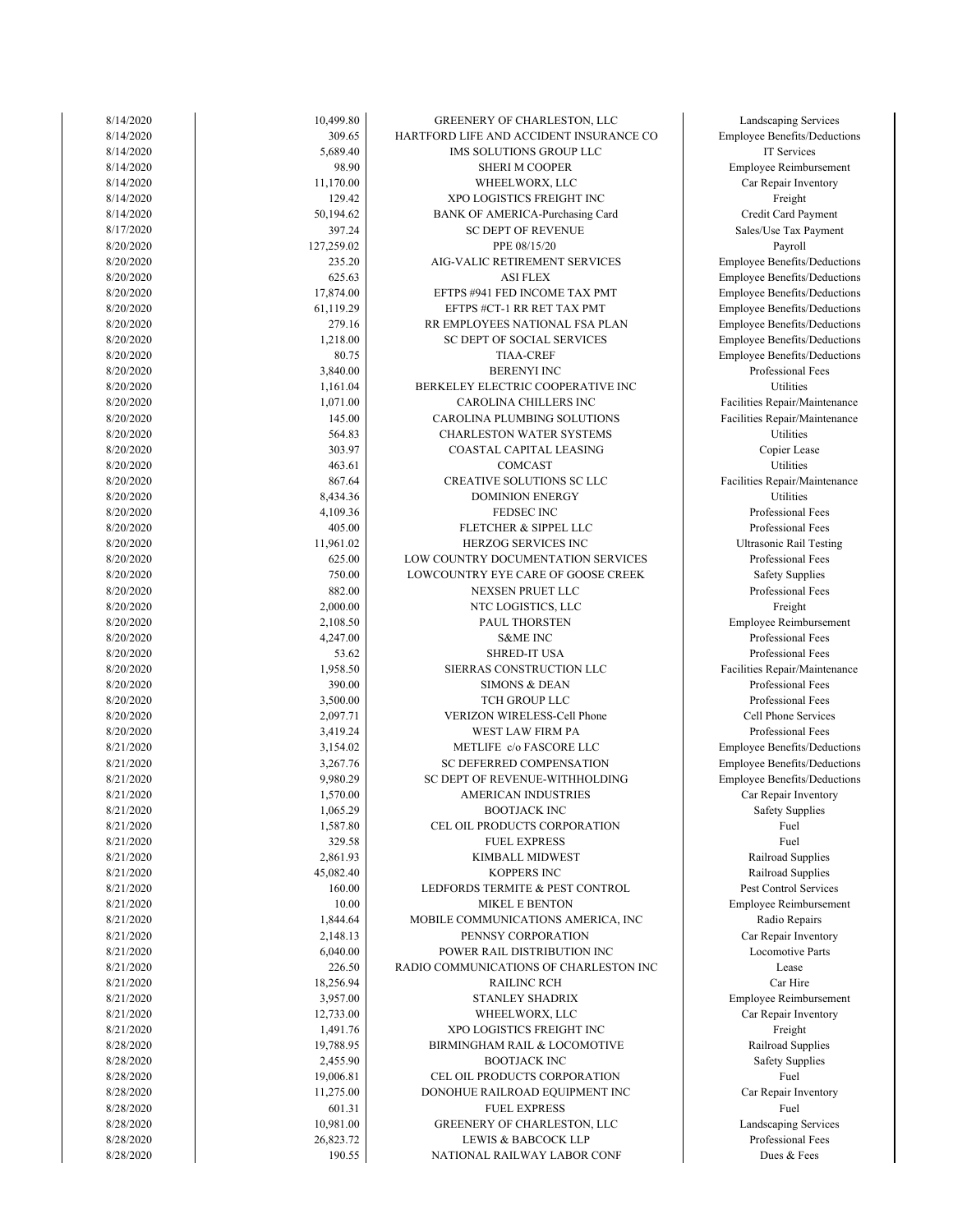| | | | |
|---|---|---|---|
| 8/14/2020 | 10,499.80 | GREENERY OF CHARLESTON, LLC | Landscaping Services |
| 8/14/2020 | 309.65 | HARTFORD LIFE AND ACCIDENT INSURANCE CO | Employee Benefits/Deductions |
| 8/14/2020 | 5,689.40 | IMS SOLUTIONS GROUP LLC | IT Services |
| 8/14/2020 | 98.90 | SHERI M COOPER | Employee Reimbursement |
| 8/14/2020 | 11,170.00 | WHEELWORX, LLC | Car Repair Inventory |
| 8/14/2020 | 129.42 | XPO LOGISTICS FREIGHT INC | Freight |
| 8/14/2020 | 50,194.62 | BANK OF AMERICA-Purchasing Card | Credit Card Payment |
| 8/17/2020 | 397.24 | SC DEPT OF REVENUE | Sales/Use Tax Payment |
| 8/20/2020 | 127,259.02 | PPE 08/15/20 | Payroll |
| 8/20/2020 | 235.20 | AIG-VALIC RETIREMENT SERVICES | Employee Benefits/Deductions |
| 8/20/2020 | 625.63 | ASI FLEX | Employee Benefits/Deductions |
| 8/20/2020 | 17,874.00 | EFTPS #941 FED INCOME TAX PMT | Employee Benefits/Deductions |
| 8/20/2020 | 61,119.29 | EFTPS #CT-1 RR RET TAX PMT | Employee Benefits/Deductions |
| 8/20/2020 | 279.16 | RR EMPLOYEES NATIONAL FSA PLAN | Employee Benefits/Deductions |
| 8/20/2020 | 1,218.00 | SC DEPT OF SOCIAL SERVICES | Employee Benefits/Deductions |
| 8/20/2020 | 80.75 | TIAA-CREF | Employee Benefits/Deductions |
| 8/20/2020 | 3,840.00 | BERENYI INC | Professional Fees |
| 8/20/2020 | 1,161.04 | BERKELEY ELECTRIC COOPERATIVE INC | Utilities |
| 8/20/2020 | 1,071.00 | CAROLINA CHILLERS INC | Facilities Repair/Maintenance |
| 8/20/2020 | 145.00 | CAROLINA PLUMBING SOLUTIONS | Facilities Repair/Maintenance |
| 8/20/2020 | 564.83 | CHARLESTON WATER SYSTEMS | Utilities |
| 8/20/2020 | 303.97 | COASTAL CAPITAL LEASING | Copier Lease |
| 8/20/2020 | 463.61 | COMCAST | Utilities |
| 8/20/2020 | 867.64 | CREATIVE SOLUTIONS SC LLC | Facilities Repair/Maintenance |
| 8/20/2020 | 8,434.36 | DOMINION ENERGY | Utilities |
| 8/20/2020 | 4,109.36 | FEDSEC INC | Professional Fees |
| 8/20/2020 | 405.00 | FLETCHER & SIPPEL LLC | Professional Fees |
| 8/20/2020 | 11,961.02 | HERZOG SERVICES INC | Ultrasonic Rail Testing |
| 8/20/2020 | 625.00 | LOW COUNTRY DOCUMENTATION SERVICES | Professional Fees |
| 8/20/2020 | 750.00 | LOWCOUNTRY EYE CARE OF GOOSE CREEK | Safety Supplies |
| 8/20/2020 | 882.00 | NEXSEN PRUET LLC | Professional Fees |
| 8/20/2020 | 2,000.00 | NTC LOGISTICS, LLC | Freight |
| 8/20/2020 | 2,108.50 | PAUL THORSTEN | Employee Reimbursement |
| 8/20/2020 | 4,247.00 | S&ME INC | Professional Fees |
| 8/20/2020 | 53.62 | SHRED-IT USA | Professional Fees |
| 8/20/2020 | 1,958.50 | SIERRAS CONSTRUCTION LLC | Facilities Repair/Maintenance |
| 8/20/2020 | 390.00 | SIMONS & DEAN | Professional Fees |
| 8/20/2020 | 3,500.00 | TCH GROUP LLC | Professional Fees |
| 8/20/2020 | 2,097.71 | VERIZON WIRELESS-Cell Phone | Cell Phone Services |
| 8/20/2020 | 3,419.24 | WEST LAW FIRM PA | Professional Fees |
| 8/21/2020 | 3,154.02 | METLIFE c/o FASCORE LLC | Employee Benefits/Deductions |
| 8/21/2020 | 3,267.76 | SC DEFERRED COMPENSATION | Employee Benefits/Deductions |
| 8/21/2020 | 9,980.29 | SC DEPT OF REVENUE-WITHHOLDING | Employee Benefits/Deductions |
| 8/21/2020 | 1,570.00 | AMERICAN INDUSTRIES | Car Repair Inventory |
| 8/21/2020 | 1,065.29 | BOOTJACK INC | Safety Supplies |
| 8/21/2020 | 1,587.80 | CEL OIL PRODUCTS CORPORATION | Fuel |
| 8/21/2020 | 329.58 | FUEL EXPRESS | Fuel |
| 8/21/2020 | 2,861.93 | KIMBALL MIDWEST | Railroad Supplies |
| 8/21/2020 | 45,082.40 | KOPPERS INC | Railroad Supplies |
| 8/21/2020 | 160.00 | LEDFORDS TERMITE & PEST CONTROL | Pest Control Services |
| 8/21/2020 | 10.00 | MIKEL E BENTON | Employee Reimbursement |
| 8/21/2020 | 1,844.64 | MOBILE COMMUNICATIONS AMERICA, INC | Radio Repairs |
| 8/21/2020 | 2,148.13 | PENNSY CORPORATION | Car Repair Inventory |
| 8/21/2020 | 6,040.00 | POWER RAIL DISTRIBUTION INC | Locomotive Parts |
| 8/21/2020 | 226.50 | RADIO COMMUNICATIONS OF CHARLESTON INC | Lease |
| 8/21/2020 | 18,256.94 | RAILINC RCH | Car Hire |
| 8/21/2020 | 3,957.00 | STANLEY SHADRIX | Employee Reimbursement |
| 8/21/2020 | 12,733.00 | WHEELWORX, LLC | Car Repair Inventory |
| 8/21/2020 | 1,491.76 | XPO LOGISTICS FREIGHT INC | Freight |
| 8/28/2020 | 19,788.95 | BIRMINGHAM RAIL & LOCOMOTIVE | Railroad Supplies |
| 8/28/2020 | 2,455.90 | BOOTJACK INC | Safety Supplies |
| 8/28/2020 | 19,006.81 | CEL OIL PRODUCTS CORPORATION | Fuel |
| 8/28/2020 | 11,275.00 | DONOHUE RAILROAD EQUIPMENT INC | Car Repair Inventory |
| 8/28/2020 | 601.31 | FUEL EXPRESS | Fuel |
| 8/28/2020 | 10,981.00 | GREENERY OF CHARLESTON, LLC | Landscaping Services |
| 8/28/2020 | 26,823.72 | LEWIS & BABCOCK LLP | Professional Fees |
| 8/28/2020 | 190.55 | NATIONAL RAILWAY LABOR CONF | Dues & Fees |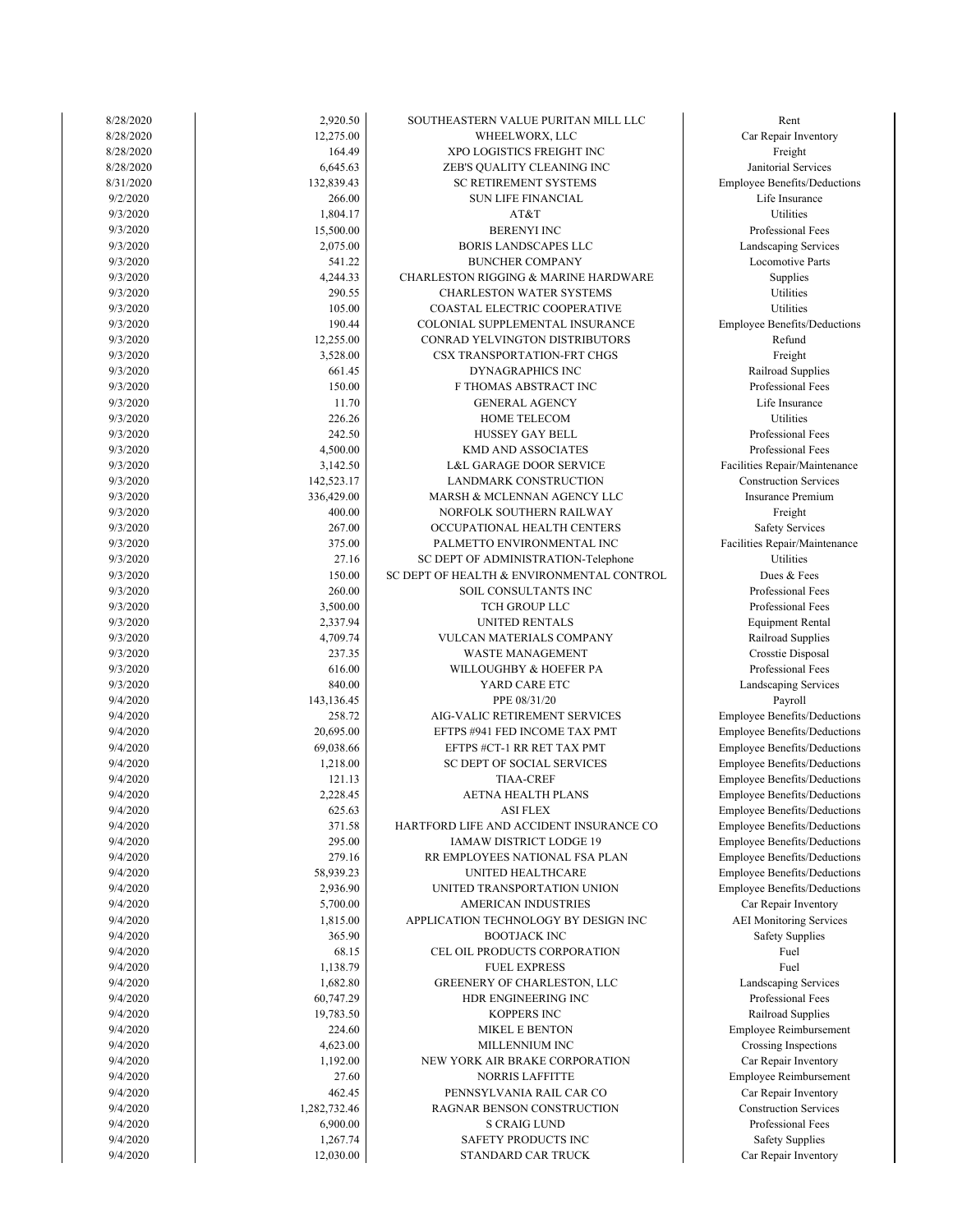| | | | |
|---|---|---|---|
| 8/28/2020 | 2,920.50 | SOUTHEASTERN VALUE PURITAN MILL LLC | Rent |
| 8/28/2020 | 12,275.00 | WHEELWORX, LLC | Car Repair Inventory |
| 8/28/2020 | 164.49 | XPO LOGISTICS FREIGHT INC | Freight |
| 8/28/2020 | 6,645.63 | ZEB'S QUALITY CLEANING INC | Janitorial Services |
| 8/31/2020 | 132,839.43 | SC RETIREMENT SYSTEMS | Employee Benefits/Deductions |
| 9/2/2020 | 266.00 | SUN LIFE FINANCIAL | Life Insurance |
| 9/3/2020 | 1,804.17 | AT&T | Utilities |
| 9/3/2020 | 15,500.00 | BERENYI INC | Professional Fees |
| 9/3/2020 | 2,075.00 | BORIS LANDSCAPES LLC | Landscaping Services |
| 9/3/2020 | 541.22 | BUNCHER COMPANY | Locomotive Parts |
| 9/3/2020 | 4,244.33 | CHARLESTON RIGGING & MARINE HARDWARE | Supplies |
| 9/3/2020 | 290.55 | CHARLESTON WATER SYSTEMS | Utilities |
| 9/3/2020 | 105.00 | COASTAL ELECTRIC COOPERATIVE | Utilities |
| 9/3/2020 | 190.44 | COLONIAL SUPPLEMENTAL INSURANCE | Employee Benefits/Deductions |
| 9/3/2020 | 12,255.00 | CONRAD YELVINGTON DISTRIBUTORS | Refund |
| 9/3/2020 | 3,528.00 | CSX TRANSPORTATION-FRT CHGS | Freight |
| 9/3/2020 | 661.45 | DYNAGRAPHICS INC | Railroad Supplies |
| 9/3/2020 | 150.00 | F THOMAS ABSTRACT INC | Professional Fees |
| 9/3/2020 | 11.70 | GENERAL AGENCY | Life Insurance |
| 9/3/2020 | 226.26 | HOME TELECOM | Utilities |
| 9/3/2020 | 242.50 | HUSSEY GAY BELL | Professional Fees |
| 9/3/2020 | 4,500.00 | KMD AND ASSOCIATES | Professional Fees |
| 9/3/2020 | 3,142.50 | L&L GARAGE DOOR SERVICE | Facilities Repair/Maintenance |
| 9/3/2020 | 142,523.17 | LANDMARK CONSTRUCTION | Construction Services |
| 9/3/2020 | 336,429.00 | MARSH & MCLENNAN AGENCY LLC | Insurance Premium |
| 9/3/2020 | 400.00 | NORFOLK SOUTHERN RAILWAY | Freight |
| 9/3/2020 | 267.00 | OCCUPATIONAL HEALTH CENTERS | Safety Services |
| 9/3/2020 | 375.00 | PALMETTO ENVIRONMENTAL INC | Facilities Repair/Maintenance |
| 9/3/2020 | 27.16 | SC DEPT OF ADMINISTRATION-Telephone | Utilities |
| 9/3/2020 | 150.00 | SC DEPT OF HEALTH & ENVIRONMENTAL CONTROL | Dues & Fees |
| 9/3/2020 | 260.00 | SOIL CONSULTANTS INC | Professional Fees |
| 9/3/2020 | 3,500.00 | TCH GROUP LLC | Professional Fees |
| 9/3/2020 | 2,337.94 | UNITED RENTALS | Equipment Rental |
| 9/3/2020 | 4,709.74 | VULCAN MATERIALS COMPANY | Railroad Supplies |
| 9/3/2020 | 237.35 | WASTE MANAGEMENT | Crosstie Disposal |
| 9/3/2020 | 616.00 | WILLOUGHBY & HOEFER PA | Professional Fees |
| 9/3/2020 | 840.00 | YARD CARE ETC | Landscaping Services |
| 9/4/2020 | 143,136.45 | PPE 08/31/20 | Payroll |
| 9/4/2020 | 258.72 | AIG-VALIC RETIREMENT SERVICES | Employee Benefits/Deductions |
| 9/4/2020 | 20,695.00 | EFTPS #941 FED INCOME TAX PMT | Employee Benefits/Deductions |
| 9/4/2020 | 69,038.66 | EFTPS #CT-1 RR RET TAX PMT | Employee Benefits/Deductions |
| 9/4/2020 | 1,218.00 | SC DEPT OF SOCIAL SERVICES | Employee Benefits/Deductions |
| 9/4/2020 | 121.13 | TIAA-CREF | Employee Benefits/Deductions |
| 9/4/2020 | 2,228.45 | AETNA HEALTH PLANS | Employee Benefits/Deductions |
| 9/4/2020 | 625.63 | ASI FLEX | Employee Benefits/Deductions |
| 9/4/2020 | 371.58 | HARTFORD LIFE AND ACCIDENT INSURANCE CO | Employee Benefits/Deductions |
| 9/4/2020 | 295.00 | IAMAW DISTRICT LODGE 19 | Employee Benefits/Deductions |
| 9/4/2020 | 279.16 | RR EMPLOYEES NATIONAL FSA PLAN | Employee Benefits/Deductions |
| 9/4/2020 | 58,939.23 | UNITED HEALTHCARE | Employee Benefits/Deductions |
| 9/4/2020 | 2,936.90 | UNITED TRANSPORTATION UNION | Employee Benefits/Deductions |
| 9/4/2020 | 5,700.00 | AMERICAN INDUSTRIES | Car Repair Inventory |
| 9/4/2020 | 1,815.00 | APPLICATION TECHNOLOGY BY DESIGN INC | AEI Monitoring Services |
| 9/4/2020 | 365.90 | BOOTJACK INC | Safety Supplies |
| 9/4/2020 | 68.15 | CEL OIL PRODUCTS CORPORATION | Fuel |
| 9/4/2020 | 1,138.79 | FUEL EXPRESS | Fuel |
| 9/4/2020 | 1,682.80 | GREENERY OF CHARLESTON, LLC | Landscaping Services |
| 9/4/2020 | 60,747.29 | HDR ENGINEERING INC | Professional Fees |
| 9/4/2020 | 19,783.50 | KOPPERS INC | Railroad Supplies |
| 9/4/2020 | 224.60 | MIKEL E BENTON | Employee Reimbursement |
| 9/4/2020 | 4,623.00 | MILLENNIUM INC | Crossing Inspections |
| 9/4/2020 | 1,192.00 | NEW YORK AIR BRAKE CORPORATION | Car Repair Inventory |
| 9/4/2020 | 27.60 | NORRIS LAFFITTE | Employee Reimbursement |
| 9/4/2020 | 462.45 | PENNSYLVANIA RAIL CAR CO | Car Repair Inventory |
| 9/4/2020 | 1,282,732.46 | RAGNAR BENSON CONSTRUCTION | Construction Services |
| 9/4/2020 | 6,900.00 | S CRAIG LUND | Professional Fees |
| 9/4/2020 | 1,267.74 | SAFETY PRODUCTS INC | Safety Supplies |
| 9/4/2020 | 12,030.00 | STANDARD CAR TRUCK | Car Repair Inventory |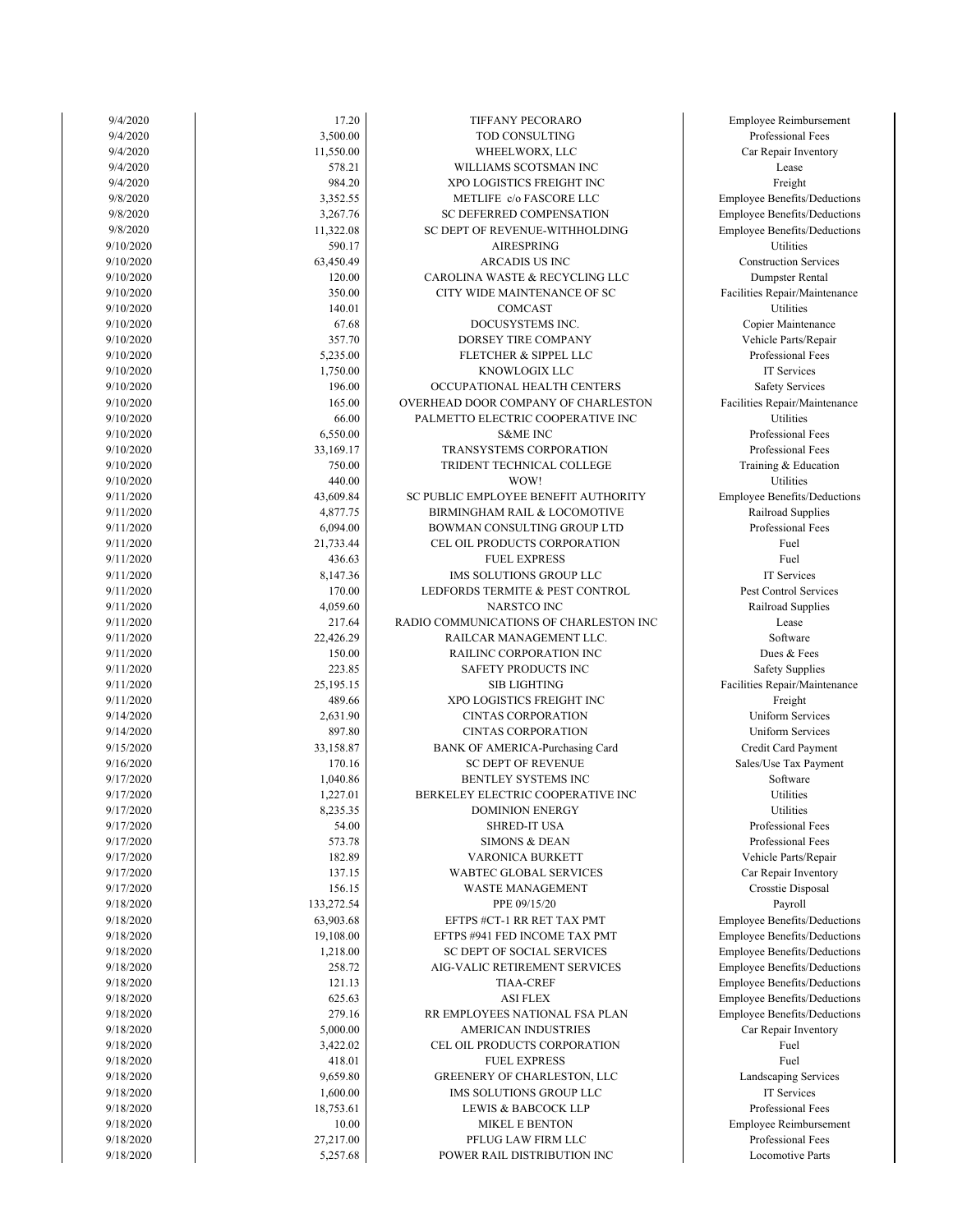| | | | |
|---|---|---|---|
| 9/4/2020 | 17.20 | TIFFANY PECORARO | Employee Reimbursement |
| 9/4/2020 | 3,500.00 | TOD CONSULTING | Professional Fees |
| 9/4/2020 | 11,550.00 | WHEELWORX, LLC | Car Repair Inventory |
| 9/4/2020 | 578.21 | WILLIAMS SCOTSMAN INC | Lease |
| 9/4/2020 | 984.20 | XPO LOGISTICS FREIGHT INC | Freight |
| 9/8/2020 | 3,352.55 | METLIFE c/o FASCORE LLC | Employee Benefits/Deductions |
| 9/8/2020 | 3,267.76 | SC DEFERRED COMPENSATION | Employee Benefits/Deductions |
| 9/8/2020 | 11,322.08 | SC DEPT OF REVENUE-WITHHOLDING | Employee Benefits/Deductions |
| 9/10/2020 | 590.17 | AIRESPRING | Utilities |
| 9/10/2020 | 63,450.49 | ARCADIS US INC | Construction Services |
| 9/10/2020 | 120.00 | CAROLINA WASTE & RECYCLING LLC | Dumpster Rental |
| 9/10/2020 | 350.00 | CITY WIDE MAINTENANCE OF SC | Facilities Repair/Maintenance |
| 9/10/2020 | 140.01 | COMCAST | Utilities |
| 9/10/2020 | 67.68 | DOCUSYSTEMS INC. | Copier Maintenance |
| 9/10/2020 | 357.70 | DORSEY TIRE COMPANY | Vehicle Parts/Repair |
| 9/10/2020 | 5,235.00 | FLETCHER & SIPPEL LLC | Professional Fees |
| 9/10/2020 | 1,750.00 | KNOWLOGIX LLC | IT Services |
| 9/10/2020 | 196.00 | OCCUPATIONAL HEALTH CENTERS | Safety Services |
| 9/10/2020 | 165.00 | OVERHEAD DOOR COMPANY OF CHARLESTON | Facilities Repair/Maintenance |
| 9/10/2020 | 66.00 | PALMETTO ELECTRIC COOPERATIVE INC | Utilities |
| 9/10/2020 | 6,550.00 | S&ME INC | Professional Fees |
| 9/10/2020 | 33,169.17 | TRANSYSTEMS CORPORATION | Professional Fees |
| 9/10/2020 | 750.00 | TRIDENT TECHNICAL COLLEGE | Training & Education |
| 9/10/2020 | 440.00 | WOW! | Utilities |
| 9/11/2020 | 43,609.84 | SC PUBLIC EMPLOYEE BENEFIT AUTHORITY | Employee Benefits/Deductions |
| 9/11/2020 | 4,877.75 | BIRMINGHAM RAIL & LOCOMOTIVE | Railroad Supplies |
| 9/11/2020 | 6,094.00 | BOWMAN CONSULTING GROUP LTD | Professional Fees |
| 9/11/2020 | 21,733.44 | CEL OIL PRODUCTS CORPORATION | Fuel |
| 9/11/2020 | 436.63 | FUEL EXPRESS | Fuel |
| 9/11/2020 | 8,147.36 | IMS SOLUTIONS GROUP LLC | IT Services |
| 9/11/2020 | 170.00 | LEDFORDS TERMITE & PEST CONTROL | Pest Control Services |
| 9/11/2020 | 4,059.60 | NARSTCO INC | Railroad Supplies |
| 9/11/2020 | 217.64 | RADIO COMMUNICATIONS OF CHARLESTON INC | Lease |
| 9/11/2020 | 22,426.29 | RAILCAR MANAGEMENT LLC. | Software |
| 9/11/2020 | 150.00 | RAILINC CORPORATION INC | Dues & Fees |
| 9/11/2020 | 223.85 | SAFETY PRODUCTS INC | Safety Supplies |
| 9/11/2020 | 25,195.15 | SIB LIGHTING | Facilities Repair/Maintenance |
| 9/11/2020 | 489.66 | XPO LOGISTICS FREIGHT INC | Freight |
| 9/14/2020 | 2,631.90 | CINTAS CORPORATION | Uniform Services |
| 9/14/2020 | 897.80 | CINTAS CORPORATION | Uniform Services |
| 9/15/2020 | 33,158.87 | BANK OF AMERICA-Purchasing Card | Credit Card Payment |
| 9/16/2020 | 170.16 | SC DEPT OF REVENUE | Sales/Use Tax Payment |
| 9/17/2020 | 1,040.86 | BENTLEY SYSTEMS INC | Software |
| 9/17/2020 | 1,227.01 | BERKELEY ELECTRIC COOPERATIVE INC | Utilities |
| 9/17/2020 | 8,235.35 | DOMINION ENERGY | Utilities |
| 9/17/2020 | 54.00 | SHRED-IT USA | Professional Fees |
| 9/17/2020 | 573.78 | SIMONS & DEAN | Professional Fees |
| 9/17/2020 | 182.89 | VARONICA BURKETT | Vehicle Parts/Repair |
| 9/17/2020 | 137.15 | WABTEC GLOBAL SERVICES | Car Repair Inventory |
| 9/17/2020 | 156.15 | WASTE MANAGEMENT | Crosstie Disposal |
| 9/18/2020 | 133,272.54 | PPE 09/15/20 | Payroll |
| 9/18/2020 | 63,903.68 | EFTPS #CT-1 RR RET TAX PMT | Employee Benefits/Deductions |
| 9/18/2020 | 19,108.00 | EFTPS #941 FED INCOME TAX PMT | Employee Benefits/Deductions |
| 9/18/2020 | 1,218.00 | SC DEPT OF SOCIAL SERVICES | Employee Benefits/Deductions |
| 9/18/2020 | 258.72 | AIG-VALIC RETIREMENT SERVICES | Employee Benefits/Deductions |
| 9/18/2020 | 121.13 | TIAA-CREF | Employee Benefits/Deductions |
| 9/18/2020 | 625.63 | ASI FLEX | Employee Benefits/Deductions |
| 9/18/2020 | 279.16 | RR EMPLOYEES NATIONAL FSA PLAN | Employee Benefits/Deductions |
| 9/18/2020 | 5,000.00 | AMERICAN INDUSTRIES | Car Repair Inventory |
| 9/18/2020 | 3,422.02 | CEL OIL PRODUCTS CORPORATION | Fuel |
| 9/18/2020 | 418.01 | FUEL EXPRESS | Fuel |
| 9/18/2020 | 9,659.80 | GREENERY OF CHARLESTON, LLC | Landscaping Services |
| 9/18/2020 | 1,600.00 | IMS SOLUTIONS GROUP LLC | IT Services |
| 9/18/2020 | 18,753.61 | LEWIS & BABCOCK LLP | Professional Fees |
| 9/18/2020 | 10.00 | MIKEL E BENTON | Employee Reimbursement |
| 9/18/2020 | 27,217.00 | PFLUG LAW FIRM LLC | Professional Fees |
| 9/18/2020 | 5,257.68 | POWER RAIL DISTRIBUTION INC | Locomotive Parts |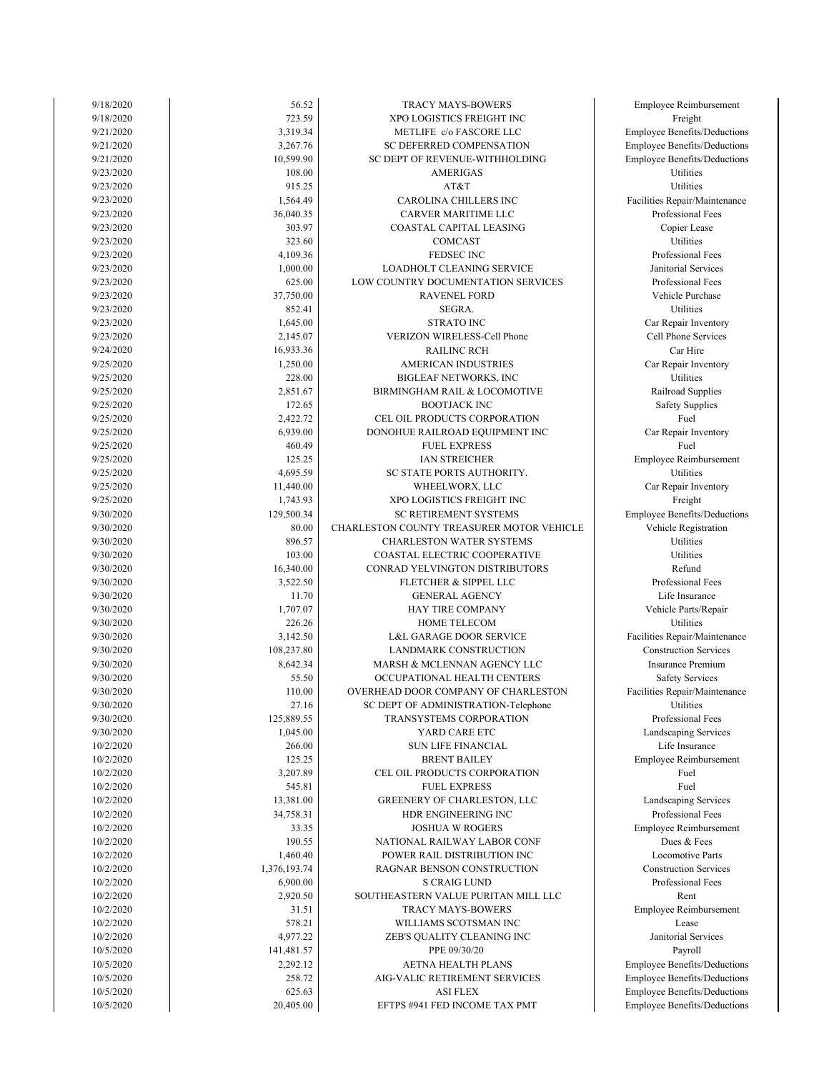| | | | |
|---|---|---|---|
| 9/18/2020 | 56.52 | TRACY MAYS-BOWERS | Employee Reimbursement |
| 9/18/2020 | 723.59 | XPO LOGISTICS FREIGHT INC | Freight |
| 9/21/2020 | 3,319.34 | METLIFE c/o FASCORE LLC | Employee Benefits/Deductions |
| 9/21/2020 | 3,267.76 | SC DEFERRED COMPENSATION | Employee Benefits/Deductions |
| 9/21/2020 | 10,599.90 | SC DEPT OF REVENUE-WITHHOLDING | Employee Benefits/Deductions |
| 9/23/2020 | 108.00 | AMERIGAS | Utilities |
| 9/23/2020 | 915.25 | AT&T | Utilities |
| 9/23/2020 | 1,564.49 | CAROLINA CHILLERS INC | Facilities Repair/Maintenance |
| 9/23/2020 | 36,040.35 | CARVER MARITIME LLC | Professional Fees |
| 9/23/2020 | 303.97 | COASTAL CAPITAL LEASING | Copier Lease |
| 9/23/2020 | 323.60 | COMCAST | Utilities |
| 9/23/2020 | 4,109.36 | FEDSEC INC | Professional Fees |
| 9/23/2020 | 1,000.00 | LOADHOLT CLEANING SERVICE | Janitorial Services |
| 9/23/2020 | 625.00 | LOW COUNTRY DOCUMENTATION SERVICES | Professional Fees |
| 9/23/2020 | 37,750.00 | RAVENEL FORD | Vehicle Purchase |
| 9/23/2020 | 852.41 | SEGRA. | Utilities |
| 9/23/2020 | 1,645.00 | STRATO INC | Car Repair Inventory |
| 9/23/2020 | 2,145.07 | VERIZON WIRELESS-Cell Phone | Cell Phone Services |
| 9/24/2020 | 16,933.36 | RAILINC RCH | Car Hire |
| 9/25/2020 | 1,250.00 | AMERICAN INDUSTRIES | Car Repair Inventory |
| 9/25/2020 | 228.00 | BIGLEAF NETWORKS, INC | Utilities |
| 9/25/2020 | 2,851.67 | BIRMINGHAM RAIL & LOCOMOTIVE | Railroad Supplies |
| 9/25/2020 | 172.65 | BOOTJACK INC | Safety Supplies |
| 9/25/2020 | 2,422.72 | CEL OIL PRODUCTS CORPORATION | Fuel |
| 9/25/2020 | 6,939.00 | DONOHUE RAILROAD EQUIPMENT INC | Car Repair Inventory |
| 9/25/2020 | 460.49 | FUEL EXPRESS | Fuel |
| 9/25/2020 | 125.25 | IAN STREICHER | Employee Reimbursement |
| 9/25/2020 | 4,695.59 | SC STATE PORTS AUTHORITY. | Utilities |
| 9/25/2020 | 11,440.00 | WHEELWORX, LLC | Car Repair Inventory |
| 9/25/2020 | 1,743.93 | XPO LOGISTICS FREIGHT INC | Freight |
| 9/30/2020 | 129,500.34 | SC RETIREMENT SYSTEMS | Employee Benefits/Deductions |
| 9/30/2020 | 80.00 | CHARLESTON COUNTY TREASURER MOTOR VEHICLE | Vehicle Registration |
| 9/30/2020 | 896.57 | CHARLESTON WATER SYSTEMS | Utilities |
| 9/30/2020 | 103.00 | COASTAL ELECTRIC COOPERATIVE | Utilities |
| 9/30/2020 | 16,340.00 | CONRAD YELVINGTON DISTRIBUTORS | Refund |
| 9/30/2020 | 3,522.50 | FLETCHER & SIPPEL LLC | Professional Fees |
| 9/30/2020 | 11.70 | GENERAL AGENCY | Life Insurance |
| 9/30/2020 | 1,707.07 | HAY TIRE COMPANY | Vehicle Parts/Repair |
| 9/30/2020 | 226.26 | HOME TELECOM | Utilities |
| 9/30/2020 | 3,142.50 | L&L GARAGE DOOR SERVICE | Facilities Repair/Maintenance |
| 9/30/2020 | 108,237.80 | LANDMARK CONSTRUCTION | Construction Services |
| 9/30/2020 | 8,642.34 | MARSH & MCLENNAN AGENCY LLC | Insurance Premium |
| 9/30/2020 | 55.50 | OCCUPATIONAL HEALTH CENTERS | Safety Services |
| 9/30/2020 | 110.00 | OVERHEAD DOOR COMPANY OF CHARLESTON | Facilities Repair/Maintenance |
| 9/30/2020 | 27.16 | SC DEPT OF ADMINISTRATION-Telephone | Utilities |
| 9/30/2020 | 125,889.55 | TRANSYSTEMS CORPORATION | Professional Fees |
| 9/30/2020 | 1,045.00 | YARD CARE ETC | Landscaping Services |
| 10/2/2020 | 266.00 | SUN LIFE FINANCIAL | Life Insurance |
| 10/2/2020 | 125.25 | BRENT BAILEY | Employee Reimbursement |
| 10/2/2020 | 3,207.89 | CEL OIL PRODUCTS CORPORATION | Fuel |
| 10/2/2020 | 545.81 | FUEL EXPRESS | Fuel |
| 10/2/2020 | 13,381.00 | GREENERY OF CHARLESTON, LLC | Landscaping Services |
| 10/2/2020 | 34,758.31 | HDR ENGINEERING INC | Professional Fees |
| 10/2/2020 | 33.35 | JOSHUA W ROGERS | Employee Reimbursement |
| 10/2/2020 | 190.55 | NATIONAL RAILWAY LABOR CONF | Dues & Fees |
| 10/2/2020 | 1,460.40 | POWER RAIL DISTRIBUTION INC | Locomotive Parts |
| 10/2/2020 | 1,376,193.74 | RAGNAR BENSON CONSTRUCTION | Construction Services |
| 10/2/2020 | 6,900.00 | S CRAIG LUND | Professional Fees |
| 10/2/2020 | 2,920.50 | SOUTHEASTERN VALUE PURITAN MILL LLC | Rent |
| 10/2/2020 | 31.51 | TRACY MAYS-BOWERS | Employee Reimbursement |
| 10/2/2020 | 578.21 | WILLIAMS SCOTSMAN INC | Lease |
| 10/2/2020 | 4,977.22 | ZEB'S QUALITY CLEANING INC | Janitorial Services |
| 10/5/2020 | 141,481.57 | PPE 09/30/20 | Payroll |
| 10/5/2020 | 2,292.12 | AETNA HEALTH PLANS | Employee Benefits/Deductions |
| 10/5/2020 | 258.72 | AIG-VALIC RETIREMENT SERVICES | Employee Benefits/Deductions |
| 10/5/2020 | 625.63 | ASI FLEX | Employee Benefits/Deductions |
| 10/5/2020 | 20,405.00 | EFTPS #941 FED INCOME TAX PMT | Employee Benefits/Deductions |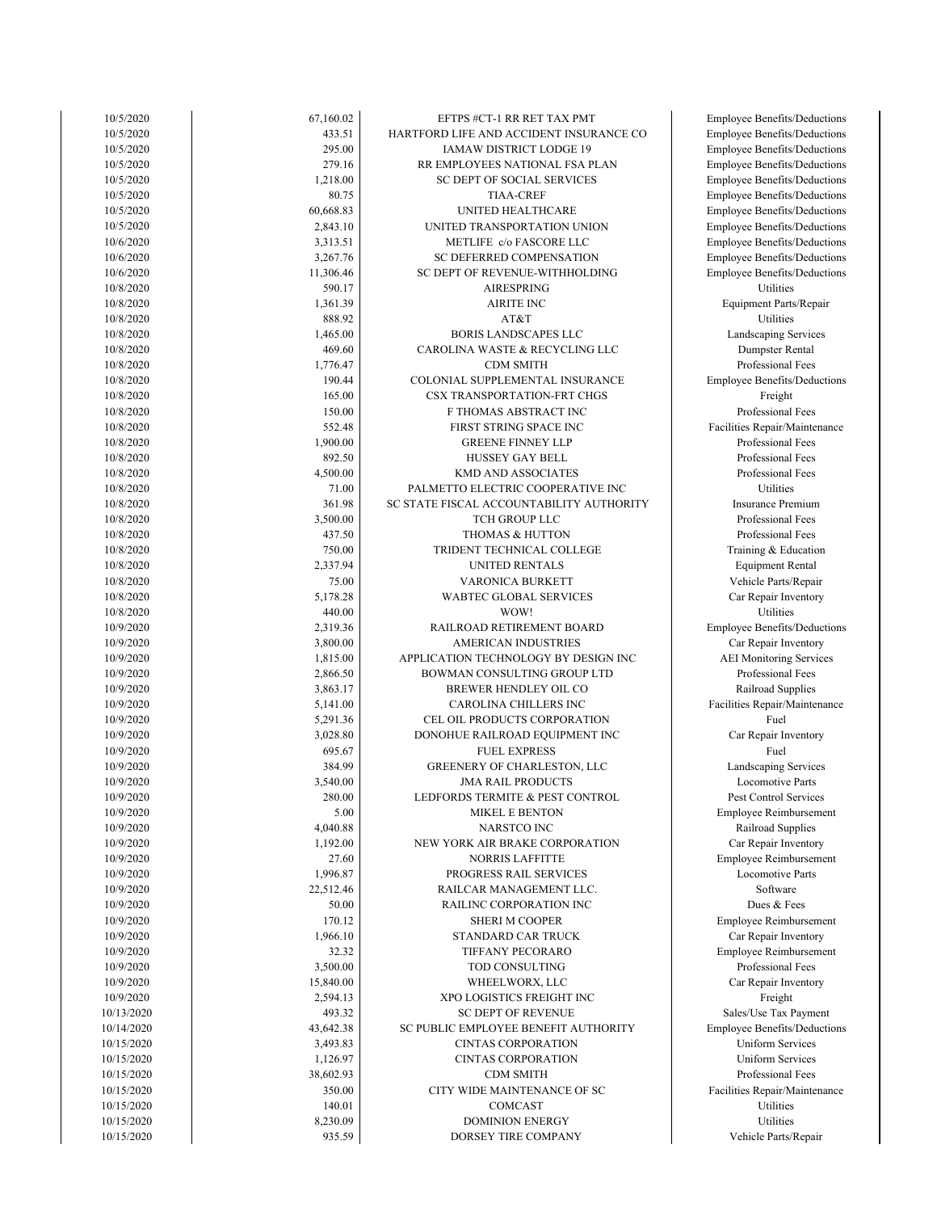| | | | |
|---|---|---|---|
| 10/5/2020 | 67,160.02 | EFTPS #CT-1 RR RET TAX PMT | Employee Benefits/Deductions |
| 10/5/2020 | 433.51 | HARTFORD LIFE AND ACCIDENT INSURANCE CO | Employee Benefits/Deductions |
| 10/5/2020 | 295.00 | IAMAW DISTRICT LODGE 19 | Employee Benefits/Deductions |
| 10/5/2020 | 279.16 | RR EMPLOYEES NATIONAL FSA PLAN | Employee Benefits/Deductions |
| 10/5/2020 | 1,218.00 | SC DEPT OF SOCIAL SERVICES | Employee Benefits/Deductions |
| 10/5/2020 | 80.75 | TIAA-CREF | Employee Benefits/Deductions |
| 10/5/2020 | 60,668.83 | UNITED HEALTHCARE | Employee Benefits/Deductions |
| 10/5/2020 | 2,843.10 | UNITED TRANSPORTATION UNION | Employee Benefits/Deductions |
| 10/6/2020 | 3,313.51 | METLIFE c/o FASCORE LLC | Employee Benefits/Deductions |
| 10/6/2020 | 3,267.76 | SC DEFERRED COMPENSATION | Employee Benefits/Deductions |
| 10/6/2020 | 11,306.46 | SC DEPT OF REVENUE-WITHHOLDING | Employee Benefits/Deductions |
| 10/8/2020 | 590.17 | AIRESPRING | Utilities |
| 10/8/2020 | 1,361.39 | AIRITE INC | Equipment Parts/Repair |
| 10/8/2020 | 888.92 | AT&T | Utilities |
| 10/8/2020 | 1,465.00 | BORIS LANDSCAPES LLC | Landscaping Services |
| 10/8/2020 | 469.60 | CAROLINA WASTE & RECYCLING LLC | Dumpster Rental |
| 10/8/2020 | 1,776.47 | CDM SMITH | Professional Fees |
| 10/8/2020 | 190.44 | COLONIAL SUPPLEMENTAL INSURANCE | Employee Benefits/Deductions |
| 10/8/2020 | 165.00 | CSX TRANSPORTATION-FRT CHGS | Freight |
| 10/8/2020 | 150.00 | F THOMAS ABSTRACT INC | Professional Fees |
| 10/8/2020 | 552.48 | FIRST STRING SPACE INC | Facilities Repair/Maintenance |
| 10/8/2020 | 1,900.00 | GREENE FINNEY LLP | Professional Fees |
| 10/8/2020 | 892.50 | HUSSEY GAY BELL | Professional Fees |
| 10/8/2020 | 4,500.00 | KMD AND ASSOCIATES | Professional Fees |
| 10/8/2020 | 71.00 | PALMETTO ELECTRIC COOPERATIVE INC | Utilities |
| 10/8/2020 | 361.98 | SC STATE FISCAL ACCOUNTABILITY AUTHORITY | Insurance Premium |
| 10/8/2020 | 3,500.00 | TCH GROUP LLC | Professional Fees |
| 10/8/2020 | 437.50 | THOMAS & HUTTON | Professional Fees |
| 10/8/2020 | 750.00 | TRIDENT TECHNICAL COLLEGE | Training & Education |
| 10/8/2020 | 2,337.94 | UNITED RENTALS | Equipment Rental |
| 10/8/2020 | 75.00 | VARONICA BURKETT | Vehicle Parts/Repair |
| 10/8/2020 | 5,178.28 | WABTEC GLOBAL SERVICES | Car Repair Inventory |
| 10/8/2020 | 440.00 | WOW! | Utilities |
| 10/9/2020 | 2,319.36 | RAILROAD RETIREMENT BOARD | Employee Benefits/Deductions |
| 10/9/2020 | 3,800.00 | AMERICAN INDUSTRIES | Car Repair Inventory |
| 10/9/2020 | 1,815.00 | APPLICATION TECHNOLOGY BY DESIGN INC | AEI Monitoring Services |
| 10/9/2020 | 2,866.50 | BOWMAN CONSULTING GROUP LTD | Professional Fees |
| 10/9/2020 | 3,863.17 | BREWER HENDLEY OIL CO | Railroad Supplies |
| 10/9/2020 | 5,141.00 | CAROLINA CHILLERS INC | Facilities Repair/Maintenance |
| 10/9/2020 | 5,291.36 | CEL OIL PRODUCTS CORPORATION | Fuel |
| 10/9/2020 | 3,028.80 | DONOHUE RAILROAD EQUIPMENT INC | Car Repair Inventory |
| 10/9/2020 | 695.67 | FUEL EXPRESS | Fuel |
| 10/9/2020 | 384.99 | GREENERY OF CHARLESTON, LLC | Landscaping Services |
| 10/9/2020 | 3,540.00 | JMA RAIL PRODUCTS | Locomotive Parts |
| 10/9/2020 | 280.00 | LEDFORDS TERMITE & PEST CONTROL | Pest Control Services |
| 10/9/2020 | 5.00 | MIKEL E BENTON | Employee Reimbursement |
| 10/9/2020 | 4,040.88 | NARSTCO INC | Railroad Supplies |
| 10/9/2020 | 1,192.00 | NEW YORK AIR BRAKE CORPORATION | Car Repair Inventory |
| 10/9/2020 | 27.60 | NORRIS LAFFITTE | Employee Reimbursement |
| 10/9/2020 | 1,996.87 | PROGRESS RAIL SERVICES | Locomotive Parts |
| 10/9/2020 | 22,512.46 | RAILCAR MANAGEMENT LLC. | Software |
| 10/9/2020 | 50.00 | RAILINC CORPORATION INC | Dues & Fees |
| 10/9/2020 | 170.12 | SHERI M COOPER | Employee Reimbursement |
| 10/9/2020 | 1,966.10 | STANDARD CAR TRUCK | Car Repair Inventory |
| 10/9/2020 | 32.32 | TIFFANY PECORARO | Employee Reimbursement |
| 10/9/2020 | 3,500.00 | TOD CONSULTING | Professional Fees |
| 10/9/2020 | 15,840.00 | WHEELWORX, LLC | Car Repair Inventory |
| 10/9/2020 | 2,594.13 | XPO LOGISTICS FREIGHT INC | Freight |
| 10/13/2020 | 493.32 | SC DEPT OF REVENUE | Sales/Use Tax Payment |
| 10/14/2020 | 43,642.38 | SC PUBLIC EMPLOYEE BENEFIT AUTHORITY | Employee Benefits/Deductions |
| 10/15/2020 | 3,493.83 | CINTAS CORPORATION | Uniform Services |
| 10/15/2020 | 1,126.97 | CINTAS CORPORATION | Uniform Services |
| 10/15/2020 | 38,602.93 | CDM SMITH | Professional Fees |
| 10/15/2020 | 350.00 | CITY WIDE MAINTENANCE OF SC | Facilities Repair/Maintenance |
| 10/15/2020 | 140.01 | COMCAST | Utilities |
| 10/15/2020 | 8,230.09 | DOMINION ENERGY | Utilities |
| 10/15/2020 | 935.59 | DORSEY TIRE COMPANY | Vehicle Parts/Repair |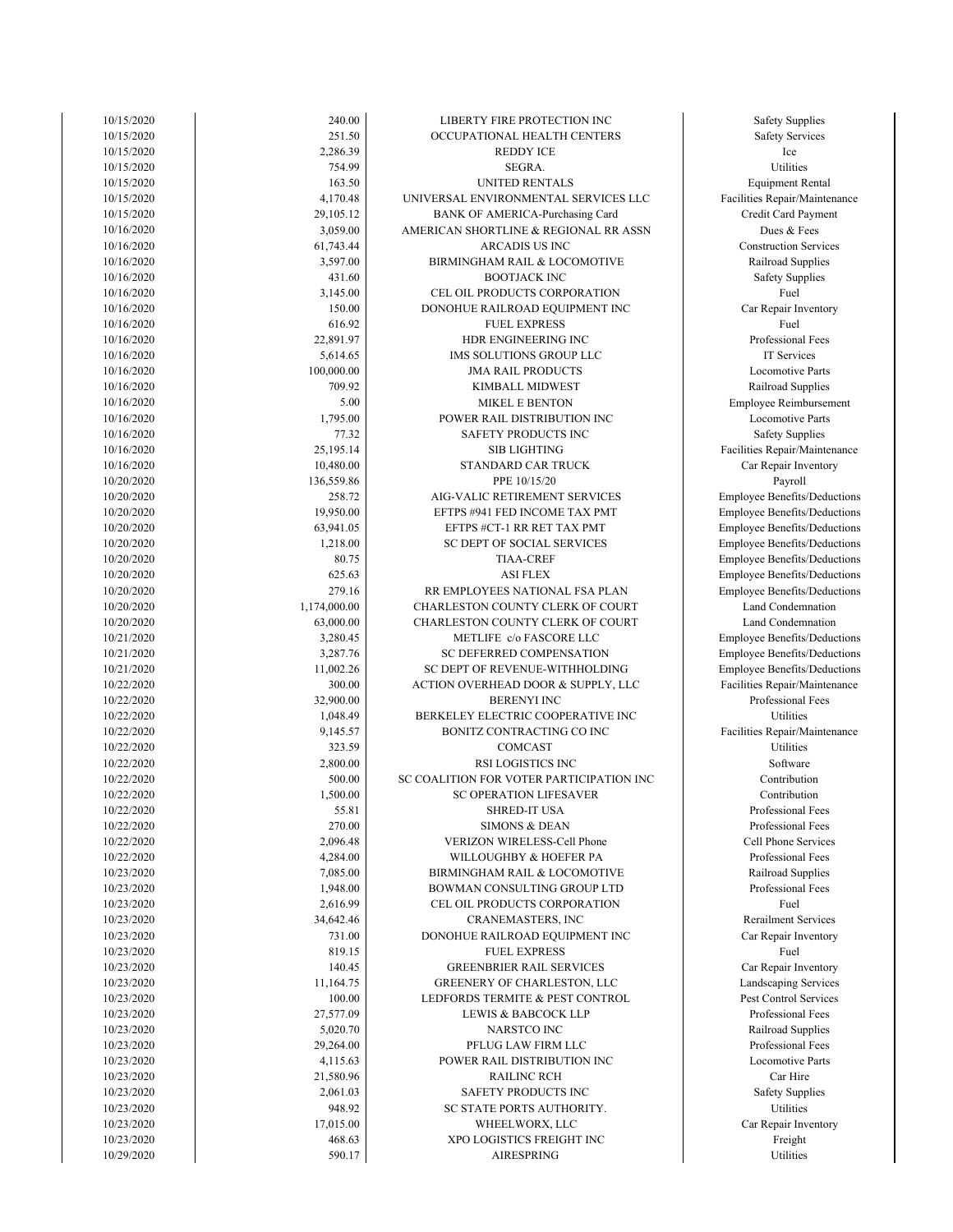| | | | |
|---|---|---|---|
| 10/15/2020 | 240.00 | LIBERTY FIRE PROTECTION INC | Safety Supplies |
| 10/15/2020 | 251.50 | OCCUPATIONAL HEALTH CENTERS | Safety Services |
| 10/15/2020 | 2,286.39 | REDDY ICE | Ice |
| 10/15/2020 | 754.99 | SEGRA. | Utilities |
| 10/15/2020 | 163.50 | UNITED RENTALS | Equipment Rental |
| 10/15/2020 | 4,170.48 | UNIVERSAL ENVIRONMENTAL SERVICES LLC | Facilities Repair/Maintenance |
| 10/15/2020 | 29,105.12 | BANK OF AMERICA-Purchasing Card | Credit Card Payment |
| 10/16/2020 | 3,059.00 | AMERICAN SHORTLINE & REGIONAL RR ASSN | Dues & Fees |
| 10/16/2020 | 61,743.44 | ARCADIS US INC | Construction Services |
| 10/16/2020 | 3,597.00 | BIRMINGHAM RAIL & LOCOMOTIVE | Railroad Supplies |
| 10/16/2020 | 431.60 | BOOTJACK INC | Safety Supplies |
| 10/16/2020 | 3,145.00 | CEL OIL PRODUCTS CORPORATION | Fuel |
| 10/16/2020 | 150.00 | DONOHUE RAILROAD EQUIPMENT INC | Car Repair Inventory |
| 10/16/2020 | 616.92 | FUEL EXPRESS | Fuel |
| 10/16/2020 | 22,891.97 | HDR ENGINEERING INC | Professional Fees |
| 10/16/2020 | 5,614.65 | IMS SOLUTIONS GROUP LLC | IT Services |
| 10/16/2020 | 100,000.00 | JMA RAIL PRODUCTS | Locomotive Parts |
| 10/16/2020 | 709.92 | KIMBALL MIDWEST | Railroad Supplies |
| 10/16/2020 | 5.00 | MIKEL E BENTON | Employee Reimbursement |
| 10/16/2020 | 1,795.00 | POWER RAIL DISTRIBUTION INC | Locomotive Parts |
| 10/16/2020 | 77.32 | SAFETY PRODUCTS INC | Safety Supplies |
| 10/16/2020 | 25,195.14 | SIB LIGHTING | Facilities Repair/Maintenance |
| 10/16/2020 | 10,480.00 | STANDARD CAR TRUCK | Car Repair Inventory |
| 10/20/2020 | 136,559.86 | PPE 10/15/20 | Payroll |
| 10/20/2020 | 258.72 | AIG-VALIC RETIREMENT SERVICES | Employee Benefits/Deductions |
| 10/20/2020 | 19,950.00 | EFTPS #941 FED INCOME TAX PMT | Employee Benefits/Deductions |
| 10/20/2020 | 63,941.05 | EFTPS #CT-1 RR RET TAX PMT | Employee Benefits/Deductions |
| 10/20/2020 | 1,218.00 | SC DEPT OF SOCIAL SERVICES | Employee Benefits/Deductions |
| 10/20/2020 | 80.75 | TIAA-CREF | Employee Benefits/Deductions |
| 10/20/2020 | 625.63 | ASI FLEX | Employee Benefits/Deductions |
| 10/20/2020 | 279.16 | RR EMPLOYEES NATIONAL FSA PLAN | Employee Benefits/Deductions |
| 10/20/2020 | 1,174,000.00 | CHARLESTON COUNTY CLERK OF COURT | Land Condemnation |
| 10/20/2020 | 63,000.00 | CHARLESTON COUNTY CLERK OF COURT | Land Condemnation |
| 10/21/2020 | 3,280.45 | METLIFE c/o FASCORE LLC | Employee Benefits/Deductions |
| 10/21/2020 | 3,287.76 | SC DEFERRED COMPENSATION | Employee Benefits/Deductions |
| 10/21/2020 | 11,002.26 | SC DEPT OF REVENUE-WITHHOLDING | Employee Benefits/Deductions |
| 10/22/2020 | 300.00 | ACTION OVERHEAD DOOR & SUPPLY, LLC | Facilities Repair/Maintenance |
| 10/22/2020 | 32,900.00 | BERENYI INC | Professional Fees |
| 10/22/2020 | 1,048.49 | BERKELEY ELECTRIC COOPERATIVE INC | Utilities |
| 10/22/2020 | 9,145.57 | BONITZ CONTRACTING CO INC | Facilities Repair/Maintenance |
| 10/22/2020 | 323.59 | COMCAST | Utilities |
| 10/22/2020 | 2,800.00 | RSI LOGISTICS INC | Software |
| 10/22/2020 | 500.00 | SC COALITION FOR VOTER PARTICIPATION INC | Contribution |
| 10/22/2020 | 1,500.00 | SC OPERATION LIFESAVER | Contribution |
| 10/22/2020 | 55.81 | SHRED-IT USA | Professional Fees |
| 10/22/2020 | 270.00 | SIMONS & DEAN | Professional Fees |
| 10/22/2020 | 2,096.48 | VERIZON WIRELESS-Cell Phone | Cell Phone Services |
| 10/22/2020 | 4,284.00 | WILLOUGHBY & HOEFER PA | Professional Fees |
| 10/23/2020 | 7,085.00 | BIRMINGHAM RAIL & LOCOMOTIVE | Railroad Supplies |
| 10/23/2020 | 1,948.00 | BOWMAN CONSULTING GROUP LTD | Professional Fees |
| 10/23/2020 | 2,616.99 | CEL OIL PRODUCTS CORPORATION | Fuel |
| 10/23/2020 | 34,642.46 | CRANEMASTERS, INC | Rerailment Services |
| 10/23/2020 | 731.00 | DONOHUE RAILROAD EQUIPMENT INC | Car Repair Inventory |
| 10/23/2020 | 819.15 | FUEL EXPRESS | Fuel |
| 10/23/2020 | 140.45 | GREENBRIER RAIL SERVICES | Car Repair Inventory |
| 10/23/2020 | 11,164.75 | GREENERY OF CHARLESTON, LLC | Landscaping Services |
| 10/23/2020 | 100.00 | LEDFORDS TERMITE & PEST CONTROL | Pest Control Services |
| 10/23/2020 | 27,577.09 | LEWIS & BABCOCK LLP | Professional Fees |
| 10/23/2020 | 5,020.70 | NARSTCO INC | Railroad Supplies |
| 10/23/2020 | 29,264.00 | PFLUG LAW FIRM LLC | Professional Fees |
| 10/23/2020 | 4,115.63 | POWER RAIL DISTRIBUTION INC | Locomotive Parts |
| 10/23/2020 | 21,580.96 | RAILINC RCH | Car Hire |
| 10/23/2020 | 2,061.03 | SAFETY PRODUCTS INC | Safety Supplies |
| 10/23/2020 | 948.92 | SC STATE PORTS AUTHORITY. | Utilities |
| 10/23/2020 | 17,015.00 | WHEELWORX, LLC | Car Repair Inventory |
| 10/23/2020 | 468.63 | XPO LOGISTICS FREIGHT INC | Freight |
| 10/29/2020 | 590.17 | AIRESPRING | Utilities |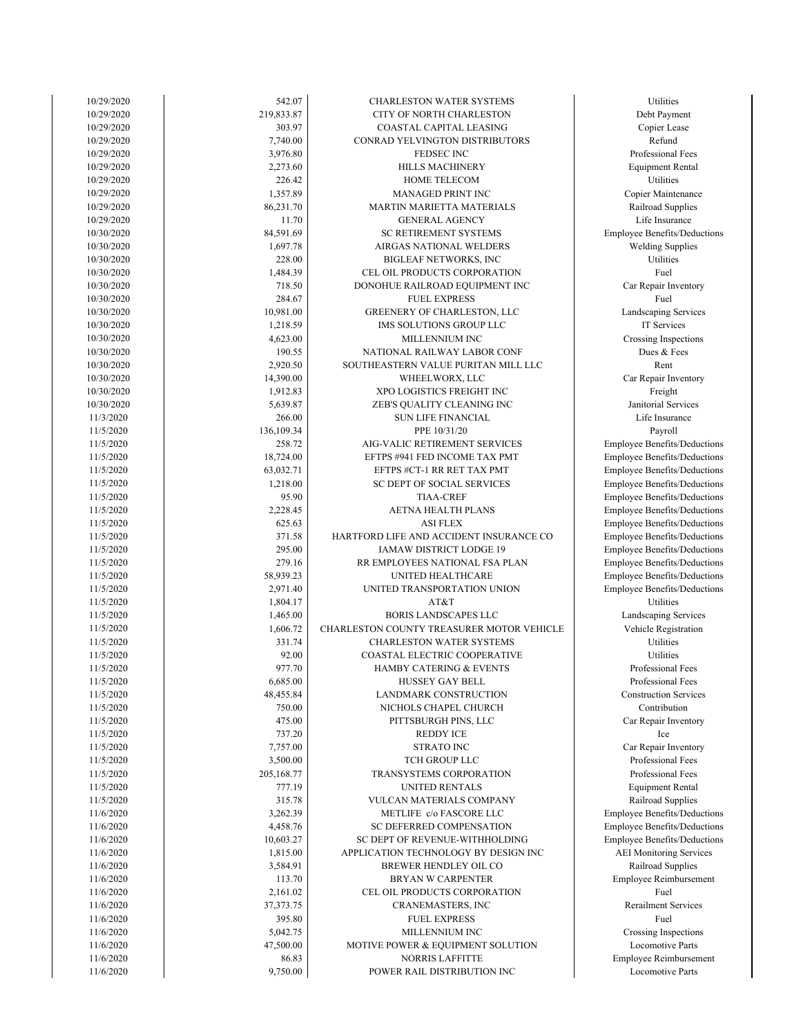| | | | |
|---|---|---|---|
| 10/29/2020 | 542.07 | CHARLESTON WATER SYSTEMS | Utilities |
| 10/29/2020 | 219,833.87 | CITY OF NORTH CHARLESTON | Debt Payment |
| 10/29/2020 | 303.97 | COASTAL CAPITAL LEASING | Copier Lease |
| 10/29/2020 | 7,740.00 | CONRAD YELVINGTON DISTRIBUTORS | Refund |
| 10/29/2020 | 3,976.80 | FEDSEC INC | Professional Fees |
| 10/29/2020 | 2,273.60 | HILLS MACHINERY | Equipment Rental |
| 10/29/2020 | 226.42 | HOME TELECOM | Utilities |
| 10/29/2020 | 1,357.89 | MANAGED PRINT INC | Copier Maintenance |
| 10/29/2020 | 86,231.70 | MARTIN MARIETTA MATERIALS | Railroad Supplies |
| 10/29/2020 | 11.70 | GENERAL AGENCY | Life Insurance |
| 10/30/2020 | 84,591.69 | SC RETIREMENT SYSTEMS | Employee Benefits/Deductions |
| 10/30/2020 | 1,697.78 | AIRGAS NATIONAL WELDERS | Welding Supplies |
| 10/30/2020 | 228.00 | BIGLEAF NETWORKS, INC | Utilities |
| 10/30/2020 | 1,484.39 | CEL OIL PRODUCTS CORPORATION | Fuel |
| 10/30/2020 | 718.50 | DONOHUE RAILROAD EQUIPMENT INC | Car Repair Inventory |
| 10/30/2020 | 284.67 | FUEL EXPRESS | Fuel |
| 10/30/2020 | 10,981.00 | GREENERY OF CHARLESTON, LLC | Landscaping Services |
| 10/30/2020 | 1,218.59 | IMS SOLUTIONS GROUP LLC | IT Services |
| 10/30/2020 | 4,623.00 | MILLENNIUM INC | Crossing Inspections |
| 10/30/2020 | 190.55 | NATIONAL RAILWAY LABOR CONF | Dues & Fees |
| 10/30/2020 | 2,920.50 | SOUTHEASTERN VALUE PURITAN MILL LLC | Rent |
| 10/30/2020 | 14,390.00 | WHEELWORX, LLC | Car Repair Inventory |
| 10/30/2020 | 1,912.83 | XPO LOGISTICS FREIGHT INC | Freight |
| 10/30/2020 | 5,639.87 | ZEB'S QUALITY CLEANING INC | Janitorial Services |
| 11/3/2020 | 266.00 | SUN LIFE FINANCIAL | Life Insurance |
| 11/5/2020 | 136,109.34 | PPE 10/31/20 | Payroll |
| 11/5/2020 | 258.72 | AIG-VALIC RETIREMENT SERVICES | Employee Benefits/Deductions |
| 11/5/2020 | 18,724.00 | EFTPS #941 FED INCOME TAX PMT | Employee Benefits/Deductions |
| 11/5/2020 | 63,032.71 | EFTPS #CT-1 RR RET TAX PMT | Employee Benefits/Deductions |
| 11/5/2020 | 1,218.00 | SC DEPT OF SOCIAL SERVICES | Employee Benefits/Deductions |
| 11/5/2020 | 95.90 | TIAA-CREF | Employee Benefits/Deductions |
| 11/5/2020 | 2,228.45 | AETNA HEALTH PLANS | Employee Benefits/Deductions |
| 11/5/2020 | 625.63 | ASI FLEX | Employee Benefits/Deductions |
| 11/5/2020 | 371.58 | HARTFORD LIFE AND ACCIDENT INSURANCE CO | Employee Benefits/Deductions |
| 11/5/2020 | 295.00 | IAMAW DISTRICT LODGE 19 | Employee Benefits/Deductions |
| 11/5/2020 | 279.16 | RR EMPLOYEES NATIONAL FSA PLAN | Employee Benefits/Deductions |
| 11/5/2020 | 58,939.23 | UNITED HEALTHCARE | Employee Benefits/Deductions |
| 11/5/2020 | 2,971.40 | UNITED TRANSPORTATION UNION | Employee Benefits/Deductions |
| 11/5/2020 | 1,804.17 | AT&T | Utilities |
| 11/5/2020 | 1,465.00 | BORIS LANDSCAPES LLC | Landscaping Services |
| 11/5/2020 | 1,606.72 | CHARLESTON COUNTY TREASURER MOTOR VEHICLE | Vehicle Registration |
| 11/5/2020 | 331.74 | CHARLESTON WATER SYSTEMS | Utilities |
| 11/5/2020 | 92.00 | COASTAL ELECTRIC COOPERATIVE | Utilities |
| 11/5/2020 | 977.70 | HAMBY CATERING & EVENTS | Professional Fees |
| 11/5/2020 | 6,685.00 | HUSSEY GAY BELL | Professional Fees |
| 11/5/2020 | 48,455.84 | LANDMARK CONSTRUCTION | Construction Services |
| 11/5/2020 | 750.00 | NICHOLS CHAPEL CHURCH | Contribution |
| 11/5/2020 | 475.00 | PITTSBURGH PINS, LLC | Car Repair Inventory |
| 11/5/2020 | 737.20 | REDDY ICE | Ice |
| 11/5/2020 | 7,757.00 | STRATO INC | Car Repair Inventory |
| 11/5/2020 | 3,500.00 | TCH GROUP LLC | Professional Fees |
| 11/5/2020 | 205,168.77 | TRANSYSTEMS CORPORATION | Professional Fees |
| 11/5/2020 | 777.19 | UNITED RENTALS | Equipment Rental |
| 11/5/2020 | 315.78 | VULCAN MATERIALS COMPANY | Railroad Supplies |
| 11/6/2020 | 3,262.39 | METLIFE c/o FASCORE LLC | Employee Benefits/Deductions |
| 11/6/2020 | 4,458.76 | SC DEFERRED COMPENSATION | Employee Benefits/Deductions |
| 11/6/2020 | 10,603.27 | SC DEPT OF REVENUE-WITHHOLDING | Employee Benefits/Deductions |
| 11/6/2020 | 1,815.00 | APPLICATION TECHNOLOGY BY DESIGN INC | AEI Monitoring Services |
| 11/6/2020 | 3,584.91 | BREWER HENDLEY OIL CO | Railroad Supplies |
| 11/6/2020 | 113.70 | BRYAN W CARPENTER | Employee Reimbursement |
| 11/6/2020 | 2,161.02 | CEL OIL PRODUCTS CORPORATION | Fuel |
| 11/6/2020 | 37,373.75 | CRANEMASTERS, INC | Rerailment Services |
| 11/6/2020 | 395.80 | FUEL EXPRESS | Fuel |
| 11/6/2020 | 5,042.75 | MILLENNIUM INC | Crossing Inspections |
| 11/6/2020 | 47,500.00 | MOTIVE POWER & EQUIPMENT SOLUTION | Locomotive Parts |
| 11/6/2020 | 86.83 | NORRIS LAFFITTE | Employee Reimbursement |
| 11/6/2020 | 9,750.00 | POWER RAIL DISTRIBUTION INC | Locomotive Parts |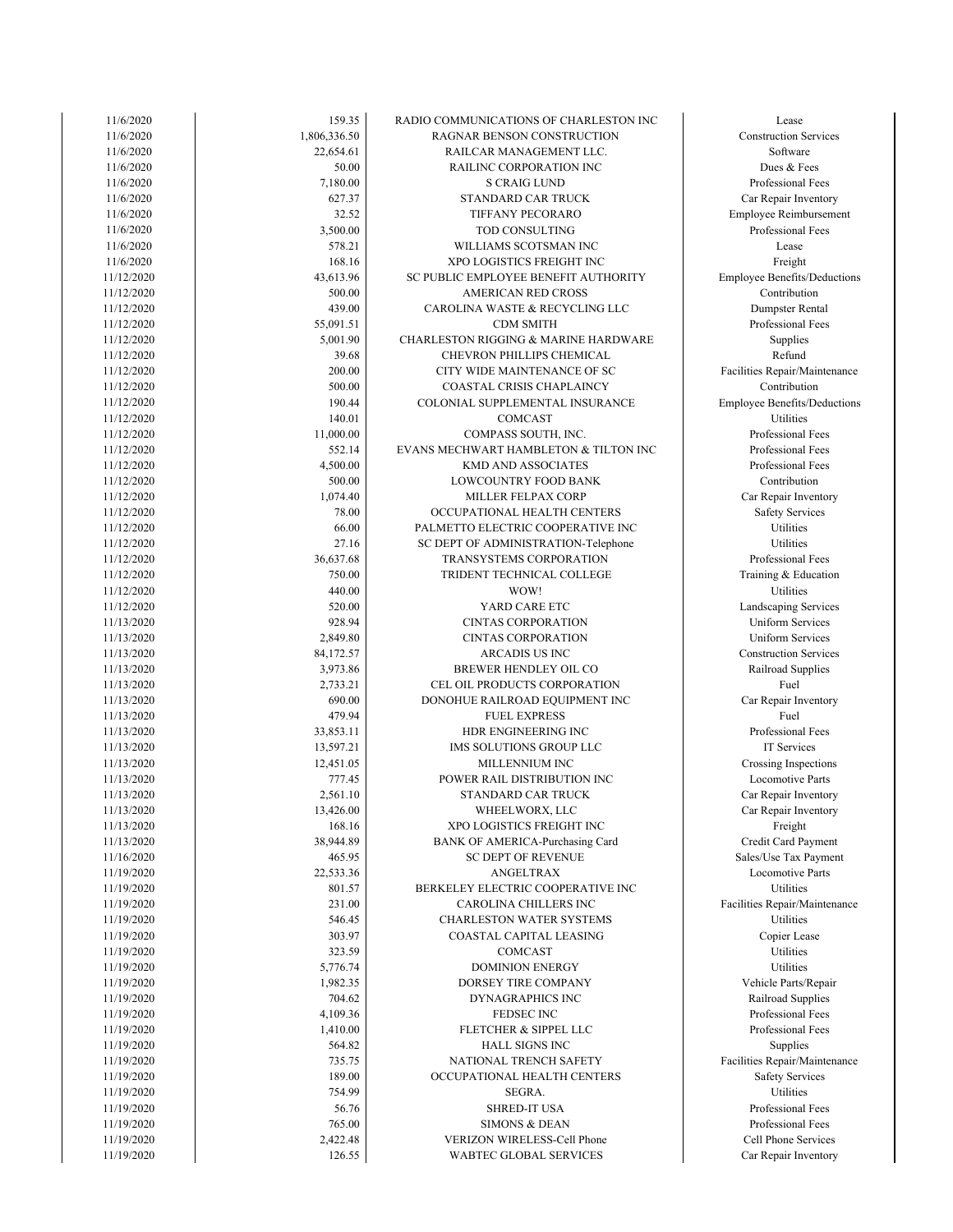| | | | |
|---|---|---|---|
| 11/6/2020 | 159.35 | RADIO COMMUNICATIONS OF CHARLESTON INC | Lease |
| 11/6/2020 | 1,806,336.50 | RAGNAR BENSON CONSTRUCTION | Construction Services |
| 11/6/2020 | 22,654.61 | RAILCAR MANAGEMENT LLC. | Software |
| 11/6/2020 | 50.00 | RAILINC CORPORATION INC | Dues & Fees |
| 11/6/2020 | 7,180.00 | S CRAIG LUND | Professional Fees |
| 11/6/2020 | 627.37 | STANDARD CAR TRUCK | Car Repair Inventory |
| 11/6/2020 | 32.52 | TIFFANY PECORARO | Employee Reimbursement |
| 11/6/2020 | 3,500.00 | TOD CONSULTING | Professional Fees |
| 11/6/2020 | 578.21 | WILLIAMS SCOTSMAN INC | Lease |
| 11/6/2020 | 168.16 | XPO LOGISTICS FREIGHT INC | Freight |
| 11/12/2020 | 43,613.96 | SC PUBLIC EMPLOYEE BENEFIT AUTHORITY | Employee Benefits/Deductions |
| 11/12/2020 | 500.00 | AMERICAN RED CROSS | Contribution |
| 11/12/2020 | 439.00 | CAROLINA WASTE & RECYCLING LLC | Dumpster Rental |
| 11/12/2020 | 55,091.51 | CDM SMITH | Professional Fees |
| 11/12/2020 | 5,001.90 | CHARLESTON RIGGING & MARINE HARDWARE | Supplies |
| 11/12/2020 | 39.68 | CHEVRON PHILLIPS CHEMICAL | Refund |
| 11/12/2020 | 200.00 | CITY WIDE MAINTENANCE OF SC | Facilities Repair/Maintenance |
| 11/12/2020 | 500.00 | COASTAL CRISIS CHAPLAINCY | Contribution |
| 11/12/2020 | 190.44 | COLONIAL SUPPLEMENTAL INSURANCE | Employee Benefits/Deductions |
| 11/12/2020 | 140.01 | COMCAST | Utilities |
| 11/12/2020 | 11,000.00 | COMPASS SOUTH, INC. | Professional Fees |
| 11/12/2020 | 552.14 | EVANS MECHWART HAMBLETON & TILTON INC | Professional Fees |
| 11/12/2020 | 4,500.00 | KMD AND ASSOCIATES | Professional Fees |
| 11/12/2020 | 500.00 | LOWCOUNTRY FOOD BANK | Contribution |
| 11/12/2020 | 1,074.40 | MILLER FELPAX CORP | Car Repair Inventory |
| 11/12/2020 | 78.00 | OCCUPATIONAL HEALTH CENTERS | Safety Services |
| 11/12/2020 | 66.00 | PALMETTO ELECTRIC COOPERATIVE INC | Utilities |
| 11/12/2020 | 27.16 | SC DEPT OF ADMINISTRATION-Telephone | Utilities |
| 11/12/2020 | 36,637.68 | TRANSYSTEMS CORPORATION | Professional Fees |
| 11/12/2020 | 750.00 | TRIDENT TECHNICAL COLLEGE | Training & Education |
| 11/12/2020 | 440.00 | WOW! | Utilities |
| 11/12/2020 | 520.00 | YARD CARE ETC | Landscaping Services |
| 11/13/2020 | 928.94 | CINTAS CORPORATION | Uniform Services |
| 11/13/2020 | 2,849.80 | CINTAS CORPORATION | Uniform Services |
| 11/13/2020 | 84,172.57 | ARCADIS US INC | Construction Services |
| 11/13/2020 | 3,973.86 | BREWER HENDLEY OIL CO | Railroad Supplies |
| 11/13/2020 | 2,733.21 | CEL OIL PRODUCTS CORPORATION | Fuel |
| 11/13/2020 | 690.00 | DONOHUE RAILROAD EQUIPMENT INC | Car Repair Inventory |
| 11/13/2020 | 479.94 | FUEL EXPRESS | Fuel |
| 11/13/2020 | 33,853.11 | HDR ENGINEERING INC | Professional Fees |
| 11/13/2020 | 13,597.21 | IMS SOLUTIONS GROUP LLC | IT Services |
| 11/13/2020 | 12,451.05 | MILLENNIUM INC | Crossing Inspections |
| 11/13/2020 | 777.45 | POWER RAIL DISTRIBUTION INC | Locomotive Parts |
| 11/13/2020 | 2,561.10 | STANDARD CAR TRUCK | Car Repair Inventory |
| 11/13/2020 | 13,426.00 | WHEELWORX, LLC | Car Repair Inventory |
| 11/13/2020 | 168.16 | XPO LOGISTICS FREIGHT INC | Freight |
| 11/13/2020 | 38,944.89 | BANK OF AMERICA-Purchasing Card | Credit Card Payment |
| 11/16/2020 | 465.95 | SC DEPT OF REVENUE | Sales/Use Tax Payment |
| 11/19/2020 | 22,533.36 | ANGELTRAX | Locomotive Parts |
| 11/19/2020 | 801.57 | BERKELEY ELECTRIC COOPERATIVE INC | Utilities |
| 11/19/2020 | 231.00 | CAROLINA CHILLERS INC | Facilities Repair/Maintenance |
| 11/19/2020 | 546.45 | CHARLESTON WATER SYSTEMS | Utilities |
| 11/19/2020 | 303.97 | COASTAL CAPITAL LEASING | Copier Lease |
| 11/19/2020 | 323.59 | COMCAST | Utilities |
| 11/19/2020 | 5,776.74 | DOMINION ENERGY | Utilities |
| 11/19/2020 | 1,982.35 | DORSEY TIRE COMPANY | Vehicle Parts/Repair |
| 11/19/2020 | 704.62 | DYNAGRAPHICS INC | Railroad Supplies |
| 11/19/2020 | 4,109.36 | FEDSEC INC | Professional Fees |
| 11/19/2020 | 1,410.00 | FLETCHER & SIPPEL LLC | Professional Fees |
| 11/19/2020 | 564.82 | HALL SIGNS INC | Supplies |
| 11/19/2020 | 735.75 | NATIONAL TRENCH SAFETY | Facilities Repair/Maintenance |
| 11/19/2020 | 189.00 | OCCUPATIONAL HEALTH CENTERS | Safety Services |
| 11/19/2020 | 754.99 | SEGRA. | Utilities |
| 11/19/2020 | 56.76 | SHRED-IT USA | Professional Fees |
| 11/19/2020 | 765.00 | SIMONS & DEAN | Professional Fees |
| 11/19/2020 | 2,422.48 | VERIZON WIRELESS-Cell Phone | Cell Phone Services |
| 11/19/2020 | 126.55 | WABTEC GLOBAL SERVICES | Car Repair Inventory |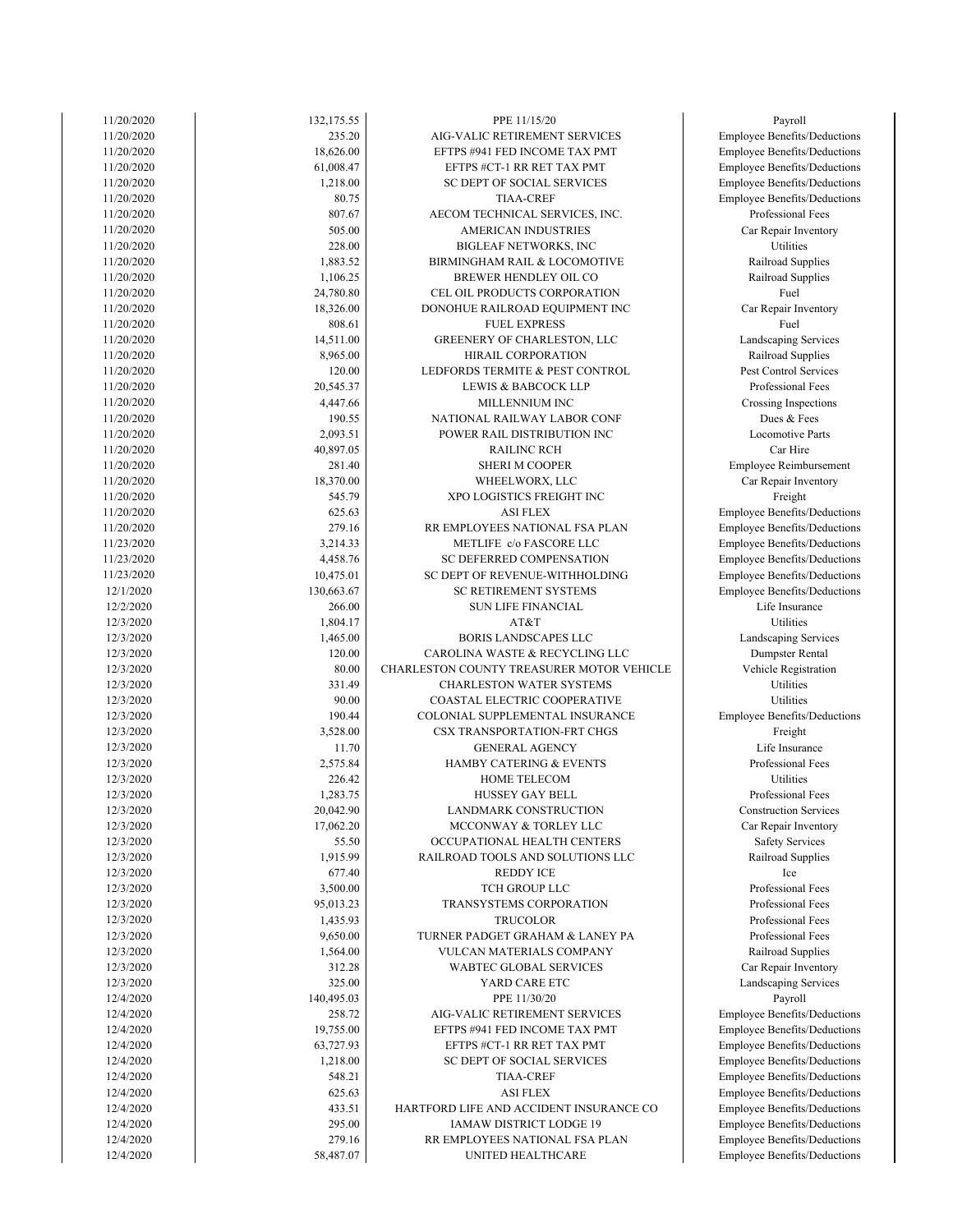| | | | |
|---|---|---|---|
| 11/20/2020 | 132,175.55 | PPE 11/15/20 | Payroll |
| 11/20/2020 | 235.20 | AIG-VALIC RETIREMENT SERVICES | Employee Benefits/Deductions |
| 11/20/2020 | 18,626.00 | EFTPS #941 FED INCOME TAX PMT | Employee Benefits/Deductions |
| 11/20/2020 | 61,008.47 | EFTPS #CT-1 RR RET TAX PMT | Employee Benefits/Deductions |
| 11/20/2020 | 1,218.00 | SC DEPT OF SOCIAL SERVICES | Employee Benefits/Deductions |
| 11/20/2020 | 80.75 | TIAA-CREF | Employee Benefits/Deductions |
| 11/20/2020 | 807.67 | AECOM TECHNICAL SERVICES, INC. | Professional Fees |
| 11/20/2020 | 505.00 | AMERICAN INDUSTRIES | Car Repair Inventory |
| 11/20/2020 | 228.00 | BIGLEAF NETWORKS, INC | Utilities |
| 11/20/2020 | 1,883.52 | BIRMINGHAM RAIL & LOCOMOTIVE | Railroad Supplies |
| 11/20/2020 | 1,106.25 | BREWER HENDLEY OIL CO | Railroad Supplies |
| 11/20/2020 | 24,780.80 | CEL OIL PRODUCTS CORPORATION | Fuel |
| 11/20/2020 | 18,326.00 | DONOHUE RAILROAD EQUIPMENT INC | Car Repair Inventory |
| 11/20/2020 | 808.61 | FUEL EXPRESS | Fuel |
| 11/20/2020 | 14,511.00 | GREENERY OF CHARLESTON, LLC | Landscaping Services |
| 11/20/2020 | 8,965.00 | HIRAIL CORPORATION | Railroad Supplies |
| 11/20/2020 | 120.00 | LEDFORDS TERMITE & PEST CONTROL | Pest Control Services |
| 11/20/2020 | 20,545.37 | LEWIS & BABCOCK LLP | Professional Fees |
| 11/20/2020 | 4,447.66 | MILLENNIUM INC | Crossing Inspections |
| 11/20/2020 | 190.55 | NATIONAL RAILWAY LABOR CONF | Dues & Fees |
| 11/20/2020 | 2,093.51 | POWER RAIL DISTRIBUTION INC | Locomotive Parts |
| 11/20/2020 | 40,897.05 | RAILINC RCH | Car Hire |
| 11/20/2020 | 281.40 | SHERI M COOPER | Employee Reimbursement |
| 11/20/2020 | 18,370.00 | WHEELWORX, LLC | Car Repair Inventory |
| 11/20/2020 | 545.79 | XPO LOGISTICS FREIGHT INC | Freight |
| 11/20/2020 | 625.63 | ASI FLEX | Employee Benefits/Deductions |
| 11/20/2020 | 279.16 | RR EMPLOYEES NATIONAL FSA PLAN | Employee Benefits/Deductions |
| 11/23/2020 | 3,214.33 | METLIFE c/o FASCORE LLC | Employee Benefits/Deductions |
| 11/23/2020 | 4,458.76 | SC DEFERRED COMPENSATION | Employee Benefits/Deductions |
| 11/23/2020 | 10,475.01 | SC DEPT OF REVENUE-WITHHOLDING | Employee Benefits/Deductions |
| 12/1/2020 | 130,663.67 | SC RETIREMENT SYSTEMS | Employee Benefits/Deductions |
| 12/2/2020 | 266.00 | SUN LIFE FINANCIAL | Life Insurance |
| 12/3/2020 | 1,804.17 | AT&T | Utilities |
| 12/3/2020 | 1,465.00 | BORIS LANDSCAPES LLC | Landscaping Services |
| 12/3/2020 | 120.00 | CAROLINA WASTE & RECYCLING LLC | Dumpster Rental |
| 12/3/2020 | 80.00 | CHARLESTON COUNTY TREASURER MOTOR VEHICLE | Vehicle Registration |
| 12/3/2020 | 331.49 | CHARLESTON WATER SYSTEMS | Utilities |
| 12/3/2020 | 90.00 | COASTAL ELECTRIC COOPERATIVE | Utilities |
| 12/3/2020 | 190.44 | COLONIAL SUPPLEMENTAL INSURANCE | Employee Benefits/Deductions |
| 12/3/2020 | 3,528.00 | CSX TRANSPORTATION-FRT CHGS | Freight |
| 12/3/2020 | 11.70 | GENERAL AGENCY | Life Insurance |
| 12/3/2020 | 2,575.84 | HAMBY CATERING & EVENTS | Professional Fees |
| 12/3/2020 | 226.42 | HOME TELECOM | Utilities |
| 12/3/2020 | 1,283.75 | HUSSEY GAY BELL | Professional Fees |
| 12/3/2020 | 20,042.90 | LANDMARK CONSTRUCTION | Construction Services |
| 12/3/2020 | 17,062.20 | MCCONWAY & TORLEY LLC | Car Repair Inventory |
| 12/3/2020 | 55.50 | OCCUPATIONAL HEALTH CENTERS | Safety Services |
| 12/3/2020 | 1,915.99 | RAILROAD TOOLS AND SOLUTIONS LLC | Railroad Supplies |
| 12/3/2020 | 677.40 | REDDY ICE | Ice |
| 12/3/2020 | 3,500.00 | TCH GROUP LLC | Professional Fees |
| 12/3/2020 | 95,013.23 | TRANSYSTEMS CORPORATION | Professional Fees |
| 12/3/2020 | 1,435.93 | TRUCOLOR | Professional Fees |
| 12/3/2020 | 9,650.00 | TURNER PADGET GRAHAM & LANEY PA | Professional Fees |
| 12/3/2020 | 1,564.00 | VULCAN MATERIALS COMPANY | Railroad Supplies |
| 12/3/2020 | 312.28 | WABTEC GLOBAL SERVICES | Car Repair Inventory |
| 12/3/2020 | 325.00 | YARD CARE ETC | Landscaping Services |
| 12/4/2020 | 140,495.03 | PPE 11/30/20 | Payroll |
| 12/4/2020 | 258.72 | AIG-VALIC RETIREMENT SERVICES | Employee Benefits/Deductions |
| 12/4/2020 | 19,755.00 | EFTPS #941 FED INCOME TAX PMT | Employee Benefits/Deductions |
| 12/4/2020 | 63,727.93 | EFTPS #CT-1 RR RET TAX PMT | Employee Benefits/Deductions |
| 12/4/2020 | 1,218.00 | SC DEPT OF SOCIAL SERVICES | Employee Benefits/Deductions |
| 12/4/2020 | 548.21 | TIAA-CREF | Employee Benefits/Deductions |
| 12/4/2020 | 625.63 | ASI FLEX | Employee Benefits/Deductions |
| 12/4/2020 | 433.51 | HARTFORD LIFE AND ACCIDENT INSURANCE CO | Employee Benefits/Deductions |
| 12/4/2020 | 295.00 | IAMAW DISTRICT LODGE 19 | Employee Benefits/Deductions |
| 12/4/2020 | 279.16 | RR EMPLOYEES NATIONAL FSA PLAN | Employee Benefits/Deductions |
| 12/4/2020 | 58,487.07 | UNITED HEALTHCARE | Employee Benefits/Deductions |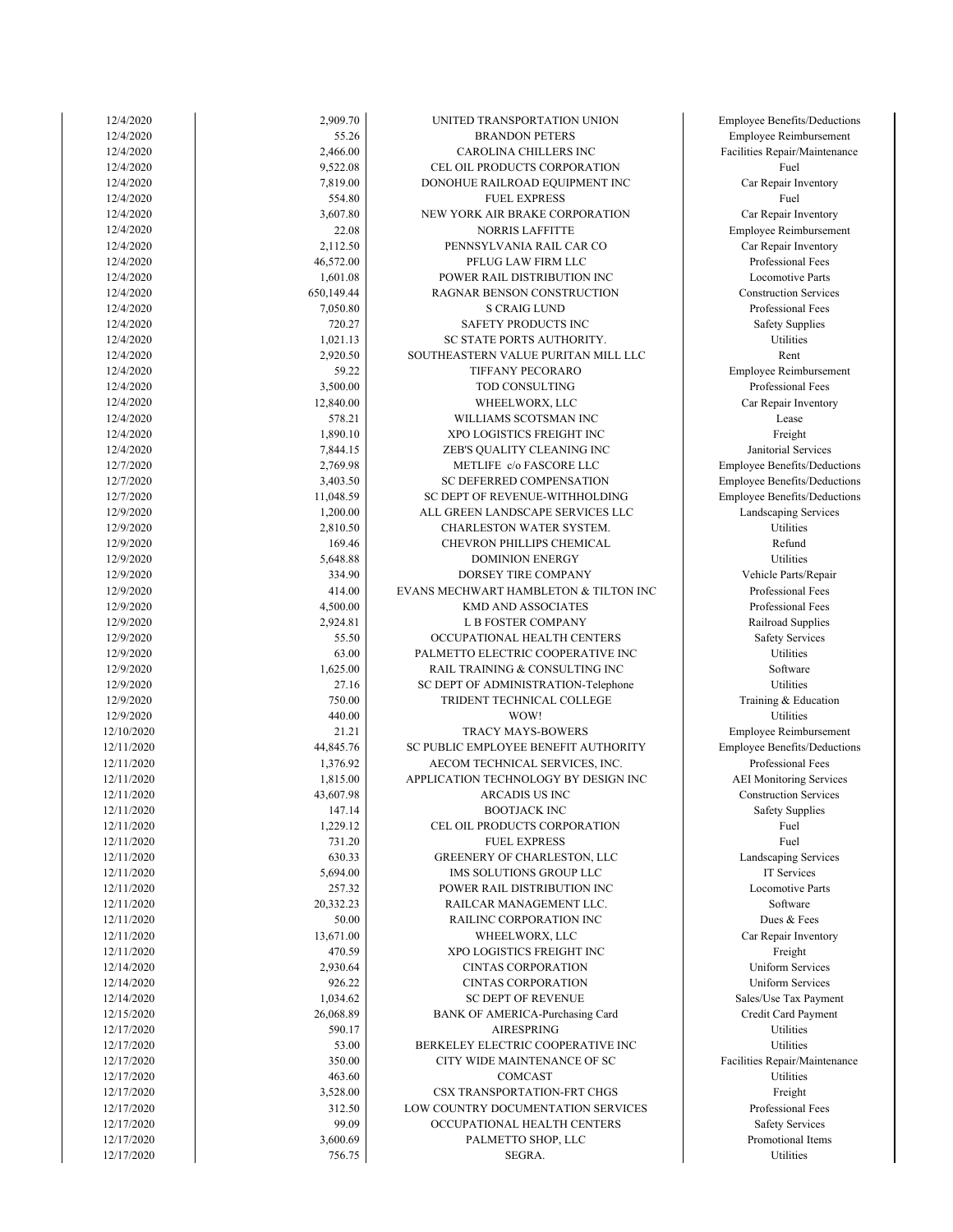| | | | |
|---|---|---|---|
| 12/4/2020 | 2,909.70 | UNITED TRANSPORTATION UNION | Employee Benefits/Deductions |
| 12/4/2020 | 55.26 | BRANDON PETERS | Employee Reimbursement |
| 12/4/2020 | 2,466.00 | CAROLINA CHILLERS INC | Facilities Repair/Maintenance |
| 12/4/2020 | 9,522.08 | CEL OIL PRODUCTS CORPORATION | Fuel |
| 12/4/2020 | 7,819.00 | DONOHUE RAILROAD EQUIPMENT INC | Car Repair Inventory |
| 12/4/2020 | 554.80 | FUEL EXPRESS | Fuel |
| 12/4/2020 | 3,607.80 | NEW YORK AIR BRAKE CORPORATION | Car Repair Inventory |
| 12/4/2020 | 22.08 | NORRIS LAFFITTE | Employee Reimbursement |
| 12/4/2020 | 2,112.50 | PENNSYLVANIA RAIL CAR CO | Car Repair Inventory |
| 12/4/2020 | 46,572.00 | PFLUG LAW FIRM LLC | Professional Fees |
| 12/4/2020 | 1,601.08 | POWER RAIL DISTRIBUTION INC | Locomotive Parts |
| 12/4/2020 | 650,149.44 | RAGNAR BENSON CONSTRUCTION | Construction Services |
| 12/4/2020 | 7,050.80 | S CRAIG LUND | Professional Fees |
| 12/4/2020 | 720.27 | SAFETY PRODUCTS INC | Safety Supplies |
| 12/4/2020 | 1,021.13 | SC STATE PORTS AUTHORITY. | Utilities |
| 12/4/2020 | 2,920.50 | SOUTHEASTERN VALUE PURITAN MILL LLC | Rent |
| 12/4/2020 | 59.22 | TIFFANY PECORARO | Employee Reimbursement |
| 12/4/2020 | 3,500.00 | TOD CONSULTING | Professional Fees |
| 12/4/2020 | 12,840.00 | WHEELWORX, LLC | Car Repair Inventory |
| 12/4/2020 | 578.21 | WILLIAMS SCOTSMAN INC | Lease |
| 12/4/2020 | 1,890.10 | XPO LOGISTICS FREIGHT INC | Freight |
| 12/4/2020 | 7,844.15 | ZEB'S QUALITY CLEANING INC | Janitorial Services |
| 12/7/2020 | 2,769.98 | METLIFE c/o FASCORE LLC | Employee Benefits/Deductions |
| 12/7/2020 | 3,403.50 | SC DEFERRED COMPENSATION | Employee Benefits/Deductions |
| 12/7/2020 | 11,048.59 | SC DEPT OF REVENUE-WITHHOLDING | Employee Benefits/Deductions |
| 12/9/2020 | 1,200.00 | ALL GREEN LANDSCAPE SERVICES LLC | Landscaping Services |
| 12/9/2020 | 2,810.50 | CHARLESTON WATER SYSTEM. | Utilities |
| 12/9/2020 | 169.46 | CHEVRON PHILLIPS CHEMICAL | Refund |
| 12/9/2020 | 5,648.88 | DOMINION ENERGY | Utilities |
| 12/9/2020 | 334.90 | DORSEY TIRE COMPANY | Vehicle Parts/Repair |
| 12/9/2020 | 414.00 | EVANS MECHWART HAMBLETON & TILTON INC | Professional Fees |
| 12/9/2020 | 4,500.00 | KMD AND ASSOCIATES | Professional Fees |
| 12/9/2020 | 2,924.81 | L B FOSTER COMPANY | Railroad Supplies |
| 12/9/2020 | 55.50 | OCCUPATIONAL HEALTH CENTERS | Safety Services |
| 12/9/2020 | 63.00 | PALMETTO ELECTRIC COOPERATIVE INC | Utilities |
| 12/9/2020 | 1,625.00 | RAIL TRAINING & CONSULTING INC | Software |
| 12/9/2020 | 27.16 | SC DEPT OF ADMINISTRATION-Telephone | Utilities |
| 12/9/2020 | 750.00 | TRIDENT TECHNICAL COLLEGE | Training & Education |
| 12/9/2020 | 440.00 | WOW! | Utilities |
| 12/10/2020 | 21.21 | TRACY MAYS-BOWERS | Employee Reimbursement |
| 12/11/2020 | 44,845.76 | SC PUBLIC EMPLOYEE BENEFIT AUTHORITY | Employee Benefits/Deductions |
| 12/11/2020 | 1,376.92 | AECOM TECHNICAL SERVICES, INC. | Professional Fees |
| 12/11/2020 | 1,815.00 | APPLICATION TECHNOLOGY BY DESIGN INC | AEI Monitoring Services |
| 12/11/2020 | 43,607.98 | ARCADIS US INC | Construction Services |
| 12/11/2020 | 147.14 | BOOTJACK INC | Safety Supplies |
| 12/11/2020 | 1,229.12 | CEL OIL PRODUCTS CORPORATION | Fuel |
| 12/11/2020 | 731.20 | FUEL EXPRESS | Fuel |
| 12/11/2020 | 630.33 | GREENERY OF CHARLESTON, LLC | Landscaping Services |
| 12/11/2020 | 5,694.00 | IMS SOLUTIONS GROUP LLC | IT Services |
| 12/11/2020 | 257.32 | POWER RAIL DISTRIBUTION INC | Locomotive Parts |
| 12/11/2020 | 20,332.23 | RAILCAR MANAGEMENT LLC. | Software |
| 12/11/2020 | 50.00 | RAILINC CORPORATION INC | Dues & Fees |
| 12/11/2020 | 13,671.00 | WHEELWORX, LLC | Car Repair Inventory |
| 12/11/2020 | 470.59 | XPO LOGISTICS FREIGHT INC | Freight |
| 12/14/2020 | 2,930.64 | CINTAS CORPORATION | Uniform Services |
| 12/14/2020 | 926.22 | CINTAS CORPORATION | Uniform Services |
| 12/14/2020 | 1,034.62 | SC DEPT OF REVENUE | Sales/Use Tax Payment |
| 12/15/2020 | 26,068.89 | BANK OF AMERICA-Purchasing Card | Credit Card Payment |
| 12/17/2020 | 590.17 | AIRESPRING | Utilities |
| 12/17/2020 | 53.00 | BERKELEY ELECTRIC COOPERATIVE INC | Utilities |
| 12/17/2020 | 350.00 | CITY WIDE MAINTENANCE OF SC | Facilities Repair/Maintenance |
| 12/17/2020 | 463.60 | COMCAST | Utilities |
| 12/17/2020 | 3,528.00 | CSX TRANSPORTATION-FRT CHGS | Freight |
| 12/17/2020 | 312.50 | LOW COUNTRY DOCUMENTATION SERVICES | Professional Fees |
| 12/17/2020 | 99.09 | OCCUPATIONAL HEALTH CENTERS | Safety Services |
| 12/17/2020 | 3,600.69 | PALMETTO SHOP, LLC | Promotional Items |
| 12/17/2020 | 756.75 | SEGRA. | Utilities |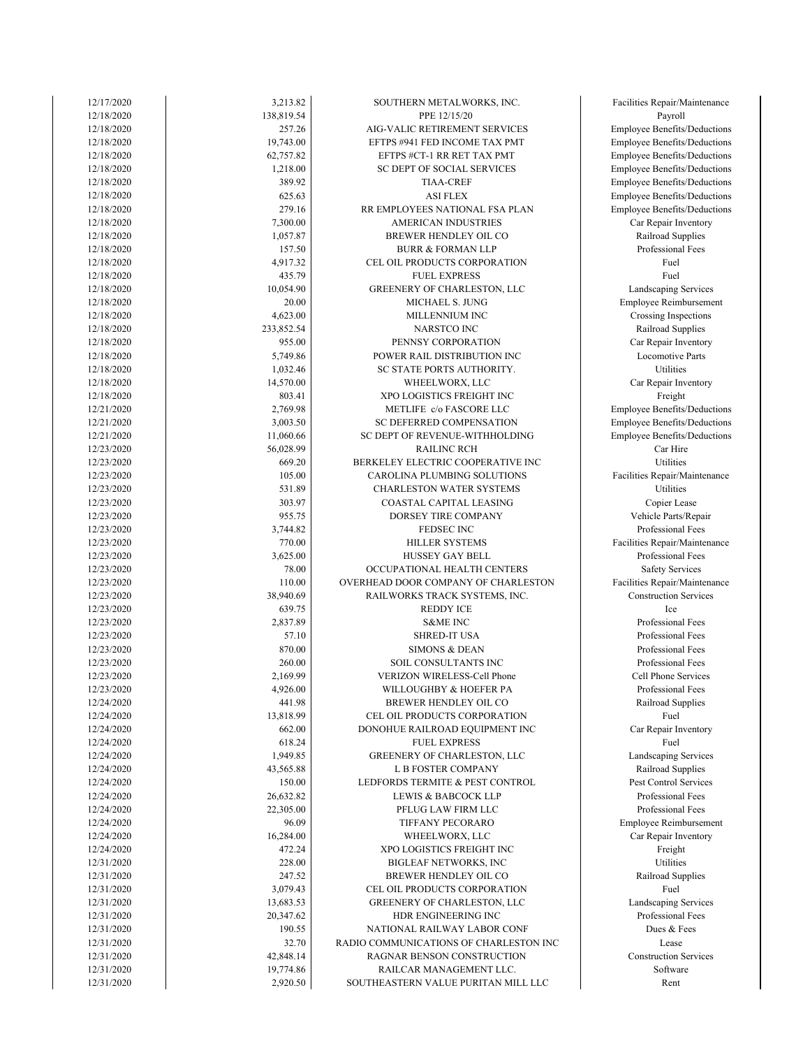| | | | |
|---|---|---|---|
| 12/17/2020 | 3,213.82 | SOUTHERN METALWORKS, INC. | Facilities Repair/Maintenance |
| 12/18/2020 | 138,819.54 | PPE 12/15/20 | Payroll |
| 12/18/2020 | 257.26 | AIG-VALIC RETIREMENT SERVICES | Employee Benefits/Deductions |
| 12/18/2020 | 19,743.00 | EFTPS #941 FED INCOME TAX PMT | Employee Benefits/Deductions |
| 12/18/2020 | 62,757.82 | EFTPS #CT-1 RR RET TAX PMT | Employee Benefits/Deductions |
| 12/18/2020 | 1,218.00 | SC DEPT OF SOCIAL SERVICES | Employee Benefits/Deductions |
| 12/18/2020 | 389.92 | TIAA-CREF | Employee Benefits/Deductions |
| 12/18/2020 | 625.63 | ASI FLEX | Employee Benefits/Deductions |
| 12/18/2020 | 279.16 | RR EMPLOYEES NATIONAL FSA PLAN | Employee Benefits/Deductions |
| 12/18/2020 | 7,300.00 | AMERICAN INDUSTRIES | Car Repair Inventory |
| 12/18/2020 | 1,057.87 | BREWER HENDLEY OIL CO | Railroad Supplies |
| 12/18/2020 | 157.50 | BURR & FORMAN LLP | Professional Fees |
| 12/18/2020 | 4,917.32 | CEL OIL PRODUCTS CORPORATION | Fuel |
| 12/18/2020 | 435.79 | FUEL EXPRESS | Fuel |
| 12/18/2020 | 10,054.90 | GREENERY OF CHARLESTON, LLC | Landscaping Services |
| 12/18/2020 | 20.00 | MICHAEL S. JUNG | Employee Reimbursement |
| 12/18/2020 | 4,623.00 | MILLENNIUM INC | Crossing Inspections |
| 12/18/2020 | 233,852.54 | NARSTCO INC | Railroad Supplies |
| 12/18/2020 | 955.00 | PENNSY CORPORATION | Car Repair Inventory |
| 12/18/2020 | 5,749.86 | POWER RAIL DISTRIBUTION INC | Locomotive Parts |
| 12/18/2020 | 1,032.46 | SC STATE PORTS AUTHORITY. | Utilities |
| 12/18/2020 | 14,570.00 | WHEELWORX, LLC | Car Repair Inventory |
| 12/18/2020 | 803.41 | XPO LOGISTICS FREIGHT INC | Freight |
| 12/21/2020 | 2,769.98 | METLIFE c/o FASCORE LLC | Employee Benefits/Deductions |
| 12/21/2020 | 3,003.50 | SC DEFERRED COMPENSATION | Employee Benefits/Deductions |
| 12/21/2020 | 11,060.66 | SC DEPT OF REVENUE-WITHHOLDING | Employee Benefits/Deductions |
| 12/23/2020 | 56,028.99 | RAILINC RCH | Car Hire |
| 12/23/2020 | 669.20 | BERKELEY ELECTRIC COOPERATIVE INC | Utilities |
| 12/23/2020 | 105.00 | CAROLINA PLUMBING SOLUTIONS | Facilities Repair/Maintenance |
| 12/23/2020 | 531.89 | CHARLESTON WATER SYSTEMS | Utilities |
| 12/23/2020 | 303.97 | COASTAL CAPITAL LEASING | Copier Lease |
| 12/23/2020 | 955.75 | DORSEY TIRE COMPANY | Vehicle Parts/Repair |
| 12/23/2020 | 3,744.82 | FEDSEC INC | Professional Fees |
| 12/23/2020 | 770.00 | HILLER SYSTEMS | Facilities Repair/Maintenance |
| 12/23/2020 | 3,625.00 | HUSSEY GAY BELL | Professional Fees |
| 12/23/2020 | 78.00 | OCCUPATIONAL HEALTH CENTERS | Safety Services |
| 12/23/2020 | 110.00 | OVERHEAD DOOR COMPANY OF CHARLESTON | Facilities Repair/Maintenance |
| 12/23/2020 | 38,940.69 | RAILWORKS TRACK SYSTEMS, INC. | Construction Services |
| 12/23/2020 | 639.75 | REDDY ICE | Ice |
| 12/23/2020 | 2,837.89 | S&ME INC | Professional Fees |
| 12/23/2020 | 57.10 | SHRED-IT USA | Professional Fees |
| 12/23/2020 | 870.00 | SIMONS & DEAN | Professional Fees |
| 12/23/2020 | 260.00 | SOIL CONSULTANTS INC | Professional Fees |
| 12/23/2020 | 2,169.99 | VERIZON WIRELESS-Cell Phone | Cell Phone Services |
| 12/23/2020 | 4,926.00 | WILLOUGHBY & HOEFER PA | Professional Fees |
| 12/24/2020 | 441.98 | BREWER HENDLEY OIL CO | Railroad Supplies |
| 12/24/2020 | 13,818.99 | CEL OIL PRODUCTS CORPORATION | Fuel |
| 12/24/2020 | 662.00 | DONOHUE RAILROAD EQUIPMENT INC | Car Repair Inventory |
| 12/24/2020 | 618.24 | FUEL EXPRESS | Fuel |
| 12/24/2020 | 1,949.85 | GREENERY OF CHARLESTON, LLC | Landscaping Services |
| 12/24/2020 | 43,565.88 | L B FOSTER COMPANY | Railroad Supplies |
| 12/24/2020 | 150.00 | LEDFORDS TERMITE & PEST CONTROL | Pest Control Services |
| 12/24/2020 | 26,632.82 | LEWIS & BABCOCK LLP | Professional Fees |
| 12/24/2020 | 22,305.00 | PFLUG LAW FIRM LLC | Professional Fees |
| 12/24/2020 | 96.09 | TIFFANY PECORARO | Employee Reimbursement |
| 12/24/2020 | 16,284.00 | WHEELWORX, LLC | Car Repair Inventory |
| 12/24/2020 | 472.24 | XPO LOGISTICS FREIGHT INC | Freight |
| 12/31/2020 | 228.00 | BIGLEAF NETWORKS, INC | Utilities |
| 12/31/2020 | 247.52 | BREWER HENDLEY OIL CO | Railroad Supplies |
| 12/31/2020 | 3,079.43 | CEL OIL PRODUCTS CORPORATION | Fuel |
| 12/31/2020 | 13,683.53 | GREENERY OF CHARLESTON, LLC | Landscaping Services |
| 12/31/2020 | 20,347.62 | HDR ENGINEERING INC | Professional Fees |
| 12/31/2020 | 190.55 | NATIONAL RAILWAY LABOR CONF | Dues & Fees |
| 12/31/2020 | 32.70 | RADIO COMMUNICATIONS OF CHARLESTON INC | Lease |
| 12/31/2020 | 42,848.14 | RAGNAR BENSON CONSTRUCTION | Construction Services |
| 12/31/2020 | 19,774.86 | RAILCAR MANAGEMENT LLC. | Software |
| 12/31/2020 | 2,920.50 | SOUTHEASTERN VALUE PURITAN MILL LLC | Rent |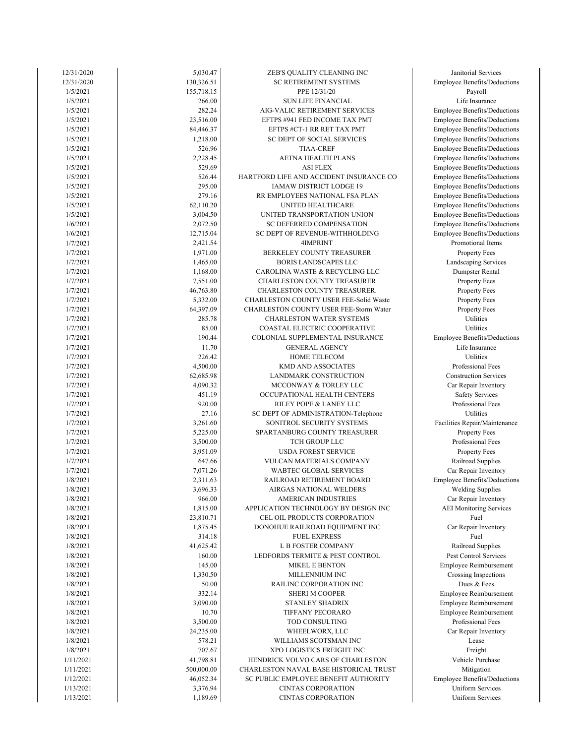| | | | |
|---|---|---|---|
| 12/31/2020 | 5,030.47 | ZEB'S QUALITY CLEANING INC | Janitorial Services |
| 12/31/2020 | 130,326.51 | SC RETIREMENT SYSTEMS | Employee Benefits/Deductions |
| 1/5/2021 | 155,718.15 | PPE 12/31/20 | Payroll |
| 1/5/2021 | 266.00 | SUN LIFE FINANCIAL | Life Insurance |
| 1/5/2021 | 282.24 | AIG-VALIC RETIREMENT SERVICES | Employee Benefits/Deductions |
| 1/5/2021 | 23,516.00 | EFTPS #941 FED INCOME TAX PMT | Employee Benefits/Deductions |
| 1/5/2021 | 84,446.37 | EFTPS #CT-1 RR RET TAX PMT | Employee Benefits/Deductions |
| 1/5/2021 | 1,218.00 | SC DEPT OF SOCIAL SERVICES | Employee Benefits/Deductions |
| 1/5/2021 | 526.96 | TIAA-CREF | Employee Benefits/Deductions |
| 1/5/2021 | 2,228.45 | AETNA HEALTH PLANS | Employee Benefits/Deductions |
| 1/5/2021 | 529.69 | ASI FLEX | Employee Benefits/Deductions |
| 1/5/2021 | 526.44 | HARTFORD LIFE AND ACCIDENT INSURANCE CO | Employee Benefits/Deductions |
| 1/5/2021 | 295.00 | IAMAW DISTRICT LODGE 19 | Employee Benefits/Deductions |
| 1/5/2021 | 279.16 | RR EMPLOYEES NATIONAL FSA PLAN | Employee Benefits/Deductions |
| 1/5/2021 | 62,110.20 | UNITED HEALTHCARE | Employee Benefits/Deductions |
| 1/5/2021 | 3,004.50 | UNITED TRANSPORTATION UNION | Employee Benefits/Deductions |
| 1/6/2021 | 2,072.50 | SC DEFERRED COMPENSATION | Employee Benefits/Deductions |
| 1/6/2021 | 12,715.04 | SC DEPT OF REVENUE-WITHHOLDING | Employee Benefits/Deductions |
| 1/7/2021 | 2,421.54 | 4IMPRINT | Promotional Items |
| 1/7/2021 | 1,971.00 | BERKELEY COUNTY TREASURER | Property Fees |
| 1/7/2021 | 1,465.00 | BORIS LANDSCAPES LLC | Landscaping Services |
| 1/7/2021 | 1,168.00 | CAROLINA WASTE & RECYCLING LLC | Dumpster Rental |
| 1/7/2021 | 7,551.00 | CHARLESTON COUNTY TREASURER | Property Fees |
| 1/7/2021 | 46,763.80 | CHARLESTON COUNTY TREASURER. | Property Fees |
| 1/7/2021 | 5,332.00 | CHARLESTON COUNTY USER FEE-Solid Waste | Property Fees |
| 1/7/2021 | 64,397.09 | CHARLESTON COUNTY USER FEE-Storm Water | Property Fees |
| 1/7/2021 | 285.78 | CHARLESTON WATER SYSTEMS | Utilities |
| 1/7/2021 | 85.00 | COASTAL ELECTRIC COOPERATIVE | Utilities |
| 1/7/2021 | 190.44 | COLONIAL SUPPLEMENTAL INSURANCE | Employee Benefits/Deductions |
| 1/7/2021 | 11.70 | GENERAL AGENCY | Life Insurance |
| 1/7/2021 | 226.42 | HOME TELECOM | Utilities |
| 1/7/2021 | 4,500.00 | KMD AND ASSOCIATES | Professional Fees |
| 1/7/2021 | 62,685.98 | LANDMARK CONSTRUCTION | Construction Services |
| 1/7/2021 | 4,090.32 | MCCONWAY & TORLEY LLC | Car Repair Inventory |
| 1/7/2021 | 451.19 | OCCUPATIONAL HEALTH CENTERS | Safety Services |
| 1/7/2021 | 920.00 | RILEY POPE & LANEY LLC | Professional Fees |
| 1/7/2021 | 27.16 | SC DEPT OF ADMINISTRATION-Telephone | Utilities |
| 1/7/2021 | 3,261.60 | SONITROL SECURITY SYSTEMS | Facilities Repair/Maintenance |
| 1/7/2021 | 5,225.00 | SPARTANBURG COUNTY TREASURER | Property Fees |
| 1/7/2021 | 3,500.00 | TCH GROUP LLC | Professional Fees |
| 1/7/2021 | 3,951.09 | USDA FOREST SERVICE | Property Fees |
| 1/7/2021 | 647.66 | VULCAN MATERIALS COMPANY | Railroad Supplies |
| 1/7/2021 | 7,071.26 | WABTEC GLOBAL SERVICES | Car Repair Inventory |
| 1/8/2021 | 2,311.63 | RAILROAD RETIREMENT BOARD | Employee Benefits/Deductions |
| 1/8/2021 | 3,696.33 | AIRGAS NATIONAL WELDERS | Welding Supplies |
| 1/8/2021 | 966.00 | AMERICAN INDUSTRIES | Car Repair Inventory |
| 1/8/2021 | 1,815.00 | APPLICATION TECHNOLOGY BY DESIGN INC | AEI Monitoring Services |
| 1/8/2021 | 23,810.71 | CEL OIL PRODUCTS CORPORATION | Fuel |
| 1/8/2021 | 1,875.45 | DONOHUE RAILROAD EQUIPMENT INC | Car Repair Inventory |
| 1/8/2021 | 314.18 | FUEL EXPRESS | Fuel |
| 1/8/2021 | 41,625.42 | L B FOSTER COMPANY | Railroad Supplies |
| 1/8/2021 | 160.00 | LEDFORDS TERMITE & PEST CONTROL | Pest Control Services |
| 1/8/2021 | 145.00 | MIKEL E BENTON | Employee Reimbursement |
| 1/8/2021 | 1,330.50 | MILLENNIUM INC | Crossing Inspections |
| 1/8/2021 | 50.00 | RAILINC CORPORATION INC | Dues & Fees |
| 1/8/2021 | 332.14 | SHERI M COOPER | Employee Reimbursement |
| 1/8/2021 | 3,090.00 | STANLEY SHADRIX | Employee Reimbursement |
| 1/8/2021 | 10.70 | TIFFANY PECORARO | Employee Reimbursement |
| 1/8/2021 | 3,500.00 | TOD CONSULTING | Professional Fees |
| 1/8/2021 | 24,235.00 | WHEELWORX, LLC | Car Repair Inventory |
| 1/8/2021 | 578.21 | WILLIAMS SCOTSMAN INC | Lease |
| 1/8/2021 | 707.67 | XPO LOGISTICS FREIGHT INC | Freight |
| 1/11/2021 | 41,798.81 | HENDRICK VOLVO CARS OF CHARLESTON | Vehicle Purchase |
| 1/11/2021 | 500,000.00 | CHARLESTON NAVAL BASE HISTORICAL TRUST | Mitigation |
| 1/12/2021 | 46,052.34 | SC PUBLIC EMPLOYEE BENEFIT AUTHORITY | Employee Benefits/Deductions |
| 1/13/2021 | 3,376.94 | CINTAS CORPORATION | Uniform Services |
| 1/13/2021 | 1,189.69 | CINTAS CORPORATION | Uniform Services |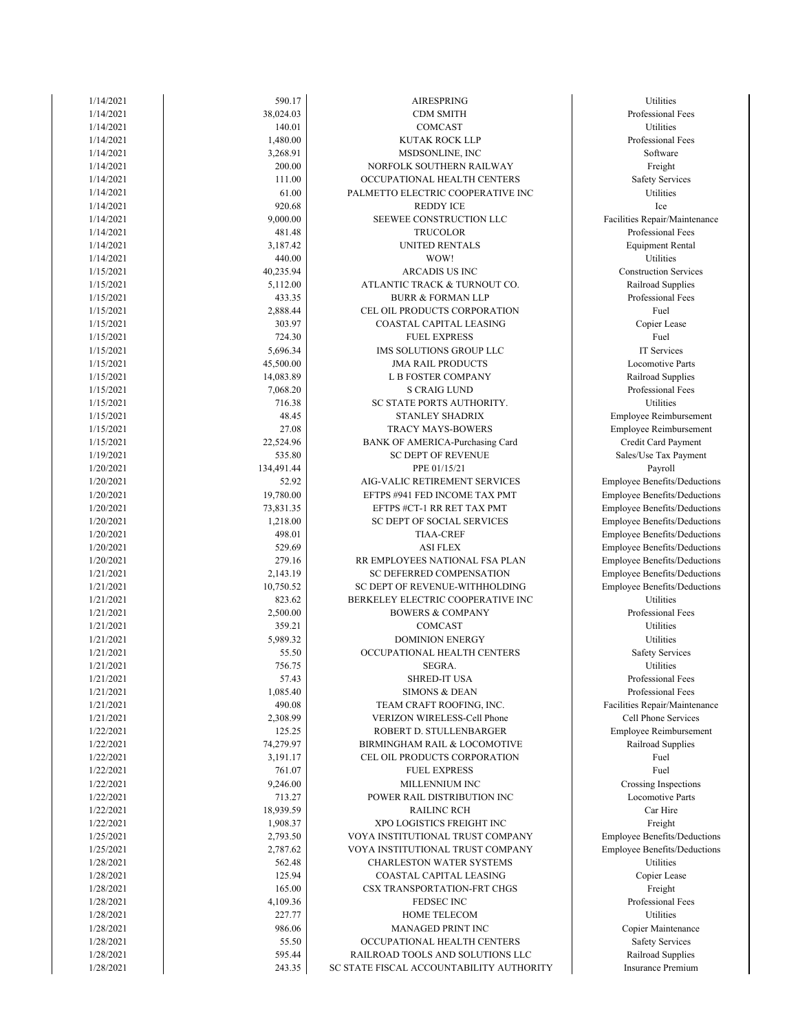| | | | |
|---|---|---|---|
| 1/14/2021 | 590.17 | AIRESPRING | Utilities |
| 1/14/2021 | 38,024.03 | CDM SMITH | Professional Fees |
| 1/14/2021 | 140.01 | COMCAST | Utilities |
| 1/14/2021 | 1,480.00 | KUTAK ROCK LLP | Professional Fees |
| 1/14/2021 | 3,268.91 | MSDSONLINE, INC | Software |
| 1/14/2021 | 200.00 | NORFOLK SOUTHERN RAILWAY | Freight |
| 1/14/2021 | 111.00 | OCCUPATIONAL HEALTH CENTERS | Safety Services |
| 1/14/2021 | 61.00 | PALMETTO ELECTRIC COOPERATIVE INC | Utilities |
| 1/14/2021 | 920.68 | REDDY ICE | Ice |
| 1/14/2021 | 9,000.00 | SEEWEE CONSTRUCTION LLC | Facilities Repair/Maintenance |
| 1/14/2021 | 481.48 | TRUCOLOR | Professional Fees |
| 1/14/2021 | 3,187.42 | UNITED RENTALS | Equipment Rental |
| 1/14/2021 | 440.00 | WOW! | Utilities |
| 1/15/2021 | 40,235.94 | ARCADIS US INC | Construction Services |
| 1/15/2021 | 5,112.00 | ATLANTIC TRACK & TURNOUT CO. | Railroad Supplies |
| 1/15/2021 | 433.35 | BURR & FORMAN LLP | Professional Fees |
| 1/15/2021 | 2,888.44 | CEL OIL PRODUCTS CORPORATION | Fuel |
| 1/15/2021 | 303.97 | COASTAL CAPITAL LEASING | Copier Lease |
| 1/15/2021 | 724.30 | FUEL EXPRESS | Fuel |
| 1/15/2021 | 5,696.34 | IMS SOLUTIONS GROUP LLC | IT Services |
| 1/15/2021 | 45,500.00 | JMA RAIL PRODUCTS | Locomotive Parts |
| 1/15/2021 | 14,083.89 | L B FOSTER COMPANY | Railroad Supplies |
| 1/15/2021 | 7,068.20 | S CRAIG LUND | Professional Fees |
| 1/15/2021 | 716.38 | SC STATE PORTS AUTHORITY. | Utilities |
| 1/15/2021 | 48.45 | STANLEY SHADRIX | Employee Reimbursement |
| 1/15/2021 | 27.08 | TRACY MAYS-BOWERS | Employee Reimbursement |
| 1/15/2021 | 22,524.96 | BANK OF AMERICA-Purchasing Card | Credit Card Payment |
| 1/19/2021 | 535.80 | SC DEPT OF REVENUE | Sales/Use Tax Payment |
| 1/20/2021 | 134,491.44 | PPE 01/15/21 | Payroll |
| 1/20/2021 | 52.92 | AIG-VALIC RETIREMENT SERVICES | Employee Benefits/Deductions |
| 1/20/2021 | 19,780.00 | EFTPS #941 FED INCOME TAX PMT | Employee Benefits/Deductions |
| 1/20/2021 | 73,831.35 | EFTPS #CT-1 RR RET TAX PMT | Employee Benefits/Deductions |
| 1/20/2021 | 1,218.00 | SC DEPT OF SOCIAL SERVICES | Employee Benefits/Deductions |
| 1/20/2021 | 498.01 | TIAA-CREF | Employee Benefits/Deductions |
| 1/20/2021 | 529.69 | ASI FLEX | Employee Benefits/Deductions |
| 1/20/2021 | 279.16 | RR EMPLOYEES NATIONAL FSA PLAN | Employee Benefits/Deductions |
| 1/21/2021 | 2,143.19 | SC DEFERRED COMPENSATION | Employee Benefits/Deductions |
| 1/21/2021 | 10,750.52 | SC DEPT OF REVENUE-WITHHOLDING | Employee Benefits/Deductions |
| 1/21/2021 | 823.62 | BERKELEY ELECTRIC COOPERATIVE INC | Utilities |
| 1/21/2021 | 2,500.00 | BOWERS & COMPANY | Professional Fees |
| 1/21/2021 | 359.21 | COMCAST | Utilities |
| 1/21/2021 | 5,989.32 | DOMINION ENERGY | Utilities |
| 1/21/2021 | 55.50 | OCCUPATIONAL HEALTH CENTERS | Safety Services |
| 1/21/2021 | 756.75 | SEGRA. | Utilities |
| 1/21/2021 | 57.43 | SHRED-IT USA | Professional Fees |
| 1/21/2021 | 1,085.40 | SIMONS & DEAN | Professional Fees |
| 1/21/2021 | 490.08 | TEAM CRAFT ROOFING, INC. | Facilities Repair/Maintenance |
| 1/21/2021 | 2,308.99 | VERIZON WIRELESS-Cell Phone | Cell Phone Services |
| 1/22/2021 | 125.25 | ROBERT D. STULLENBARGER | Employee Reimbursement |
| 1/22/2021 | 74,279.97 | BIRMINGHAM RAIL & LOCOMOTIVE | Railroad Supplies |
| 1/22/2021 | 3,191.17 | CEL OIL PRODUCTS CORPORATION | Fuel |
| 1/22/2021 | 761.07 | FUEL EXPRESS | Fuel |
| 1/22/2021 | 9,246.00 | MILLENNIUM INC | Crossing Inspections |
| 1/22/2021 | 713.27 | POWER RAIL DISTRIBUTION INC | Locomotive Parts |
| 1/22/2021 | 18,939.59 | RAILINC RCH | Car Hire |
| 1/22/2021 | 1,908.37 | XPO LOGISTICS FREIGHT INC | Freight |
| 1/25/2021 | 2,793.50 | VOYA INSTITUTIONAL TRUST COMPANY | Employee Benefits/Deductions |
| 1/25/2021 | 2,787.62 | VOYA INSTITUTIONAL TRUST COMPANY | Employee Benefits/Deductions |
| 1/28/2021 | 562.48 | CHARLESTON WATER SYSTEMS | Utilities |
| 1/28/2021 | 125.94 | COASTAL CAPITAL LEASING | Copier Lease |
| 1/28/2021 | 165.00 | CSX TRANSPORTATION-FRT CHGS | Freight |
| 1/28/2021 | 4,109.36 | FEDSEC INC | Professional Fees |
| 1/28/2021 | 227.77 | HOME TELECOM | Utilities |
| 1/28/2021 | 986.06 | MANAGED PRINT INC | Copier Maintenance |
| 1/28/2021 | 55.50 | OCCUPATIONAL HEALTH CENTERS | Safety Services |
| 1/28/2021 | 595.44 | RAILROAD TOOLS AND SOLUTIONS LLC | Railroad Supplies |
| 1/28/2021 | 243.35 | SC STATE FISCAL ACCOUNTABILITY AUTHORITY | Insurance Premium |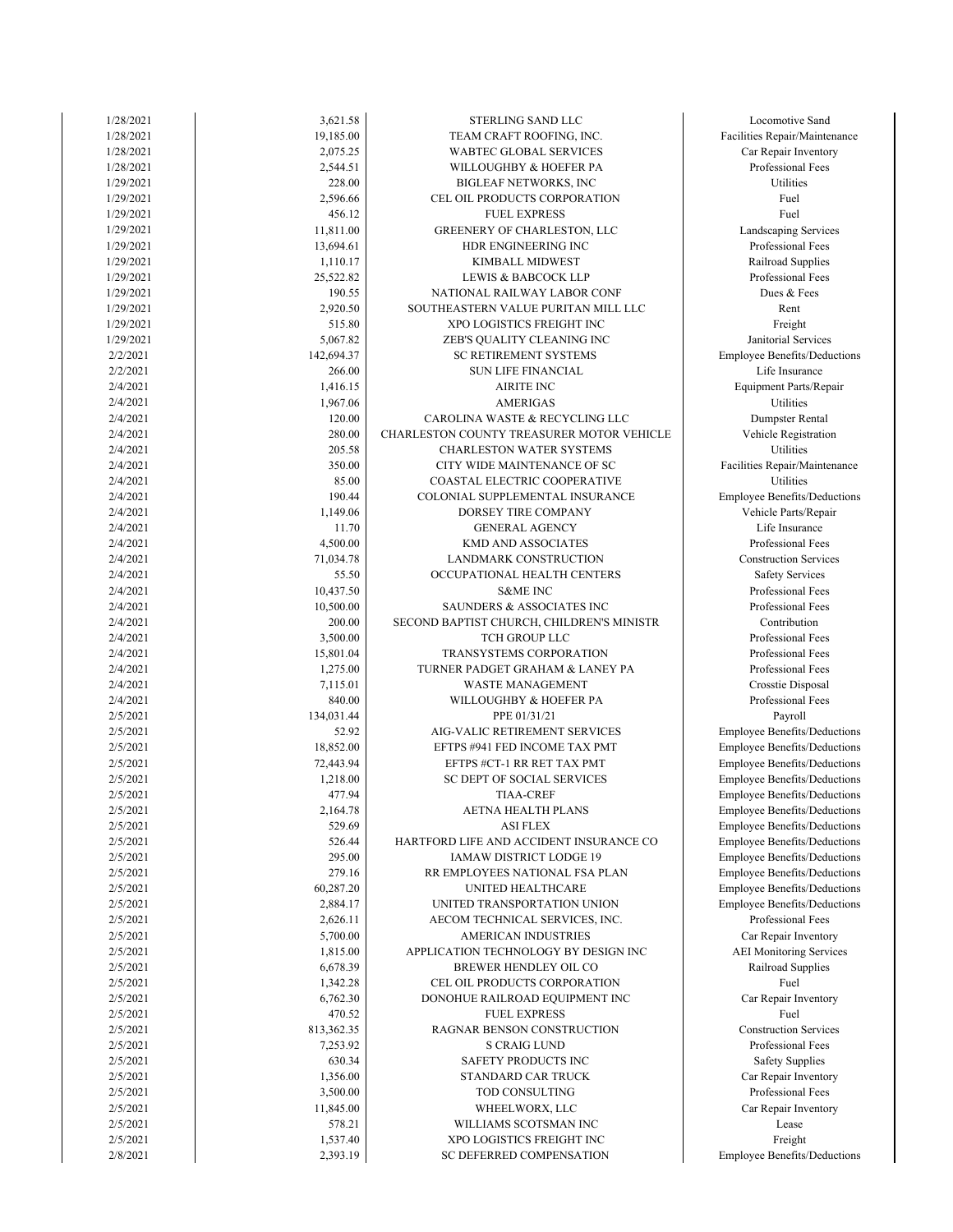| | | | |
|---|---|---|---|
| 1/28/2021 | 3,621.58 | STERLING SAND LLC | Locomotive Sand |
| 1/28/2021 | 19,185.00 | TEAM CRAFT ROOFING, INC. | Facilities Repair/Maintenance |
| 1/28/2021 | 2,075.25 | WABTEC GLOBAL SERVICES | Car Repair Inventory |
| 1/28/2021 | 2,544.51 | WILLOUGHBY & HOEFER PA | Professional Fees |
| 1/29/2021 | 228.00 | BIGLEAF NETWORKS, INC | Utilities |
| 1/29/2021 | 2,596.66 | CEL OIL PRODUCTS CORPORATION | Fuel |
| 1/29/2021 | 456.12 | FUEL EXPRESS | Fuel |
| 1/29/2021 | 11,811.00 | GREENERY OF CHARLESTON, LLC | Landscaping Services |
| 1/29/2021 | 13,694.61 | HDR ENGINEERING INC | Professional Fees |
| 1/29/2021 | 1,110.17 | KIMBALL MIDWEST | Railroad Supplies |
| 1/29/2021 | 25,522.82 | LEWIS & BABCOCK LLP | Professional Fees |
| 1/29/2021 | 190.55 | NATIONAL RAILWAY LABOR CONF | Dues & Fees |
| 1/29/2021 | 2,920.50 | SOUTHEASTERN VALUE PURITAN MILL LLC | Rent |
| 1/29/2021 | 515.80 | XPO LOGISTICS FREIGHT INC | Freight |
| 1/29/2021 | 5,067.82 | ZEB'S QUALITY CLEANING INC | Janitorial Services |
| 2/2/2021 | 142,694.37 | SC RETIREMENT SYSTEMS | Employee Benefits/Deductions |
| 2/2/2021 | 266.00 | SUN LIFE FINANCIAL | Life Insurance |
| 2/4/2021 | 1,416.15 | AIRITE INC | Equipment Parts/Repair |
| 2/4/2021 | 1,967.06 | AMERIGAS | Utilities |
| 2/4/2021 | 120.00 | CAROLINA WASTE & RECYCLING LLC | Dumpster Rental |
| 2/4/2021 | 280.00 | CHARLESTON COUNTY TREASURER MOTOR VEHICLE | Vehicle Registration |
| 2/4/2021 | 205.58 | CHARLESTON WATER SYSTEMS | Utilities |
| 2/4/2021 | 350.00 | CITY WIDE MAINTENANCE OF SC | Facilities Repair/Maintenance |
| 2/4/2021 | 85.00 | COASTAL ELECTRIC COOPERATIVE | Utilities |
| 2/4/2021 | 190.44 | COLONIAL SUPPLEMENTAL INSURANCE | Employee Benefits/Deductions |
| 2/4/2021 | 1,149.06 | DORSEY TIRE COMPANY | Vehicle Parts/Repair |
| 2/4/2021 | 11.70 | GENERAL AGENCY | Life Insurance |
| 2/4/2021 | 4,500.00 | KMD AND ASSOCIATES | Professional Fees |
| 2/4/2021 | 71,034.78 | LANDMARK CONSTRUCTION | Construction Services |
| 2/4/2021 | 55.50 | OCCUPATIONAL HEALTH CENTERS | Safety Services |
| 2/4/2021 | 10,437.50 | S&ME INC | Professional Fees |
| 2/4/2021 | 10,500.00 | SAUNDERS & ASSOCIATES INC | Professional Fees |
| 2/4/2021 | 200.00 | SECOND BAPTIST CHURCH, CHILDREN'S MINISTR | Contribution |
| 2/4/2021 | 3,500.00 | TCH GROUP LLC | Professional Fees |
| 2/4/2021 | 15,801.04 | TRANSYSTEMS CORPORATION | Professional Fees |
| 2/4/2021 | 1,275.00 | TURNER PADGET GRAHAM & LANEY PA | Professional Fees |
| 2/4/2021 | 7,115.01 | WASTE MANAGEMENT | Crosstie Disposal |
| 2/4/2021 | 840.00 | WILLOUGHBY & HOEFER PA | Professional Fees |
| 2/5/2021 | 134,031.44 | PPE 01/31/21 | Payroll |
| 2/5/2021 | 52.92 | AIG-VALIC RETIREMENT SERVICES | Employee Benefits/Deductions |
| 2/5/2021 | 18,852.00 | EFTPS #941 FED INCOME TAX PMT | Employee Benefits/Deductions |
| 2/5/2021 | 72,443.94 | EFTPS #CT-1 RR RET TAX PMT | Employee Benefits/Deductions |
| 2/5/2021 | 1,218.00 | SC DEPT OF SOCIAL SERVICES | Employee Benefits/Deductions |
| 2/5/2021 | 477.94 | TIAA-CREF | Employee Benefits/Deductions |
| 2/5/2021 | 2,164.78 | AETNA HEALTH PLANS | Employee Benefits/Deductions |
| 2/5/2021 | 529.69 | ASI FLEX | Employee Benefits/Deductions |
| 2/5/2021 | 526.44 | HARTFORD LIFE AND ACCIDENT INSURANCE CO | Employee Benefits/Deductions |
| 2/5/2021 | 295.00 | IAMAW DISTRICT LODGE 19 | Employee Benefits/Deductions |
| 2/5/2021 | 279.16 | RR EMPLOYEES NATIONAL FSA PLAN | Employee Benefits/Deductions |
| 2/5/2021 | 60,287.20 | UNITED HEALTHCARE | Employee Benefits/Deductions |
| 2/5/2021 | 2,884.17 | UNITED TRANSPORTATION UNION | Employee Benefits/Deductions |
| 2/5/2021 | 2,626.11 | AECOM TECHNICAL SERVICES, INC. | Professional Fees |
| 2/5/2021 | 5,700.00 | AMERICAN INDUSTRIES | Car Repair Inventory |
| 2/5/2021 | 1,815.00 | APPLICATION TECHNOLOGY BY DESIGN INC | AEI Monitoring Services |
| 2/5/2021 | 6,678.39 | BREWER HENDLEY OIL CO | Railroad Supplies |
| 2/5/2021 | 1,342.28 | CEL OIL PRODUCTS CORPORATION | Fuel |
| 2/5/2021 | 6,762.30 | DONOHUE RAILROAD EQUIPMENT INC | Car Repair Inventory |
| 2/5/2021 | 470.52 | FUEL EXPRESS | Fuel |
| 2/5/2021 | 813,362.35 | RAGNAR BENSON CONSTRUCTION | Construction Services |
| 2/5/2021 | 7,253.92 | S CRAIG LUND | Professional Fees |
| 2/5/2021 | 630.34 | SAFETY PRODUCTS INC | Safety Supplies |
| 2/5/2021 | 1,356.00 | STANDARD CAR TRUCK | Car Repair Inventory |
| 2/5/2021 | 3,500.00 | TOD CONSULTING | Professional Fees |
| 2/5/2021 | 11,845.00 | WHEELWORX, LLC | Car Repair Inventory |
| 2/5/2021 | 578.21 | WILLIAMS SCOTSMAN INC | Lease |
| 2/5/2021 | 1,537.40 | XPO LOGISTICS FREIGHT INC | Freight |
| 2/8/2021 | 2,393.19 | SC DEFERRED COMPENSATION | Employee Benefits/Deductions |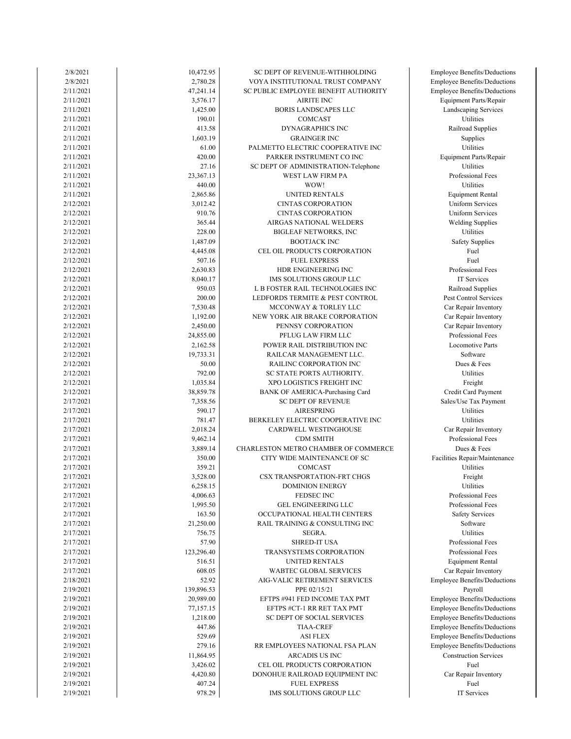| | | | |
|---|---|---|---|
| 2/8/2021 | 10,472.95 | SC DEPT OF REVENUE-WITHHOLDING | Employee Benefits/Deductions |
| 2/8/2021 | 2,780.28 | VOYA INSTITUTIONAL TRUST COMPANY | Employee Benefits/Deductions |
| 2/11/2021 | 47,241.14 | SC PUBLIC EMPLOYEE BENEFIT AUTHORITY | Employee Benefits/Deductions |
| 2/11/2021 | 3,576.17 | AIRITE INC | Equipment Parts/Repair |
| 2/11/2021 | 1,425.00 | BORIS LANDSCAPES LLC | Landscaping Services |
| 2/11/2021 | 190.01 | COMCAST | Utilities |
| 2/11/2021 | 413.58 | DYNAGRAPHICS INC | Railroad Supplies |
| 2/11/2021 | 1,603.19 | GRAINGER INC | Supplies |
| 2/11/2021 | 61.00 | PALMETTO ELECTRIC COOPERATIVE INC | Utilities |
| 2/11/2021 | 420.00 | PARKER INSTRUMENT CO INC | Equipment Parts/Repair |
| 2/11/2021 | 27.16 | SC DEPT OF ADMINISTRATION-Telephone | Utilities |
| 2/11/2021 | 23,367.13 | WEST LAW FIRM PA | Professional Fees |
| 2/11/2021 | 440.00 | WOW! | Utilities |
| 2/11/2021 | 2,865.86 | UNITED RENTALS | Equipment Rental |
| 2/12/2021 | 3,012.42 | CINTAS CORPORATION | Uniform Services |
| 2/12/2021 | 910.76 | CINTAS CORPORATION | Uniform Services |
| 2/12/2021 | 365.44 | AIRGAS NATIONAL WELDERS | Welding Supplies |
| 2/12/2021 | 228.00 | BIGLEAF NETWORKS, INC | Utilities |
| 2/12/2021 | 1,487.09 | BOOTJACK INC | Safety Supplies |
| 2/12/2021 | 4,445.08 | CEL OIL PRODUCTS CORPORATION | Fuel |
| 2/12/2021 | 507.16 | FUEL EXPRESS | Fuel |
| 2/12/2021 | 2,630.83 | HDR ENGINEERING INC | Professional Fees |
| 2/12/2021 | 8,040.17 | IMS SOLUTIONS GROUP LLC | IT Services |
| 2/12/2021 | 950.03 | L B FOSTER RAIL TECHNOLOGIES INC | Railroad Supplies |
| 2/12/2021 | 200.00 | LEDFORDS TERMITE & PEST CONTROL | Pest Control Services |
| 2/12/2021 | 7,530.48 | MCCONWAY & TORLEY LLC | Car Repair Inventory |
| 2/12/2021 | 1,192.00 | NEW YORK AIR BRAKE CORPORATION | Car Repair Inventory |
| 2/12/2021 | 2,450.00 | PENNSY CORPORATION | Car Repair Inventory |
| 2/12/2021 | 24,855.00 | PFLUG LAW FIRM LLC | Professional Fees |
| 2/12/2021 | 2,162.58 | POWER RAIL DISTRIBUTION INC | Locomotive Parts |
| 2/12/2021 | 19,733.31 | RAILCAR MANAGEMENT LLC. | Software |
| 2/12/2021 | 50.00 | RAILINC CORPORATION INC | Dues & Fees |
| 2/12/2021 | 792.00 | SC STATE PORTS AUTHORITY. | Utilities |
| 2/12/2021 | 1,035.84 | XPO LOGISTICS FREIGHT INC | Freight |
| 2/12/2021 | 38,859.78 | BANK OF AMERICA-Purchasing Card | Credit Card Payment |
| 2/17/2021 | 7,358.56 | SC DEPT OF REVENUE | Sales/Use Tax Payment |
| 2/17/2021 | 590.17 | AIRESPRING | Utilities |
| 2/17/2021 | 781.47 | BERKELEY ELECTRIC COOPERATIVE INC | Utilities |
| 2/17/2021 | 2,018.24 | CARDWELL WESTINGHOUSE | Car Repair Inventory |
| 2/17/2021 | 9,462.14 | CDM SMITH | Professional Fees |
| 2/17/2021 | 3,889.14 | CHARLESTON METRO CHAMBER OF COMMERCE | Dues & Fees |
| 2/17/2021 | 350.00 | CITY WIDE MAINTENANCE OF SC | Facilities Repair/Maintenance |
| 2/17/2021 | 359.21 | COMCAST | Utilities |
| 2/17/2021 | 3,528.00 | CSX TRANSPORTATION-FRT CHGS | Freight |
| 2/17/2021 | 6,258.15 | DOMINION ENERGY | Utilities |
| 2/17/2021 | 4,006.63 | FEDSEC INC | Professional Fees |
| 2/17/2021 | 1,995.50 | GEL ENGINEERING LLC | Professional Fees |
| 2/17/2021 | 163.50 | OCCUPATIONAL HEALTH CENTERS | Safety Services |
| 2/17/2021 | 21,250.00 | RAIL TRAINING & CONSULTING INC | Software |
| 2/17/2021 | 756.75 | SEGRA. | Utilities |
| 2/17/2021 | 57.90 | SHRED-IT USA | Professional Fees |
| 2/17/2021 | 123,296.40 | TRANSYSTEMS CORPORATION | Professional Fees |
| 2/17/2021 | 516.51 | UNITED RENTALS | Equipment Rental |
| 2/17/2021 | 608.05 | WABTEC GLOBAL SERVICES | Car Repair Inventory |
| 2/18/2021 | 52.92 | AIG-VALIC RETIREMENT SERVICES | Employee Benefits/Deductions |
| 2/19/2021 | 139,896.53 | PPE 02/15/21 | Payroll |
| 2/19/2021 | 20,989.00 | EFTPS #941 FED INCOME TAX PMT | Employee Benefits/Deductions |
| 2/19/2021 | 77,157.15 | EFTPS #CT-1 RR RET TAX PMT | Employee Benefits/Deductions |
| 2/19/2021 | 1,218.00 | SC DEPT OF SOCIAL SERVICES | Employee Benefits/Deductions |
| 2/19/2021 | 447.86 | TIAA-CREF | Employee Benefits/Deductions |
| 2/19/2021 | 529.69 | ASI FLEX | Employee Benefits/Deductions |
| 2/19/2021 | 279.16 | RR EMPLOYEES NATIONAL FSA PLAN | Employee Benefits/Deductions |
| 2/19/2021 | 11,864.95 | ARCADIS US INC | Construction Services |
| 2/19/2021 | 3,426.02 | CEL OIL PRODUCTS CORPORATION | Fuel |
| 2/19/2021 | 4,420.80 | DONOHUE RAILROAD EQUIPMENT INC | Car Repair Inventory |
| 2/19/2021 | 407.24 | FUEL EXPRESS | Fuel |
| 2/19/2021 | 978.29 | IMS SOLUTIONS GROUP LLC | IT Services |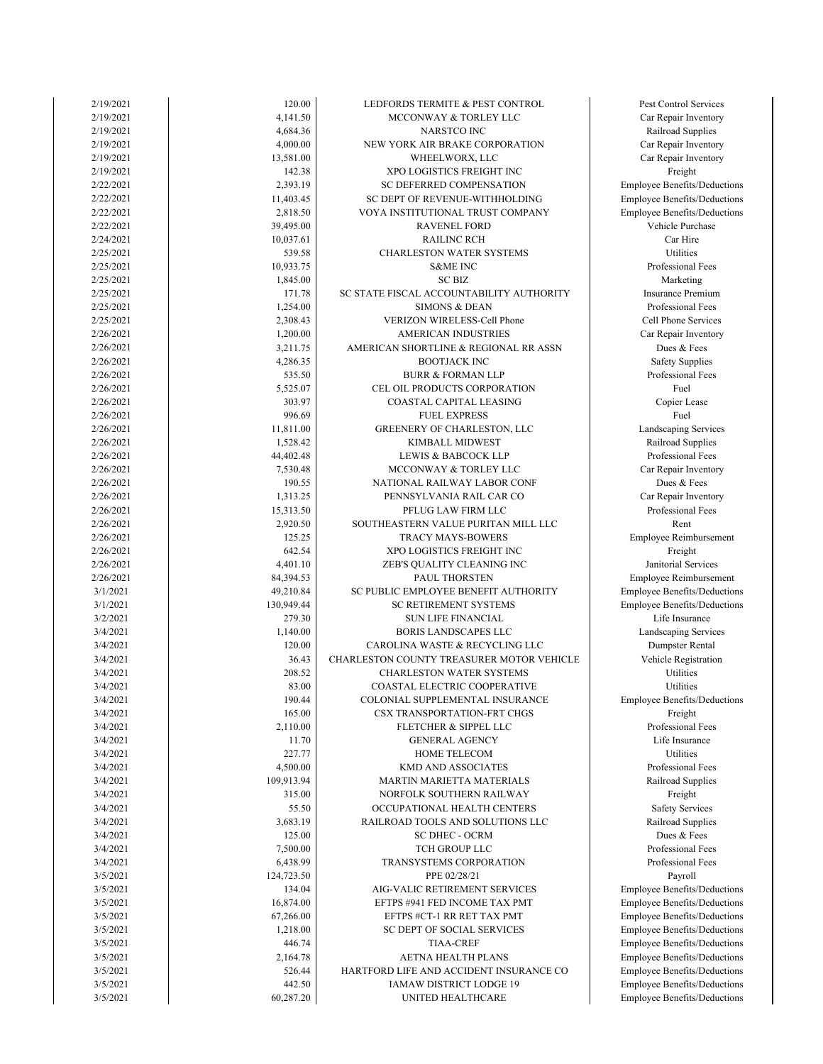| | | | |
|---|---|---|---|
| 2/19/2021 | 120.00 | LEDFORDS TERMITE & PEST CONTROL | Pest Control Services |
| 2/19/2021 | 4,141.50 | MCCONWAY & TORLEY LLC | Car Repair Inventory |
| 2/19/2021 | 4,684.36 | NARSTCO INC | Railroad Supplies |
| 2/19/2021 | 4,000.00 | NEW YORK AIR BRAKE CORPORATION | Car Repair Inventory |
| 2/19/2021 | 13,581.00 | WHEELWORX, LLC | Car Repair Inventory |
| 2/19/2021 | 142.38 | XPO LOGISTICS FREIGHT INC | Freight |
| 2/22/2021 | 2,393.19 | SC DEFERRED COMPENSATION | Employee Benefits/Deductions |
| 2/22/2021 | 11,403.45 | SC DEPT OF REVENUE-WITHHOLDING | Employee Benefits/Deductions |
| 2/22/2021 | 2,818.50 | VOYA INSTITUTIONAL TRUST COMPANY | Employee Benefits/Deductions |
| 2/22/2021 | 39,495.00 | RAVENEL FORD | Vehicle Purchase |
| 2/24/2021 | 10,037.61 | RAILINC RCH | Car Hire |
| 2/25/2021 | 539.58 | CHARLESTON WATER SYSTEMS | Utilities |
| 2/25/2021 | 10,933.75 | S&ME INC | Professional Fees |
| 2/25/2021 | 1,845.00 | SC BIZ | Marketing |
| 2/25/2021 | 171.78 | SC STATE FISCAL ACCOUNTABILITY AUTHORITY | Insurance Premium |
| 2/25/2021 | 1,254.00 | SIMONS & DEAN | Professional Fees |
| 2/25/2021 | 2,308.43 | VERIZON WIRELESS-Cell Phone | Cell Phone Services |
| 2/26/2021 | 1,200.00 | AMERICAN INDUSTRIES | Car Repair Inventory |
| 2/26/2021 | 3,211.75 | AMERICAN SHORTLINE & REGIONAL RR ASSN | Dues & Fees |
| 2/26/2021 | 4,286.35 | BOOTJACK INC | Safety Supplies |
| 2/26/2021 | 535.50 | BURR & FORMAN LLP | Professional Fees |
| 2/26/2021 | 5,525.07 | CEL OIL PRODUCTS CORPORATION | Fuel |
| 2/26/2021 | 303.97 | COASTAL CAPITAL LEASING | Copier Lease |
| 2/26/2021 | 996.69 | FUEL EXPRESS | Fuel |
| 2/26/2021 | 11,811.00 | GREENERY OF CHARLESTON, LLC | Landscaping Services |
| 2/26/2021 | 1,528.42 | KIMBALL MIDWEST | Railroad Supplies |
| 2/26/2021 | 44,402.48 | LEWIS & BABCOCK LLP | Professional Fees |
| 2/26/2021 | 7,530.48 | MCCONWAY & TORLEY LLC | Car Repair Inventory |
| 2/26/2021 | 190.55 | NATIONAL RAILWAY LABOR CONF | Dues & Fees |
| 2/26/2021 | 1,313.25 | PENNSYLVANIA RAIL CAR CO | Car Repair Inventory |
| 2/26/2021 | 15,313.50 | PFLUG LAW FIRM LLC | Professional Fees |
| 2/26/2021 | 2,920.50 | SOUTHEASTERN VALUE PURITAN MILL LLC | Rent |
| 2/26/2021 | 125.25 | TRACY MAYS-BOWERS | Employee Reimbursement |
| 2/26/2021 | 642.54 | XPO LOGISTICS FREIGHT INC | Freight |
| 2/26/2021 | 4,401.10 | ZEB'S QUALITY CLEANING INC | Janitorial Services |
| 2/26/2021 | 84,394.53 | PAUL THORSTEN | Employee Reimbursement |
| 3/1/2021 | 49,210.84 | SC PUBLIC EMPLOYEE BENEFIT AUTHORITY | Employee Benefits/Deductions |
| 3/1/2021 | 130,949.44 | SC RETIREMENT SYSTEMS | Employee Benefits/Deductions |
| 3/2/2021 | 279.30 | SUN LIFE FINANCIAL | Life Insurance |
| 3/4/2021 | 1,140.00 | BORIS LANDSCAPES LLC | Landscaping Services |
| 3/4/2021 | 120.00 | CAROLINA WASTE & RECYCLING LLC | Dumpster Rental |
| 3/4/2021 | 36.43 | CHARLESTON COUNTY TREASURER MOTOR VEHICLE | Vehicle Registration |
| 3/4/2021 | 208.52 | CHARLESTON WATER SYSTEMS | Utilities |
| 3/4/2021 | 83.00 | COASTAL ELECTRIC COOPERATIVE | Utilities |
| 3/4/2021 | 190.44 | COLONIAL SUPPLEMENTAL INSURANCE | Employee Benefits/Deductions |
| 3/4/2021 | 165.00 | CSX TRANSPORTATION-FRT CHGS | Freight |
| 3/4/2021 | 2,110.00 | FLETCHER & SIPPEL LLC | Professional Fees |
| 3/4/2021 | 11.70 | GENERAL AGENCY | Life Insurance |
| 3/4/2021 | 227.77 | HOME TELECOM | Utilities |
| 3/4/2021 | 4,500.00 | KMD AND ASSOCIATES | Professional Fees |
| 3/4/2021 | 109,913.94 | MARTIN MARIETTA MATERIALS | Railroad Supplies |
| 3/4/2021 | 315.00 | NORFOLK SOUTHERN RAILWAY | Freight |
| 3/4/2021 | 55.50 | OCCUPATIONAL HEALTH CENTERS | Safety Services |
| 3/4/2021 | 3,683.19 | RAILROAD TOOLS AND SOLUTIONS LLC | Railroad Supplies |
| 3/4/2021 | 125.00 | SC DHEC - OCRM | Dues & Fees |
| 3/4/2021 | 7,500.00 | TCH GROUP LLC | Professional Fees |
| 3/4/2021 | 6,438.99 | TRANSYSTEMS CORPORATION | Professional Fees |
| 3/5/2021 | 124,723.50 | PPE 02/28/21 | Payroll |
| 3/5/2021 | 134.04 | AIG-VALIC RETIREMENT SERVICES | Employee Benefits/Deductions |
| 3/5/2021 | 16,874.00 | EFTPS #941 FED INCOME TAX PMT | Employee Benefits/Deductions |
| 3/5/2021 | 67,266.00 | EFTPS #CT-1 RR RET TAX PMT | Employee Benefits/Deductions |
| 3/5/2021 | 1,218.00 | SC DEPT OF SOCIAL SERVICES | Employee Benefits/Deductions |
| 3/5/2021 | 446.74 | TIAA-CREF | Employee Benefits/Deductions |
| 3/5/2021 | 2,164.78 | AETNA HEALTH PLANS | Employee Benefits/Deductions |
| 3/5/2021 | 526.44 | HARTFORD LIFE AND ACCIDENT INSURANCE CO | Employee Benefits/Deductions |
| 3/5/2021 | 442.50 | IAMAW DISTRICT LODGE 19 | Employee Benefits/Deductions |
| 3/5/2021 | 60,287.20 | UNITED HEALTHCARE | Employee Benefits/Deductions |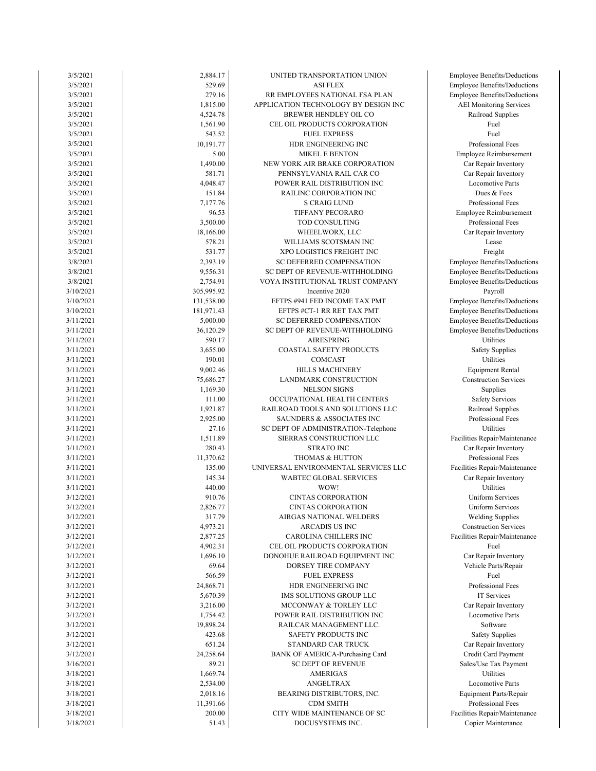| | | | |
|---|---|---|---|
| 3/5/2021 | 2,884.17 | UNITED TRANSPORTATION UNION | Employee Benefits/Deductions |
| 3/5/2021 | 529.69 | ASI FLEX | Employee Benefits/Deductions |
| 3/5/2021 | 279.16 | RR EMPLOYEES NATIONAL FSA PLAN | Employee Benefits/Deductions |
| 3/5/2021 | 1,815.00 | APPLICATION TECHNOLOGY BY DESIGN INC | AEI Monitoring Services |
| 3/5/2021 | 4,524.78 | BREWER HENDLEY OIL CO | Railroad Supplies |
| 3/5/2021 | 1,561.90 | CEL OIL PRODUCTS CORPORATION | Fuel |
| 3/5/2021 | 543.52 | FUEL EXPRESS | Fuel |
| 3/5/2021 | 10,191.77 | HDR ENGINEERING INC | Professional Fees |
| 3/5/2021 | 5.00 | MIKEL E BENTON | Employee Reimbursement |
| 3/5/2021 | 1,490.00 | NEW YORK AIR BRAKE CORPORATION | Car Repair Inventory |
| 3/5/2021 | 581.71 | PENNSYLVANIA RAIL CAR CO | Car Repair Inventory |
| 3/5/2021 | 4,048.47 | POWER RAIL DISTRIBUTION INC | Locomotive Parts |
| 3/5/2021 | 151.84 | RAILINC CORPORATION INC | Dues & Fees |
| 3/5/2021 | 7,177.76 | S CRAIG LUND | Professional Fees |
| 3/5/2021 | 96.53 | TIFFANY PECORARO | Employee Reimbursement |
| 3/5/2021 | 3,500.00 | TOD CONSULTING | Professional Fees |
| 3/5/2021 | 18,166.00 | WHEELWORX, LLC | Car Repair Inventory |
| 3/5/2021 | 578.21 | WILLIAMS SCOTSMAN INC | Lease |
| 3/5/2021 | 531.77 | XPO LOGISTICS FREIGHT INC | Freight |
| 3/8/2021 | 2,393.19 | SC DEFERRED COMPENSATION | Employee Benefits/Deductions |
| 3/8/2021 | 9,556.31 | SC DEPT OF REVENUE-WITHHOLDING | Employee Benefits/Deductions |
| 3/8/2021 | 2,754.91 | VOYA INSTITUTIONAL TRUST COMPANY | Employee Benefits/Deductions |
| 3/10/2021 | 305,995.92 | Incentive 2020 | Payroll |
| 3/10/2021 | 131,538.00 | EFTPS #941 FED INCOME TAX PMT | Employee Benefits/Deductions |
| 3/10/2021 | 181,971.43 | EFTPS #CT-1 RR RET TAX PMT | Employee Benefits/Deductions |
| 3/11/2021 | 5,000.00 | SC DEFERRED COMPENSATION | Employee Benefits/Deductions |
| 3/11/2021 | 36,120.29 | SC DEPT OF REVENUE-WITHHOLDING | Employee Benefits/Deductions |
| 3/11/2021 | 590.17 | AIRESPRING | Utilities |
| 3/11/2021 | 3,655.00 | COASTAL SAFETY PRODUCTS | Safety Supplies |
| 3/11/2021 | 190.01 | COMCAST | Utilities |
| 3/11/2021 | 9,002.46 | HILLS MACHINERY | Equipment Rental |
| 3/11/2021 | 75,686.27 | LANDMARK CONSTRUCTION | Construction Services |
| 3/11/2021 | 1,169.30 | NELSON SIGNS | Supplies |
| 3/11/2021 | 111.00 | OCCUPATIONAL HEALTH CENTERS | Safety Services |
| 3/11/2021 | 1,921.87 | RAILROAD TOOLS AND SOLUTIONS LLC | Railroad Supplies |
| 3/11/2021 | 2,925.00 | SAUNDERS & ASSOCIATES INC | Professional Fees |
| 3/11/2021 | 27.16 | SC DEPT OF ADMINISTRATION-Telephone | Utilities |
| 3/11/2021 | 1,511.89 | SIERRAS CONSTRUCTION LLC | Facilities Repair/Maintenance |
| 3/11/2021 | 280.43 | STRATO INC | Car Repair Inventory |
| 3/11/2021 | 11,370.62 | THOMAS & HUTTON | Professional Fees |
| 3/11/2021 | 135.00 | UNIVERSAL ENVIRONMENTAL SERVICES LLC | Facilities Repair/Maintenance |
| 3/11/2021 | 145.34 | WABTEC GLOBAL SERVICES | Car Repair Inventory |
| 3/11/2021 | 440.00 | WOW! | Utilities |
| 3/12/2021 | 910.76 | CINTAS CORPORATION | Uniform Services |
| 3/12/2021 | 2,826.77 | CINTAS CORPORATION | Uniform Services |
| 3/12/2021 | 317.79 | AIRGAS NATIONAL WELDERS | Welding Supplies |
| 3/12/2021 | 4,973.21 | ARCADIS US INC | Construction Services |
| 3/12/2021 | 2,877.25 | CAROLINA CHILLERS INC | Facilities Repair/Maintenance |
| 3/12/2021 | 4,902.31 | CEL OIL PRODUCTS CORPORATION | Fuel |
| 3/12/2021 | 1,696.10 | DONOHUE RAILROAD EQUIPMENT INC | Car Repair Inventory |
| 3/12/2021 | 69.64 | DORSEY TIRE COMPANY | Vehicle Parts/Repair |
| 3/12/2021 | 566.59 | FUEL EXPRESS | Fuel |
| 3/12/2021 | 24,868.71 | HDR ENGINEERING INC | Professional Fees |
| 3/12/2021 | 5,670.39 | IMS SOLUTIONS GROUP LLC | IT Services |
| 3/12/2021 | 3,216.00 | MCCONWAY & TORLEY LLC | Car Repair Inventory |
| 3/12/2021 | 1,754.42 | POWER RAIL DISTRIBUTION INC | Locomotive Parts |
| 3/12/2021 | 19,898.24 | RAILCAR MANAGEMENT LLC. | Software |
| 3/12/2021 | 423.68 | SAFETY PRODUCTS INC | Safety Supplies |
| 3/12/2021 | 651.24 | STANDARD CAR TRUCK | Car Repair Inventory |
| 3/12/2021 | 24,258.64 | BANK OF AMERICA-Purchasing Card | Credit Card Payment |
| 3/16/2021 | 89.21 | SC DEPT OF REVENUE | Sales/Use Tax Payment |
| 3/18/2021 | 1,669.74 | AMERIGAS | Utilities |
| 3/18/2021 | 2,534.00 | ANGELTRAX | Locomotive Parts |
| 3/18/2021 | 2,018.16 | BEARING DISTRIBUTORS, INC. | Equipment Parts/Repair |
| 3/18/2021 | 11,391.66 | CDM SMITH | Professional Fees |
| 3/18/2021 | 200.00 | CITY WIDE MAINTENANCE OF SC | Facilities Repair/Maintenance |
| 3/18/2021 | 51.43 | DOCUSYSTEMS INC. | Copier Maintenance |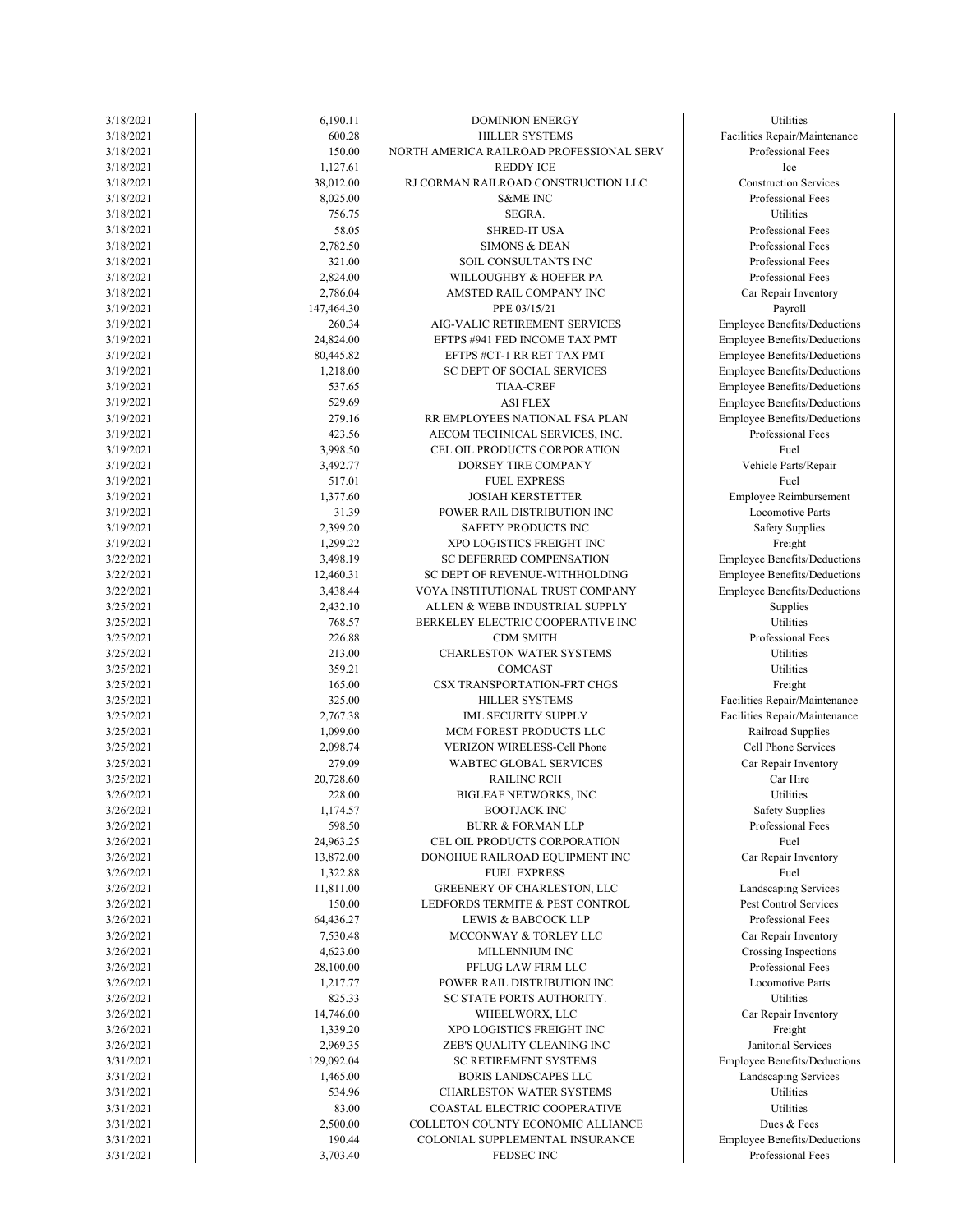| | | | |
|---|---|---|---|
| 3/18/2021 | 6,190.11 | DOMINION ENERGY | Utilities |
| 3/18/2021 | 600.28 | HILLER SYSTEMS | Facilities Repair/Maintenance |
| 3/18/2021 | 150.00 | NORTH AMERICA RAILROAD PROFESSIONAL SERV | Professional Fees |
| 3/18/2021 | 1,127.61 | REDDY ICE | Ice |
| 3/18/2021 | 38,012.00 | RJ CORMAN RAILROAD CONSTRUCTION LLC | Construction Services |
| 3/18/2021 | 8,025.00 | S&ME INC | Professional Fees |
| 3/18/2021 | 756.75 | SEGRA. | Utilities |
| 3/18/2021 | 58.05 | SHRED-IT USA | Professional Fees |
| 3/18/2021 | 2,782.50 | SIMONS & DEAN | Professional Fees |
| 3/18/2021 | 321.00 | SOIL CONSULTANTS INC | Professional Fees |
| 3/18/2021 | 2,824.00 | WILLOUGHBY & HOEFER PA | Professional Fees |
| 3/18/2021 | 2,786.04 | AMSTED RAIL COMPANY INC | Car Repair Inventory |
| 3/19/2021 | 147,464.30 | PPE 03/15/21 | Payroll |
| 3/19/2021 | 260.34 | AIG-VALIC RETIREMENT SERVICES | Employee Benefits/Deductions |
| 3/19/2021 | 24,824.00 | EFTPS #941 FED INCOME TAX PMT | Employee Benefits/Deductions |
| 3/19/2021 | 80,445.82 | EFTPS #CT-1 RR RET TAX PMT | Employee Benefits/Deductions |
| 3/19/2021 | 1,218.00 | SC DEPT OF SOCIAL SERVICES | Employee Benefits/Deductions |
| 3/19/2021 | 537.65 | TIAA-CREF | Employee Benefits/Deductions |
| 3/19/2021 | 529.69 | ASI FLEX | Employee Benefits/Deductions |
| 3/19/2021 | 279.16 | RR EMPLOYEES NATIONAL FSA PLAN | Employee Benefits/Deductions |
| 3/19/2021 | 423.56 | AECOM TECHNICAL SERVICES, INC. | Professional Fees |
| 3/19/2021 | 3,998.50 | CEL OIL PRODUCTS CORPORATION | Fuel |
| 3/19/2021 | 3,492.77 | DORSEY TIRE COMPANY | Vehicle Parts/Repair |
| 3/19/2021 | 517.01 | FUEL EXPRESS | Fuel |
| 3/19/2021 | 1,377.60 | JOSIAH KERSTETTER | Employee Reimbursement |
| 3/19/2021 | 31.39 | POWER RAIL DISTRIBUTION INC | Locomotive Parts |
| 3/19/2021 | 2,399.20 | SAFETY PRODUCTS INC | Safety Supplies |
| 3/19/2021 | 1,299.22 | XPO LOGISTICS FREIGHT INC | Freight |
| 3/22/2021 | 3,498.19 | SC DEFERRED COMPENSATION | Employee Benefits/Deductions |
| 3/22/2021 | 12,460.31 | SC DEPT OF REVENUE-WITHHOLDING | Employee Benefits/Deductions |
| 3/22/2021 | 3,438.44 | VOYA INSTITUTIONAL TRUST COMPANY | Employee Benefits/Deductions |
| 3/25/2021 | 2,432.10 | ALLEN & WEBB INDUSTRIAL SUPPLY | Supplies |
| 3/25/2021 | 768.57 | BERKELEY ELECTRIC COOPERATIVE INC | Utilities |
| 3/25/2021 | 226.88 | CDM SMITH | Professional Fees |
| 3/25/2021 | 213.00 | CHARLESTON WATER SYSTEMS | Utilities |
| 3/25/2021 | 359.21 | COMCAST | Utilities |
| 3/25/2021 | 165.00 | CSX TRANSPORTATION-FRT CHGS | Freight |
| 3/25/2021 | 325.00 | HILLER SYSTEMS | Facilities Repair/Maintenance |
| 3/25/2021 | 2,767.38 | IML SECURITY SUPPLY | Facilities Repair/Maintenance |
| 3/25/2021 | 1,099.00 | MCM FOREST PRODUCTS LLC | Railroad Supplies |
| 3/25/2021 | 2,098.74 | VERIZON WIRELESS-Cell Phone | Cell Phone Services |
| 3/25/2021 | 279.09 | WABTEC GLOBAL SERVICES | Car Repair Inventory |
| 3/25/2021 | 20,728.60 | RAILINC RCH | Car Hire |
| 3/26/2021 | 228.00 | BIGLEAF NETWORKS, INC | Utilities |
| 3/26/2021 | 1,174.57 | BOOTJACK INC | Safety Supplies |
| 3/26/2021 | 598.50 | BURR & FORMAN LLP | Professional Fees |
| 3/26/2021 | 24,963.25 | CEL OIL PRODUCTS CORPORATION | Fuel |
| 3/26/2021 | 13,872.00 | DONOHUE RAILROAD EQUIPMENT INC | Car Repair Inventory |
| 3/26/2021 | 1,322.88 | FUEL EXPRESS | Fuel |
| 3/26/2021 | 11,811.00 | GREENERY OF CHARLESTON, LLC | Landscaping Services |
| 3/26/2021 | 150.00 | LEDFORDS TERMITE & PEST CONTROL | Pest Control Services |
| 3/26/2021 | 64,436.27 | LEWIS & BABCOCK LLP | Professional Fees |
| 3/26/2021 | 7,530.48 | MCCONWAY & TORLEY LLC | Car Repair Inventory |
| 3/26/2021 | 4,623.00 | MILLENNIUM INC | Crossing Inspections |
| 3/26/2021 | 28,100.00 | PFLUG LAW FIRM LLC | Professional Fees |
| 3/26/2021 | 1,217.77 | POWER RAIL DISTRIBUTION INC | Locomotive Parts |
| 3/26/2021 | 825.33 | SC STATE PORTS AUTHORITY. | Utilities |
| 3/26/2021 | 14,746.00 | WHEELWORX, LLC | Car Repair Inventory |
| 3/26/2021 | 1,339.20 | XPO LOGISTICS FREIGHT INC | Freight |
| 3/26/2021 | 2,969.35 | ZEB'S QUALITY CLEANING INC | Janitorial Services |
| 3/31/2021 | 129,092.04 | SC RETIREMENT SYSTEMS | Employee Benefits/Deductions |
| 3/31/2021 | 1,465.00 | BORIS LANDSCAPES LLC | Landscaping Services |
| 3/31/2021 | 534.96 | CHARLESTON WATER SYSTEMS | Utilities |
| 3/31/2021 | 83.00 | COASTAL ELECTRIC COOPERATIVE | Utilities |
| 3/31/2021 | 2,500.00 | COLLETON COUNTY ECONOMIC ALLIANCE | Dues & Fees |
| 3/31/2021 | 190.44 | COLONIAL SUPPLEMENTAL INSURANCE | Employee Benefits/Deductions |
| 3/31/2021 | 3,703.40 | FEDSEC INC | Professional Fees |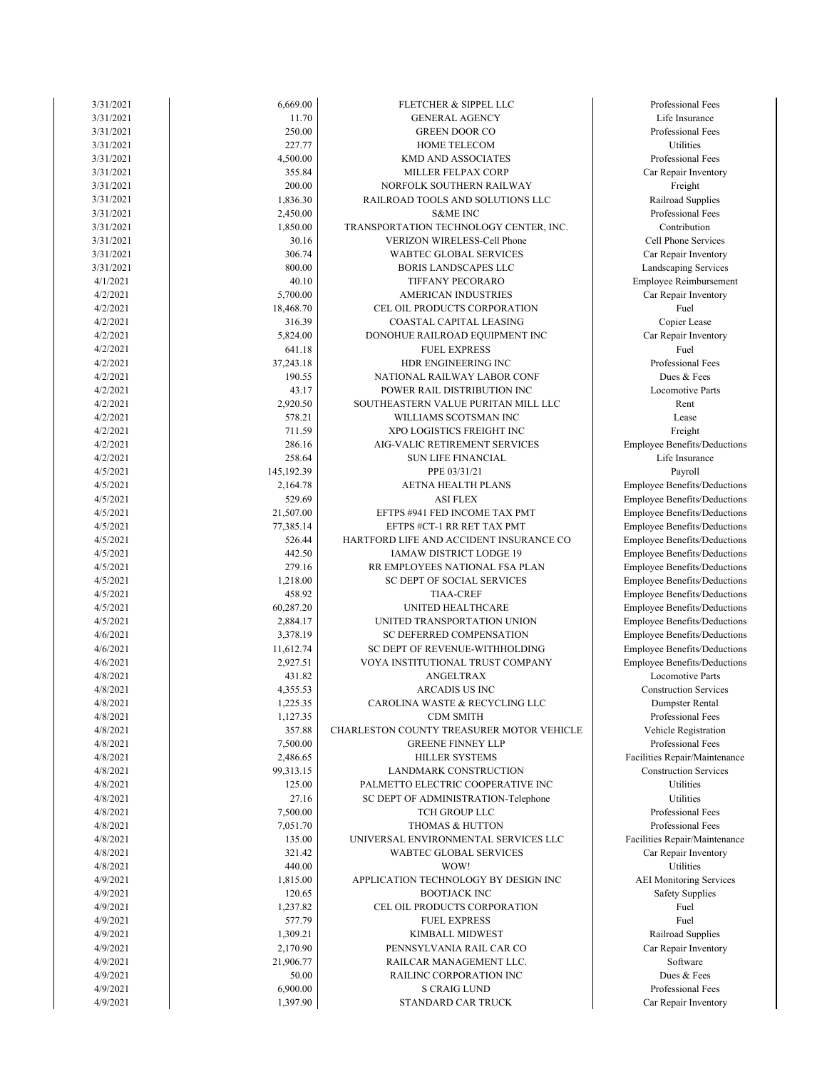| | | | |
|---|---|---|---|
| 3/31/2021 | 6,669.00 | FLETCHER & SIPPEL LLC | Professional Fees |
| 3/31/2021 | 11.70 | GENERAL AGENCY | Life Insurance |
| 3/31/2021 | 250.00 | GREEN DOOR CO | Professional Fees |
| 3/31/2021 | 227.77 | HOME TELECOM | Utilities |
| 3/31/2021 | 4,500.00 | KMD AND ASSOCIATES | Professional Fees |
| 3/31/2021 | 355.84 | MILLER FELPAX CORP | Car Repair Inventory |
| 3/31/2021 | 200.00 | NORFOLK SOUTHERN RAILWAY | Freight |
| 3/31/2021 | 1,836.30 | RAILROAD TOOLS AND SOLUTIONS LLC | Railroad Supplies |
| 3/31/2021 | 2,450.00 | S&ME INC | Professional Fees |
| 3/31/2021 | 1,850.00 | TRANSPORTATION TECHNOLOGY CENTER, INC. | Contribution |
| 3/31/2021 | 30.16 | VERIZON WIRELESS-Cell Phone | Cell Phone Services |
| 3/31/2021 | 306.74 | WABTEC GLOBAL SERVICES | Car Repair Inventory |
| 3/31/2021 | 800.00 | BORIS LANDSCAPES LLC | Landscaping Services |
| 4/1/2021 | 40.10 | TIFFANY PECORARO | Employee Reimbursement |
| 4/2/2021 | 5,700.00 | AMERICAN INDUSTRIES | Car Repair Inventory |
| 4/2/2021 | 18,468.70 | CEL OIL PRODUCTS CORPORATION | Fuel |
| 4/2/2021 | 316.39 | COASTAL CAPITAL LEASING | Copier Lease |
| 4/2/2021 | 5,824.00 | DONOHUE RAILROAD EQUIPMENT INC | Car Repair Inventory |
| 4/2/2021 | 641.18 | FUEL EXPRESS | Fuel |
| 4/2/2021 | 37,243.18 | HDR ENGINEERING INC | Professional Fees |
| 4/2/2021 | 190.55 | NATIONAL RAILWAY LABOR CONF | Dues & Fees |
| 4/2/2021 | 43.17 | POWER RAIL DISTRIBUTION INC | Locomotive Parts |
| 4/2/2021 | 2,920.50 | SOUTHEASTERN VALUE PURITAN MILL LLC | Rent |
| 4/2/2021 | 578.21 | WILLIAMS SCOTSMAN INC | Lease |
| 4/2/2021 | 711.59 | XPO LOGISTICS FREIGHT INC | Freight |
| 4/2/2021 | 286.16 | AIG-VALIC RETIREMENT SERVICES | Employee Benefits/Deductions |
| 4/2/2021 | 258.64 | SUN LIFE FINANCIAL | Life Insurance |
| 4/5/2021 | 145,192.39 | PPE 03/31/21 | Payroll |
| 4/5/2021 | 2,164.78 | AETNA HEALTH PLANS | Employee Benefits/Deductions |
| 4/5/2021 | 529.69 | ASI FLEX | Employee Benefits/Deductions |
| 4/5/2021 | 21,507.00 | EFTPS #941 FED INCOME TAX PMT | Employee Benefits/Deductions |
| 4/5/2021 | 77,385.14 | EFTPS #CT-1 RR RET TAX PMT | Employee Benefits/Deductions |
| 4/5/2021 | 526.44 | HARTFORD LIFE AND ACCIDENT INSURANCE CO | Employee Benefits/Deductions |
| 4/5/2021 | 442.50 | IAMAW DISTRICT LODGE 19 | Employee Benefits/Deductions |
| 4/5/2021 | 279.16 | RR EMPLOYEES NATIONAL FSA PLAN | Employee Benefits/Deductions |
| 4/5/2021 | 1,218.00 | SC DEPT OF SOCIAL SERVICES | Employee Benefits/Deductions |
| 4/5/2021 | 458.92 | TIAA-CREF | Employee Benefits/Deductions |
| 4/5/2021 | 60,287.20 | UNITED HEALTHCARE | Employee Benefits/Deductions |
| 4/5/2021 | 2,884.17 | UNITED TRANSPORTATION UNION | Employee Benefits/Deductions |
| 4/6/2021 | 3,378.19 | SC DEFERRED COMPENSATION | Employee Benefits/Deductions |
| 4/6/2021 | 11,612.74 | SC DEPT OF REVENUE-WITHHOLDING | Employee Benefits/Deductions |
| 4/6/2021 | 2,927.51 | VOYA INSTITUTIONAL TRUST COMPANY | Employee Benefits/Deductions |
| 4/8/2021 | 431.82 | ANGELTRAX | Locomotive Parts |
| 4/8/2021 | 4,355.53 | ARCADIS US INC | Construction Services |
| 4/8/2021 | 1,225.35 | CAROLINA WASTE & RECYCLING LLC | Dumpster Rental |
| 4/8/2021 | 1,127.35 | CDM SMITH | Professional Fees |
| 4/8/2021 | 357.88 | CHARLESTON COUNTY TREASURER MOTOR VEHICLE | Vehicle Registration |
| 4/8/2021 | 7,500.00 | GREENE FINNEY LLP | Professional Fees |
| 4/8/2021 | 2,486.65 | HILLER SYSTEMS | Facilities Repair/Maintenance |
| 4/8/2021 | 99,313.15 | LANDMARK CONSTRUCTION | Construction Services |
| 4/8/2021 | 125.00 | PALMETTO ELECTRIC COOPERATIVE INC | Utilities |
| 4/8/2021 | 27.16 | SC DEPT OF ADMINISTRATION-Telephone | Utilities |
| 4/8/2021 | 7,500.00 | TCH GROUP LLC | Professional Fees |
| 4/8/2021 | 7,051.70 | THOMAS & HUTTON | Professional Fees |
| 4/8/2021 | 135.00 | UNIVERSAL ENVIRONMENTAL SERVICES LLC | Facilities Repair/Maintenance |
| 4/8/2021 | 321.42 | WABTEC GLOBAL SERVICES | Car Repair Inventory |
| 4/8/2021 | 440.00 | WOW! | Utilities |
| 4/9/2021 | 1,815.00 | APPLICATION TECHNOLOGY BY DESIGN INC | AEI Monitoring Services |
| 4/9/2021 | 120.65 | BOOTJACK INC | Safety Supplies |
| 4/9/2021 | 1,237.82 | CEL OIL PRODUCTS CORPORATION | Fuel |
| 4/9/2021 | 577.79 | FUEL EXPRESS | Fuel |
| 4/9/2021 | 1,309.21 | KIMBALL MIDWEST | Railroad Supplies |
| 4/9/2021 | 2,170.90 | PENNSYLVANIA RAIL CAR CO | Car Repair Inventory |
| 4/9/2021 | 21,906.77 | RAILCAR MANAGEMENT LLC. | Software |
| 4/9/2021 | 50.00 | RAILINC CORPORATION INC | Dues & Fees |
| 4/9/2021 | 6,900.00 | S CRAIG LUND | Professional Fees |
| 4/9/2021 | 1,397.90 | STANDARD CAR TRUCK | Car Repair Inventory |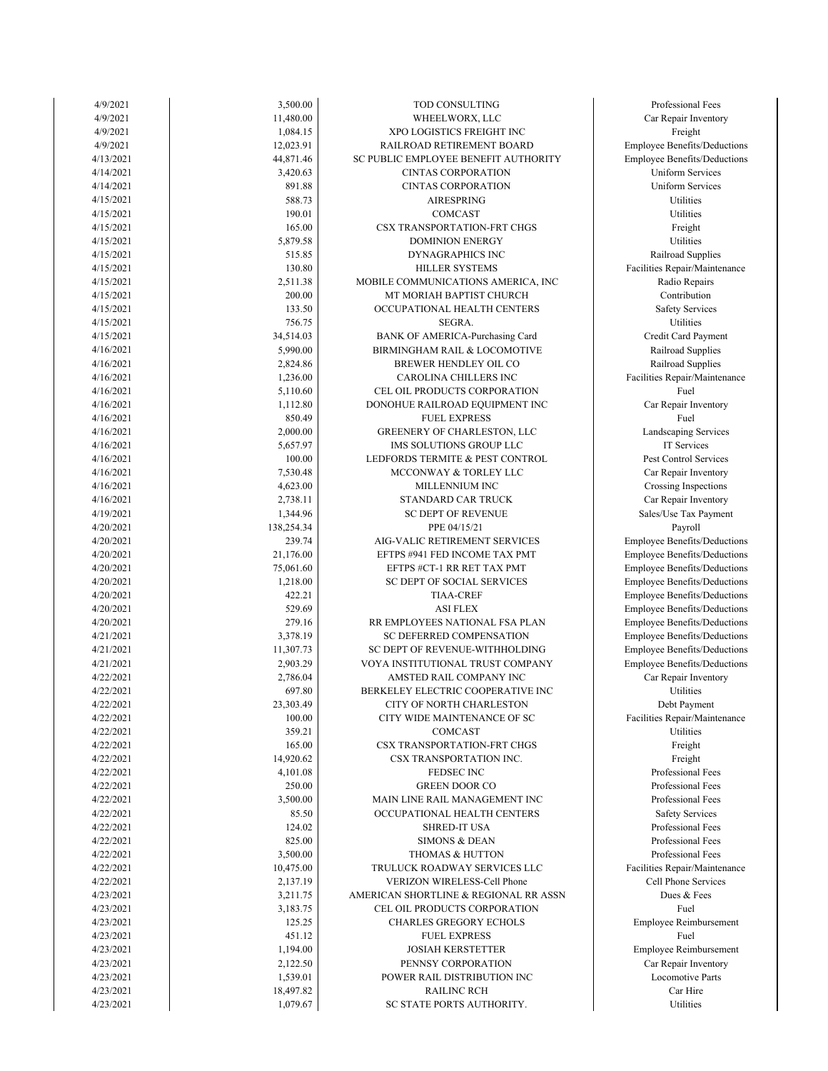| | | | |
|---|---|---|---|
| 4/9/2021 | 3,500.00 | TOD CONSULTING | Professional Fees |
| 4/9/2021 | 11,480.00 | WHEELWORX, LLC | Car Repair Inventory |
| 4/9/2021 | 1,084.15 | XPO LOGISTICS FREIGHT INC | Freight |
| 4/9/2021 | 12,023.91 | RAILROAD RETIREMENT BOARD | Employee Benefits/Deductions |
| 4/13/2021 | 44,871.46 | SC PUBLIC EMPLOYEE BENEFIT AUTHORITY | Employee Benefits/Deductions |
| 4/14/2021 | 3,420.63 | CINTAS CORPORATION | Uniform Services |
| 4/14/2021 | 891.88 | CINTAS CORPORATION | Uniform Services |
| 4/15/2021 | 588.73 | AIRESPRING | Utilities |
| 4/15/2021 | 190.01 | COMCAST | Utilities |
| 4/15/2021 | 165.00 | CSX TRANSPORTATION-FRT CHGS | Freight |
| 4/15/2021 | 5,879.58 | DOMINION ENERGY | Utilities |
| 4/15/2021 | 515.85 | DYNAGRAPHICS INC | Railroad Supplies |
| 4/15/2021 | 130.80 | HILLER SYSTEMS | Facilities Repair/Maintenance |
| 4/15/2021 | 2,511.38 | MOBILE COMMUNICATIONS AMERICA, INC | Radio Repairs |
| 4/15/2021 | 200.00 | MT MORIAH BAPTIST CHURCH | Contribution |
| 4/15/2021 | 133.50 | OCCUPATIONAL HEALTH CENTERS | Safety Services |
| 4/15/2021 | 756.75 | SEGRA. | Utilities |
| 4/15/2021 | 34,514.03 | BANK OF AMERICA-Purchasing Card | Credit Card Payment |
| 4/16/2021 | 5,990.00 | BIRMINGHAM RAIL & LOCOMOTIVE | Railroad Supplies |
| 4/16/2021 | 2,824.86 | BREWER HENDLEY OIL CO | Railroad Supplies |
| 4/16/2021 | 1,236.00 | CAROLINA CHILLERS INC | Facilities Repair/Maintenance |
| 4/16/2021 | 5,110.60 | CEL OIL PRODUCTS CORPORATION | Fuel |
| 4/16/2021 | 1,112.80 | DONOHUE RAILROAD EQUIPMENT INC | Car Repair Inventory |
| 4/16/2021 | 850.49 | FUEL EXPRESS | Fuel |
| 4/16/2021 | 2,000.00 | GREENERY OF CHARLESTON, LLC | Landscaping Services |
| 4/16/2021 | 5,657.97 | IMS SOLUTIONS GROUP LLC | IT Services |
| 4/16/2021 | 100.00 | LEDFORDS TERMITE & PEST CONTROL | Pest Control Services |
| 4/16/2021 | 7,530.48 | MCCONWAY & TORLEY LLC | Car Repair Inventory |
| 4/16/2021 | 4,623.00 | MILLENNIUM INC | Crossing Inspections |
| 4/16/2021 | 2,738.11 | STANDARD CAR TRUCK | Car Repair Inventory |
| 4/19/2021 | 1,344.96 | SC DEPT OF REVENUE | Sales/Use Tax Payment |
| 4/20/2021 | 138,254.34 | PPE 04/15/21 | Payroll |
| 4/20/2021 | 239.74 | AIG-VALIC RETIREMENT SERVICES | Employee Benefits/Deductions |
| 4/20/2021 | 21,176.00 | EFTPS #941 FED INCOME TAX PMT | Employee Benefits/Deductions |
| 4/20/2021 | 75,061.60 | EFTPS #CT-1 RR RET TAX PMT | Employee Benefits/Deductions |
| 4/20/2021 | 1,218.00 | SC DEPT OF SOCIAL SERVICES | Employee Benefits/Deductions |
| 4/20/2021 | 422.21 | TIAA-CREF | Employee Benefits/Deductions |
| 4/20/2021 | 529.69 | ASI FLEX | Employee Benefits/Deductions |
| 4/20/2021 | 279.16 | RR EMPLOYEES NATIONAL FSA PLAN | Employee Benefits/Deductions |
| 4/21/2021 | 3,378.19 | SC DEFERRED COMPENSATION | Employee Benefits/Deductions |
| 4/21/2021 | 11,307.73 | SC DEPT OF REVENUE-WITHHOLDING | Employee Benefits/Deductions |
| 4/21/2021 | 2,903.29 | VOYA INSTITUTIONAL TRUST COMPANY | Employee Benefits/Deductions |
| 4/22/2021 | 2,786.04 | AMSTED RAIL COMPANY INC | Car Repair Inventory |
| 4/22/2021 | 697.80 | BERKELEY ELECTRIC COOPERATIVE INC | Utilities |
| 4/22/2021 | 23,303.49 | CITY OF NORTH CHARLESTON | Debt Payment |
| 4/22/2021 | 100.00 | CITY WIDE MAINTENANCE OF SC | Facilities Repair/Maintenance |
| 4/22/2021 | 359.21 | COMCAST | Utilities |
| 4/22/2021 | 165.00 | CSX TRANSPORTATION-FRT CHGS | Freight |
| 4/22/2021 | 14,920.62 | CSX TRANSPORTATION INC. | Freight |
| 4/22/2021 | 4,101.08 | FEDSEC INC | Professional Fees |
| 4/22/2021 | 250.00 | GREEN DOOR CO | Professional Fees |
| 4/22/2021 | 3,500.00 | MAIN LINE RAIL MANAGEMENT INC | Professional Fees |
| 4/22/2021 | 85.50 | OCCUPATIONAL HEALTH CENTERS | Safety Services |
| 4/22/2021 | 124.02 | SHRED-IT USA | Professional Fees |
| 4/22/2021 | 825.00 | SIMONS & DEAN | Professional Fees |
| 4/22/2021 | 3,500.00 | THOMAS & HUTTON | Professional Fees |
| 4/22/2021 | 10,475.00 | TRULUCK ROADWAY SERVICES LLC | Facilities Repair/Maintenance |
| 4/22/2021 | 2,137.19 | VERIZON WIRELESS-Cell Phone | Cell Phone Services |
| 4/23/2021 | 3,211.75 | AMERICAN SHORTLINE & REGIONAL RR ASSN | Dues & Fees |
| 4/23/2021 | 3,183.75 | CEL OIL PRODUCTS CORPORATION | Fuel |
| 4/23/2021 | 125.25 | CHARLES GREGORY ECHOLS | Employee Reimbursement |
| 4/23/2021 | 451.12 | FUEL EXPRESS | Fuel |
| 4/23/2021 | 1,194.00 | JOSIAH KERSTETTER | Employee Reimbursement |
| 4/23/2021 | 2,122.50 | PENNSY CORPORATION | Car Repair Inventory |
| 4/23/2021 | 1,539.01 | POWER RAIL DISTRIBUTION INC | Locomotive Parts |
| 4/23/2021 | 18,497.82 | RAILINC RCH | Car Hire |
| 4/23/2021 | 1,079.67 | SC STATE PORTS AUTHORITY. | Utilities |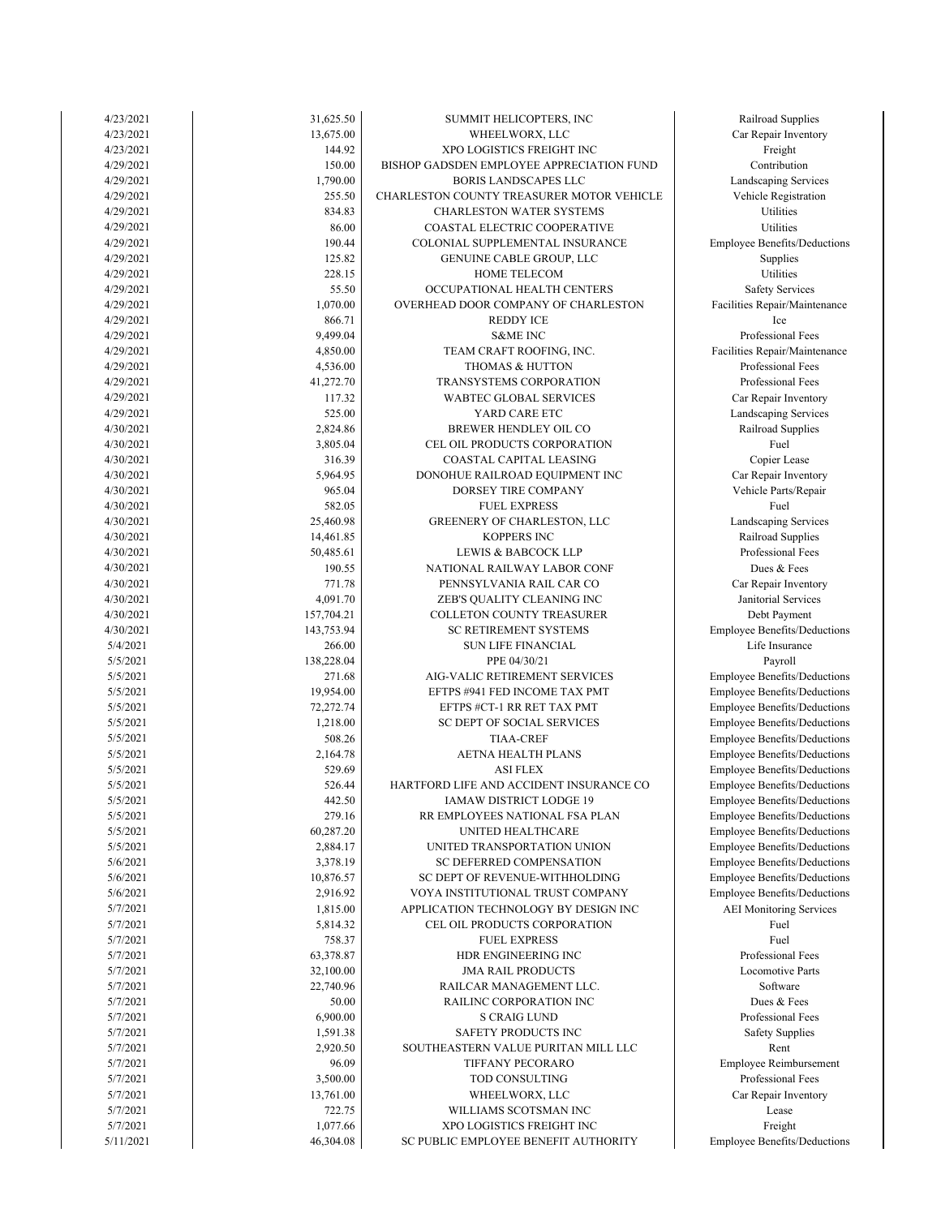| | | | |
|---|---|---|---|
| 4/23/2021 | 31,625.50 | SUMMIT HELICOPTERS, INC | Railroad Supplies |
| 4/23/2021 | 13,675.00 | WHEELWORX, LLC | Car Repair Inventory |
| 4/23/2021 | 144.92 | XPO LOGISTICS FREIGHT INC | Freight |
| 4/29/2021 | 150.00 | BISHOP GADSDEN EMPLOYEE APPRECIATION FUND | Contribution |
| 4/29/2021 | 1,790.00 | BORIS LANDSCAPES LLC | Landscaping Services |
| 4/29/2021 | 255.50 | CHARLESTON COUNTY TREASURER MOTOR VEHICLE | Vehicle Registration |
| 4/29/2021 | 834.83 | CHARLESTON WATER SYSTEMS | Utilities |
| 4/29/2021 | 86.00 | COASTAL ELECTRIC COOPERATIVE | Utilities |
| 4/29/2021 | 190.44 | COLONIAL SUPPLEMENTAL INSURANCE | Employee Benefits/Deductions |
| 4/29/2021 | 125.82 | GENUINE CABLE GROUP, LLC | Supplies |
| 4/29/2021 | 228.15 | HOME TELECOM | Utilities |
| 4/29/2021 | 55.50 | OCCUPATIONAL HEALTH CENTERS | Safety Services |
| 4/29/2021 | 1,070.00 | OVERHEAD DOOR COMPANY OF CHARLESTON | Facilities Repair/Maintenance |
| 4/29/2021 | 866.71 | REDDY ICE | Ice |
| 4/29/2021 | 9,499.04 | S&ME INC | Professional Fees |
| 4/29/2021 | 4,850.00 | TEAM CRAFT ROOFING, INC. | Facilities Repair/Maintenance |
| 4/29/2021 | 4,536.00 | THOMAS & HUTTON | Professional Fees |
| 4/29/2021 | 41,272.70 | TRANSYSTEMS CORPORATION | Professional Fees |
| 4/29/2021 | 117.32 | WABTEC GLOBAL SERVICES | Car Repair Inventory |
| 4/29/2021 | 525.00 | YARD CARE ETC | Landscaping Services |
| 4/30/2021 | 2,824.86 | BREWER HENDLEY OIL CO | Railroad Supplies |
| 4/30/2021 | 3,805.04 | CEL OIL PRODUCTS CORPORATION | Fuel |
| 4/30/2021 | 316.39 | COASTAL CAPITAL LEASING | Copier Lease |
| 4/30/2021 | 5,964.95 | DONOHUE RAILROAD EQUIPMENT INC | Car Repair Inventory |
| 4/30/2021 | 965.04 | DORSEY TIRE COMPANY | Vehicle Parts/Repair |
| 4/30/2021 | 582.05 | FUEL EXPRESS | Fuel |
| 4/30/2021 | 25,460.98 | GREENERY OF CHARLESTON, LLC | Landscaping Services |
| 4/30/2021 | 14,461.85 | KOPPERS INC | Railroad Supplies |
| 4/30/2021 | 50,485.61 | LEWIS & BABCOCK LLP | Professional Fees |
| 4/30/2021 | 190.55 | NATIONAL RAILWAY LABOR CONF | Dues & Fees |
| 4/30/2021 | 771.78 | PENNSYLVANIA RAIL CAR CO | Car Repair Inventory |
| 4/30/2021 | 4,091.70 | ZEB'S QUALITY CLEANING INC | Janitorial Services |
| 4/30/2021 | 157,704.21 | COLLETON COUNTY TREASURER | Debt Payment |
| 4/30/2021 | 143,753.94 | SC RETIREMENT SYSTEMS | Employee Benefits/Deductions |
| 5/4/2021 | 266.00 | SUN LIFE FINANCIAL | Life Insurance |
| 5/5/2021 | 138,228.04 | PPE 04/30/21 | Payroll |
| 5/5/2021 | 271.68 | AIG-VALIC RETIREMENT SERVICES | Employee Benefits/Deductions |
| 5/5/2021 | 19,954.00 | EFTPS #941 FED INCOME TAX PMT | Employee Benefits/Deductions |
| 5/5/2021 | 72,272.74 | EFTPS #CT-1 RR RET TAX PMT | Employee Benefits/Deductions |
| 5/5/2021 | 1,218.00 | SC DEPT OF SOCIAL SERVICES | Employee Benefits/Deductions |
| 5/5/2021 | 508.26 | TIAA-CREF | Employee Benefits/Deductions |
| 5/5/2021 | 2,164.78 | AETNA HEALTH PLANS | Employee Benefits/Deductions |
| 5/5/2021 | 529.69 | ASI FLEX | Employee Benefits/Deductions |
| 5/5/2021 | 526.44 | HARTFORD LIFE AND ACCIDENT INSURANCE CO | Employee Benefits/Deductions |
| 5/5/2021 | 442.50 | IAMAW DISTRICT LODGE 19 | Employee Benefits/Deductions |
| 5/5/2021 | 279.16 | RR EMPLOYEES NATIONAL FSA PLAN | Employee Benefits/Deductions |
| 5/5/2021 | 60,287.20 | UNITED HEALTHCARE | Employee Benefits/Deductions |
| 5/5/2021 | 2,884.17 | UNITED TRANSPORTATION UNION | Employee Benefits/Deductions |
| 5/6/2021 | 3,378.19 | SC DEFERRED COMPENSATION | Employee Benefits/Deductions |
| 5/6/2021 | 10,876.57 | SC DEPT OF REVENUE-WITHHOLDING | Employee Benefits/Deductions |
| 5/6/2021 | 2,916.92 | VOYA INSTITUTIONAL TRUST COMPANY | Employee Benefits/Deductions |
| 5/7/2021 | 1,815.00 | APPLICATION TECHNOLOGY BY DESIGN INC | AEI Monitoring Services |
| 5/7/2021 | 5,814.32 | CEL OIL PRODUCTS CORPORATION | Fuel |
| 5/7/2021 | 758.37 | FUEL EXPRESS | Fuel |
| 5/7/2021 | 63,378.87 | HDR ENGINEERING INC | Professional Fees |
| 5/7/2021 | 32,100.00 | JMA RAIL PRODUCTS | Locomotive Parts |
| 5/7/2021 | 22,740.96 | RAILCAR MANAGEMENT LLC. | Software |
| 5/7/2021 | 50.00 | RAILINC CORPORATION INC | Dues & Fees |
| 5/7/2021 | 6,900.00 | S CRAIG LUND | Professional Fees |
| 5/7/2021 | 1,591.38 | SAFETY PRODUCTS INC | Safety Supplies |
| 5/7/2021 | 2,920.50 | SOUTHEASTERN VALUE PURITAN MILL LLC | Rent |
| 5/7/2021 | 96.09 | TIFFANY PECORARO | Employee Reimbursement |
| 5/7/2021 | 3,500.00 | TOD CONSULTING | Professional Fees |
| 5/7/2021 | 13,761.00 | WHEELWORX, LLC | Car Repair Inventory |
| 5/7/2021 | 722.75 | WILLIAMS SCOTSMAN INC | Lease |
| 5/7/2021 | 1,077.66 | XPO LOGISTICS FREIGHT INC | Freight |
| 5/11/2021 | 46,304.08 | SC PUBLIC EMPLOYEE BENEFIT AUTHORITY | Employee Benefits/Deductions |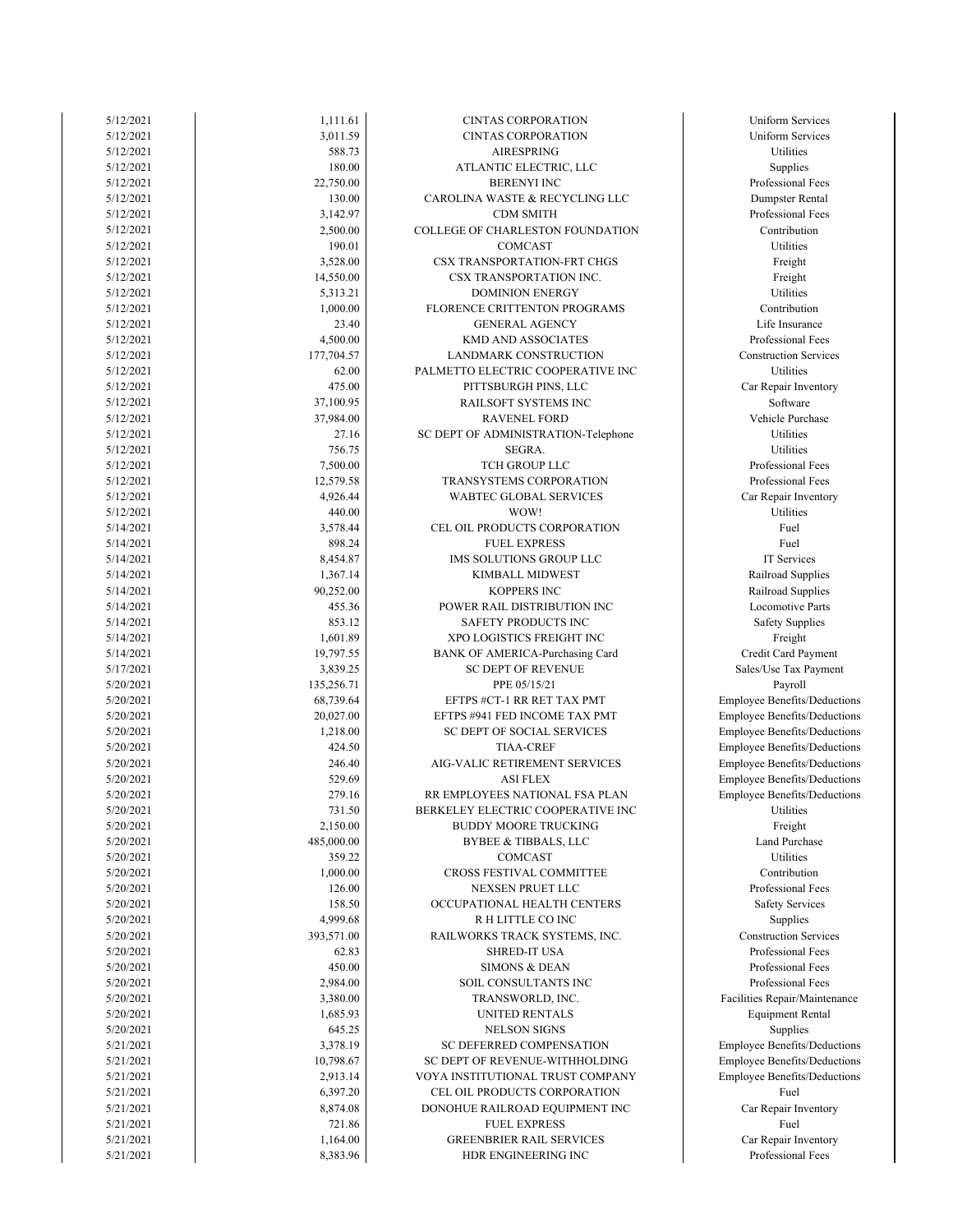| | | | |
|---|---|---|---|
| 5/12/2021 | 1,111.61 | CINTAS CORPORATION | Uniform Services |
| 5/12/2021 | 3,011.59 | CINTAS CORPORATION | Uniform Services |
| 5/12/2021 | 588.73 | AIRESPRING | Utilities |
| 5/12/2021 | 180.00 | ATLANTIC ELECTRIC, LLC | Supplies |
| 5/12/2021 | 22,750.00 | BERENYI INC | Professional Fees |
| 5/12/2021 | 130.00 | CAROLINA WASTE & RECYCLING LLC | Dumpster Rental |
| 5/12/2021 | 3,142.97 | CDM SMITH | Professional Fees |
| 5/12/2021 | 2,500.00 | COLLEGE OF CHARLESTON FOUNDATION | Contribution |
| 5/12/2021 | 190.01 | COMCAST | Utilities |
| 5/12/2021 | 3,528.00 | CSX TRANSPORTATION-FRT CHGS | Freight |
| 5/12/2021 | 14,550.00 | CSX TRANSPORTATION INC. | Freight |
| 5/12/2021 | 5,313.21 | DOMINION ENERGY | Utilities |
| 5/12/2021 | 1,000.00 | FLORENCE CRITTENTON PROGRAMS | Contribution |
| 5/12/2021 | 23.40 | GENERAL AGENCY | Life Insurance |
| 5/12/2021 | 4,500.00 | KMD AND ASSOCIATES | Professional Fees |
| 5/12/2021 | 177,704.57 | LANDMARK CONSTRUCTION | Construction Services |
| 5/12/2021 | 62.00 | PALMETTO ELECTRIC COOPERATIVE INC | Utilities |
| 5/12/2021 | 475.00 | PITTSBURGH PINS, LLC | Car Repair Inventory |
| 5/12/2021 | 37,100.95 | RAILSOFT SYSTEMS INC | Software |
| 5/12/2021 | 37,984.00 | RAVENEL FORD | Vehicle Purchase |
| 5/12/2021 | 27.16 | SC DEPT OF ADMINISTRATION-Telephone | Utilities |
| 5/12/2021 | 756.75 | SEGRA. | Utilities |
| 5/12/2021 | 7,500.00 | TCH GROUP LLC | Professional Fees |
| 5/12/2021 | 12,579.58 | TRANSYSTEMS CORPORATION | Professional Fees |
| 5/12/2021 | 4,926.44 | WABTEC GLOBAL SERVICES | Car Repair Inventory |
| 5/12/2021 | 440.00 | WOW! | Utilities |
| 5/14/2021 | 3,578.44 | CEL OIL PRODUCTS CORPORATION | Fuel |
| 5/14/2021 | 898.24 | FUEL EXPRESS | Fuel |
| 5/14/2021 | 8,454.87 | IMS SOLUTIONS GROUP LLC | IT Services |
| 5/14/2021 | 1,367.14 | KIMBALL MIDWEST | Railroad Supplies |
| 5/14/2021 | 90,252.00 | KOPPERS INC | Railroad Supplies |
| 5/14/2021 | 455.36 | POWER RAIL DISTRIBUTION INC | Locomotive Parts |
| 5/14/2021 | 853.12 | SAFETY PRODUCTS INC | Safety Supplies |
| 5/14/2021 | 1,601.89 | XPO LOGISTICS FREIGHT INC | Freight |
| 5/14/2021 | 19,797.55 | BANK OF AMERICA-Purchasing Card | Credit Card Payment |
| 5/17/2021 | 3,839.25 | SC DEPT OF REVENUE | Sales/Use Tax Payment |
| 5/20/2021 | 135,256.71 | PPE 05/15/21 | Payroll |
| 5/20/2021 | 68,739.64 | EFTPS #CT-1 RR RET TAX PMT | Employee Benefits/Deductions |
| 5/20/2021 | 20,027.00 | EFTPS #941 FED INCOME TAX PMT | Employee Benefits/Deductions |
| 5/20/2021 | 1,218.00 | SC DEPT OF SOCIAL SERVICES | Employee Benefits/Deductions |
| 5/20/2021 | 424.50 | TIAA-CREF | Employee Benefits/Deductions |
| 5/20/2021 | 246.40 | AIG-VALIC RETIREMENT SERVICES | Employee Benefits/Deductions |
| 5/20/2021 | 529.69 | ASI FLEX | Employee Benefits/Deductions |
| 5/20/2021 | 279.16 | RR EMPLOYEES NATIONAL FSA PLAN | Employee Benefits/Deductions |
| 5/20/2021 | 731.50 | BERKELEY ELECTRIC COOPERATIVE INC | Utilities |
| 5/20/2021 | 2,150.00 | BUDDY MOORE TRUCKING | Freight |
| 5/20/2021 | 485,000.00 | BYBEE & TIBBALS, LLC | Land Purchase |
| 5/20/2021 | 359.22 | COMCAST | Utilities |
| 5/20/2021 | 1,000.00 | CROSS FESTIVAL COMMITTEE | Contribution |
| 5/20/2021 | 126.00 | NEXSEN PRUET LLC | Professional Fees |
| 5/20/2021 | 158.50 | OCCUPATIONAL HEALTH CENTERS | Safety Services |
| 5/20/2021 | 4,999.68 | R H LITTLE CO INC | Supplies |
| 5/20/2021 | 393,571.00 | RAILWORKS TRACK SYSTEMS, INC. | Construction Services |
| 5/20/2021 | 62.83 | SHRED-IT USA | Professional Fees |
| 5/20/2021 | 450.00 | SIMONS & DEAN | Professional Fees |
| 5/20/2021 | 2,984.00 | SOIL CONSULTANTS INC | Professional Fees |
| 5/20/2021 | 3,380.00 | TRANSWORLD, INC. | Facilities Repair/Maintenance |
| 5/20/2021 | 1,685.93 | UNITED RENTALS | Equipment Rental |
| 5/20/2021 | 645.25 | NELSON SIGNS | Supplies |
| 5/21/2021 | 3,378.19 | SC DEFERRED COMPENSATION | Employee Benefits/Deductions |
| 5/21/2021 | 10,798.67 | SC DEPT OF REVENUE-WITHHOLDING | Employee Benefits/Deductions |
| 5/21/2021 | 2,913.14 | VOYA INSTITUTIONAL TRUST COMPANY | Employee Benefits/Deductions |
| 5/21/2021 | 6,397.20 | CEL OIL PRODUCTS CORPORATION | Fuel |
| 5/21/2021 | 8,874.08 | DONOHUE RAILROAD EQUIPMENT INC | Car Repair Inventory |
| 5/21/2021 | 721.86 | FUEL EXPRESS | Fuel |
| 5/21/2021 | 1,164.00 | GREENBRIER RAIL SERVICES | Car Repair Inventory |
| 5/21/2021 | 8,383.96 | HDR ENGINEERING INC | Professional Fees |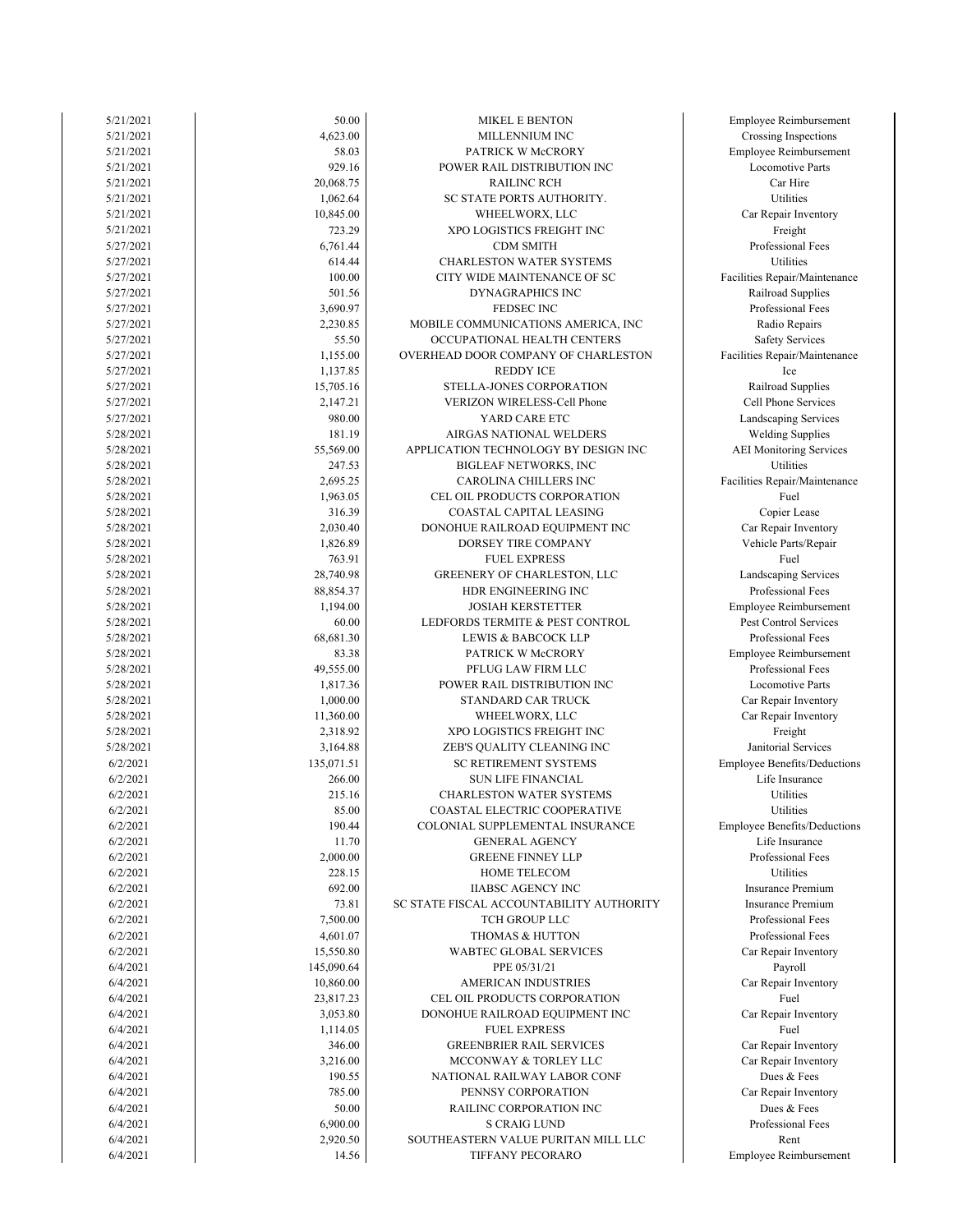| | | | |
|---|---|---|---|
| 5/21/2021 | 50.00 | MIKEL E BENTON | Employee Reimbursement |
| 5/21/2021 | 4,623.00 | MILLENNIUM INC | Crossing Inspections |
| 5/21/2021 | 58.03 | PATRICK W McCRORY | Employee Reimbursement |
| 5/21/2021 | 929.16 | POWER RAIL DISTRIBUTION INC | Locomotive Parts |
| 5/21/2021 | 20,068.75 | RAILINC RCH | Car Hire |
| 5/21/2021 | 1,062.64 | SC STATE PORTS AUTHORITY. | Utilities |
| 5/21/2021 | 10,845.00 | WHEELWORX, LLC | Car Repair Inventory |
| 5/21/2021 | 723.29 | XPO LOGISTICS FREIGHT INC | Freight |
| 5/27/2021 | 6,761.44 | CDM SMITH | Professional Fees |
| 5/27/2021 | 614.44 | CHARLESTON WATER SYSTEMS | Utilities |
| 5/27/2021 | 100.00 | CITY WIDE MAINTENANCE OF SC | Facilities Repair/Maintenance |
| 5/27/2021 | 501.56 | DYNAGRAPHICS INC | Railroad Supplies |
| 5/27/2021 | 3,690.97 | FEDSEC INC | Professional Fees |
| 5/27/2021 | 2,230.85 | MOBILE COMMUNICATIONS AMERICA, INC | Radio Repairs |
| 5/27/2021 | 55.50 | OCCUPATIONAL HEALTH CENTERS | Safety Services |
| 5/27/2021 | 1,155.00 | OVERHEAD DOOR COMPANY OF CHARLESTON | Facilities Repair/Maintenance |
| 5/27/2021 | 1,137.85 | REDDY ICE | Ice |
| 5/27/2021 | 15,705.16 | STELLA-JONES CORPORATION | Railroad Supplies |
| 5/27/2021 | 2,147.21 | VERIZON WIRELESS-Cell Phone | Cell Phone Services |
| 5/27/2021 | 980.00 | YARD CARE ETC | Landscaping Services |
| 5/28/2021 | 181.19 | AIRGAS NATIONAL WELDERS | Welding Supplies |
| 5/28/2021 | 55,569.00 | APPLICATION TECHNOLOGY BY DESIGN INC | AEI Monitoring Services |
| 5/28/2021 | 247.53 | BIGLEAF NETWORKS, INC | Utilities |
| 5/28/2021 | 2,695.25 | CAROLINA CHILLERS INC | Facilities Repair/Maintenance |
| 5/28/2021 | 1,963.05 | CEL OIL PRODUCTS CORPORATION | Fuel |
| 5/28/2021 | 316.39 | COASTAL CAPITAL LEASING | Copier Lease |
| 5/28/2021 | 2,030.40 | DONOHUE RAILROAD EQUIPMENT INC | Car Repair Inventory |
| 5/28/2021 | 1,826.89 | DORSEY TIRE COMPANY | Vehicle Parts/Repair |
| 5/28/2021 | 763.91 | FUEL EXPRESS | Fuel |
| 5/28/2021 | 28,740.98 | GREENERY OF CHARLESTON, LLC | Landscaping Services |
| 5/28/2021 | 88,854.37 | HDR ENGINEERING INC | Professional Fees |
| 5/28/2021 | 1,194.00 | JOSIAH KERSTETTER | Employee Reimbursement |
| 5/28/2021 | 60.00 | LEDFORDS TERMITE & PEST CONTROL | Pest Control Services |
| 5/28/2021 | 68,681.30 | LEWIS & BABCOCK LLP | Professional Fees |
| 5/28/2021 | 83.38 | PATRICK W McCRORY | Employee Reimbursement |
| 5/28/2021 | 49,555.00 | PFLUG LAW FIRM LLC | Professional Fees |
| 5/28/2021 | 1,817.36 | POWER RAIL DISTRIBUTION INC | Locomotive Parts |
| 5/28/2021 | 1,000.00 | STANDARD CAR TRUCK | Car Repair Inventory |
| 5/28/2021 | 11,360.00 | WHEELWORX, LLC | Car Repair Inventory |
| 5/28/2021 | 2,318.92 | XPO LOGISTICS FREIGHT INC | Freight |
| 5/28/2021 | 3,164.88 | ZEB'S QUALITY CLEANING INC | Janitorial Services |
| 6/2/2021 | 135,071.51 | SC RETIREMENT SYSTEMS | Employee Benefits/Deductions |
| 6/2/2021 | 266.00 | SUN LIFE FINANCIAL | Life Insurance |
| 6/2/2021 | 215.16 | CHARLESTON WATER SYSTEMS | Utilities |
| 6/2/2021 | 85.00 | COASTAL ELECTRIC COOPERATIVE | Utilities |
| 6/2/2021 | 190.44 | COLONIAL SUPPLEMENTAL INSURANCE | Employee Benefits/Deductions |
| 6/2/2021 | 11.70 | GENERAL AGENCY | Life Insurance |
| 6/2/2021 | 2,000.00 | GREENE FINNEY LLP | Professional Fees |
| 6/2/2021 | 228.15 | HOME TELECOM | Utilities |
| 6/2/2021 | 692.00 | IIABSC AGENCY INC | Insurance Premium |
| 6/2/2021 | 73.81 | SC STATE FISCAL ACCOUNTABILITY AUTHORITY | Insurance Premium |
| 6/2/2021 | 7,500.00 | TCH GROUP LLC | Professional Fees |
| 6/2/2021 | 4,601.07 | THOMAS & HUTTON | Professional Fees |
| 6/2/2021 | 15,550.80 | WABTEC GLOBAL SERVICES | Car Repair Inventory |
| 6/4/2021 | 145,090.64 | PPE 05/31/21 | Payroll |
| 6/4/2021 | 10,860.00 | AMERICAN INDUSTRIES | Car Repair Inventory |
| 6/4/2021 | 23,817.23 | CEL OIL PRODUCTS CORPORATION | Fuel |
| 6/4/2021 | 3,053.80 | DONOHUE RAILROAD EQUIPMENT INC | Car Repair Inventory |
| 6/4/2021 | 1,114.05 | FUEL EXPRESS | Fuel |
| 6/4/2021 | 346.00 | GREENBRIER RAIL SERVICES | Car Repair Inventory |
| 6/4/2021 | 3,216.00 | MCCONWAY & TORLEY LLC | Car Repair Inventory |
| 6/4/2021 | 190.55 | NATIONAL RAILWAY LABOR CONF | Dues & Fees |
| 6/4/2021 | 785.00 | PENNSY CORPORATION | Car Repair Inventory |
| 6/4/2021 | 50.00 | RAILINC CORPORATION INC | Dues & Fees |
| 6/4/2021 | 6,900.00 | S CRAIG LUND | Professional Fees |
| 6/4/2021 | 2,920.50 | SOUTHEASTERN VALUE PURITAN MILL LLC | Rent |
| 6/4/2021 | 14.56 | TIFFANY PECORARO | Employee Reimbursement |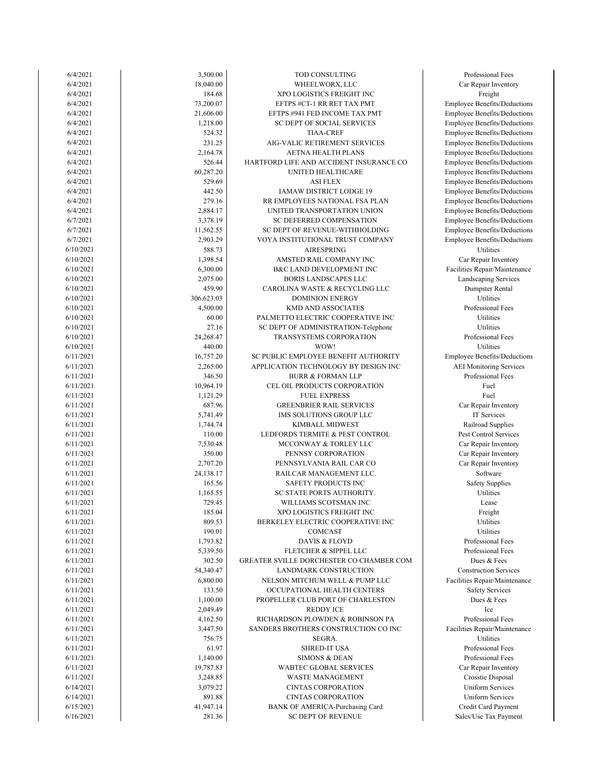| | | | |
|---|---|---|---|
| 6/4/2021 | 3,500.00 | TOD CONSULTING | Professional Fees |
| 6/4/2021 | 18,040.00 | WHEELWORX, LLC | Car Repair Inventory |
| 6/4/2021 | 184.68 | XPO LOGISTICS FREIGHT INC | Freight |
| 6/4/2021 | 73,200.07 | EFTPS #CT-1 RR RET TAX PMT | Employee Benefits/Deductions |
| 6/4/2021 | 21,606.00 | EFTPS #941 FED INCOME TAX PMT | Employee Benefits/Deductions |
| 6/4/2021 | 1,218.00 | SC DEPT OF SOCIAL SERVICES | Employee Benefits/Deductions |
| 6/4/2021 | 524.32 | TIAA-CREF | Employee Benefits/Deductions |
| 6/4/2021 | 231.25 | AIG-VALIC RETIREMENT SERVICES | Employee Benefits/Deductions |
| 6/4/2021 | 2,164.78 | AETNA HEALTH PLANS | Employee Benefits/Deductions |
| 6/4/2021 | 526.44 | HARTFORD LIFE AND ACCIDENT INSURANCE CO | Employee Benefits/Deductions |
| 6/4/2021 | 60,287.20 | UNITED HEALTHCARE | Employee Benefits/Deductions |
| 6/4/2021 | 529.69 | ASI FLEX | Employee Benefits/Deductions |
| 6/4/2021 | 442.50 | IAMAW DISTRICT LODGE 19 | Employee Benefits/Deductions |
| 6/4/2021 | 279.16 | RR EMPLOYEES NATIONAL FSA PLAN | Employee Benefits/Deductions |
| 6/4/2021 | 2,884.17 | UNITED TRANSPORTATION UNION | Employee Benefits/Deductions |
| 6/7/2021 | 3,378.19 | SC DEFERRED COMPENSATION | Employee Benefits/Deductions |
| 6/7/2021 | 11,562.55 | SC DEPT OF REVENUE-WITHHOLDING | Employee Benefits/Deductions |
| 6/7/2021 | 2,903.29 | VOYA INSTITUTIONAL TRUST COMPANY | Employee Benefits/Deductions |
| 6/10/2021 | 588.73 | AIRESPRING | Utilities |
| 6/10/2021 | 1,398.54 | AMSTED RAIL COMPANY INC | Car Repair Inventory |
| 6/10/2021 | 6,300.00 | B&C LAND DEVELOPMENT INC | Facilities Repair/Maintenance |
| 6/10/2021 | 2,075.00 | BORIS LANDSCAPES LLC | Landscaping Services |
| 6/10/2021 | 459.90 | CAROLINA WASTE & RECYCLING LLC | Dumpster Rental |
| 6/10/2021 | 306,623.03 | DOMINION ENERGY | Utilities |
| 6/10/2021 | 4,500.00 | KMD AND ASSOCIATES | Professional Fees |
| 6/10/2021 | 60.00 | PALMETTO ELECTRIC COOPERATIVE INC | Utilities |
| 6/10/2021 | 27.16 | SC DEPT OF ADMINISTRATION-Telephone | Utilities |
| 6/10/2021 | 24,268.47 | TRANSYSTEMS CORPORATION | Professional Fees |
| 6/10/2021 | 440.00 | WOW! | Utilities |
| 6/11/2021 | 16,757.20 | SC PUBLIC EMPLOYEE BENEFIT AUTHORITY | Employee Benefits/Deductions |
| 6/11/2021 | 2,265.00 | APPLICATION TECHNOLOGY BY DESIGN INC | AEI Monitoring Services |
| 6/11/2021 | 346.50 | BURR & FORMAN LLP | Professional Fees |
| 6/11/2021 | 10,964.19 | CEL OIL PRODUCTS CORPORATION | Fuel |
| 6/11/2021 | 1,121.29 | FUEL EXPRESS | Fuel |
| 6/11/2021 | 687.96 | GREENBRIER RAIL SERVICES | Car Repair Inventory |
| 6/11/2021 | 5,741.49 | IMS SOLUTIONS GROUP LLC | IT Services |
| 6/11/2021 | 1,744.74 | KIMBALL MIDWEST | Railroad Supplies |
| 6/11/2021 | 110.00 | LEDFORDS TERMITE & PEST CONTROL | Pest Control Services |
| 6/11/2021 | 7,530.48 | MCCONWAY & TORLEY LLC | Car Repair Inventory |
| 6/11/2021 | 350.00 | PENNSY CORPORATION | Car Repair Inventory |
| 6/11/2021 | 2,707.20 | PENNSYLVANIA RAIL CAR CO | Car Repair Inventory |
| 6/11/2021 | 24,138.17 | RAILCAR MANAGEMENT LLC. | Software |
| 6/11/2021 | 165.56 | SAFETY PRODUCTS INC | Safety Supplies |
| 6/11/2021 | 1,165.55 | SC STATE PORTS AUTHORITY. | Utilities |
| 6/11/2021 | 729.45 | WILLIAMS SCOTSMAN INC | Lease |
| 6/11/2021 | 185.04 | XPO LOGISTICS FREIGHT INC | Freight |
| 6/11/2021 | 809.53 | BERKELEY ELECTRIC COOPERATIVE INC | Utilities |
| 6/11/2021 | 190.01 | COMCAST | Utilities |
| 6/11/2021 | 1,793.82 | DAVIS & FLOYD | Professional Fees |
| 6/11/2021 | 5,339.50 | FLETCHER & SIPPEL LLC | Professional Fees |
| 6/11/2021 | 302.50 | GREATER SVILLE DORCHESTER CO CHAMBER COM | Dues & Fees |
| 6/11/2021 | 54,340.47 | LANDMARK CONSTRUCTION | Construction Services |
| 6/11/2021 | 6,800.00 | NELSON MITCHUM WELL & PUMP LLC | Facilities Repair/Maintenance |
| 6/11/2021 | 133.50 | OCCUPATIONAL HEALTH CENTERS | Safety Services |
| 6/11/2021 | 1,100.00 | PROPELLER CLUB PORT OF CHARLESTON | Dues & Fees |
| 6/11/2021 | 2,049.49 | REDDY ICE | Ice |
| 6/11/2021 | 4,162.50 | RICHARDSON PLOWDEN & ROBINSON PA | Professional Fees |
| 6/11/2021 | 3,447.50 | SANDERS BROTHERS CONSTRUCTION CO INC | Facilities Repair/Maintenance |
| 6/11/2021 | 756.75 | SEGRA. | Utilities |
| 6/11/2021 | 61.97 | SHRED-IT USA | Professional Fees |
| 6/11/2021 | 1,140.00 | SIMONS & DEAN | Professional Fees |
| 6/11/2021 | 19,787.83 | WABTEC GLOBAL SERVICES | Car Repair Inventory |
| 6/11/2021 | 3,248.85 | WASTE MANAGEMENT | Crosstie Disposal |
| 6/14/2021 | 3,079.22 | CINTAS CORPORATION | Uniform Services |
| 6/14/2021 | 891.88 | CINTAS CORPORATION | Uniform Services |
| 6/15/2021 | 41,947.14 | BANK OF AMERICA-Purchasing Card | Credit Card Payment |
| 6/16/2021 | 281.36 | SC DEPT OF REVENUE | Sales/Use Tax Payment |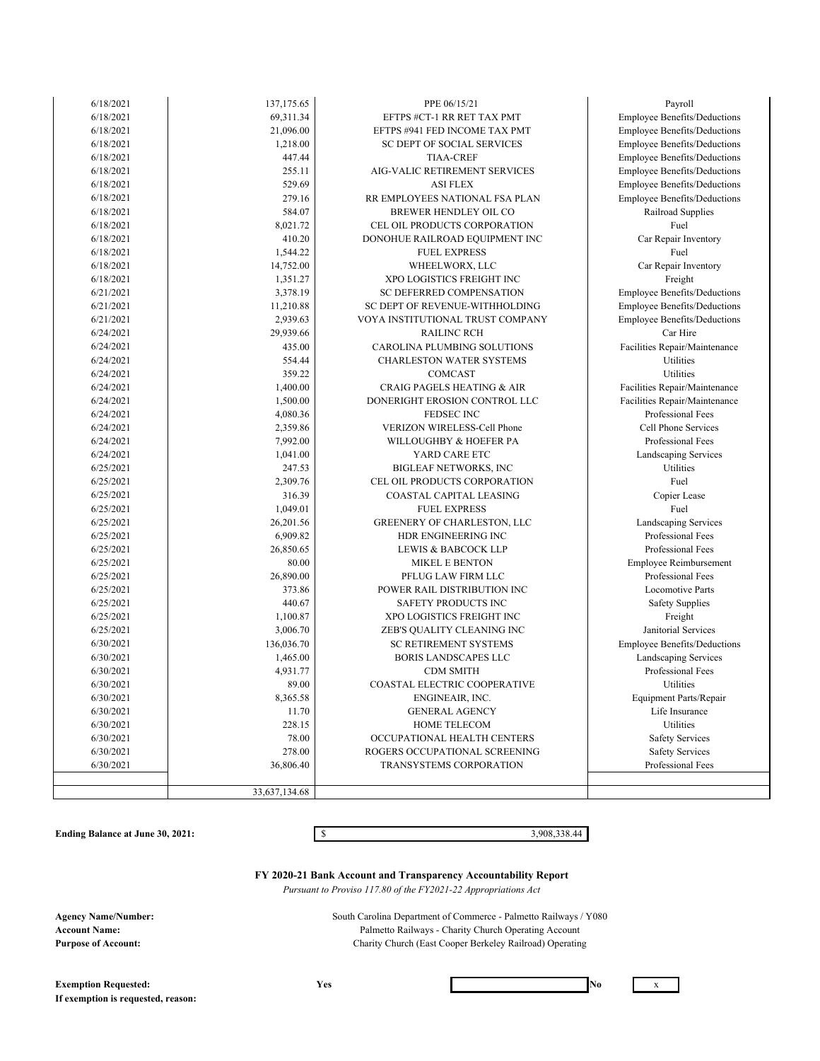| | | | |
|---|---|---|---|
| 6/18/2021 | 137,175.65 | PPE 06/15/21 | Payroll |
| 6/18/2021 | 69,311.34 | EFTPS #CT-1 RR RET TAX PMT | Employee Benefits/Deductions |
| 6/18/2021 | 21,096.00 | EFTPS #941 FED INCOME TAX PMT | Employee Benefits/Deductions |
| 6/18/2021 | 1,218.00 | SC DEPT OF SOCIAL SERVICES | Employee Benefits/Deductions |
| 6/18/2021 | 447.44 | TIAA-CREF | Employee Benefits/Deductions |
| 6/18/2021 | 255.11 | AIG-VALIC RETIREMENT SERVICES | Employee Benefits/Deductions |
| 6/18/2021 | 529.69 | ASI FLEX | Employee Benefits/Deductions |
| 6/18/2021 | 279.16 | RR EMPLOYEES NATIONAL FSA PLAN | Employee Benefits/Deductions |
| 6/18/2021 | 584.07 | BREWER HENDLEY OIL CO | Railroad Supplies |
| 6/18/2021 | 8,021.72 | CEL OIL PRODUCTS CORPORATION | Fuel |
| 6/18/2021 | 410.20 | DONOHUE RAILROAD EQUIPMENT INC | Car Repair Inventory |
| 6/18/2021 | 1,544.22 | FUEL EXPRESS | Fuel |
| 6/18/2021 | 14,752.00 | WHEELWORX, LLC | Car Repair Inventory |
| 6/18/2021 | 1,351.27 | XPO LOGISTICS FREIGHT INC | Freight |
| 6/21/2021 | 3,378.19 | SC DEFERRED COMPENSATION | Employee Benefits/Deductions |
| 6/21/2021 | 11,210.88 | SC DEPT OF REVENUE-WITHHOLDING | Employee Benefits/Deductions |
| 6/21/2021 | 2,939.63 | VOYA INSTITUTIONAL TRUST COMPANY | Employee Benefits/Deductions |
| 6/24/2021 | 29,939.66 | RAILINC RCH | Car Hire |
| 6/24/2021 | 435.00 | CAROLINA PLUMBING SOLUTIONS | Facilities Repair/Maintenance |
| 6/24/2021 | 554.44 | CHARLESTON WATER SYSTEMS | Utilities |
| 6/24/2021 | 359.22 | COMCAST | Utilities |
| 6/24/2021 | 1,400.00 | CRAIG PAGELS HEATING & AIR | Facilities Repair/Maintenance |
| 6/24/2021 | 1,500.00 | DONERIGHT EROSION CONTROL LLC | Facilities Repair/Maintenance |
| 6/24/2021 | 4,080.36 | FEDSEC INC | Professional Fees |
| 6/24/2021 | 2,359.86 | VERIZON WIRELESS-Cell Phone | Cell Phone Services |
| 6/24/2021 | 7,992.00 | WILLOUGHBY & HOEFER PA | Professional Fees |
| 6/24/2021 | 1,041.00 | YARD CARE ETC | Landscaping Services |
| 6/25/2021 | 247.53 | BIGLEAF NETWORKS, INC | Utilities |
| 6/25/2021 | 2,309.76 | CEL OIL PRODUCTS CORPORATION | Fuel |
| 6/25/2021 | 316.39 | COASTAL CAPITAL LEASING | Copier Lease |
| 6/25/2021 | 1,049.01 | FUEL EXPRESS | Fuel |
| 6/25/2021 | 26,201.56 | GREENERY OF CHARLESTON, LLC | Landscaping Services |
| 6/25/2021 | 6,909.82 | HDR ENGINEERING INC | Professional Fees |
| 6/25/2021 | 26,850.65 | LEWIS & BABCOCK LLP | Professional Fees |
| 6/25/2021 | 80.00 | MIKEL E BENTON | Employee Reimbursement |
| 6/25/2021 | 26,890.00 | PFLUG LAW FIRM LLC | Professional Fees |
| 6/25/2021 | 373.86 | POWER RAIL DISTRIBUTION INC | Locomotive Parts |
| 6/25/2021 | 440.67 | SAFETY PRODUCTS INC | Safety Supplies |
| 6/25/2021 | 1,100.87 | XPO LOGISTICS FREIGHT INC | Freight |
| 6/25/2021 | 3,006.70 | ZEB'S QUALITY CLEANING INC | Janitorial Services |
| 6/30/2021 | 136,036.70 | SC RETIREMENT SYSTEMS | Employee Benefits/Deductions |
| 6/30/2021 | 1,465.00 | BORIS LANDSCAPES LLC | Landscaping Services |
| 6/30/2021 | 4,931.77 | CDM SMITH | Professional Fees |
| 6/30/2021 | 89.00 | COASTAL ELECTRIC COOPERATIVE | Utilities |
| 6/30/2021 | 8,365.58 | ENGINEAIR, INC. | Equipment Parts/Repair |
| 6/30/2021 | 11.70 | GENERAL AGENCY | Life Insurance |
| 6/30/2021 | 228.15 | HOME TELECOM | Utilities |
| 6/30/2021 | 78.00 | OCCUPATIONAL HEALTH CENTERS | Safety Services |
| 6/30/2021 | 278.00 | ROGERS OCCUPATIONAL SCREENING | Safety Services |
| 6/30/2021 | 36,806.40 | TRANSYSTEMS CORPORATION | Professional Fees |
| | | | |
| | 33,637,134.68 | | |

**Ending Balance at June 30, 2021:** $ 3,908,338.44

**FY 2020-21 Bank Account and Transparency Accountability Report**

*Pursuant to Proviso 117.80 of the FY2021-22 Appropriations Act*

**Agency Name/Number:** South Carolina Department of Commerce - Palmetto Railways / Y080

**Account Name:** Palmetto Railways - Charity Church Operating Account

**Purpose of Account:** Charity Church (East Cooper Berkeley Railroad) Operating

**Exemption Requested:** Yes [ ] No [x]

**If exemption is requested, reason:**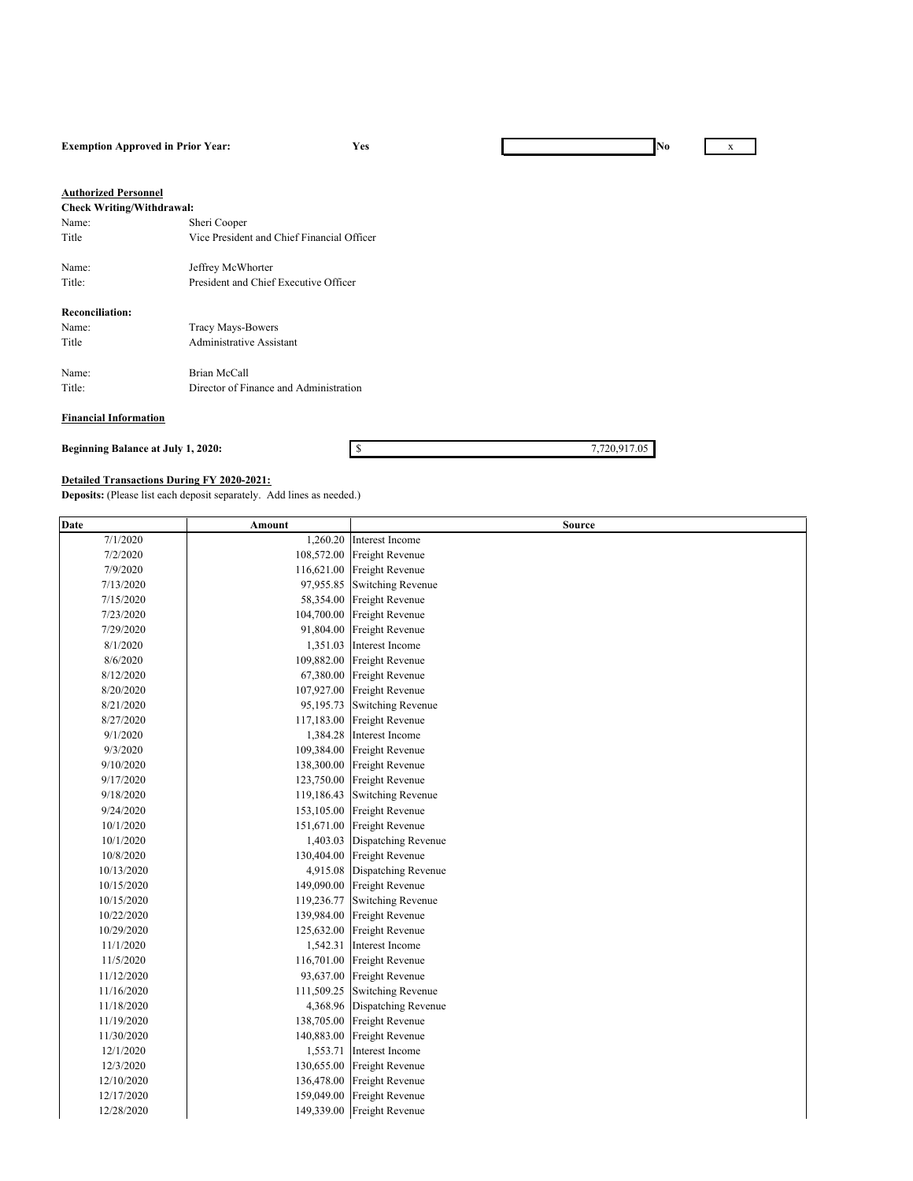**Exemption Approved in Prior Year:** Yes [ ] No [x]

**Authorized Personnel**

**Check Writing/Withdrawal:**

Name: Sheri Cooper
Title: Vice President and Chief Financial Officer

Name: Jeffrey McWhorter
Title: President and Chief Executive Officer

**Reconciliation:**

Name: Tracy Mays-Bowers
Title: Administrative Assistant

Name: Brian McCall
Title: Director of Finance and Administration

**Financial Information**

**Beginning Balance at July 1, 2020:** $ 7,720,917.05

**Detailed Transactions During FY 2020-2021:**

**Deposits:** (Please list each deposit separately. Add lines as needed.)

| Date | Amount | Source |
|---|---|---|
| 7/1/2020 | 1,260.20 | Interest Income |
| 7/2/2020 | 108,572.00 | Freight Revenue |
| 7/9/2020 | 116,621.00 | Freight Revenue |
| 7/13/2020 | 97,955.85 | Switching Revenue |
| 7/15/2020 | 58,354.00 | Freight Revenue |
| 7/23/2020 | 104,700.00 | Freight Revenue |
| 7/29/2020 | 91,804.00 | Freight Revenue |
| 8/1/2020 | 1,351.03 | Interest Income |
| 8/6/2020 | 109,882.00 | Freight Revenue |
| 8/12/2020 | 67,380.00 | Freight Revenue |
| 8/20/2020 | 107,927.00 | Freight Revenue |
| 8/21/2020 | 95,195.73 | Switching Revenue |
| 8/27/2020 | 117,183.00 | Freight Revenue |
| 9/1/2020 | 1,384.28 | Interest Income |
| 9/3/2020 | 109,384.00 | Freight Revenue |
| 9/10/2020 | 138,300.00 | Freight Revenue |
| 9/17/2020 | 123,750.00 | Freight Revenue |
| 9/18/2020 | 119,186.43 | Switching Revenue |
| 9/24/2020 | 153,105.00 | Freight Revenue |
| 10/1/2020 | 151,671.00 | Freight Revenue |
| 10/1/2020 | 1,403.03 | Dispatching Revenue |
| 10/8/2020 | 130,404.00 | Freight Revenue |
| 10/13/2020 | 4,915.08 | Dispatching Revenue |
| 10/15/2020 | 149,090.00 | Freight Revenue |
| 10/15/2020 | 119,236.77 | Switching Revenue |
| 10/22/2020 | 139,984.00 | Freight Revenue |
| 10/29/2020 | 125,632.00 | Freight Revenue |
| 11/1/2020 | 1,542.31 | Interest Income |
| 11/5/2020 | 116,701.00 | Freight Revenue |
| 11/12/2020 | 93,637.00 | Freight Revenue |
| 11/16/2020 | 111,509.25 | Switching Revenue |
| 11/18/2020 | 4,368.96 | Dispatching Revenue |
| 11/19/2020 | 138,705.00 | Freight Revenue |
| 11/30/2020 | 140,883.00 | Freight Revenue |
| 12/1/2020 | 1,553.71 | Interest Income |
| 12/3/2020 | 130,655.00 | Freight Revenue |
| 12/10/2020 | 136,478.00 | Freight Revenue |
| 12/17/2020 | 159,049.00 | Freight Revenue |
| 12/28/2020 | 149,339.00 | Freight Revenue |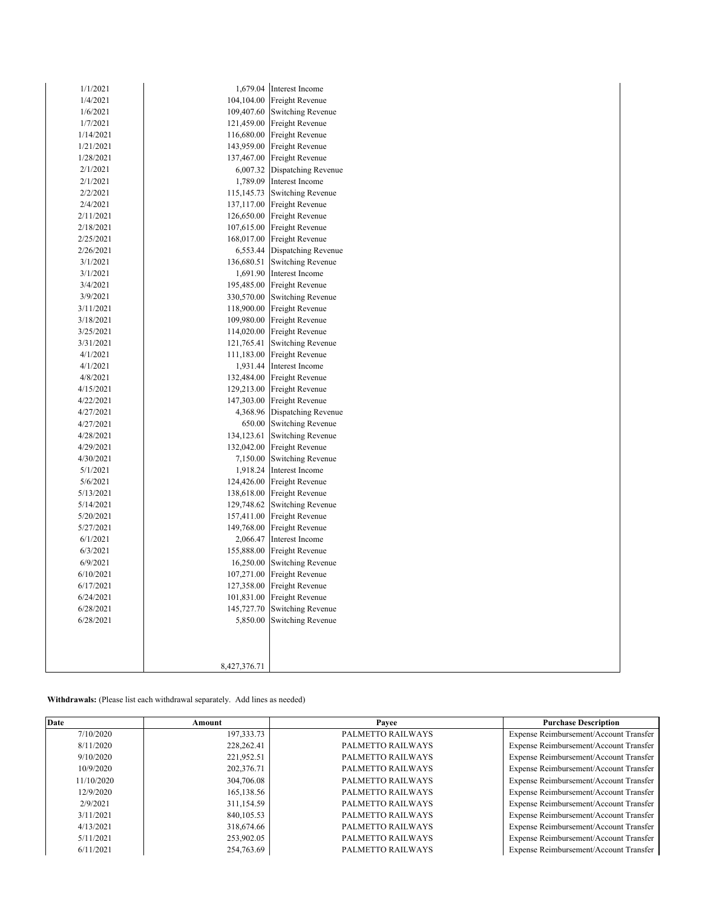| | | |
|---|---|---|
| 1/1/2021 | 1,679.04 | Interest Income |
| 1/4/2021 | 104,104.00 | Freight Revenue |
| 1/6/2021 | 109,407.60 | Switching Revenue |
| 1/7/2021 | 121,459.00 | Freight Revenue |
| 1/14/2021 | 116,680.00 | Freight Revenue |
| 1/21/2021 | 143,959.00 | Freight Revenue |
| 1/28/2021 | 137,467.00 | Freight Revenue |
| 2/1/2021 | 6,007.32 | Dispatching Revenue |
| 2/1/2021 | 1,789.09 | Interest Income |
| 2/2/2021 | 115,145.73 | Switching Revenue |
| 2/4/2021 | 137,117.00 | Freight Revenue |
| 2/11/2021 | 126,650.00 | Freight Revenue |
| 2/18/2021 | 107,615.00 | Freight Revenue |
| 2/25/2021 | 168,017.00 | Freight Revenue |
| 2/26/2021 | 6,553.44 | Dispatching Revenue |
| 3/1/2021 | 136,680.51 | Switching Revenue |
| 3/1/2021 | 1,691.90 | Interest Income |
| 3/4/2021 | 195,485.00 | Freight Revenue |
| 3/9/2021 | 330,570.00 | Switching Revenue |
| 3/11/2021 | 118,900.00 | Freight Revenue |
| 3/18/2021 | 109,980.00 | Freight Revenue |
| 3/25/2021 | 114,020.00 | Freight Revenue |
| 3/31/2021 | 121,765.41 | Switching Revenue |
| 4/1/2021 | 111,183.00 | Freight Revenue |
| 4/1/2021 | 1,931.44 | Interest Income |
| 4/8/2021 | 132,484.00 | Freight Revenue |
| 4/15/2021 | 129,213.00 | Freight Revenue |
| 4/22/2021 | 147,303.00 | Freight Revenue |
| 4/27/2021 | 4,368.96 | Dispatching Revenue |
| 4/27/2021 | 650.00 | Switching Revenue |
| 4/28/2021 | 134,123.61 | Switching Revenue |
| 4/29/2021 | 132,042.00 | Freight Revenue |
| 4/30/2021 | 7,150.00 | Switching Revenue |
| 5/1/2021 | 1,918.24 | Interest Income |
| 5/6/2021 | 124,426.00 | Freight Revenue |
| 5/13/2021 | 138,618.00 | Freight Revenue |
| 5/14/2021 | 129,748.62 | Switching Revenue |
| 5/20/2021 | 157,411.00 | Freight Revenue |
| 5/27/2021 | 149,768.00 | Freight Revenue |
| 6/1/2021 | 2,066.47 | Interest Income |
| 6/3/2021 | 155,888.00 | Freight Revenue |
| 6/9/2021 | 16,250.00 | Switching Revenue |
| 6/10/2021 | 107,271.00 | Freight Revenue |
| 6/17/2021 | 127,358.00 | Freight Revenue |
| 6/24/2021 | 101,831.00 | Freight Revenue |
| 6/28/2021 | 145,727.70 | Switching Revenue |
| 6/28/2021 | 5,850.00 | Switching Revenue |
| | | |
| | 8,427,376.71 | |

**Withdrawals:** (Please list each withdrawal separately. Add lines as needed)

| Date | Amount | Payee | Purchase Description |
|---|---|---|---|
| 7/10/2020 | 197,333.73 | PALMETTO RAILWAYS | Expense Reimbursement/Account Transfer |
| 8/11/2020 | 228,262.41 | PALMETTO RAILWAYS | Expense Reimbursement/Account Transfer |
| 9/10/2020 | 221,952.51 | PALMETTO RAILWAYS | Expense Reimbursement/Account Transfer |
| 10/9/2020 | 202,376.71 | PALMETTO RAILWAYS | Expense Reimbursement/Account Transfer |
| 11/10/2020 | 304,706.08 | PALMETTO RAILWAYS | Expense Reimbursement/Account Transfer |
| 12/9/2020 | 165,138.56 | PALMETTO RAILWAYS | Expense Reimbursement/Account Transfer |
| 2/9/2021 | 311,154.59 | PALMETTO RAILWAYS | Expense Reimbursement/Account Transfer |
| 3/11/2021 | 840,105.53 | PALMETTO RAILWAYS | Expense Reimbursement/Account Transfer |
| 4/13/2021 | 318,674.66 | PALMETTO RAILWAYS | Expense Reimbursement/Account Transfer |
| 5/11/2021 | 253,902.05 | PALMETTO RAILWAYS | Expense Reimbursement/Account Transfer |
| 6/11/2021 | 254,763.69 | PALMETTO RAILWAYS | Expense Reimbursement/Account Transfer |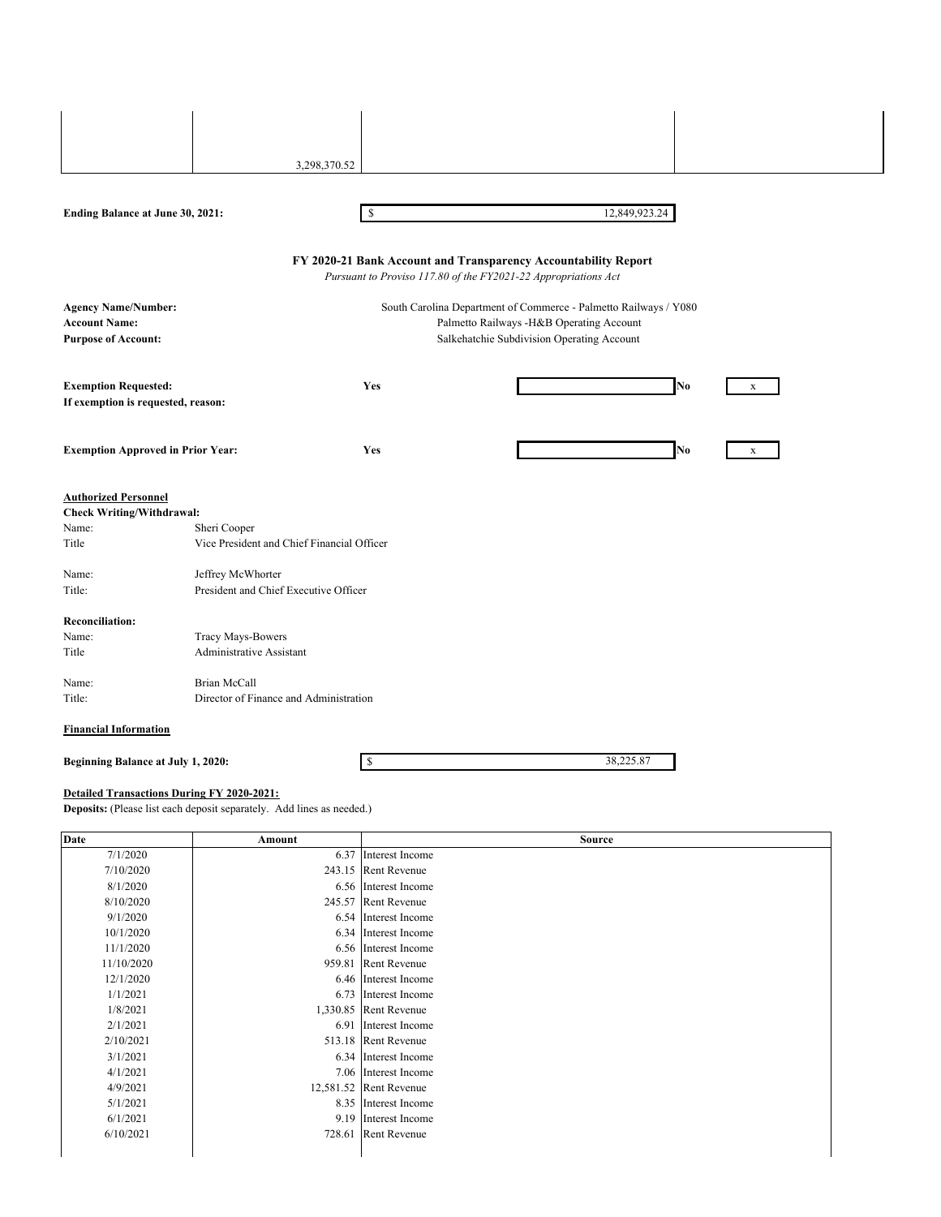| | | | |
|---|---|---|---|
| | 3,298,370.52 | | |

**Ending Balance at June 30, 2021:** $ 12,849,923.24

### FY 2020-21 Bank Account and Transparency Accountability Report

*Pursuant to Proviso 117.80 of the FY2021-22 Appropriations Act*

| | |
|---|---|
| **Agency Name/Number:** | South Carolina Department of Commerce - Palmetto Railways / Y080 |
| **Account Name:** | Palmetto Railways -H&B Operating Account |
| **Purpose of Account:** | Salkehatchie Subdivision Operating Account |

**Exemption Requested:** **Yes** [ ] **No** [x]

**If exemption is requested, reason:**

**Exemption Approved in Prior Year:** **Yes** [ ] **No** [x]

**Authorized Personnel**

**Check Writing/Withdrawal:**

| | |
|---|---|
| Name: | Sheri Cooper |
| Title | Vice President and Chief Financial Officer |
| Name: | Jeffrey McWhorter |
| Title: | President and Chief Executive Officer |

**Reconciliation:**

| | |
|---|---|
| Name: | Tracy Mays-Bowers |
| Title | Administrative Assistant |
| Name: | Brian McCall |
| Title: | Director of Finance and Administration |

**Financial Information**

**Beginning Balance at July 1, 2020:** $ 38,225.87

**Detailed Transactions During FY 2020-2021:**

**Deposits:** (Please list each deposit separately. Add lines as needed.)

| Date | Amount | Source |
|---|---|---|
| 7/1/2020 | 6.37 | Interest Income |
| 7/10/2020 | 243.15 | Rent Revenue |
| 8/1/2020 | 6.56 | Interest Income |
| 8/10/2020 | 245.57 | Rent Revenue |
| 9/1/2020 | 6.54 | Interest Income |
| 10/1/2020 | 6.34 | Interest Income |
| 11/1/2020 | 6.56 | Interest Income |
| 11/10/2020 | 959.81 | Rent Revenue |
| 12/1/2020 | 6.46 | Interest Income |
| 1/1/2021 | 6.73 | Interest Income |
| 1/8/2021 | 1,330.85 | Rent Revenue |
| 2/1/2021 | 6.91 | Interest Income |
| 2/10/2021 | 513.18 | Rent Revenue |
| 3/1/2021 | 6.34 | Interest Income |
| 4/1/2021 | 7.06 | Interest Income |
| 4/9/2021 | 12,581.52 | Rent Revenue |
| 5/1/2021 | 8.35 | Interest Income |
| 6/1/2021 | 9.19 | Interest Income |
| 6/10/2021 | 728.61 | Rent Revenue |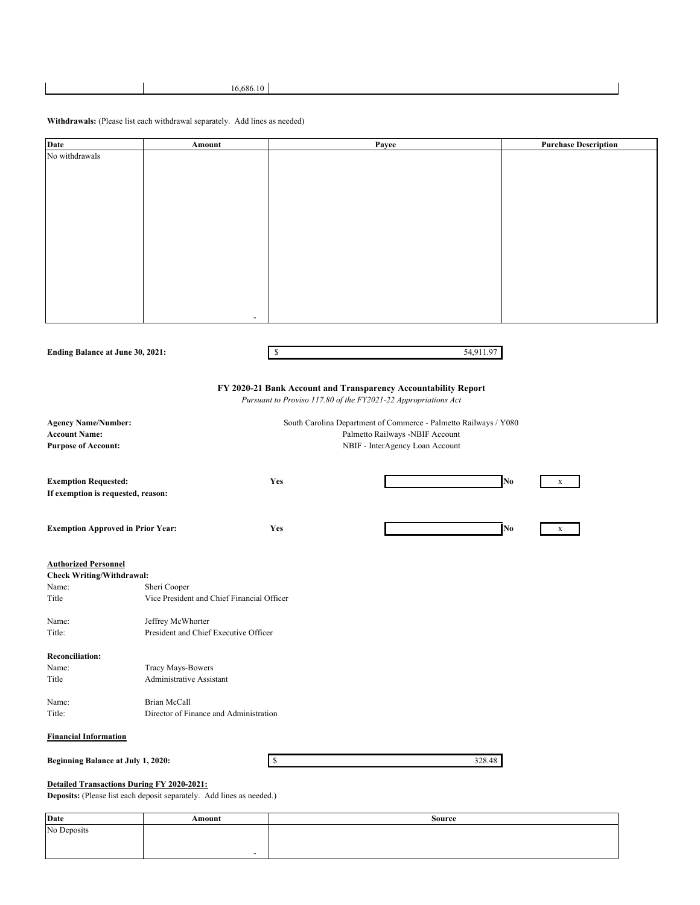| | 16,686.10 | |
|---|---|---|

**Withdrawals:** (Please list each withdrawal separately. Add lines as needed)

| Date | Amount | Payee | Purchase Description |
|---|---|---|---|
| No withdrawals | | | |
| | - | | |

**Ending Balance at June 30, 2021:** $ 54,911.97

### FY 2020-21 Bank Account and Transparency Accountability Report

*Pursuant to Proviso 117.80 of the FY2021-22 Appropriations Act*

**Agency Name/Number:** South Carolina Department of Commerce - Palmetto Railways / Y080
**Account Name:** Palmetto Railways -NBIF Account
**Purpose of Account:** NBIF - InterAgency Loan Account

**Exemption Requested:** **Yes** **No** x
**If exemption is requested, reason:**

**Exemption Approved in Prior Year:** **Yes** **No** x

**Authorized Personnel**

**Check Writing/Withdrawal:**

Name: Sheri Cooper
Title: Vice President and Chief Financial Officer

Name: Jeffrey McWhorter
Title: President and Chief Executive Officer

**Reconciliation:**

Name: Tracy Mays-Bowers
Title: Administrative Assistant

Name: Brian McCall
Title: Director of Finance and Administration

**Financial Information**

**Beginning Balance at July 1, 2020:** $ 328.48

**Detailed Transactions During FY 2020-2021:**

**Deposits:** (Please list each deposit separately. Add lines as needed.)

| Date | Amount | Source |
|---|---|---|
| No Deposits | | |
| | - | |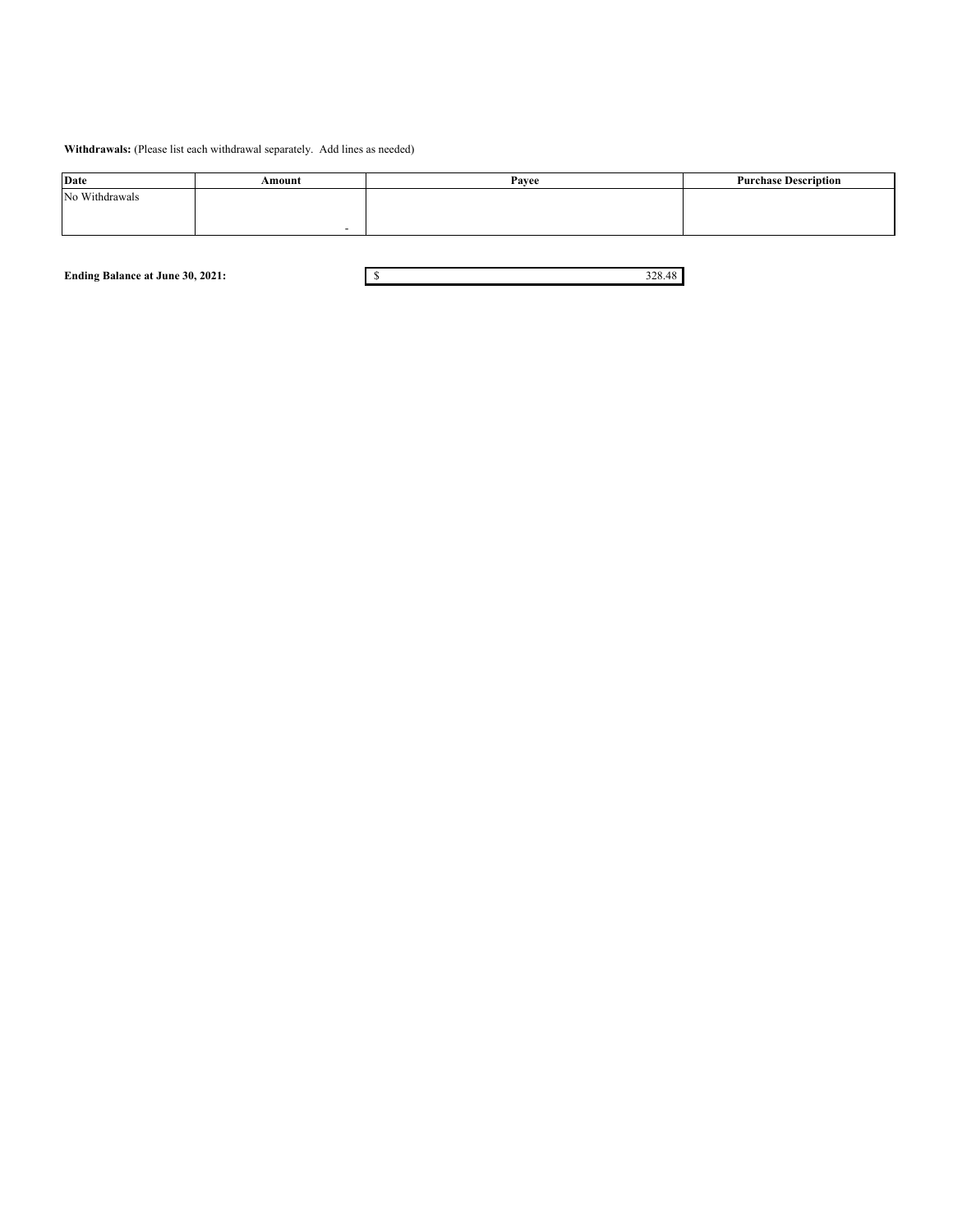**Withdrawals:** (Please list each withdrawal separately. Add lines as needed)

| Date | Amount | Payee | Purchase Description |
|---|---|---|---|
| No Withdrawals | - | | |

**Ending Balance at June 30, 2021:** $ 328.48